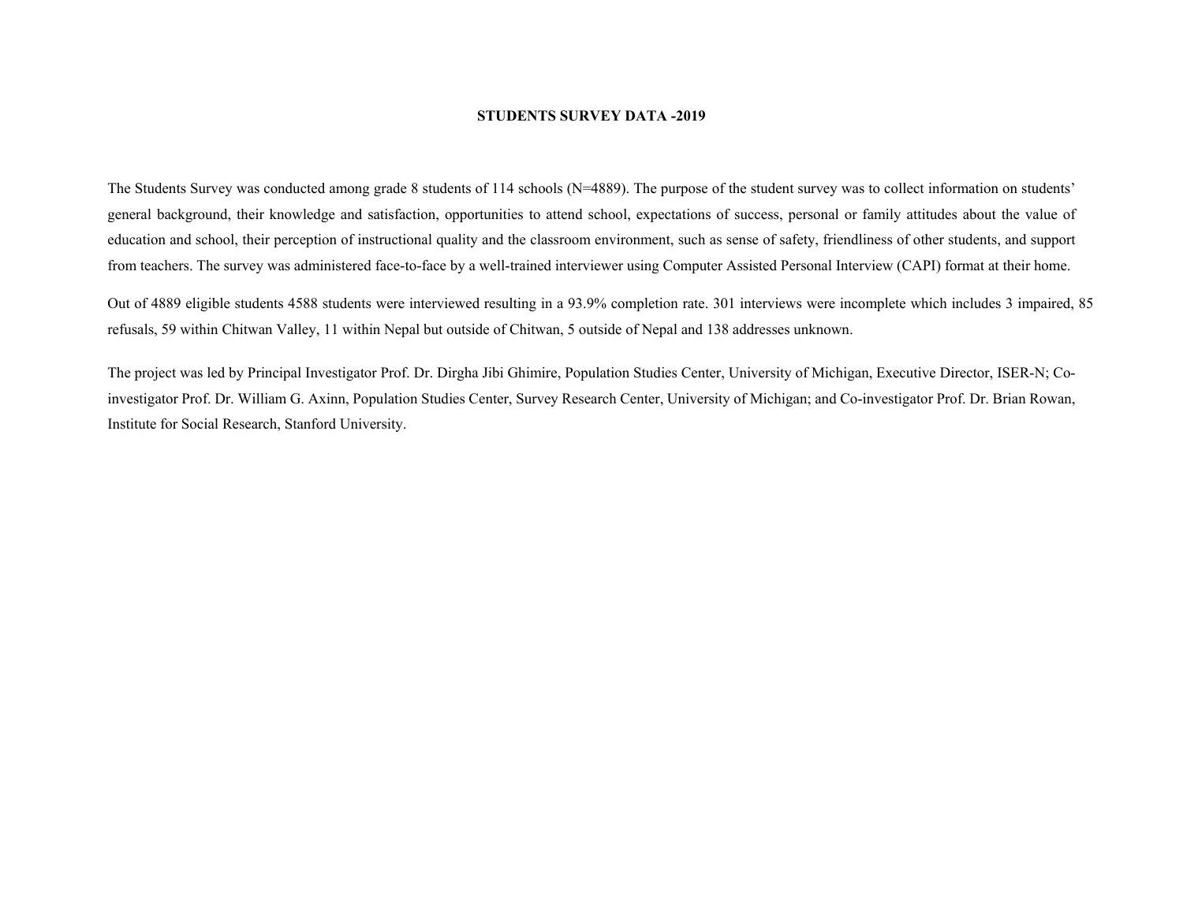# STUDENTS SURVEY DATA -2019

The Students Survey was conducted among grade 8 students of 114 schools (N=4889). The purpose of the student survey was to collect information on students' general background, their knowledge and satisfaction, opportunities to attend school, expectations of success, personal or family attitudes about the value of education and school, their perception of instructional quality and the classroom environment, such as sense of safety, friendliness of other students, and support from teachers. The survey was administered face-to-face by a well-trained interviewer using Computer Assisted Personal Interview (CAPI) format at their home.

Out of 4889 eligible students 4588 students were interviewed resulting in a 93.9% completion rate. 301 interviews were incomplete which includes 3 impaired, 85 refusals, 59 within Chitwan Valley, 11 within Nepal but outside of Chitwan, 5 outside of Nepal and 138 addresses unknown.

The project was led by Principal Investigator Prof. Dr. Dirgha Jibi Ghimire, Population Studies Center, University of Michigan, Executive Director, ISER-N; Co-investigator Prof. Dr. William G. Axinn, Population Studies Center, Survey Research Center, University of Michigan; and Co-investigator Prof. Dr. Brian Rowan, Institute for Social Research, Stanford University.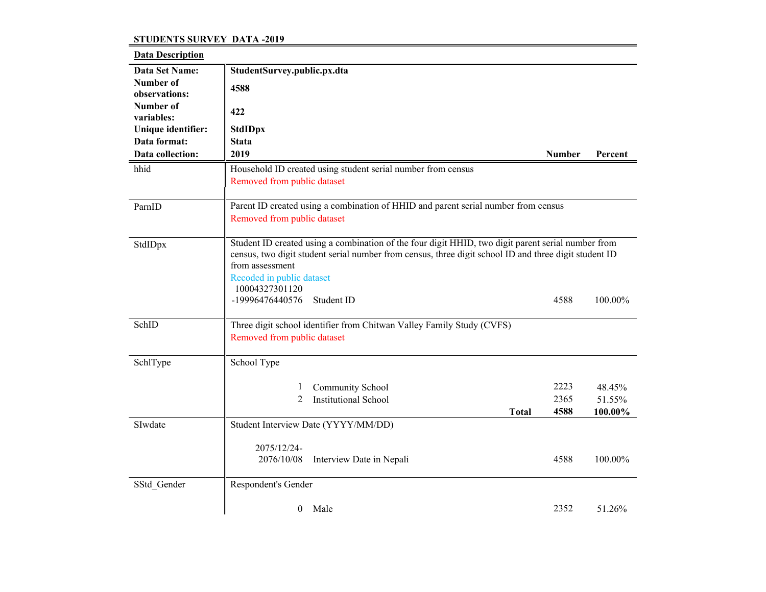**STUDENTS SURVEY DATA -2019**

**Data Description**

| | |
|---|---|
| **Data Set Name:** | **StudentSurvey.public.px.dta** |
| **Number of observations:** | **4588** |
| **Number of variables:** | **422** |
| **Unique identifier:** | **StdIDpx** |
| **Data format:** | **Stata** |
| **Data collection:** | **2019** |

| Variable | Description | | Number | Percent |
|---|---|---|---|---|
| hhid | Household ID created using student serial number from census<br>Removed from public dataset | | | |
| ParnID | Parent ID created using a combination of HHID and parent serial number from census<br>Removed from public dataset | | | |
| StdIDpx | Student ID created using a combination of the four digit HHID, two digit parent serial number from census, two digit student serial number from census, three digit school ID and three digit student ID from assessment<br>Recoded in public dataset | | | |
| | 10004327301120<br>-19996476440576 | Student ID | 4588 | 100.00% |
| SchID | Three digit school identifier from Chitwan Valley Family Study (CVFS)<br>Removed from public dataset | | | |
| SchlType | School Type | | | |
| | 1 | Community School | 2223 | 48.45% |
| | 2 | Institutional School | 2365 | 51.55% |
| | | **Total** | **4588** | **100.00%** |
| SIwdate | Student Interview Date (YYYY/MM/DD) | | | |
| | 2075/12/24-<br>2076/10/08 | Interview Date in Nepali | 4588 | 100.00% |
| SStd_Gender | Respondent's Gender | | | |
| | 0 | Male | 2352 | 51.26% |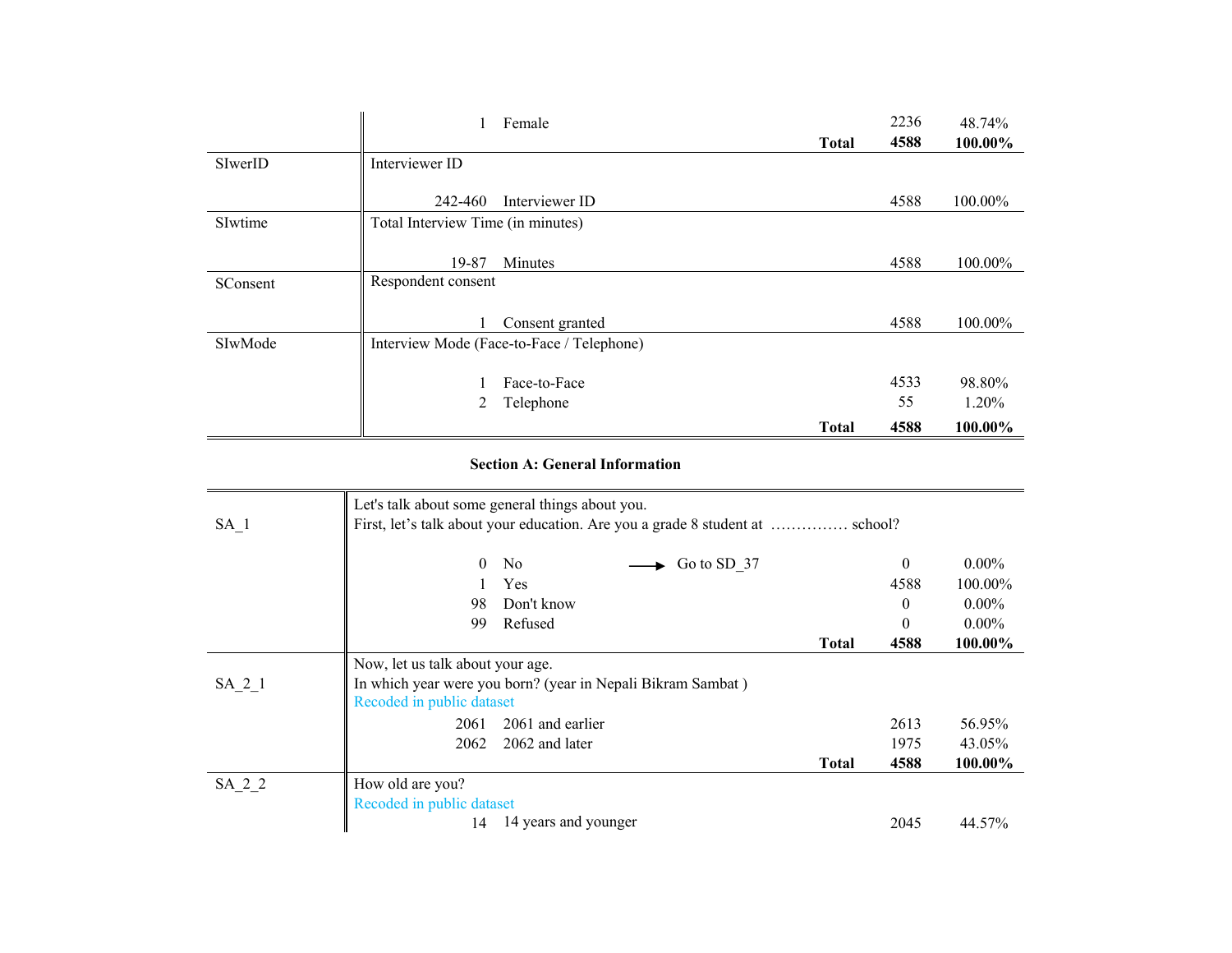| Variable | Description | Code | Label | Skip | Frequency | Percent |
|---|---|---|---|---|---|---|
| | | 1 | Female | | 2236 | 48.74% |
| | | | | **Total** | **4588** | **100.00%** |
| SIwerID | Interviewer ID | | | | | |
| | | 242-460 | Interviewer ID | | 4588 | 100.00% |
| SIwtime | Total Interview Time (in minutes) | | | | | |
| | | 19-87 | Minutes | | 4588 | 100.00% |
| SConsent | Respondent consent | | | | | |
| | | 1 | Consent granted | | 4588 | 100.00% |
| SIwMode | Interview Mode (Face-to-Face / Telephone) | | | | | |
| | | 1 | Face-to-Face | | 4533 | 98.80% |
| | | 2 | Telephone | | 55 | 1.20% |
| | | | | **Total** | **4588** | **100.00%** |

**Section A: General Information**

| Variable | Description | Code | Label | Skip | Frequency | Percent |
|---|---|---|---|---|---|---|
| SA_1 | Let's talk about some general things about you. First, let's talk about your education. Are you a grade 8 student at …………… school? | | | | | |
| | | 0 | No | → Go to SD_37 | 0 | 0.00% |
| | | 1 | Yes | | 4588 | 100.00% |
| | | 98 | Don't know | | 0 | 0.00% |
| | | 99 | Refused | | 0 | 0.00% |
| | | | | **Total** | **4588** | **100.00%** |
| SA_2_1 | Now, let us talk about your age. In which year were you born? (year in Nepali Bikram Sambat ) Recoded in public dataset | | | | | |
| | | 2061 | 2061 and earlier | | 2613 | 56.95% |
| | | 2062 | 2062 and later | | 1975 | 43.05% |
| | | | | **Total** | **4588** | **100.00%** |
| SA_2_2 | How old are you? Recoded in public dataset | | | | | |
| | | 14 | 14 years and younger | | 2045 | 44.57% |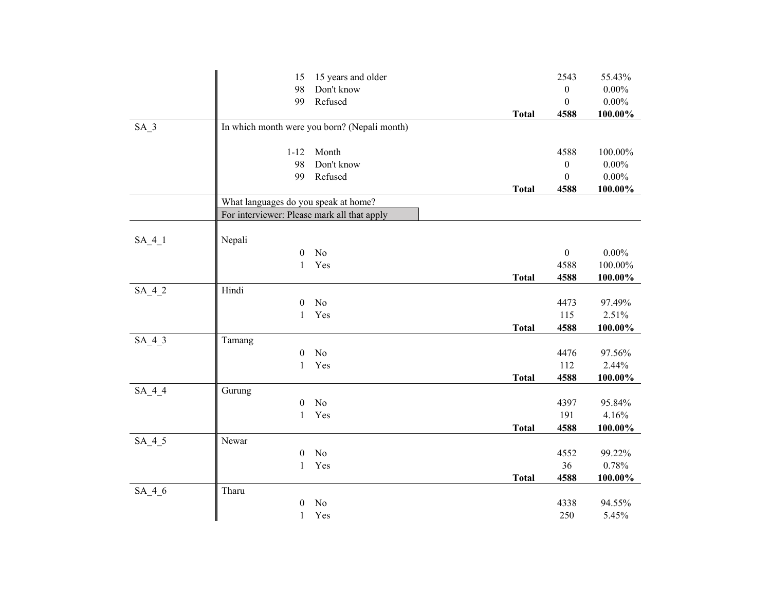| Variable | Question / Code | Label | | Count | Percent |
|---|---|---|---|---|---|
| | 15 | 15 years and older | | 2543 | 55.43% |
| | 98 | Don't know | | 0 | 0.00% |
| | 99 | Refused | | 0 | 0.00% |
| | | | **Total** | **4588** | **100.00%** |
| SA_3 | In which month were you born? (Nepali month) | | | | |
| | 1-12 | Month | | 4588 | 100.00% |
| | 98 | Don't know | | 0 | 0.00% |
| | 99 | Refused | | 0 | 0.00% |
| | | | **Total** | **4588** | **100.00%** |
| | What languages do you speak at home? For interviewer: Please mark all that apply | | | | |
| SA_4_1 | Nepali | | | | |
| | 0 | No | | 0 | 0.00% |
| | 1 | Yes | | 4588 | 100.00% |
| | | | **Total** | **4588** | **100.00%** |
| SA_4_2 | Hindi | | | | |
| | 0 | No | | 4473 | 97.49% |
| | 1 | Yes | | 115 | 2.51% |
| | | | **Total** | **4588** | **100.00%** |
| SA_4_3 | Tamang | | | | |
| | 0 | No | | 4476 | 97.56% |
| | 1 | Yes | | 112 | 2.44% |
| | | | **Total** | **4588** | **100.00%** |
| SA_4_4 | Gurung | | | | |
| | 0 | No | | 4397 | 95.84% |
| | 1 | Yes | | 191 | 4.16% |
| | | | **Total** | **4588** | **100.00%** |
| SA_4_5 | Newar | | | | |
| | 0 | No | | 4552 | 99.22% |
| | 1 | Yes | | 36 | 0.78% |
| | | | **Total** | **4588** | **100.00%** |
| SA_4_6 | Tharu | | | | |
| | 0 | No | | 4338 | 94.55% |
| | 1 | Yes | | 250 | 5.45% |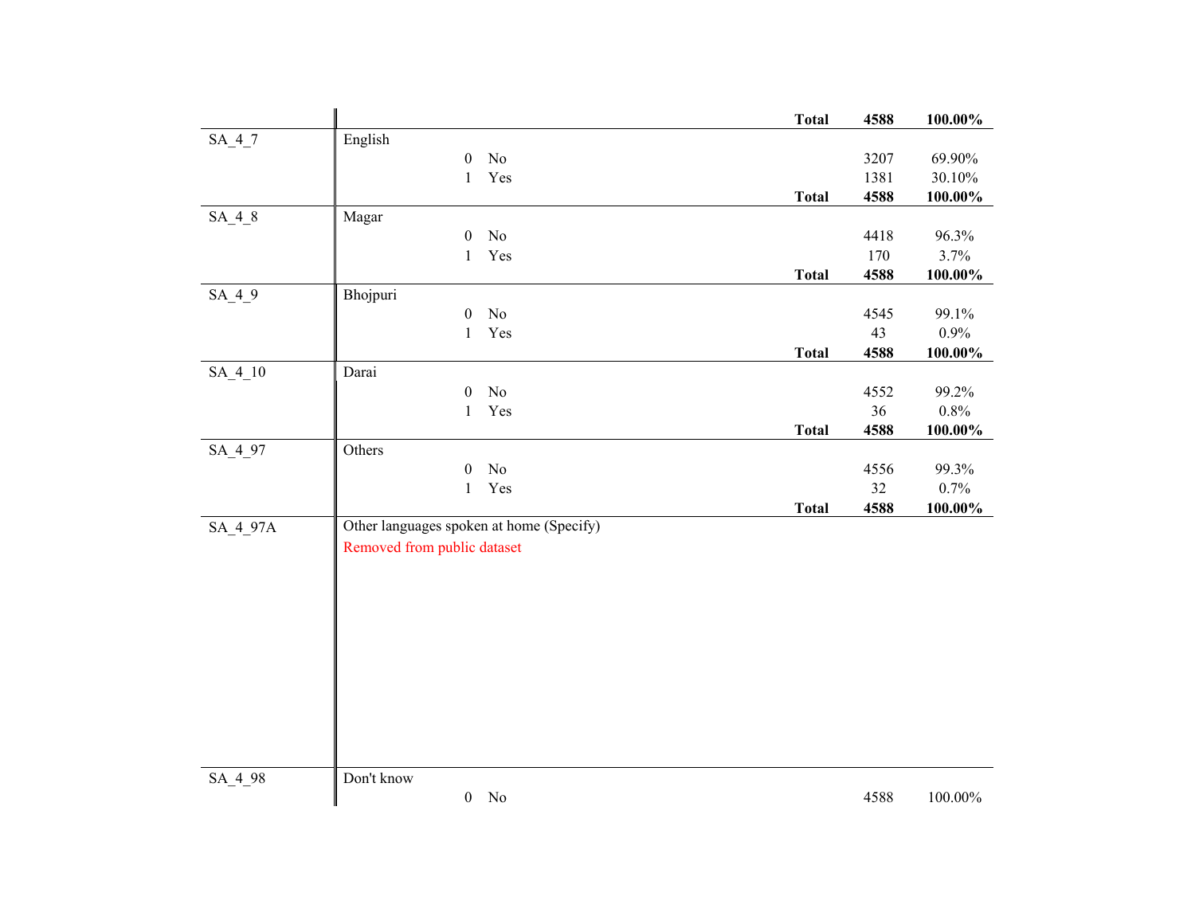| Variable | Label | Code | Category | | Frequency | Percent |
|---|---|---|---|---|---|---|
| | | | | **Total** | **4588** | **100.00%** |
| SA_4_7 | English | | | | | |
| | | 0 | No | | 3207 | 69.90% |
| | | 1 | Yes | | 1381 | 30.10% |
| | | | | **Total** | **4588** | **100.00%** |
| SA_4_8 | Magar | | | | | |
| | | 0 | No | | 4418 | 96.3% |
| | | 1 | Yes | | 170 | 3.7% |
| | | | | **Total** | **4588** | **100.00%** |
| SA_4_9 | Bhojpuri | | | | | |
| | | 0 | No | | 4545 | 99.1% |
| | | 1 | Yes | | 43 | 0.9% |
| | | | | **Total** | **4588** | **100.00%** |
| SA_4_10 | Darai | | | | | |
| | | 0 | No | | 4552 | 99.2% |
| | | 1 | Yes | | 36 | 0.8% |
| | | | | **Total** | **4588** | **100.00%** |
| SA_4_97 | Others | | | | | |
| | | 0 | No | | 4556 | 99.3% |
| | | 1 | Yes | | 32 | 0.7% |
| | | | | **Total** | **4588** | **100.00%** |
| SA_4_97A | Other languages spoken at home (Specify)<br>Removed from public dataset | | | | | |
| SA_4_98 | Don't know | | | | | |
| | | 0 | No | | 4588 | 100.00% |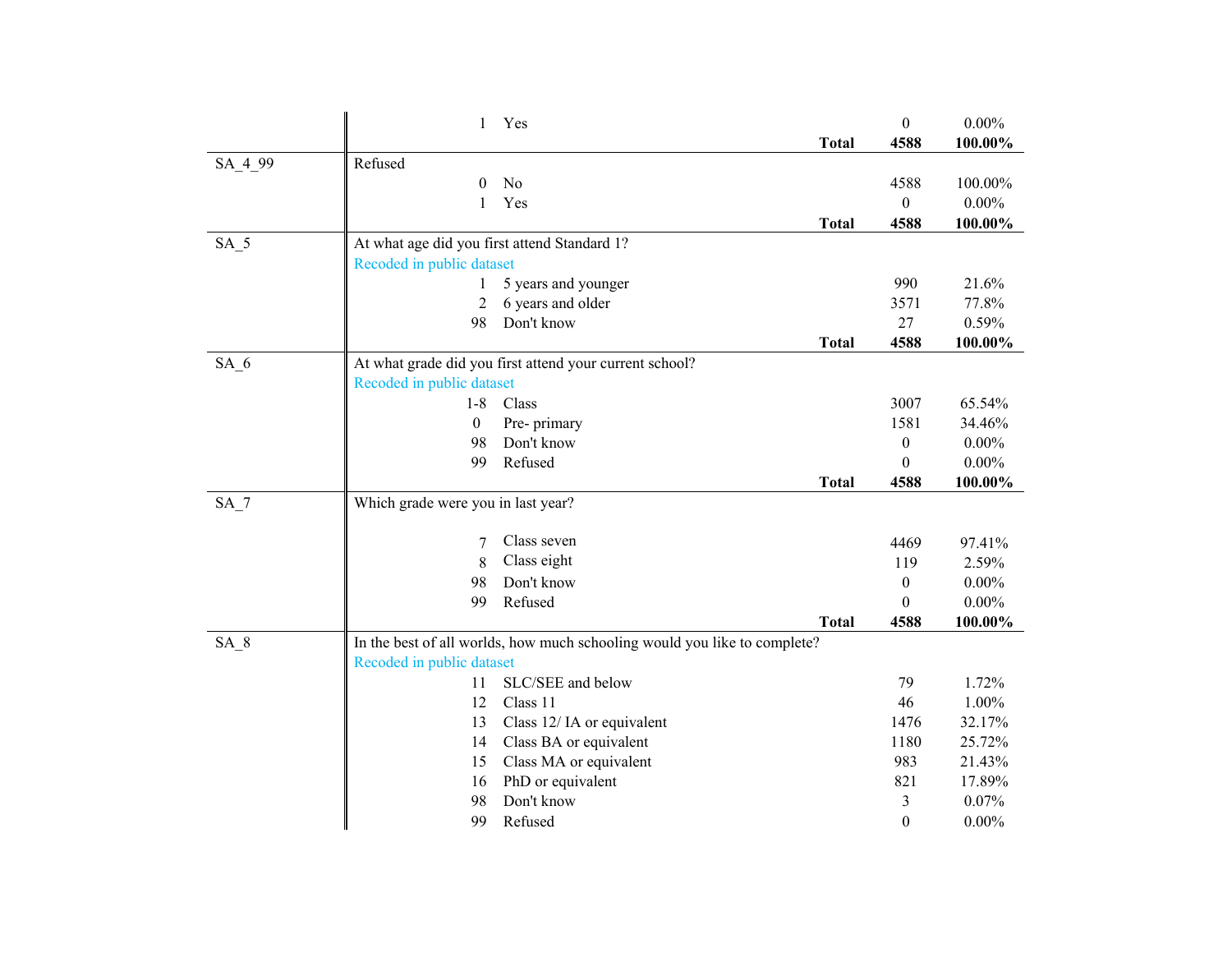| Variable | Question / Code | Label | | Frequency | Percent |
|---|---|---|---|---|---|
| | 1 | Yes | | 0 | 0.00% |
| | | | **Total** | **4588** | **100.00%** |
| SA_4_99 | Refused | | | | |
| | 0 | No | | 4588 | 100.00% |
| | 1 | Yes | | 0 | 0.00% |
| | | | **Total** | **4588** | **100.00%** |
| SA_5 | At what age did you first attend Standard 1? | | | | |
| | Recoded in public dataset | | | | |
| | 1 | 5 years and younger | | 990 | 21.6% |
| | 2 | 6 years and older | | 3571 | 77.8% |
| | 98 | Don't know | | 27 | 0.59% |
| | | | **Total** | **4588** | **100.00%** |
| SA_6 | At what grade did you first attend your current school? | | | | |
| | Recoded in public dataset | | | | |
| | 1-8 | Class | | 3007 | 65.54% |
| | 0 | Pre- primary | | 1581 | 34.46% |
| | 98 | Don't know | | 0 | 0.00% |
| | 99 | Refused | | 0 | 0.00% |
| | | | **Total** | **4588** | **100.00%** |
| SA_7 | Which grade were you in last year? | | | | |
| | 7 | Class seven | | 4469 | 97.41% |
| | 8 | Class eight | | 119 | 2.59% |
| | 98 | Don't know | | 0 | 0.00% |
| | 99 | Refused | | 0 | 0.00% |
| | | | **Total** | **4588** | **100.00%** |
| SA_8 | In the best of all worlds, how much schooling would you like to complete? | | | | |
| | Recoded in public dataset | | | | |
| | 11 | SLC/SEE and below | | 79 | 1.72% |
| | 12 | Class 11 | | 46 | 1.00% |
| | 13 | Class 12/ IA or equivalent | | 1476 | 32.17% |
| | 14 | Class BA or equivalent | | 1180 | 25.72% |
| | 15 | Class MA or equivalent | | 983 | 21.43% |
| | 16 | PhD or equivalent | | 821 | 17.89% |
| | 98 | Don't know | | 3 | 0.07% |
| | 99 | Refused | | 0 | 0.00% |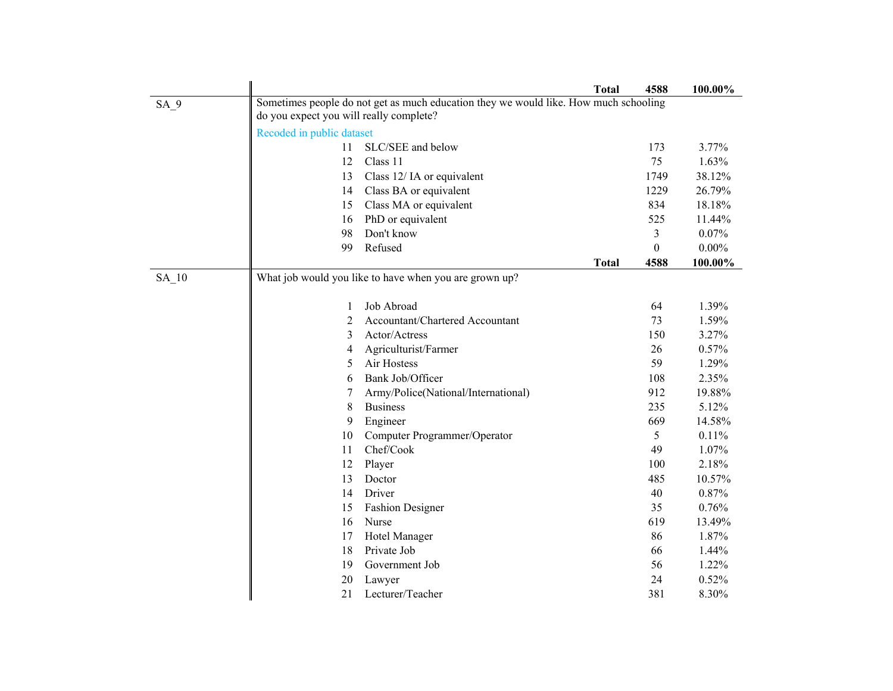| Variable | Question / Response | | Count | Percent |
|---|---|---|---|---|
| | | **Total** | **4588** | **100.00%** |
| SA_9 | Sometimes people do not get as much education they we would like. How much schooling do you expect you will really complete? | | | |
| | Recoded in public dataset | | | |
| | 11 | SLC/SEE and below | 173 | 3.77% |
| | 12 | Class 11 | 75 | 1.63% |
| | 13 | Class 12/ IA or equivalent | 1749 | 38.12% |
| | 14 | Class BA or equivalent | 1229 | 26.79% |
| | 15 | Class MA or equivalent | 834 | 18.18% |
| | 16 | PhD or equivalent | 525 | 11.44% |
| | 98 | Don't know | 3 | 0.07% |
| | 99 | Refused | 0 | 0.00% |
| | | **Total** | **4588** | **100.00%** |
| SA_10 | What job would you like to have when you are grown up? | | | |
| | 1 | Job Abroad | 64 | 1.39% |
| | 2 | Accountant/Chartered Accountant | 73 | 1.59% |
| | 3 | Actor/Actress | 150 | 3.27% |
| | 4 | Agriculturist/Farmer | 26 | 0.57% |
| | 5 | Air Hostess | 59 | 1.29% |
| | 6 | Bank Job/Officer | 108 | 2.35% |
| | 7 | Army/Police(National/International) | 912 | 19.88% |
| | 8 | Business | 235 | 5.12% |
| | 9 | Engineer | 669 | 14.58% |
| | 10 | Computer Programmer/Operator | 5 | 0.11% |
| | 11 | Chef/Cook | 49 | 1.07% |
| | 12 | Player | 100 | 2.18% |
| | 13 | Doctor | 485 | 10.57% |
| | 14 | Driver | 40 | 0.87% |
| | 15 | Fashion Designer | 35 | 0.76% |
| | 16 | Nurse | 619 | 13.49% |
| | 17 | Hotel Manager | 86 | 1.87% |
| | 18 | Private Job | 66 | 1.44% |
| | 19 | Government Job | 56 | 1.22% |
| | 20 | Lawyer | 24 | 0.52% |
| | 21 | Lecturer/Teacher | 381 | 8.30% |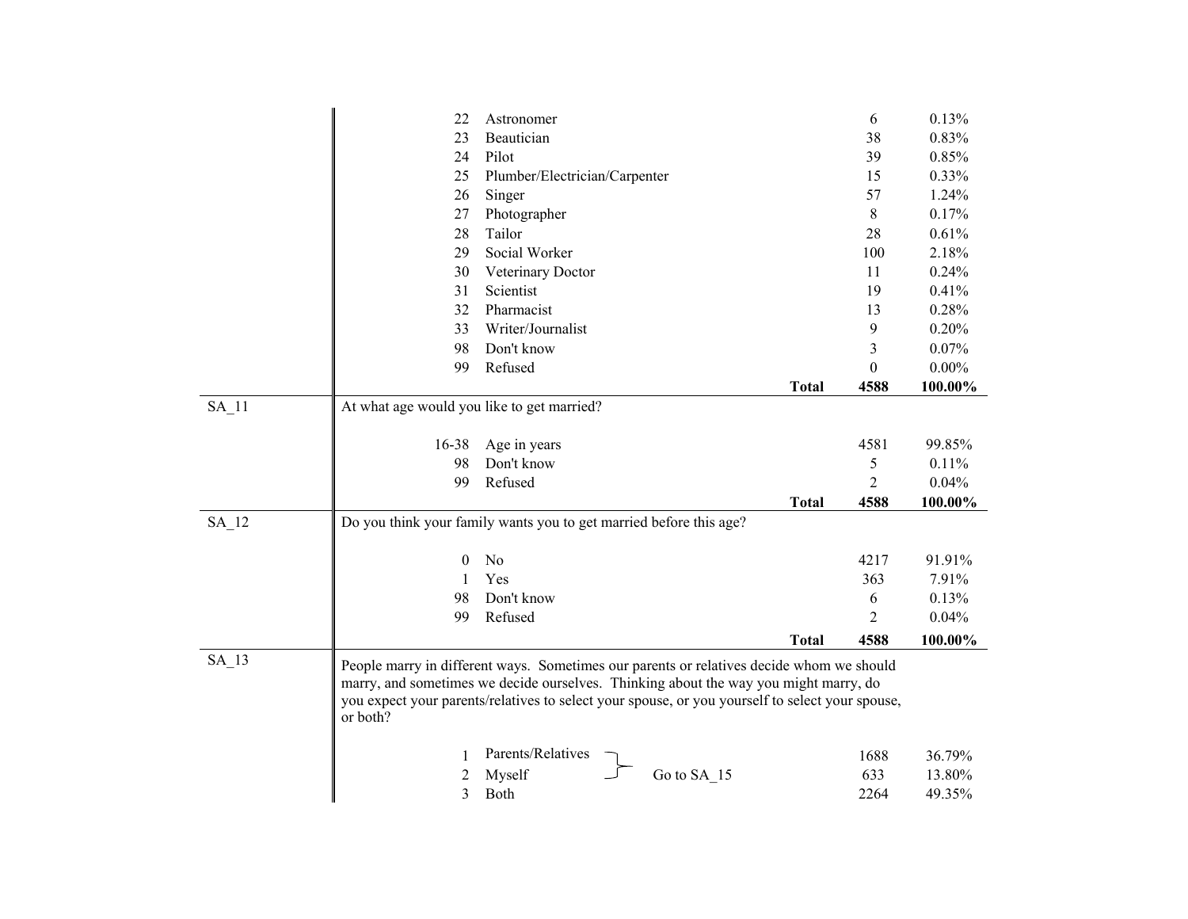| | Code | Response | | N | % |
|---|---|---|---|---|---|
| | 22 | Astronomer | | 6 | 0.13% |
| | 23 | Beautician | | 38 | 0.83% |
| | 24 | Pilot | | 39 | 0.85% |
| | 25 | Plumber/Electrician/Carpenter | | 15 | 0.33% |
| | 26 | Singer | | 57 | 1.24% |
| | 27 | Photographer | | 8 | 0.17% |
| | 28 | Tailor | | 28 | 0.61% |
| | 29 | Social Worker | | 100 | 2.18% |
| | 30 | Veterinary Doctor | | 11 | 0.24% |
| | 31 | Scientist | | 19 | 0.41% |
| | 32 | Pharmacist | | 13 | 0.28% |
| | 33 | Writer/Journalist | | 9 | 0.20% |
| | 98 | Don't know | | 3 | 0.07% |
| | 99 | Refused | | 0 | 0.00% |
| | | | **Total** | **4588** | **100.00%** |
| SA_11 | At what age would you like to get married? | | | | |
| | 16-38 | Age in years | | 4581 | 99.85% |
| | 98 | Don't know | | 5 | 0.11% |
| | 99 | Refused | | 2 | 0.04% |
| | | | **Total** | **4588** | **100.00%** |
| SA_12 | Do you think your family wants you to get married before this age? | | | | |
| | 0 | No | | 4217 | 91.91% |
| | 1 | Yes | | 363 | 7.91% |
| | 98 | Don't know | | 6 | 0.13% |
| | 99 | Refused | | 2 | 0.04% |
| | | | **Total** | **4588** | **100.00%** |
| SA_13 | People marry in different ways. Sometimes our parents or relatives decide whom we should marry, and sometimes we decide ourselves. Thinking about the way you might marry, do you expect your parents/relatives to select your spouse, or you yourself to select your spouse, or both? | | | | |
| | 1 | Parents/Relatives | Go to SA_15 | 1688 | 36.79% |
| | 2 | Myself | Go to SA_15 | 633 | 13.80% |
| | 3 | Both | | 2264 | 49.35% |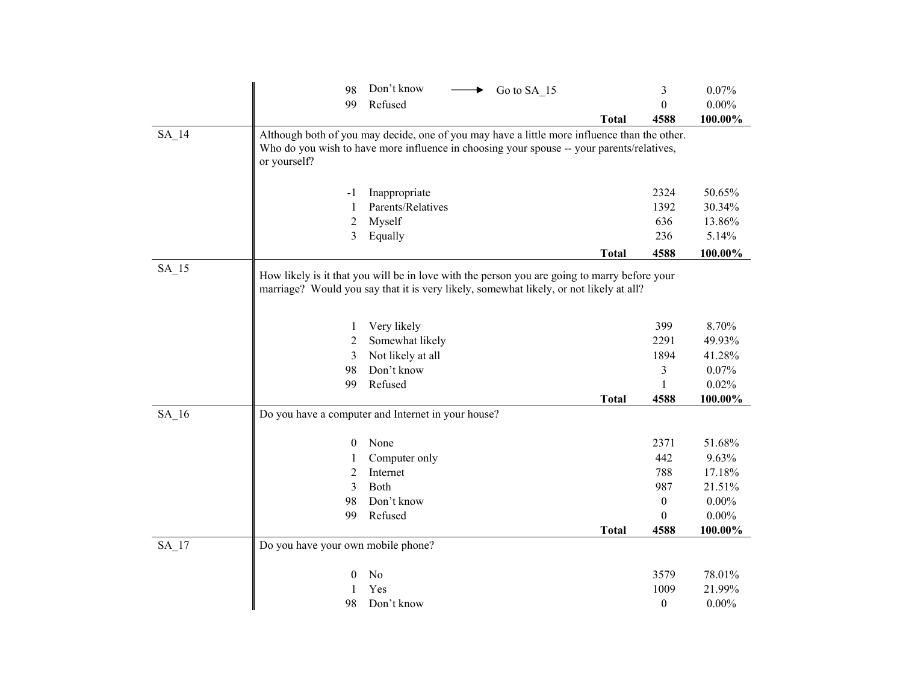| | Code | Response | | Frequency | Percent |
|---|---|---|---|---|---|
| | 98 | Don't know | → Go to SA_15 | 3 | 0.07% |
| | 99 | Refused | | 0 | 0.00% |
| | | | **Total** | **4588** | **100.00%** |
| SA_14 | Although both of you may decide, one of you may have a little more influence than the other. Who do you wish to have more influence in choosing your spouse -- your parents/relatives, or yourself? | | | | |
| | -1 | Inappropriate | | 2324 | 50.65% |
| | 1 | Parents/Relatives | | 1392 | 30.34% |
| | 2 | Myself | | 636 | 13.86% |
| | 3 | Equally | | 236 | 5.14% |
| | | | **Total** | **4588** | **100.00%** |
| SA_15 | How likely is it that you will be in love with the person you are going to marry before your marriage? Would you say that it is very likely, somewhat likely, or not likely at all? | | | | |
| | 1 | Very likely | | 399 | 8.70% |
| | 2 | Somewhat likely | | 2291 | 49.93% |
| | 3 | Not likely at all | | 1894 | 41.28% |
| | 98 | Don't know | | 3 | 0.07% |
| | 99 | Refused | | 1 | 0.02% |
| | | | **Total** | **4588** | **100.00%** |
| SA_16 | Do you have a computer and Internet in your house? | | | | |
| | 0 | None | | 2371 | 51.68% |
| | 1 | Computer only | | 442 | 9.63% |
| | 2 | Internet | | 788 | 17.18% |
| | 3 | Both | | 987 | 21.51% |
| | 98 | Don't know | | 0 | 0.00% |
| | 99 | Refused | | 0 | 0.00% |
| | | | **Total** | **4588** | **100.00%** |
| SA_17 | Do you have your own mobile phone? | | | | |
| | 0 | No | | 3579 | 78.01% |
| | 1 | Yes | | 1009 | 21.99% |
| | 98 | Don't know | | 0 | 0.00% |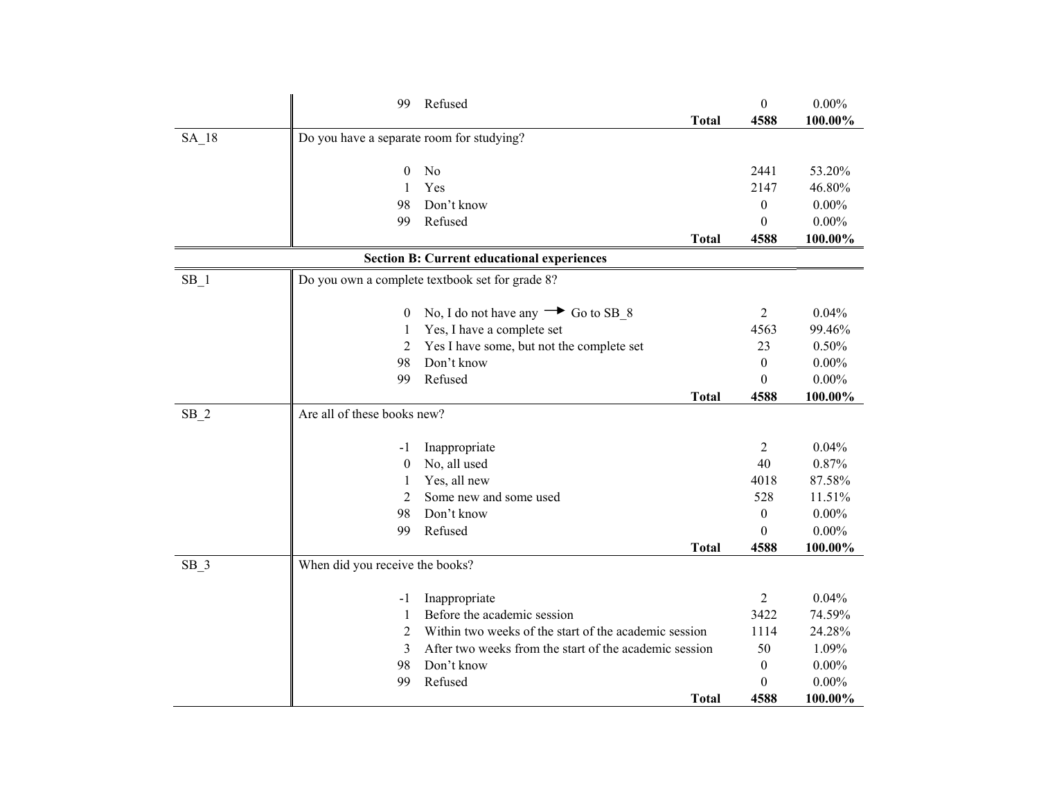| | | | | |
|---|---|---|---|---|
| | 99 | Refused | 0 | 0.00% |
| | | **Total** | **4588** | **100.00%** |
| SA_18 | Do you have a separate room for studying? | | | |
| | 0 | No | 2441 | 53.20% |
| | 1 | Yes | 2147 | 46.80% |
| | 98 | Don't know | 0 | 0.00% |
| | 99 | Refused | 0 | 0.00% |
| | | **Total** | **4588** | **100.00%** |

**Section B: Current educational experiences**

| | | | | |
|---|---|---|---|---|
| SB_1 | Do you own a complete textbook set for grade 8? | | | |
| | 0 | No, I do not have any → Go to SB_8 | 2 | 0.04% |
| | 1 | Yes, I have a complete set | 4563 | 99.46% |
| | 2 | Yes I have some, but not the complete set | 23 | 0.50% |
| | 98 | Don't know | 0 | 0.00% |
| | 99 | Refused | 0 | 0.00% |
| | | **Total** | **4588** | **100.00%** |
| SB_2 | Are all of these books new? | | | |
| | -1 | Inappropriate | 2 | 0.04% |
| | 0 | No, all used | 40 | 0.87% |
| | 1 | Yes, all new | 4018 | 87.58% |
| | 2 | Some new and some used | 528 | 11.51% |
| | 98 | Don't know | 0 | 0.00% |
| | 99 | Refused | 0 | 0.00% |
| | | **Total** | **4588** | **100.00%** |
| SB_3 | When did you receive the books? | | | |
| | -1 | Inappropriate | 2 | 0.04% |
| | 1 | Before the academic session | 3422 | 74.59% |
| | 2 | Within two weeks of the start of the academic session | 1114 | 24.28% |
| | 3 | After two weeks from the start of the academic session | 50 | 1.09% |
| | 98 | Don't know | 0 | 0.00% |
| | 99 | Refused | 0 | 0.00% |
| | | **Total** | **4588** | **100.00%** |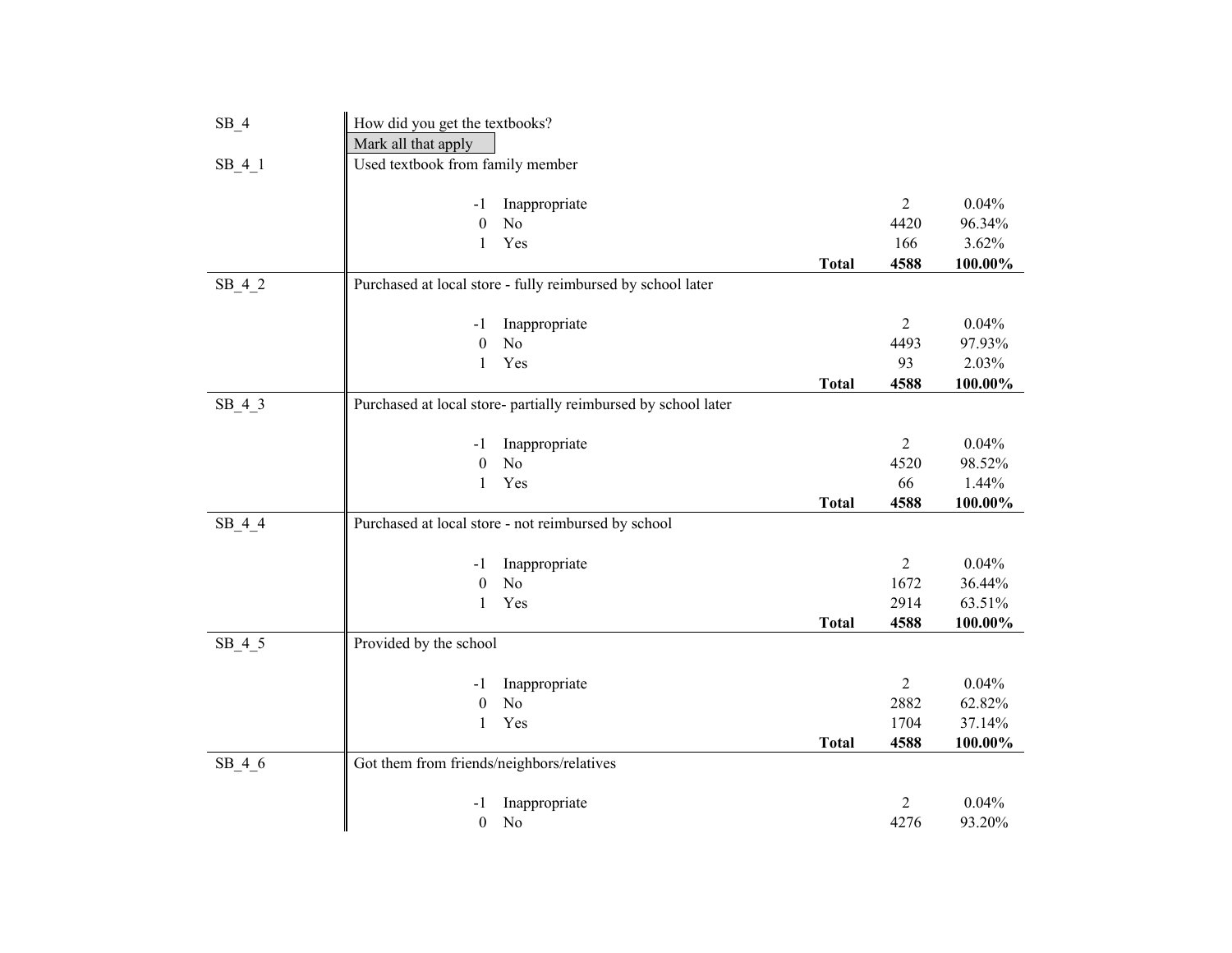SB_4 — How did you get the textbooks?

Mark all that apply

SB_4_1 — Used textbook from family member

| Code | Label | Count | Percent |
|---|---|---|---|
| -1 | Inappropriate | 2 | 0.04% |
| 0 | No | 4420 | 96.34% |
| 1 | Yes | 166 | 3.62% |
| | **Total** | **4588** | **100.00%** |

SB_4_2 — Purchased at local store - fully reimbursed by school later

| Code | Label | Count | Percent |
|---|---|---|---|
| -1 | Inappropriate | 2 | 0.04% |
| 0 | No | 4493 | 97.93% |
| 1 | Yes | 93 | 2.03% |
| | **Total** | **4588** | **100.00%** |

SB_4_3 — Purchased at local store- partially reimbursed by school later

| Code | Label | Count | Percent |
|---|---|---|---|
| -1 | Inappropriate | 2 | 0.04% |
| 0 | No | 4520 | 98.52% |
| 1 | Yes | 66 | 1.44% |
| | **Total** | **4588** | **100.00%** |

SB_4_4 — Purchased at local store - not reimbursed by school

| Code | Label | Count | Percent |
|---|---|---|---|
| -1 | Inappropriate | 2 | 0.04% |
| 0 | No | 1672 | 36.44% |
| 1 | Yes | 2914 | 63.51% |
| | **Total** | **4588** | **100.00%** |

SB_4_5 — Provided by the school

| Code | Label | Count | Percent |
|---|---|---|---|
| -1 | Inappropriate | 2 | 0.04% |
| 0 | No | 2882 | 62.82% |
| 1 | Yes | 1704 | 37.14% |
| | **Total** | **4588** | **100.00%** |

SB_4_6 — Got them from friends/neighbors/relatives

| Code | Label | Count | Percent |
|---|---|---|---|
| -1 | Inappropriate | 2 | 0.04% |
| 0 | No | 4276 | 93.20% |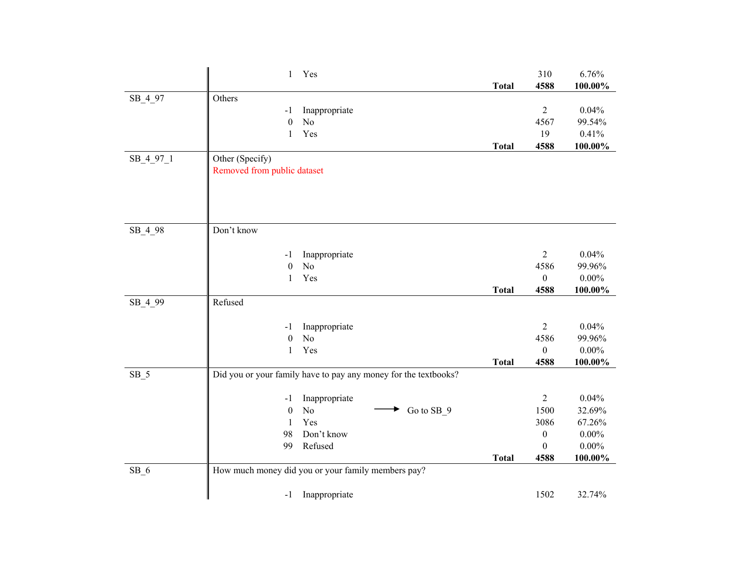| Variable | Description | Code | Label | Skip | Frequency | Percent |
|---|---|---|---|---|---|---|
| | | 1 | Yes | | 310 | 6.76% |
| | | | | **Total** | **4588** | **100.00%** |
| SB_4_97 | Others | | | | | |
| | | -1 | Inappropriate | | 2 | 0.04% |
| | | 0 | No | | 4567 | 99.54% |
| | | 1 | Yes | | 19 | 0.41% |
| | | | | **Total** | **4588** | **100.00%** |
| SB_4_97_1 | Other (Specify)<br>Removed from public dataset | | | | | |
| SB_4_98 | Don't know | | | | | |
| | | -1 | Inappropriate | | 2 | 0.04% |
| | | 0 | No | | 4586 | 99.96% |
| | | 1 | Yes | | 0 | 0.00% |
| | | | | **Total** | **4588** | **100.00%** |
| SB_4_99 | Refused | | | | | |
| | | -1 | Inappropriate | | 2 | 0.04% |
| | | 0 | No | | 4586 | 99.96% |
| | | 1 | Yes | | 0 | 0.00% |
| | | | | **Total** | **4588** | **100.00%** |
| SB_5 | Did you or your family have to pay any money for the textbooks? | | | | | |
| | | -1 | Inappropriate | | 2 | 0.04% |
| | | 0 | No | → Go to SB_9 | 1500 | 32.69% |
| | | 1 | Yes | | 3086 | 67.26% |
| | | 98 | Don't know | | 0 | 0.00% |
| | | 99 | Refused | | 0 | 0.00% |
| | | | | **Total** | **4588** | **100.00%** |
| SB_6 | How much money did you or your family members pay? | | | | | |
| | | -1 | Inappropriate | | 1502 | 32.74% |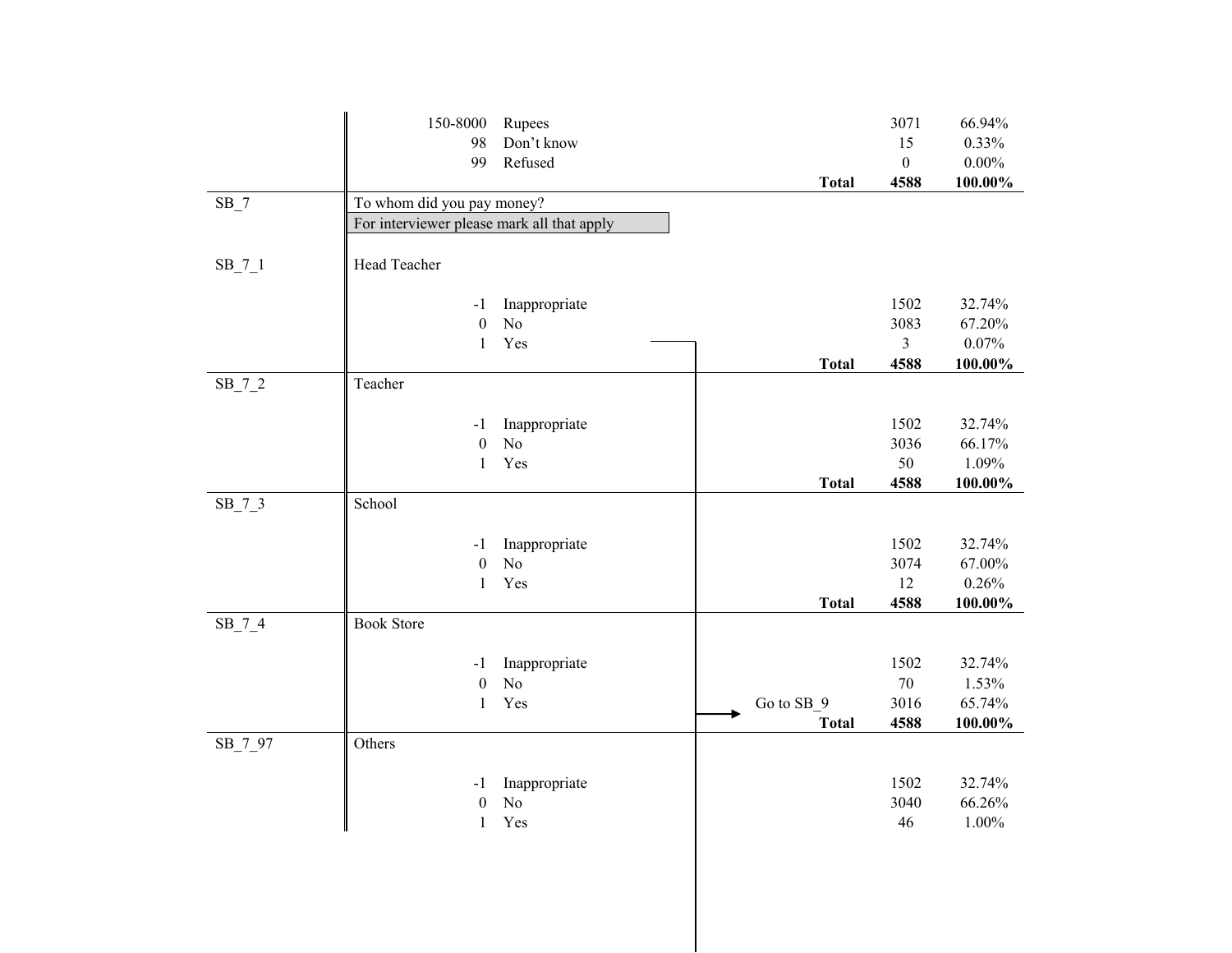| | | | | |
|---|---|---|---|---|
| | 150-8000 Rupees | | 3071 | 66.94% |
| | 98 Don't know | | 15 | 0.33% |
| | 99 Refused | | 0 | 0.00% |
| | | **Total** | **4588** | **100.00%** |
| SB_7 | To whom did you pay money? | | | |
| | For interviewer please mark all that apply | | | |
| SB_7_1 | Head Teacher | | | |
| | -1 Inappropriate | | 1502 | 32.74% |
| | 0 No | | 3083 | 67.20% |
| | 1 Yes | | 3 | 0.07% |
| | | **Total** | **4588** | **100.00%** |
| SB_7_2 | Teacher | | | |
| | -1 Inappropriate | | 1502 | 32.74% |
| | 0 No | | 3036 | 66.17% |
| | 1 Yes | | 50 | 1.09% |
| | | **Total** | **4588** | **100.00%** |
| SB_7_3 | School | | | |
| | -1 Inappropriate | | 1502 | 32.74% |
| | 0 No | | 3074 | 67.00% |
| | 1 Yes | | 12 | 0.26% |
| | | **Total** | **4588** | **100.00%** |
| SB_7_4 | Book Store | | | |
| | -1 Inappropriate | | 1502 | 32.74% |
| | 0 No | | 70 | 1.53% |
| | 1 Yes | Go to SB_9 | 3016 | 65.74% |
| | | **Total** | **4588** | **100.00%** |
| SB_7_97 | Others | | | |
| | -1 Inappropriate | | 1502 | 32.74% |
| | 0 No | | 3040 | 66.26% |
| | 1 Yes | | 46 | 1.00% |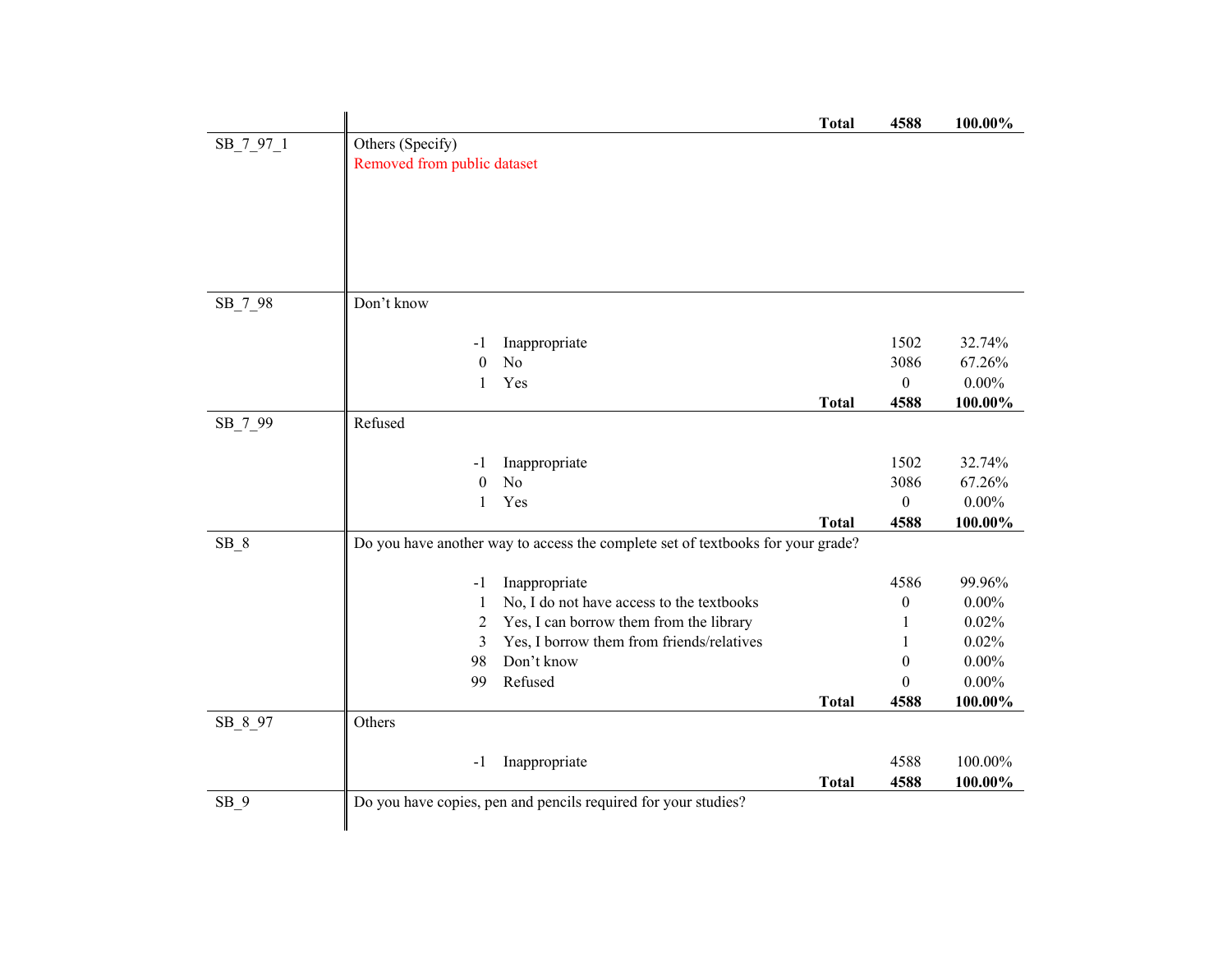| Variable | Description | Code | Label | Frequency | Percent |
|---|---|---|---|---|---|
| | | | **Total** | **4588** | **100.00%** |
| SB_7_97_1 | Others (Specify) Removed from public dataset | | | | |
| SB_7_98 | Don't know | | | | |
| | | -1 | Inappropriate | 1502 | 32.74% |
| | | 0 | No | 3086 | 67.26% |
| | | 1 | Yes | 0 | 0.00% |
| | | | **Total** | **4588** | **100.00%** |
| SB_7_99 | Refused | | | | |
| | | -1 | Inappropriate | 1502 | 32.74% |
| | | 0 | No | 3086 | 67.26% |
| | | 1 | Yes | 0 | 0.00% |
| | | | **Total** | **4588** | **100.00%** |
| SB_8 | Do you have another way to access the complete set of textbooks for your grade? | | | | |
| | | -1 | Inappropriate | 4586 | 99.96% |
| | | 1 | No, I do not have access to the textbooks | 0 | 0.00% |
| | | 2 | Yes, I can borrow them from the library | 1 | 0.02% |
| | | 3 | Yes, I borrow them from friends/relatives | 1 | 0.02% |
| | | 98 | Don't know | 0 | 0.00% |
| | | 99 | Refused | 0 | 0.00% |
| | | | **Total** | **4588** | **100.00%** |
| SB_8_97 | Others | | | | |
| | | -1 | Inappropriate | 4588 | 100.00% |
| | | | **Total** | **4588** | **100.00%** |
| SB_9 | Do you have copies, pen and pencils required for your studies? | | | | |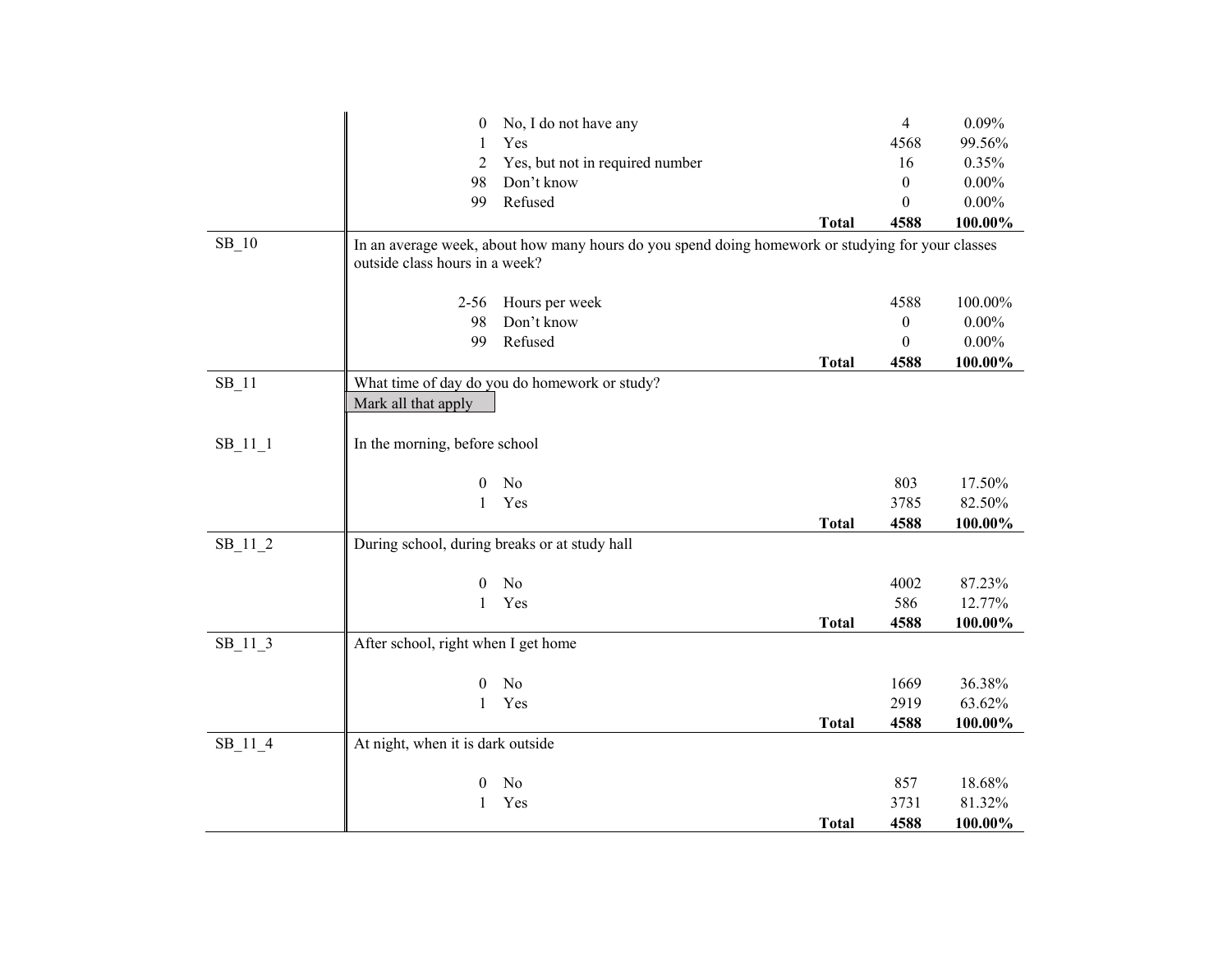| Variable | Question / Response | | Count | Percent |
|---|---|---|---|---|
| | 0 | No, I do not have any | 4 | 0.09% |
| | 1 | Yes | 4568 | 99.56% |
| | 2 | Yes, but not in required number | 16 | 0.35% |
| | 98 | Don't know | 0 | 0.00% |
| | 99 | Refused | 0 | 0.00% |
| | | **Total** | **4588** | **100.00%** |
| SB_10 | In an average week, about how many hours do you spend doing homework or studying for your classes outside class hours in a week? | | | |
| | 2-56 | Hours per week | 4588 | 100.00% |
| | 98 | Don't know | 0 | 0.00% |
| | 99 | Refused | 0 | 0.00% |
| | | **Total** | **4588** | **100.00%** |
| SB_11 | What time of day do you do homework or study? Mark all that apply | | | |
| SB_11_1 | In the morning, before school | | | |
| | 0 | No | 803 | 17.50% |
| | 1 | Yes | 3785 | 82.50% |
| | | **Total** | **4588** | **100.00%** |
| SB_11_2 | During school, during breaks or at study hall | | | |
| | 0 | No | 4002 | 87.23% |
| | 1 | Yes | 586 | 12.77% |
| | | **Total** | **4588** | **100.00%** |
| SB_11_3 | After school, right when I get home | | | |
| | 0 | No | 1669 | 36.38% |
| | 1 | Yes | 2919 | 63.62% |
| | | **Total** | **4588** | **100.00%** |
| SB_11_4 | At night, when it is dark outside | | | |
| | 0 | No | 857 | 18.68% |
| | 1 | Yes | 3731 | 81.32% |
| | | **Total** | **4588** | **100.00%** |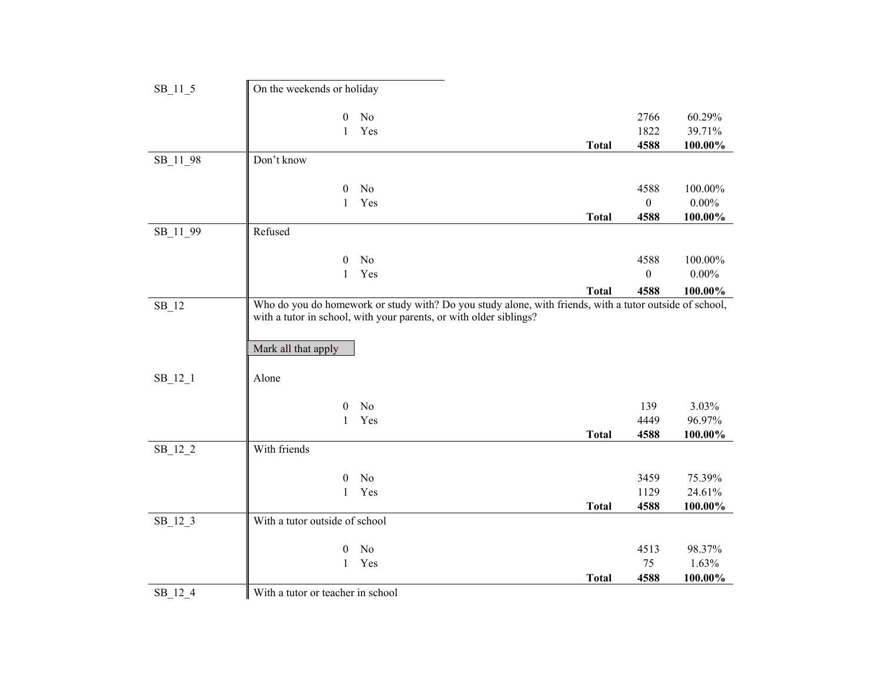| Variable | Label | | | |
|---|---|---|---|---|
| SB_11_5 | On the weekends or holiday | | | |
| | 0 No | | 2766 | 60.29% |
| | 1 Yes | | 1822 | 39.71% |
| | | **Total** | **4588** | **100.00%** |
| SB_11_98 | Don't know | | | |
| | 0 No | | 4588 | 100.00% |
| | 1 Yes | | 0 | 0.00% |
| | | **Total** | **4588** | **100.00%** |
| SB_11_99 | Refused | | | |
| | 0 No | | 4588 | 100.00% |
| | 1 Yes | | 0 | 0.00% |
| | | **Total** | **4588** | **100.00%** |
| SB_12 | Who do you do homework or study with? Do you study alone, with friends, with a tutor outside of school, with a tutor in school, with your parents, or with older siblings? | | | |
| | Mark all that apply | | | |
| SB_12_1 | Alone | | | |
| | 0 No | | 139 | 3.03% |
| | 1 Yes | | 4449 | 96.97% |
| | | **Total** | **4588** | **100.00%** |
| SB_12_2 | With friends | | | |
| | 0 No | | 3459 | 75.39% |
| | 1 Yes | | 1129 | 24.61% |
| | | **Total** | **4588** | **100.00%** |
| SB_12_3 | With a tutor outside of school | | | |
| | 0 No | | 4513 | 98.37% |
| | 1 Yes | | 75 | 1.63% |
| | | **Total** | **4588** | **100.00%** |
| SB_12_4 | With a tutor or teacher in school | | | |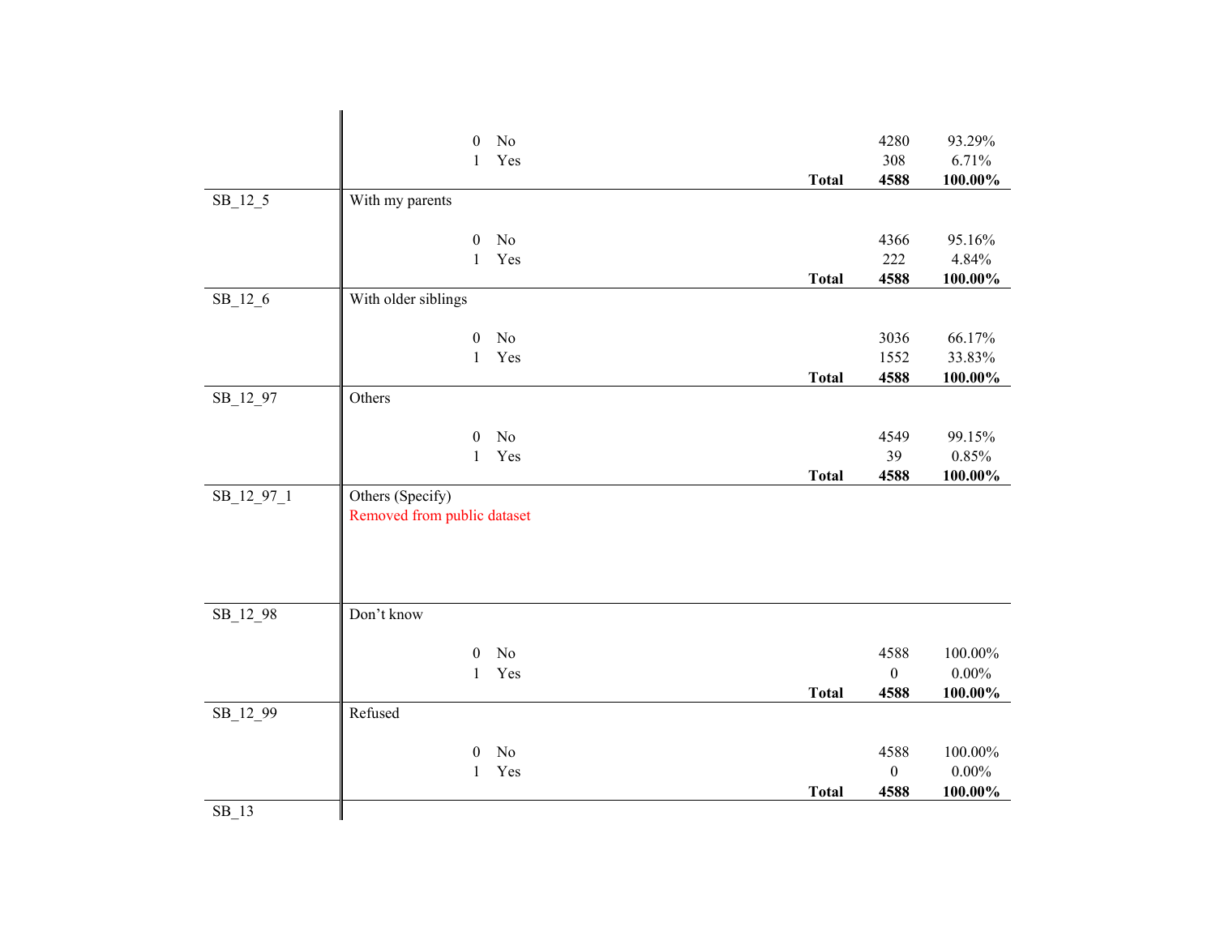| Variable | Label / Values | | | Frequency | Percent |
|---|---|---|---|---|---|
| | 0 | No | | 4280 | 93.29% |
| | 1 | Yes | | 308 | 6.71% |
| | | | **Total** | **4588** | **100.00%** |
| SB_12_5 | With my parents | | | | |
| | 0 | No | | 4366 | 95.16% |
| | 1 | Yes | | 222 | 4.84% |
| | | | **Total** | **4588** | **100.00%** |
| SB_12_6 | With older siblings | | | | |
| | 0 | No | | 3036 | 66.17% |
| | 1 | Yes | | 1552 | 33.83% |
| | | | **Total** | **4588** | **100.00%** |
| SB_12_97 | Others | | | | |
| | 0 | No | | 4549 | 99.15% |
| | 1 | Yes | | 39 | 0.85% |
| | | | **Total** | **4588** | **100.00%** |
| SB_12_97_1 | Others (Specify)<br>Removed from public dataset | | | | |
| SB_12_98 | Don’t know | | | | |
| | 0 | No | | 4588 | 100.00% |
| | 1 | Yes | | 0 | 0.00% |
| | | | **Total** | **4588** | **100.00%** |
| SB_12_99 | Refused | | | | |
| | 0 | No | | 4588 | 100.00% |
| | 1 | Yes | | 0 | 0.00% |
| | | | **Total** | **4588** | **100.00%** |
| SB_13 | | | | | |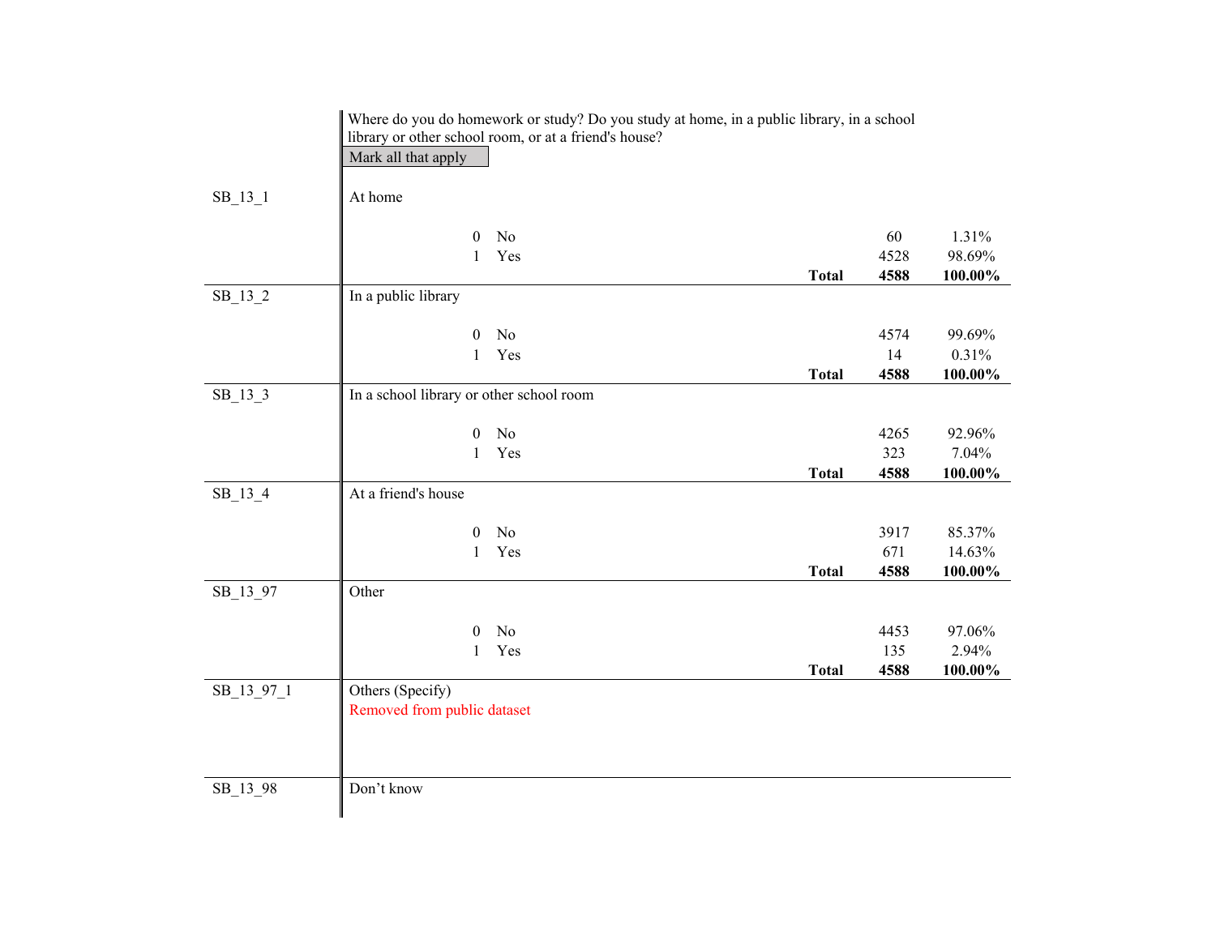Where do you do homework or study? Do you study at home, in a public library, in a school library or other school room, or at a friend's house?

Mark all that apply

| Variable | Label | Code | Response | | Frequency | Percent |
|---|---|---|---|---|---|---|
| SB_13_1 | At home | | | | | |
| | | 0 | No | | 60 | 1.31% |
| | | 1 | Yes | | 4528 | 98.69% |
| | | | | **Total** | **4588** | **100.00%** |
| SB_13_2 | In a public library | | | | | |
| | | 0 | No | | 4574 | 99.69% |
| | | 1 | Yes | | 14 | 0.31% |
| | | | | **Total** | **4588** | **100.00%** |
| SB_13_3 | In a school library or other school room | | | | | |
| | | 0 | No | | 4265 | 92.96% |
| | | 1 | Yes | | 323 | 7.04% |
| | | | | **Total** | **4588** | **100.00%** |
| SB_13_4 | At a friend's house | | | | | |
| | | 0 | No | | 3917 | 85.37% |
| | | 1 | Yes | | 671 | 14.63% |
| | | | | **Total** | **4588** | **100.00%** |
| SB_13_97 | Other | | | | | |
| | | 0 | No | | 4453 | 97.06% |
| | | 1 | Yes | | 135 | 2.94% |
| | | | | **Total** | **4588** | **100.00%** |
| SB_13_97_1 | Others (Specify) Removed from public dataset | | | | | |
| SB_13_98 | Don't know | | | | | |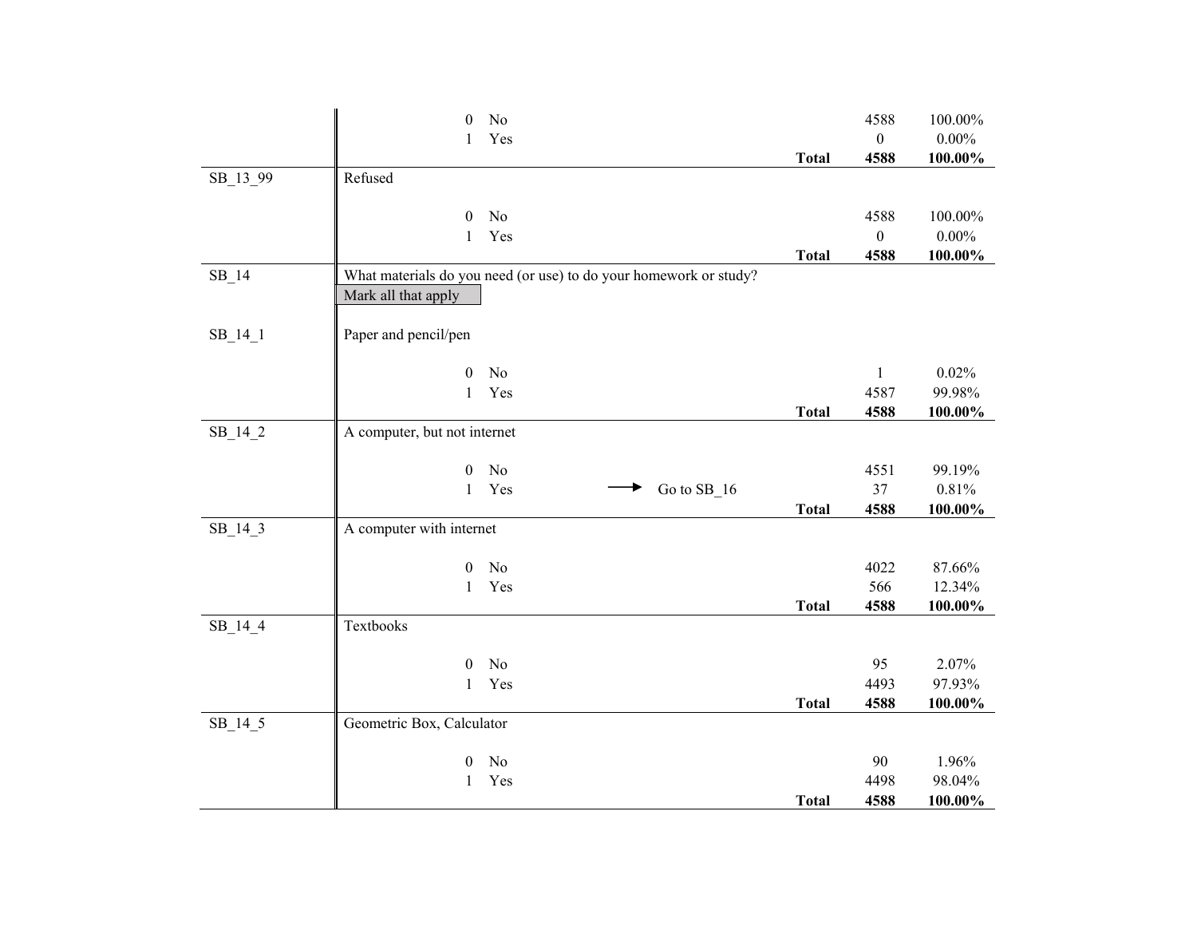| Variable | Question / Response | | | Total | Count | Percent |
|---|---|---|---|---|---|---|
| | 0 | No | | | 4588 | 100.00% |
| | 1 | Yes | | | 0 | 0.00% |
| | | | | **Total** | **4588** | **100.00%** |
| SB_13_99 | Refused | | | | | |
| | 0 | No | | | 4588 | 100.00% |
| | 1 | Yes | | | 0 | 0.00% |
| | | | | **Total** | **4588** | **100.00%** |
| SB_14 | What materials do you need (or use) to do your homework or study? Mark all that apply | | | | | |
| SB_14_1 | Paper and pencil/pen | | | | | |
| | 0 | No | | | 1 | 0.02% |
| | 1 | Yes | | | 4587 | 99.98% |
| | | | | **Total** | **4588** | **100.00%** |
| SB_14_2 | A computer, but not internet | | | | | |
| | 0 | No | | | 4551 | 99.19% |
| | 1 | Yes | → Go to SB_16 | | 37 | 0.81% |
| | | | | **Total** | **4588** | **100.00%** |
| SB_14_3 | A computer with internet | | | | | |
| | 0 | No | | | 4022 | 87.66% |
| | 1 | Yes | | | 566 | 12.34% |
| | | | | **Total** | **4588** | **100.00%** |
| SB_14_4 | Textbooks | | | | | |
| | 0 | No | | | 95 | 2.07% |
| | 1 | Yes | | | 4493 | 97.93% |
| | | | | **Total** | **4588** | **100.00%** |
| SB_14_5 | Geometric Box, Calculator | | | | | |
| | 0 | No | | | 90 | 1.96% |
| | 1 | Yes | | | 4498 | 98.04% |
| | | | | **Total** | **4588** | **100.00%** |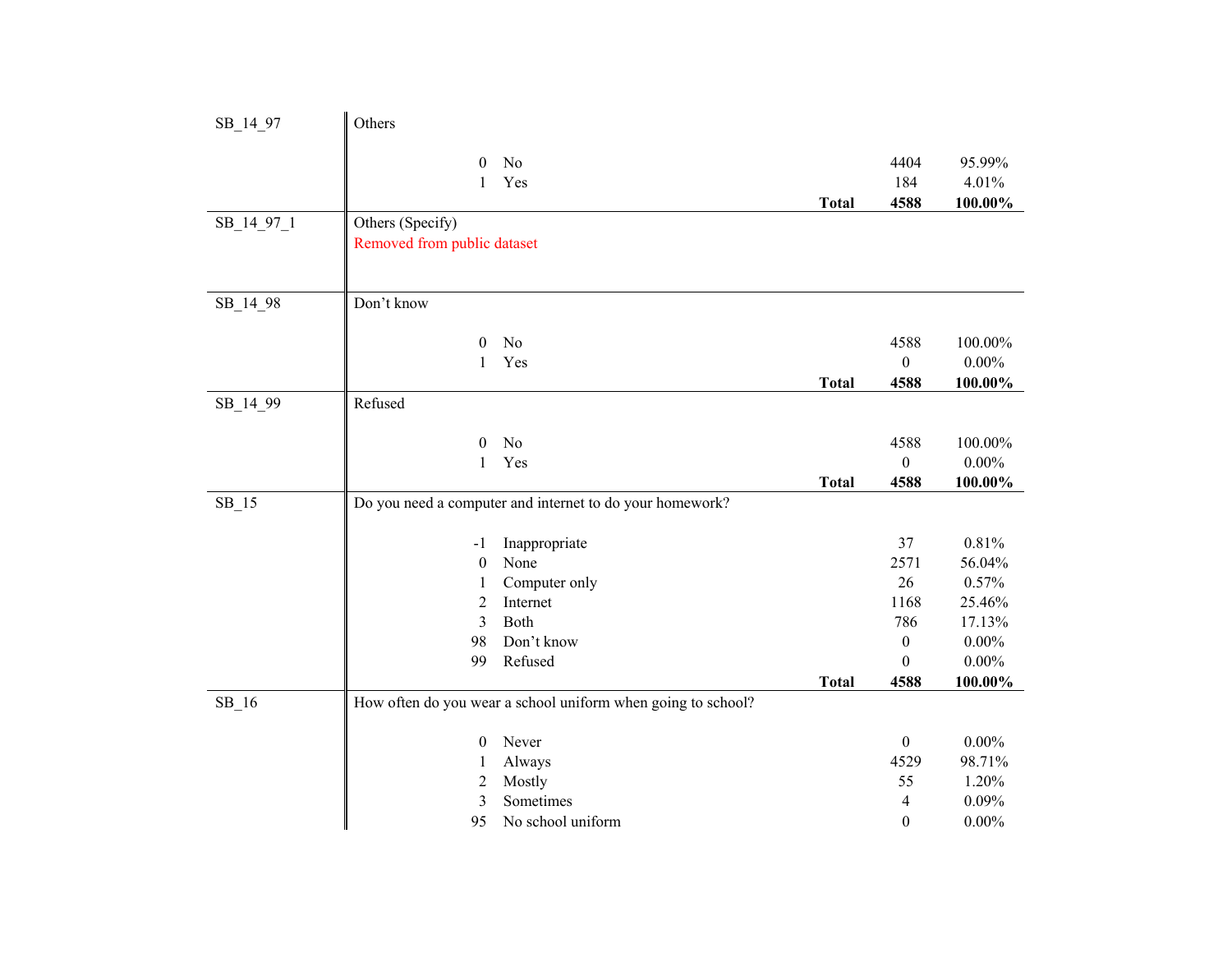| Variable | Question / Values | | Count | Percent |
|---|---|---|---|---|
| SB_14_97 | Others | | | |
| | 0 | No | 4404 | 95.99% |
| | 1 | Yes | 184 | 4.01% |
| | | **Total** | **4588** | **100.00%** |
| SB_14_97_1 | Others (Specify) | | | |
| | Removed from public dataset | | | |
| SB_14_98 | Don’t know | | | |
| | 0 | No | 4588 | 100.00% |
| | 1 | Yes | 0 | 0.00% |
| | | **Total** | **4588** | **100.00%** |
| SB_14_99 | Refused | | | |
| | 0 | No | 4588 | 100.00% |
| | 1 | Yes | 0 | 0.00% |
| | | **Total** | **4588** | **100.00%** |
| SB_15 | Do you need a computer and internet to do your homework? | | | |
| | -1 | Inappropriate | 37 | 0.81% |
| | 0 | None | 2571 | 56.04% |
| | 1 | Computer only | 26 | 0.57% |
| | 2 | Internet | 1168 | 25.46% |
| | 3 | Both | 786 | 17.13% |
| | 98 | Don’t know | 0 | 0.00% |
| | 99 | Refused | 0 | 0.00% |
| | | **Total** | **4588** | **100.00%** |
| SB_16 | How often do you wear a school uniform when going to school? | | | |
| | 0 | Never | 0 | 0.00% |
| | 1 | Always | 4529 | 98.71% |
| | 2 | Mostly | 55 | 1.20% |
| | 3 | Sometimes | 4 | 0.09% |
| | 95 | No school uniform | 0 | 0.00% |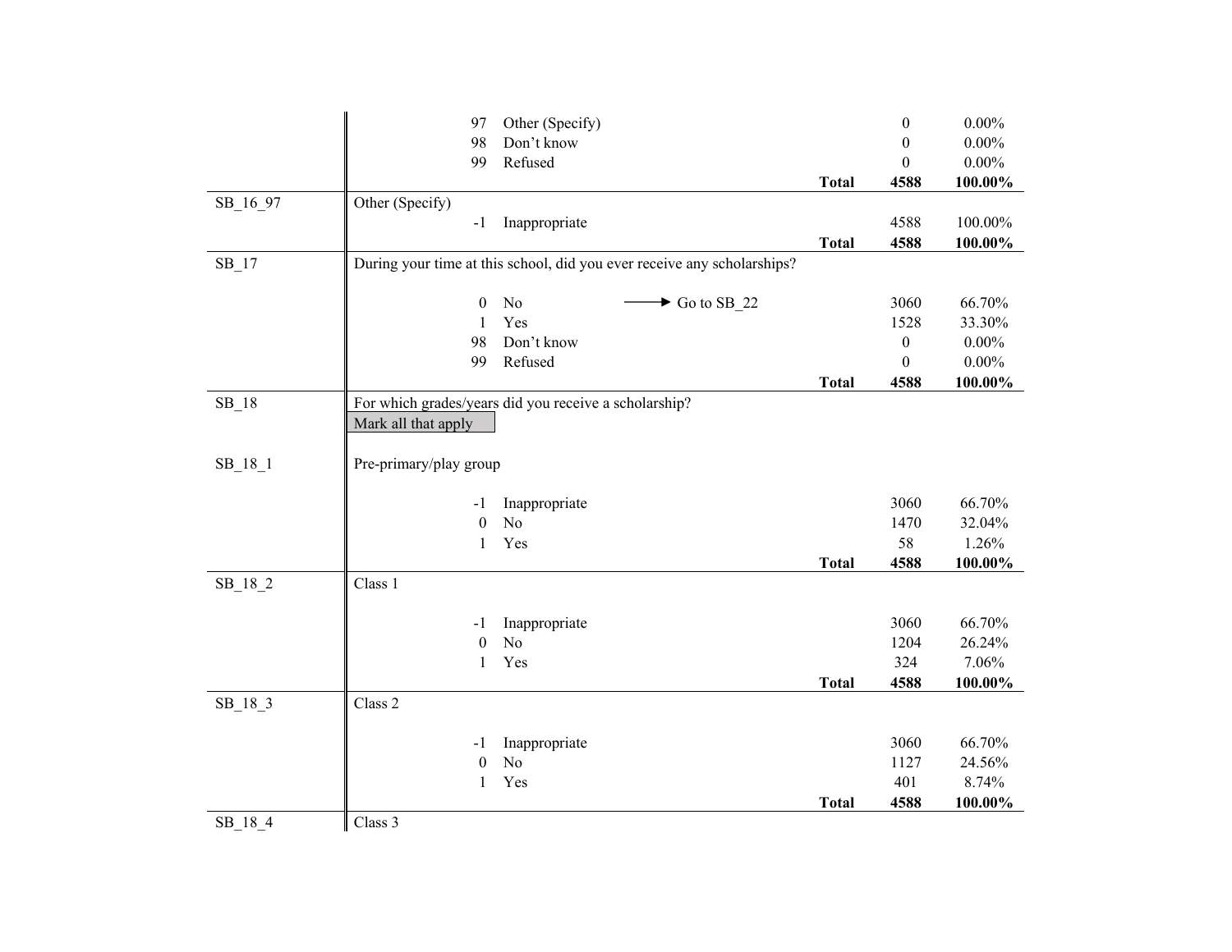| Variable | Question / Response | | | Frequency | Percent |
|---|---|---|---|---|---|
| | 97 | Other (Specify) | | 0 | 0.00% |
| | 98 | Don't know | | 0 | 0.00% |
| | 99 | Refused | | 0 | 0.00% |
| | | | **Total** | **4588** | **100.00%** |
| SB_16_97 | Other (Specify) | | | | |
| | -1 | Inappropriate | | 4588 | 100.00% |
| | | | **Total** | **4588** | **100.00%** |
| SB_17 | During your time at this school, did you ever receive any scholarships? | | | | |
| | 0 | No → Go to SB_22 | | 3060 | 66.70% |
| | 1 | Yes | | 1528 | 33.30% |
| | 98 | Don't know | | 0 | 0.00% |
| | 99 | Refused | | 0 | 0.00% |
| | | | **Total** | **4588** | **100.00%** |
| SB_18 | For which grades/years did you receive a scholarship? Mark all that apply | | | | |
| SB_18_1 | Pre-primary/play group | | | | |
| | -1 | Inappropriate | | 3060 | 66.70% |
| | 0 | No | | 1470 | 32.04% |
| | 1 | Yes | | 58 | 1.26% |
| | | | **Total** | **4588** | **100.00%** |
| SB_18_2 | Class 1 | | | | |
| | -1 | Inappropriate | | 3060 | 66.70% |
| | 0 | No | | 1204 | 26.24% |
| | 1 | Yes | | 324 | 7.06% |
| | | | **Total** | **4588** | **100.00%** |
| SB_18_3 | Class 2 | | | | |
| | -1 | Inappropriate | | 3060 | 66.70% |
| | 0 | No | | 1127 | 24.56% |
| | 1 | Yes | | 401 | 8.74% |
| | | | **Total** | **4588** | **100.00%** |
| SB_18_4 | Class 3 | | | | |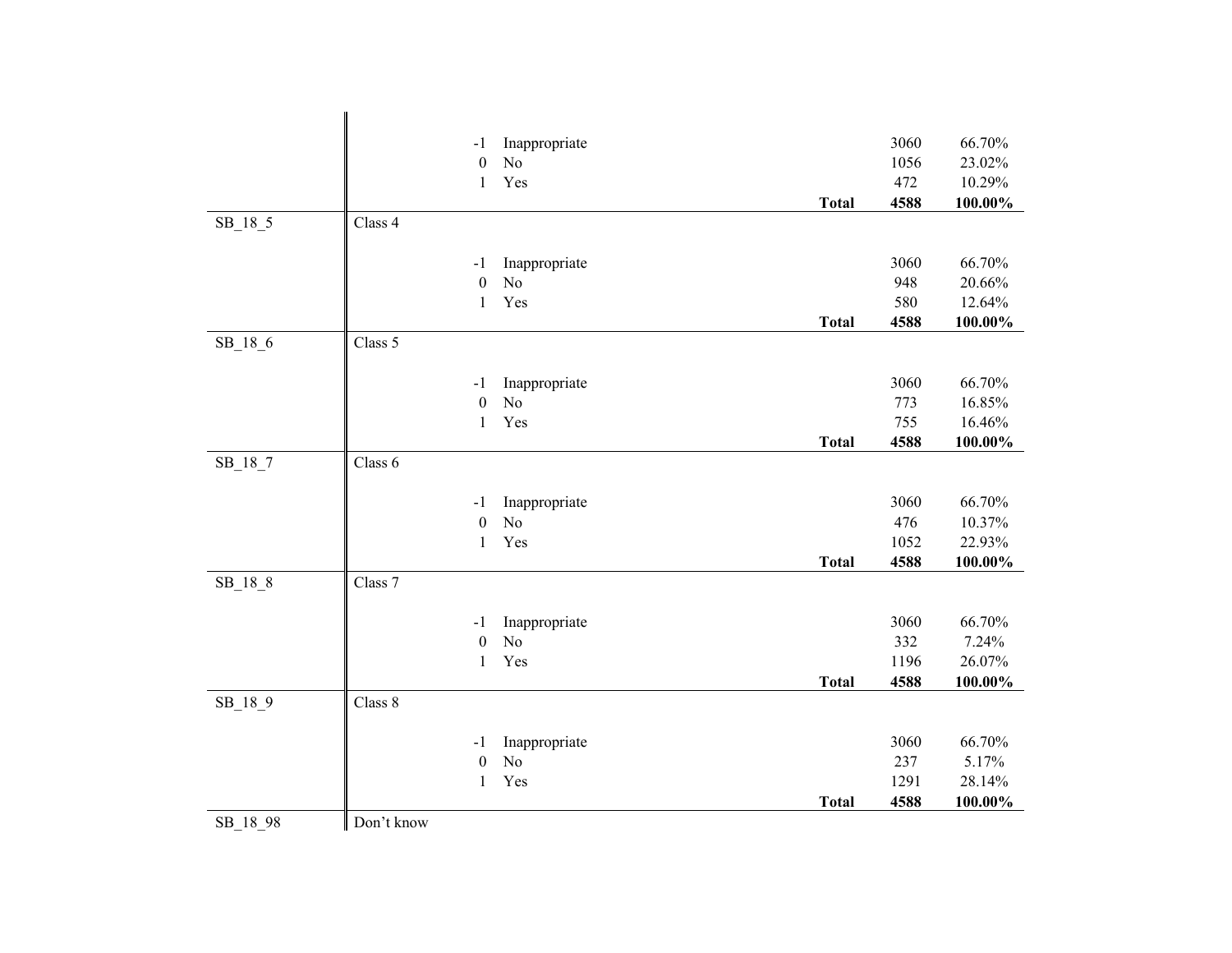| Variable | Label | Code | Value | | Frequency | Percent |
|---|---|---|---|---|---|---|
| | | -1 | Inappropriate | | 3060 | 66.70% |
| | | 0 | No | | 1056 | 23.02% |
| | | 1 | Yes | | 472 | 10.29% |
| | | | | **Total** | **4588** | **100.00%** |
| SB_18_5 | Class 4 | | | | | |
| | | -1 | Inappropriate | | 3060 | 66.70% |
| | | 0 | No | | 948 | 20.66% |
| | | 1 | Yes | | 580 | 12.64% |
| | | | | **Total** | **4588** | **100.00%** |
| SB_18_6 | Class 5 | | | | | |
| | | -1 | Inappropriate | | 3060 | 66.70% |
| | | 0 | No | | 773 | 16.85% |
| | | 1 | Yes | | 755 | 16.46% |
| | | | | **Total** | **4588** | **100.00%** |
| SB_18_7 | Class 6 | | | | | |
| | | -1 | Inappropriate | | 3060 | 66.70% |
| | | 0 | No | | 476 | 10.37% |
| | | 1 | Yes | | 1052 | 22.93% |
| | | | | **Total** | **4588** | **100.00%** |
| SB_18_8 | Class 7 | | | | | |
| | | -1 | Inappropriate | | 3060 | 66.70% |
| | | 0 | No | | 332 | 7.24% |
| | | 1 | Yes | | 1196 | 26.07% |
| | | | | **Total** | **4588** | **100.00%** |
| SB_18_9 | Class 8 | | | | | |
| | | -1 | Inappropriate | | 3060 | 66.70% |
| | | 0 | No | | 237 | 5.17% |
| | | 1 | Yes | | 1291 | 28.14% |
| | | | | **Total** | **4588** | **100.00%** |
| SB_18_98 | Don't know | | | | | |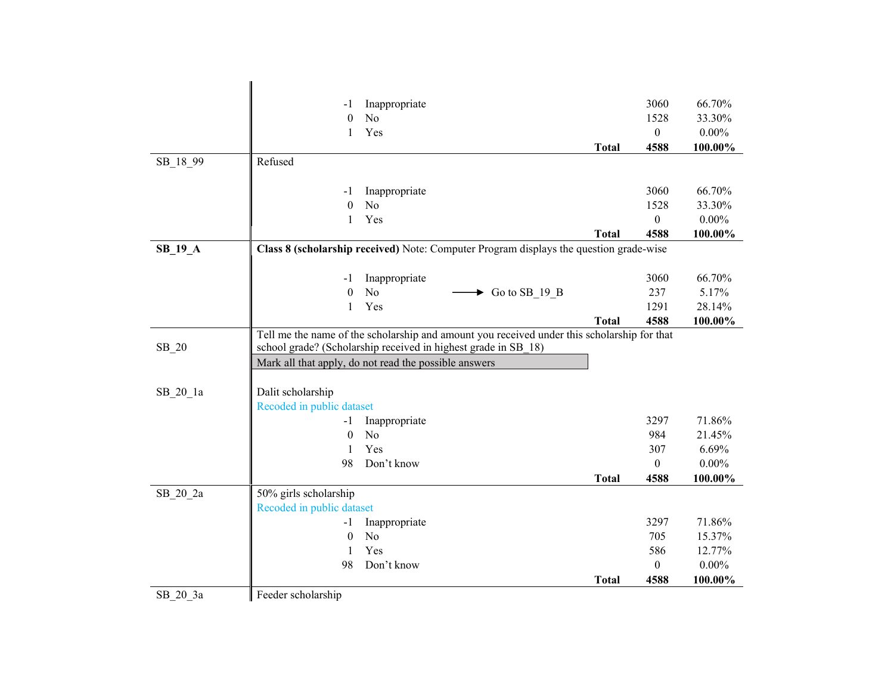| Variable | Question / Response | | Routing | Frequency | Percent |
|---|---|---|---|---|---|
| | -1 | Inappropriate | | 3060 | 66.70% |
| | 0 | No | | 1528 | 33.30% |
| | 1 | Yes | | 0 | 0.00% |
| | | | **Total** | **4588** | **100.00%** |
| SB_18_99 | Refused | | | | |
| | -1 | Inappropriate | | 3060 | 66.70% |
| | 0 | No | | 1528 | 33.30% |
| | 1 | Yes | | 0 | 0.00% |
| | | | **Total** | **4588** | **100.00%** |
| **SB_19_A** | **Class 8 (scholarship received)** Note: Computer Program displays the question grade-wise | | | | |
| | -1 | Inappropriate | | 3060 | 66.70% |
| | 0 | No | → Go to SB_19_B | 237 | 5.17% |
| | 1 | Yes | | 1291 | 28.14% |
| | | | **Total** | **4588** | **100.00%** |
| SB_20 | Tell me the name of the scholarship and amount you received under this scholarship for that school grade? (Scholarship received in highest grade in SB_18) | | | | |
| | Mark all that apply, do not read the possible answers | | | | |
| SB_20_1a | Dalit scholarship | | | | |
| | Recoded in public dataset | | | | |
| | -1 | Inappropriate | | 3297 | 71.86% |
| | 0 | No | | 984 | 21.45% |
| | 1 | Yes | | 307 | 6.69% |
| | 98 | Don't know | | 0 | 0.00% |
| | | | **Total** | **4588** | **100.00%** |
| SB_20_2a | 50% girls scholarship | | | | |
| | Recoded in public dataset | | | | |
| | -1 | Inappropriate | | 3297 | 71.86% |
| | 0 | No | | 705 | 15.37% |
| | 1 | Yes | | 586 | 12.77% |
| | 98 | Don't know | | 0 | 0.00% |
| | | | **Total** | **4588** | **100.00%** |
| SB_20_3a | Feeder scholarship | | | | |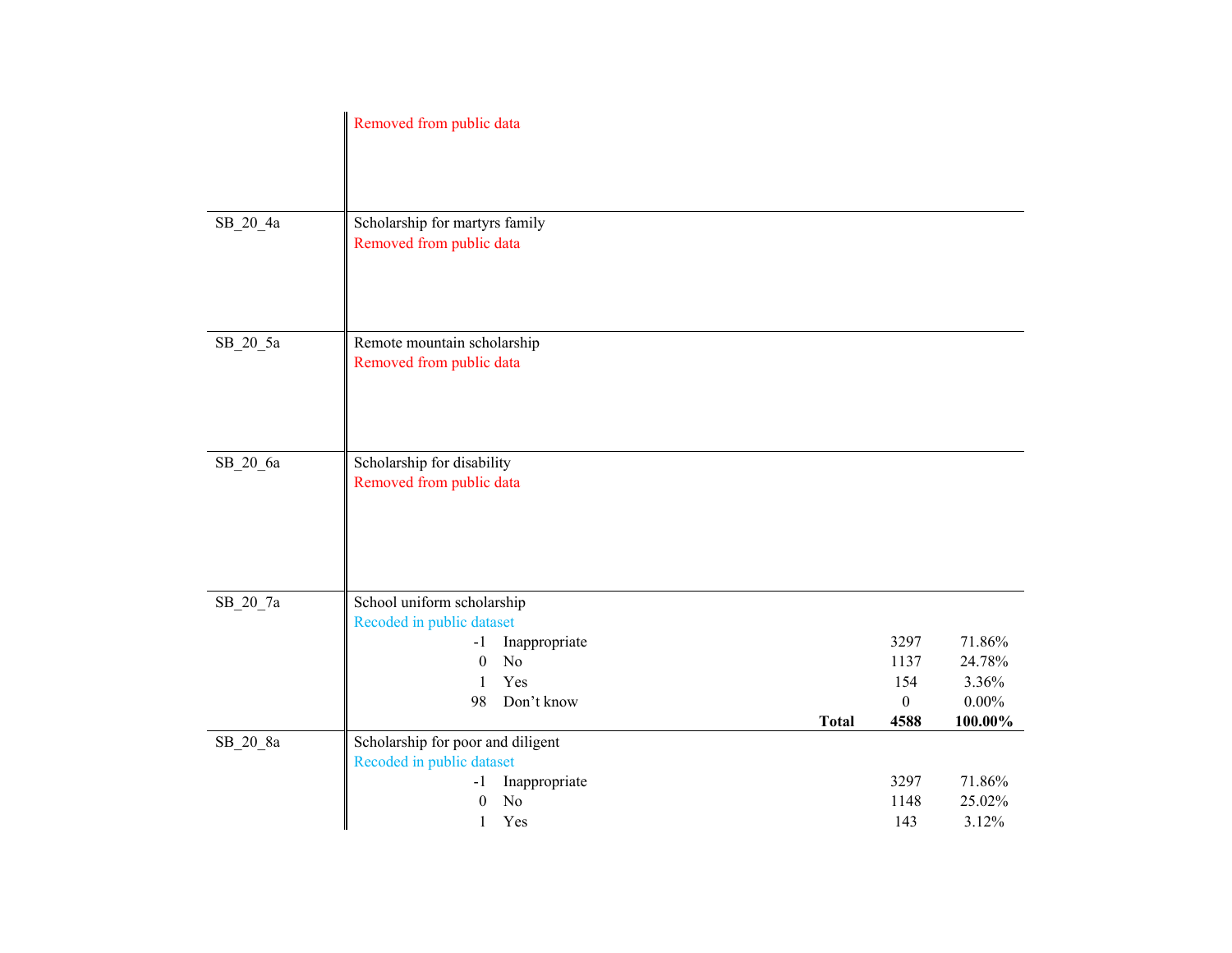| Variable | Description | | | | |
|---|---|---|---|---|---|
| | Removed from public data | | | | |
| SB_20_4a | Scholarship for martyrs family | | | | |
| | Removed from public data | | | | |
| SB_20_5a | Remote mountain scholarship | | | | |
| | Removed from public data | | | | |
| SB_20_6a | Scholarship for disability | | | | |
| | Removed from public data | | | | |
| SB_20_7a | School uniform scholarship | | | | |
| | Recoded in public dataset | | | | |
| | -1 | Inappropriate | | 3297 | 71.86% |
| | 0 | No | | 1137 | 24.78% |
| | 1 | Yes | | 154 | 3.36% |
| | 98 | Don't know | | 0 | 0.00% |
| | | | **Total** | **4588** | **100.00%** |
| SB_20_8a | Scholarship for poor and diligent | | | | |
| | Recoded in public dataset | | | | |
| | -1 | Inappropriate | | 3297 | 71.86% |
| | 0 | No | | 1148 | 25.02% |
| | 1 | Yes | | 143 | 3.12% |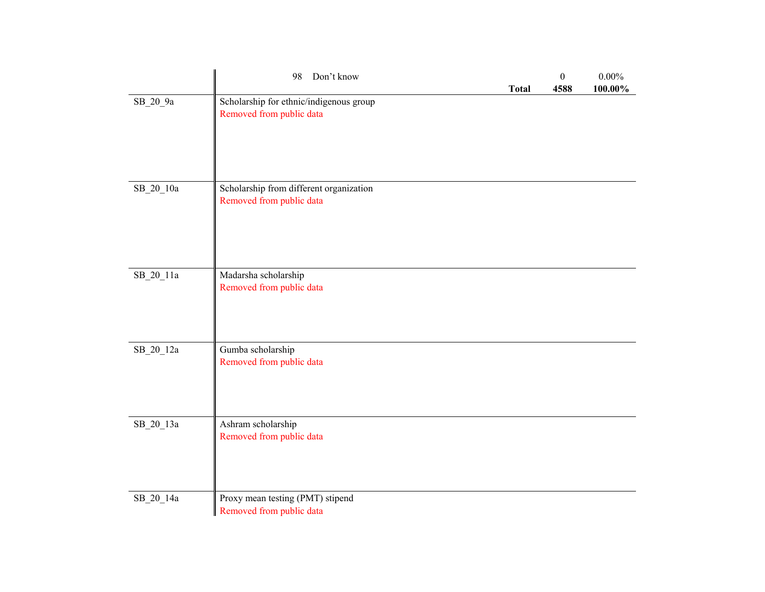| Variable | Description | | Frequency | Percent |
|---|---|---|---|---|
| | 98 Don't know | | 0 | 0.00% |
| | | **Total** | **4588** | **100.00%** |
| SB_20_9a | Scholarship for ethnic/indigenous group<br>Removed from public data | | | |
| SB_20_10a | Scholarship from different organization<br>Removed from public data | | | |
| SB_20_11a | Madarsha scholarship<br>Removed from public data | | | |
| SB_20_12a | Gumba scholarship<br>Removed from public data | | | |
| SB_20_13a | Ashram scholarship<br>Removed from public data | | | |
| SB_20_14a | Proxy mean testing (PMT) stipend<br>Removed from public data | | | |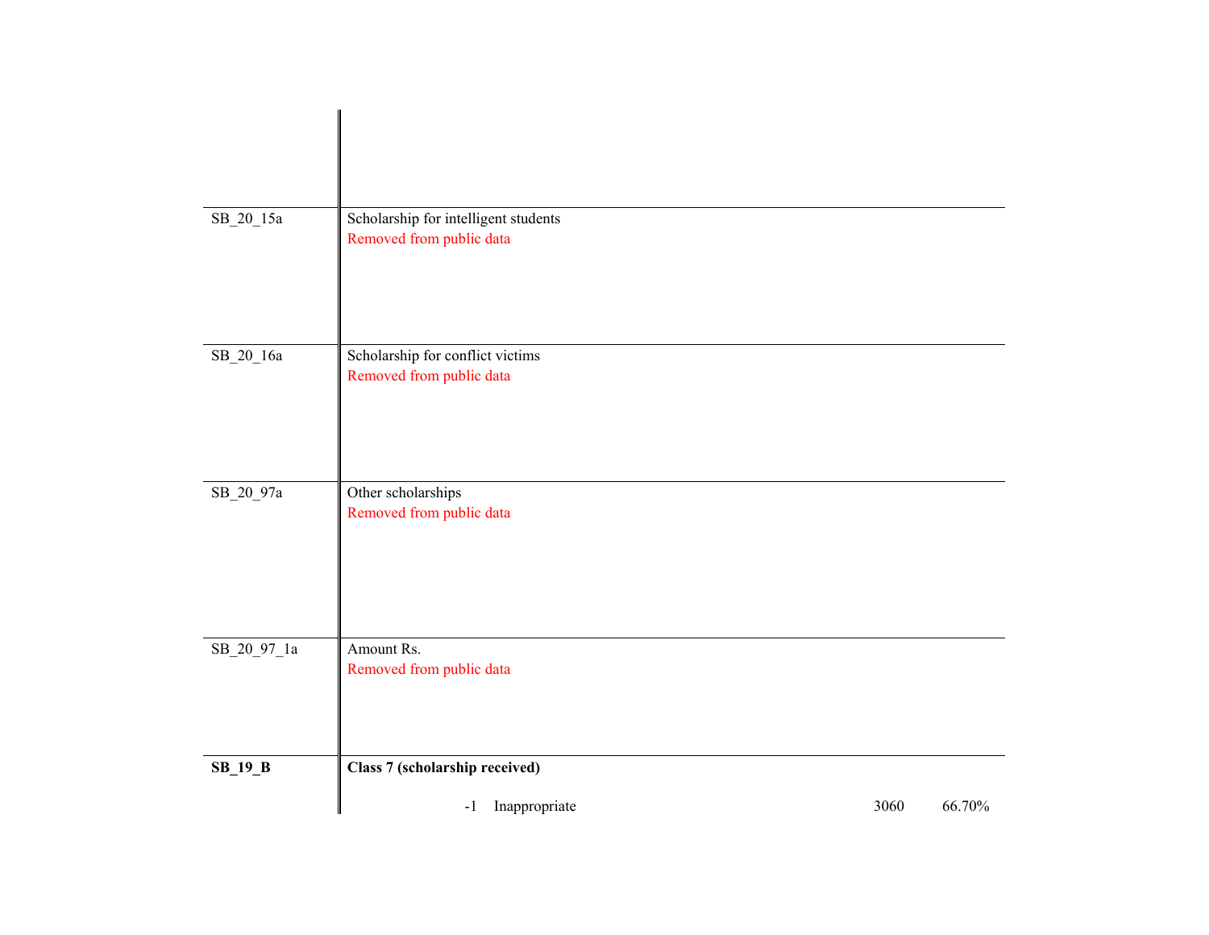| Variable | Description |
|---|---|
| SB_20_15a | Scholarship for intelligent students<br>Removed from public data |
| SB_20_16a | Scholarship for conflict victims<br>Removed from public data |
| SB_20_97a | Other scholarships<br>Removed from public data |
| SB_20_97_1a | Amount Rs.<br>Removed from public data |
| **SB_19_B** | **Class 7 (scholarship received)** |

| Code | Label | Count | Percent |
|---|---|---|---|
| -1 | Inappropriate | 3060 | 66.70% |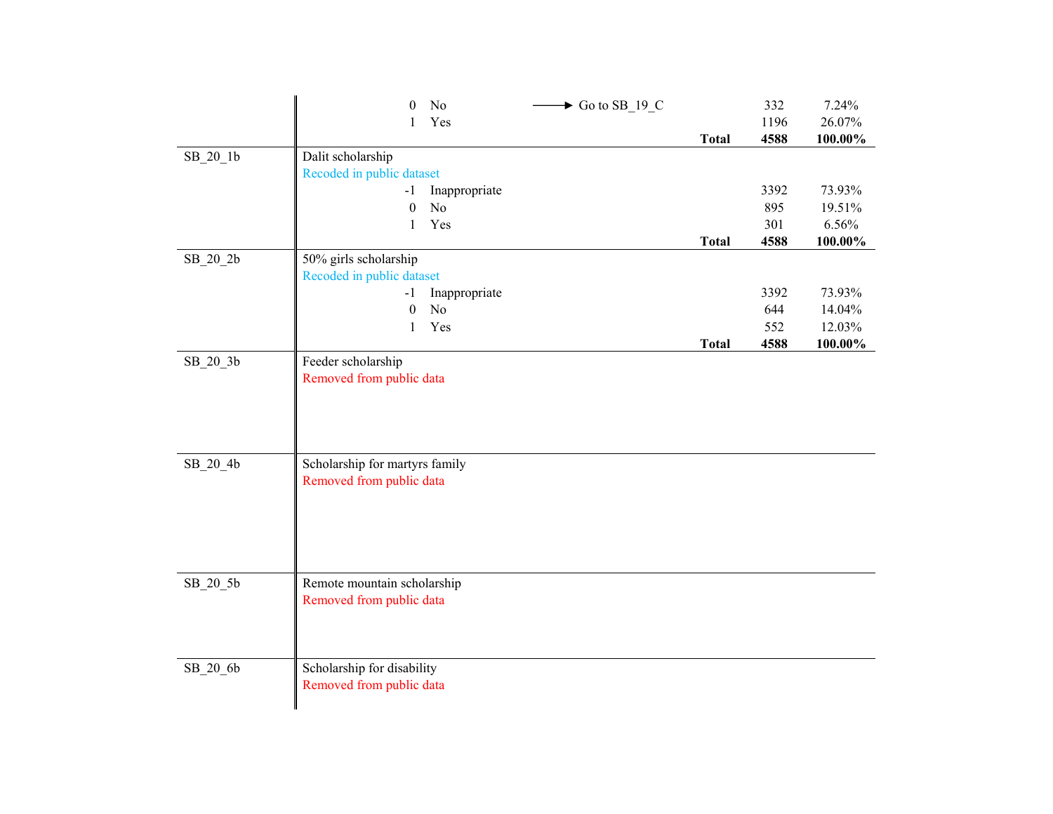| Variable | Description | Code | Label | Skip | | Frequency | Percent |
|---|---|---|---|---|---|---|---|
| | | 0 | No | → Go to SB_19_C | | 332 | 7.24% |
| | | 1 | Yes | | | 1196 | 26.07% |
| | | | | | **Total** | **4588** | **100.00%** |
| SB_20_1b | Dalit scholarship<br>Recoded in public dataset | | | | | | |
| | | -1 | Inappropriate | | | 3392 | 73.93% |
| | | 0 | No | | | 895 | 19.51% |
| | | 1 | Yes | | | 301 | 6.56% |
| | | | | | **Total** | **4588** | **100.00%** |
| SB_20_2b | 50% girls scholarship<br>Recoded in public dataset | | | | | | |
| | | -1 | Inappropriate | | | 3392 | 73.93% |
| | | 0 | No | | | 644 | 14.04% |
| | | 1 | Yes | | | 552 | 12.03% |
| | | | | | **Total** | **4588** | **100.00%** |
| SB_20_3b | Feeder scholarship<br>Removed from public data | | | | | | |
| SB_20_4b | Scholarship for martyrs family<br>Removed from public data | | | | | | |
| SB_20_5b | Remote mountain scholarship<br>Removed from public data | | | | | | |
| SB_20_6b | Scholarship for disability<br>Removed from public data | | | | | | |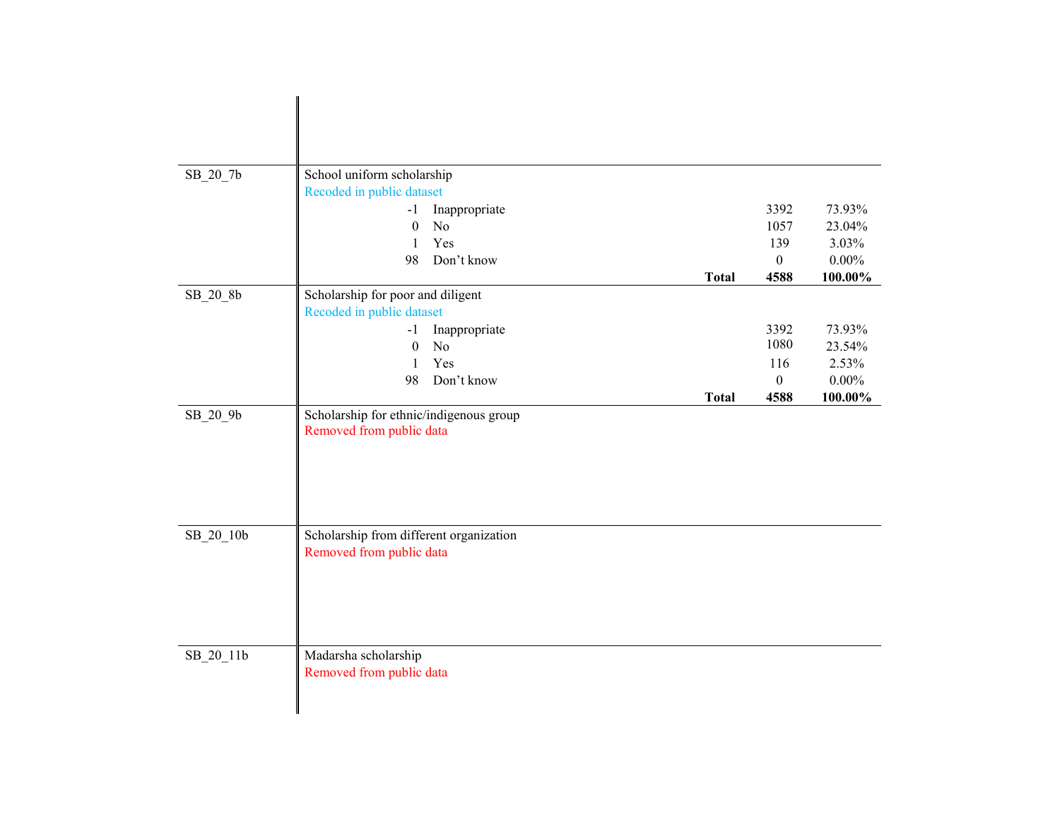| Variable | Description | | Count | Percent |
|---|---|---|---|---|
| SB_20_7b | School uniform scholarship | | | |
| | Recoded in public dataset | | | |
| | -1 | Inappropriate | 3392 | 73.93% |
| | 0 | No | 1057 | 23.04% |
| | 1 | Yes | 139 | 3.03% |
| | 98 | Don't know | 0 | 0.00% |
| | | **Total** | **4588** | **100.00%** |
| SB_20_8b | Scholarship for poor and diligent | | | |
| | Recoded in public dataset | | | |
| | -1 | Inappropriate | 3392 | 73.93% |
| | 0 | No | 1080 | 23.54% |
| | 1 | Yes | 116 | 2.53% |
| | 98 | Don't know | 0 | 0.00% |
| | | **Total** | **4588** | **100.00%** |
| SB_20_9b | Scholarship for ethnic/indigenous group | | | |
| | Removed from public data | | | |
| SB_20_10b | Scholarship from different organization | | | |
| | Removed from public data | | | |
| SB_20_11b | Madarsha scholarship | | | |
| | Removed from public data | | | |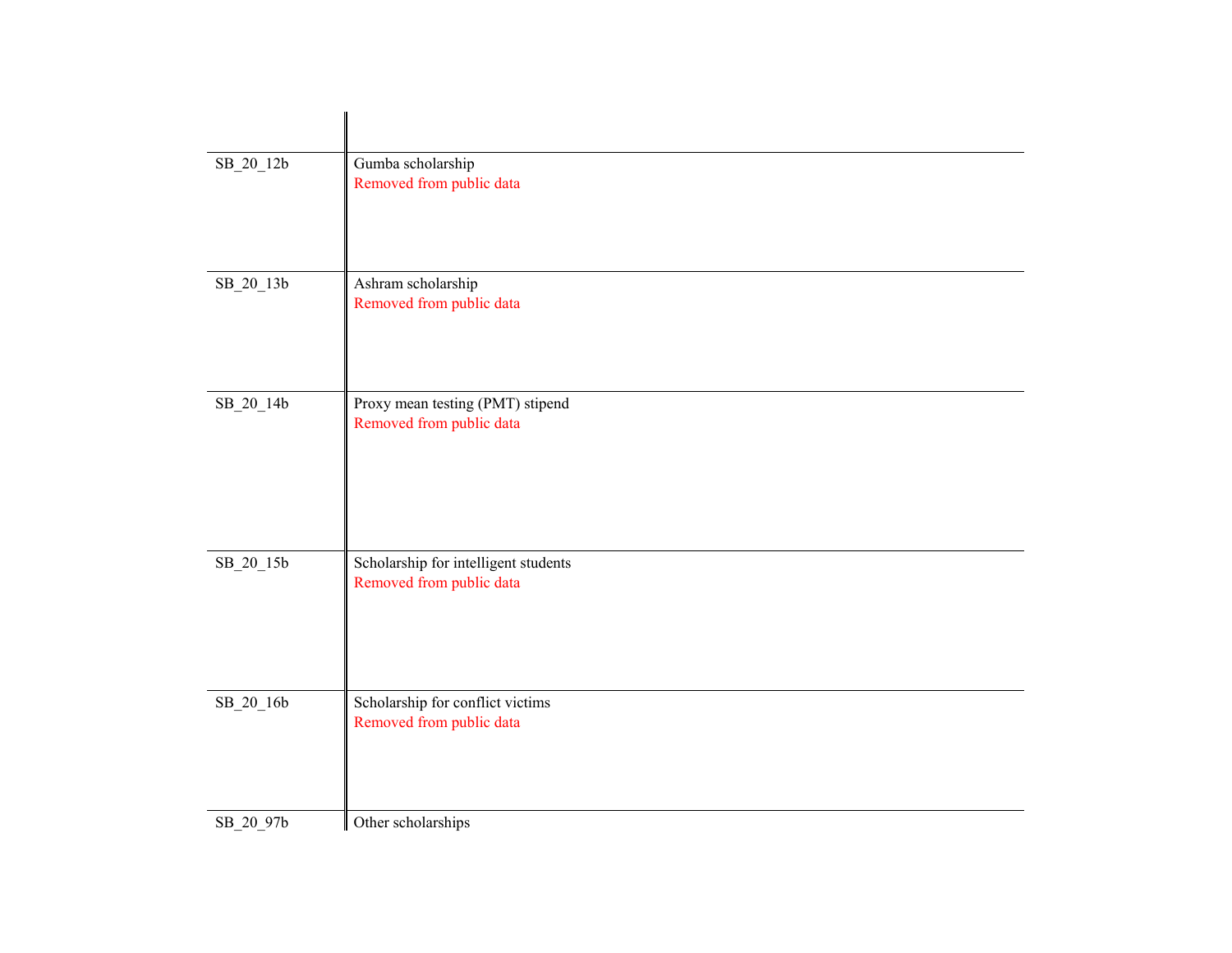| | |
|---|---|
| SB_20_12b | Gumba scholarship<br>Removed from public data |
| SB_20_13b | Ashram scholarship<br>Removed from public data |
| SB_20_14b | Proxy mean testing (PMT) stipend<br>Removed from public data |
| SB_20_15b | Scholarship for intelligent students<br>Removed from public data |
| SB_20_16b | Scholarship for conflict victims<br>Removed from public data |
| SB_20_97b | Other scholarships |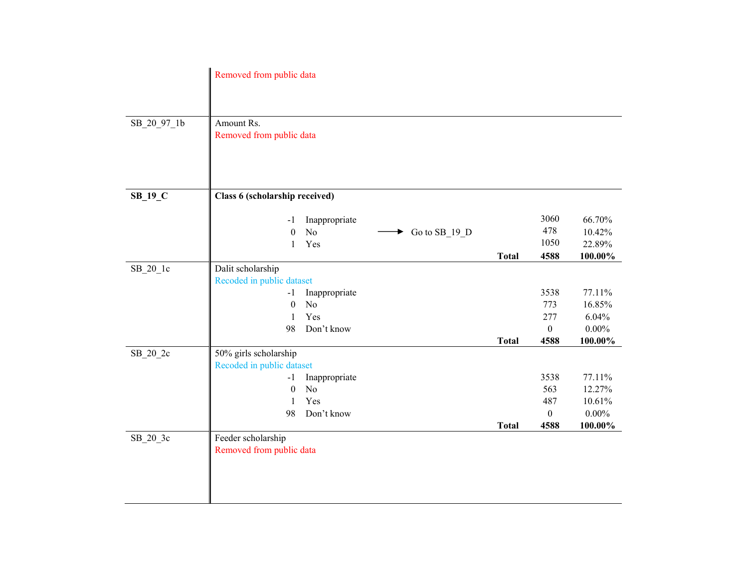| Variable | Description | | | | | |
|---|---|---|---|---|---|---|
| | Removed from public data | | | | | |
| SB_20_97_1b | Amount Rs. | | | | | |
| | Removed from public data | | | | | |
| **SB_19_C** | **Class 6 (scholarship received)** | | | | | |
| | -1 | Inappropriate | | | 3060 | 66.70% |
| | 0 | No | → Go to SB_19_D | | 478 | 10.42% |
| | 1 | Yes | | | 1050 | 22.89% |
| | | | | **Total** | **4588** | **100.00%** |
| SB_20_1c | Dalit scholarship | | | | | |
| | Recoded in public dataset | | | | | |
| | -1 | Inappropriate | | | 3538 | 77.11% |
| | 0 | No | | | 773 | 16.85% |
| | 1 | Yes | | | 277 | 6.04% |
| | 98 | Don't know | | | 0 | 0.00% |
| | | | | **Total** | **4588** | **100.00%** |
| SB_20_2c | 50% girls scholarship | | | | | |
| | Recoded in public dataset | | | | | |
| | -1 | Inappropriate | | | 3538 | 77.11% |
| | 0 | No | | | 563 | 12.27% |
| | 1 | Yes | | | 487 | 10.61% |
| | 98 | Don't know | | | 0 | 0.00% |
| | | | | **Total** | **4588** | **100.00%** |
| SB_20_3c | Feeder scholarship | | | | | |
| | Removed from public data | | | | | |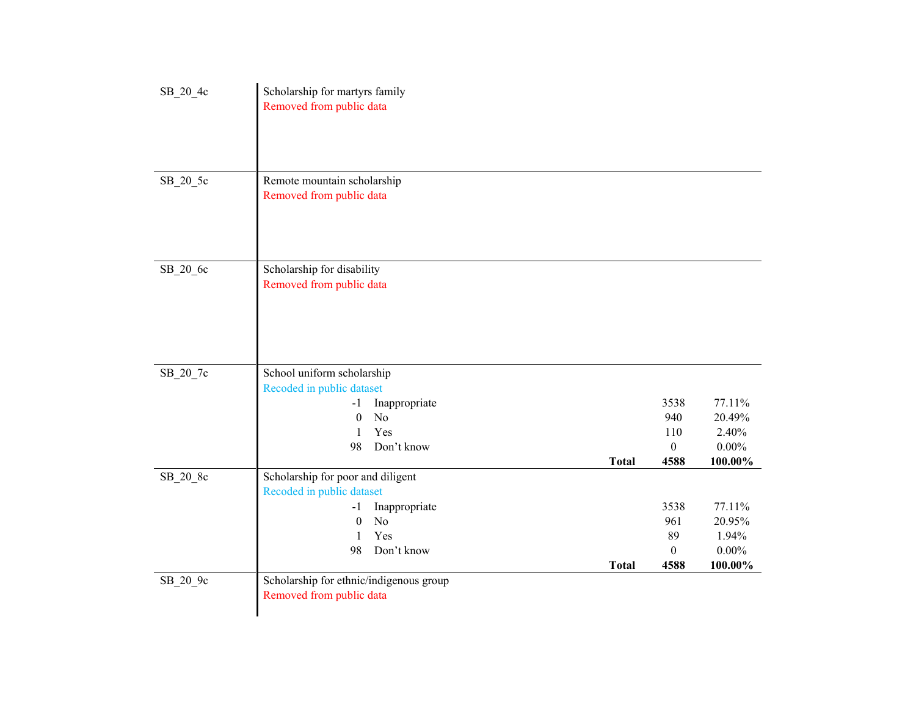| Variable | Description | | | |
|---|---|---|---|---|
| SB_20_4c | Scholarship for martyrs family | | | |
| | Removed from public data | | | |
| SB_20_5c | Remote mountain scholarship | | | |
| | Removed from public data | | | |
| SB_20_6c | Scholarship for disability | | | |
| | Removed from public data | | | |
| SB_20_7c | School uniform scholarship | | | |
| | Recoded in public dataset | | | |
| | -1 | Inappropriate | 3538 | 77.11% |
| | 0 | No | 940 | 20.49% |
| | 1 | Yes | 110 | 2.40% |
| | 98 | Don't know | 0 | 0.00% |
| | | **Total** | **4588** | **100.00%** |
| SB_20_8c | Scholarship for poor and diligent | | | |
| | Recoded in public dataset | | | |
| | -1 | Inappropriate | 3538 | 77.11% |
| | 0 | No | 961 | 20.95% |
| | 1 | Yes | 89 | 1.94% |
| | 98 | Don't know | 0 | 0.00% |
| | | **Total** | **4588** | **100.00%** |
| SB_20_9c | Scholarship for ethnic/indigenous group | | | |
| | Removed from public data | | | |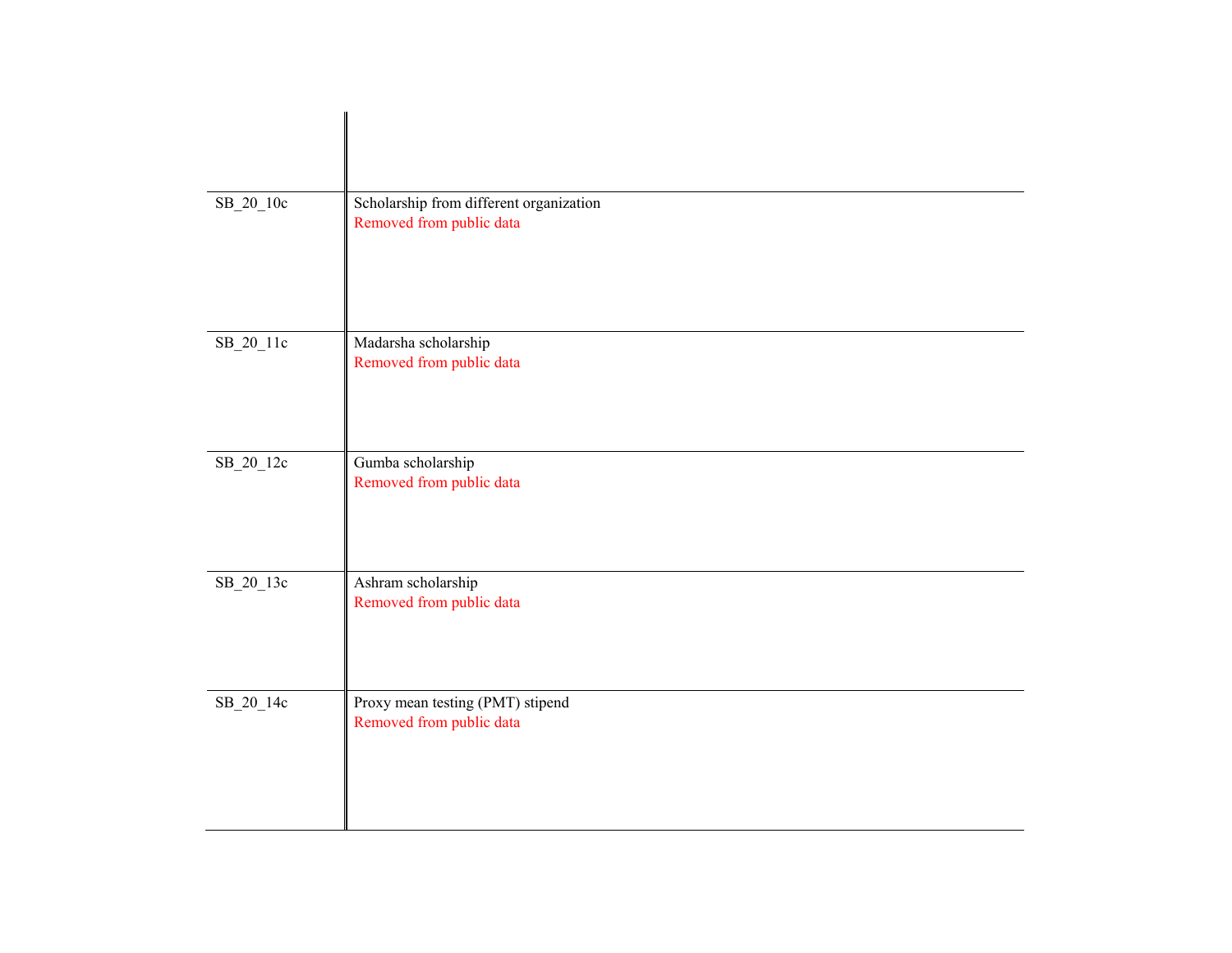| | |
|---|---|
| | |
| SB_20_10c | Scholarship from different organization<br>Removed from public data |
| SB_20_11c | Madarsha scholarship<br>Removed from public data |
| SB_20_12c | Gumba scholarship<br>Removed from public data |
| SB_20_13c | Ashram scholarship<br>Removed from public data |
| SB_20_14c | Proxy mean testing (PMT) stipend<br>Removed from public data |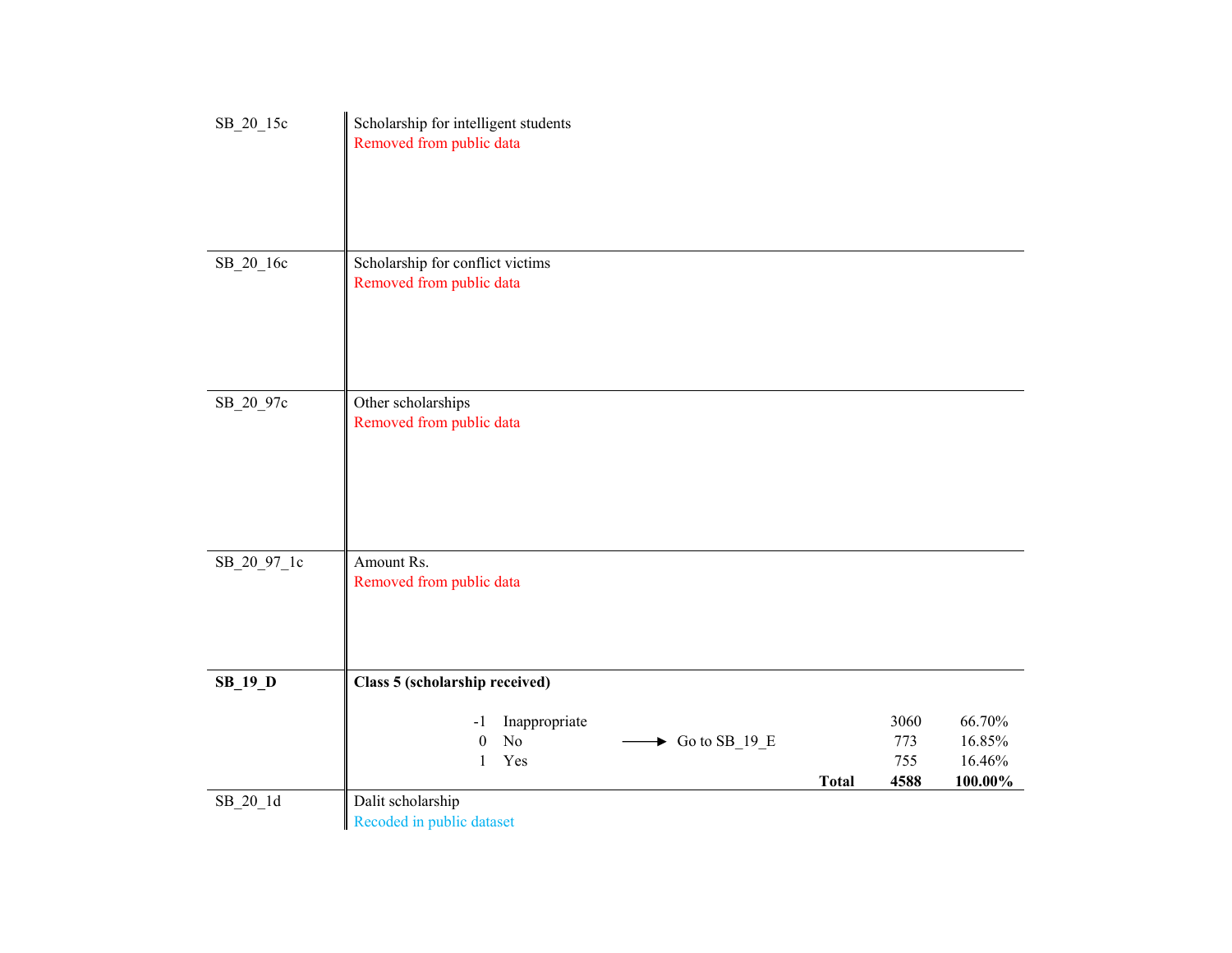| Variable | Description |
|---|---|
| SB_20_15c | Scholarship for intelligent students<br>Removed from public data |
| SB_20_16c | Scholarship for conflict victims<br>Removed from public data |
| SB_20_97c | Other scholarships<br>Removed from public data |
| SB_20_97_1c | Amount Rs.<br>Removed from public data |
| **SB_19_D** | **Class 5 (scholarship received)** |
| SB_20_1d | Dalit scholarship<br>Recoded in public dataset |

**SB_19_D — Class 5 (scholarship received)**

| Code | Label | Skip | Frequency | Percent |
|---|---|---|---|---|
| -1 | Inappropriate | | 3060 | 66.70% |
| 0 | No | → Go to SB_19_E | 773 | 16.85% |
| 1 | Yes | | 755 | 16.46% |
| | | **Total** | **4588** | **100.00%** |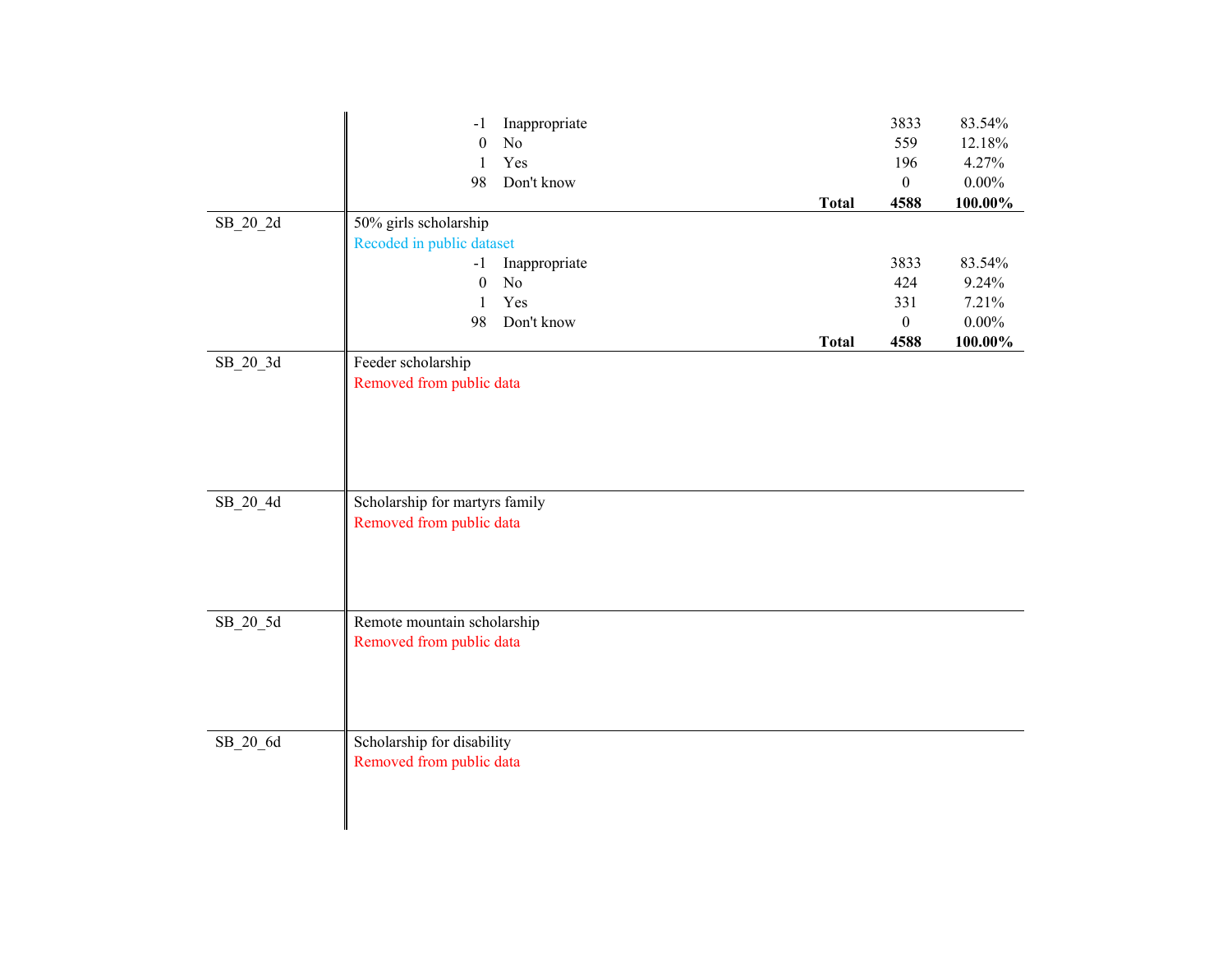| Variable | Description | Code | Label | Frequency | Percent |
|---|---|---|---|---|---|
| | | -1 | Inappropriate | 3833 | 83.54% |
| | | 0 | No | 559 | 12.18% |
| | | 1 | Yes | 196 | 4.27% |
| | | 98 | Don't know | 0 | 0.00% |
| | | | **Total** | **4588** | **100.00%** |
| SB_20_2d | 50% girls scholarship<br>Recoded in public dataset | | | | |
| | | -1 | Inappropriate | 3833 | 83.54% |
| | | 0 | No | 424 | 9.24% |
| | | 1 | Yes | 331 | 7.21% |
| | | 98 | Don't know | 0 | 0.00% |
| | | | **Total** | **4588** | **100.00%** |
| SB_20_3d | Feeder scholarship<br>Removed from public data | | | | |
| SB_20_4d | Scholarship for martyrs family<br>Removed from public data | | | | |
| SB_20_5d | Remote mountain scholarship<br>Removed from public data | | | | |
| SB_20_6d | Scholarship for disability<br>Removed from public data | | | | |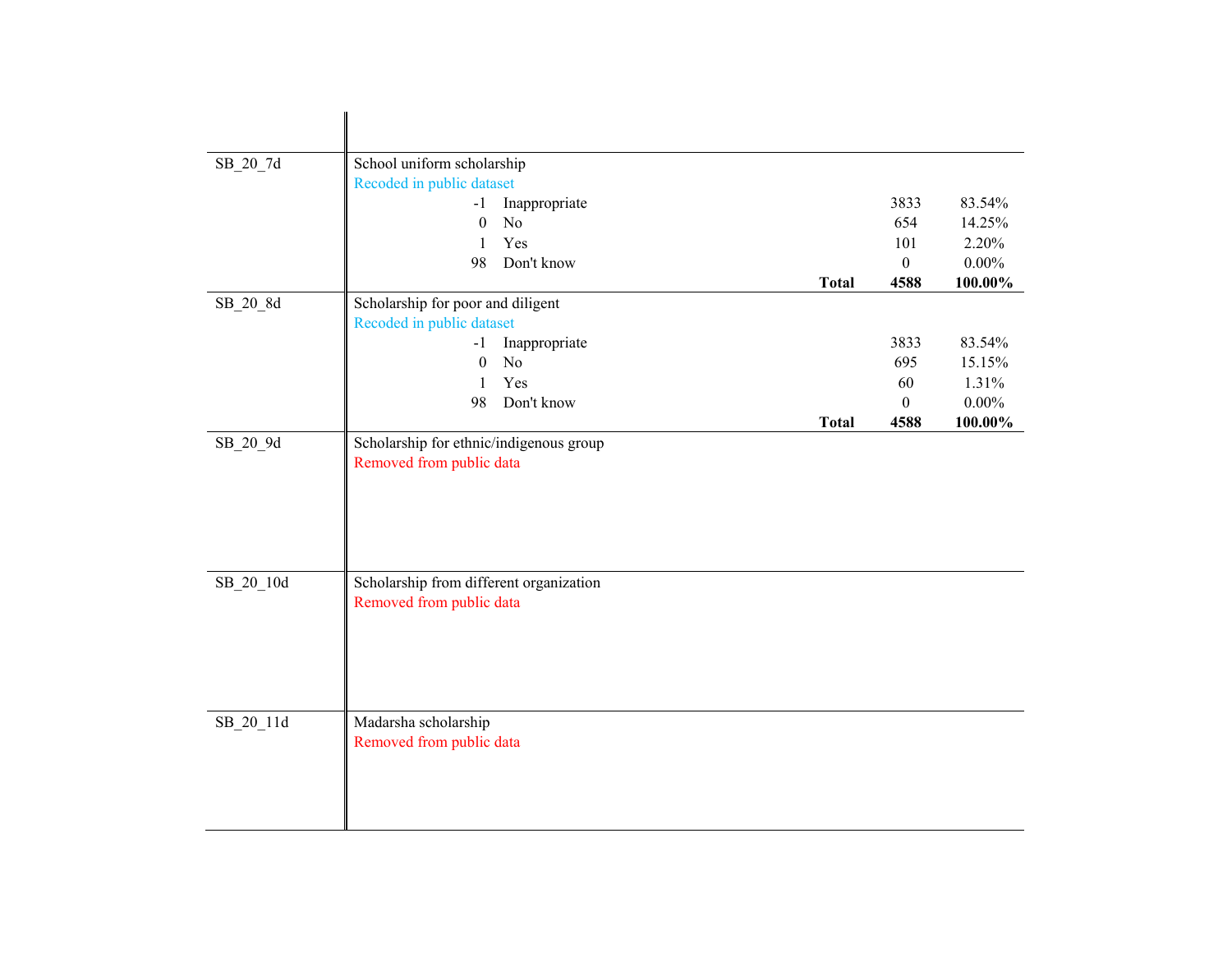| Variable | Description | | | Total | Count | Percent |
|---|---|---|---|---|---|---|
| SB_20_7d | School uniform scholarship | | | | | |
| | Recoded in public dataset | | | | | |
| | -1 | Inappropriate | | | 3833 | 83.54% |
| | 0 | No | | | 654 | 14.25% |
| | 1 | Yes | | | 101 | 2.20% |
| | 98 | Don't know | | | 0 | 0.00% |
| | | | | **Total** | **4588** | **100.00%** |
| SB_20_8d | Scholarship for poor and diligent | | | | | |
| | Recoded in public dataset | | | | | |
| | -1 | Inappropriate | | | 3833 | 83.54% |
| | 0 | No | | | 695 | 15.15% |
| | 1 | Yes | | | 60 | 1.31% |
| | 98 | Don't know | | | 0 | 0.00% |
| | | | | **Total** | **4588** | **100.00%** |
| SB_20_9d | Scholarship for ethnic/indigenous group | | | | | |
| | Removed from public data | | | | | |
| SB_20_10d | Scholarship from different organization | | | | | |
| | Removed from public data | | | | | |
| SB_20_11d | Madarsha scholarship | | | | | |
| | Removed from public data | | | | | |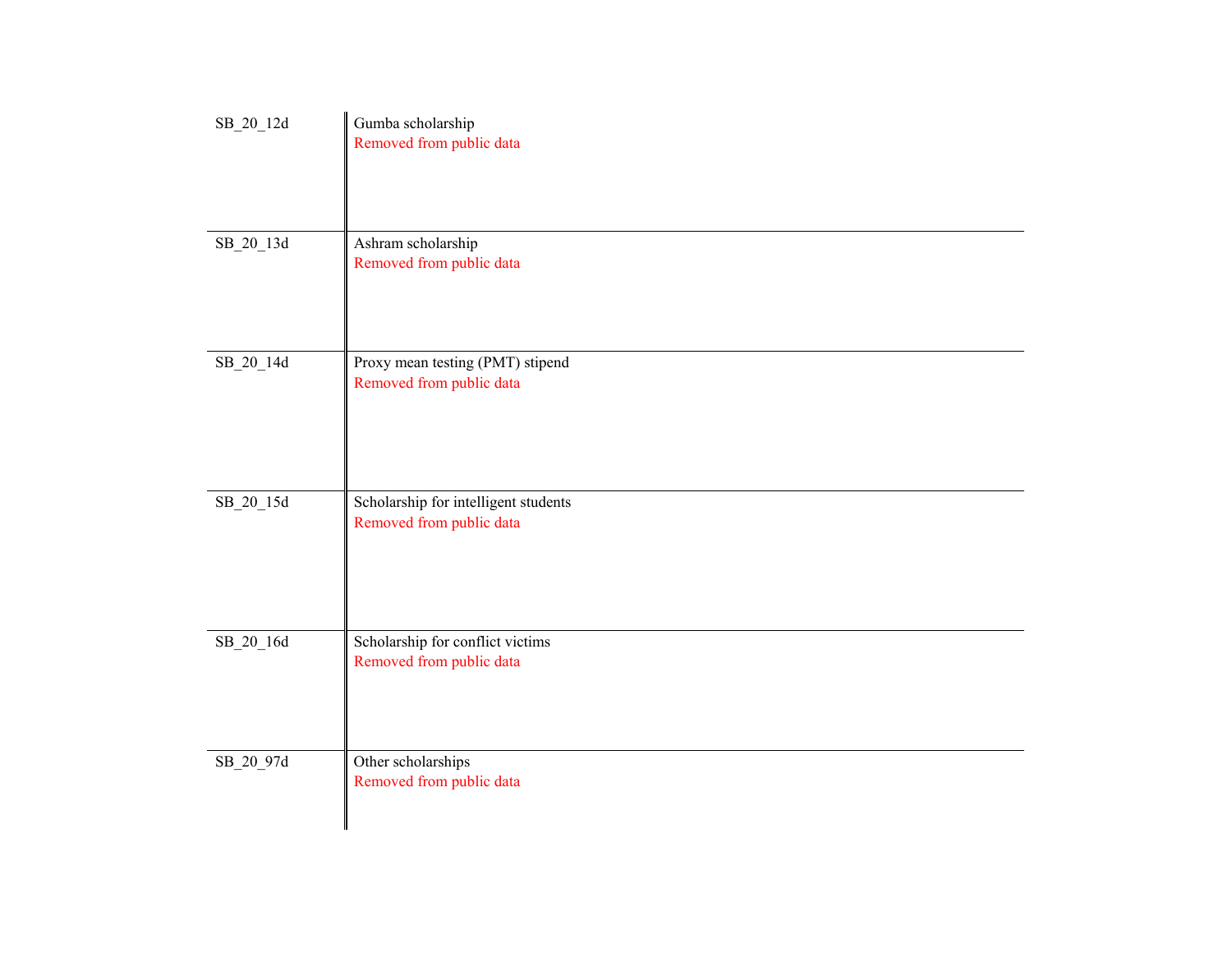| | |
|---|---|
| SB_20_12d | Gumba scholarship<br>Removed from public data |
| SB_20_13d | Ashram scholarship<br>Removed from public data |
| SB_20_14d | Proxy mean testing (PMT) stipend<br>Removed from public data |
| SB_20_15d | Scholarship for intelligent students<br>Removed from public data |
| SB_20_16d | Scholarship for conflict victims<br>Removed from public data |
| SB_20_97d | Other scholarships<br>Removed from public data |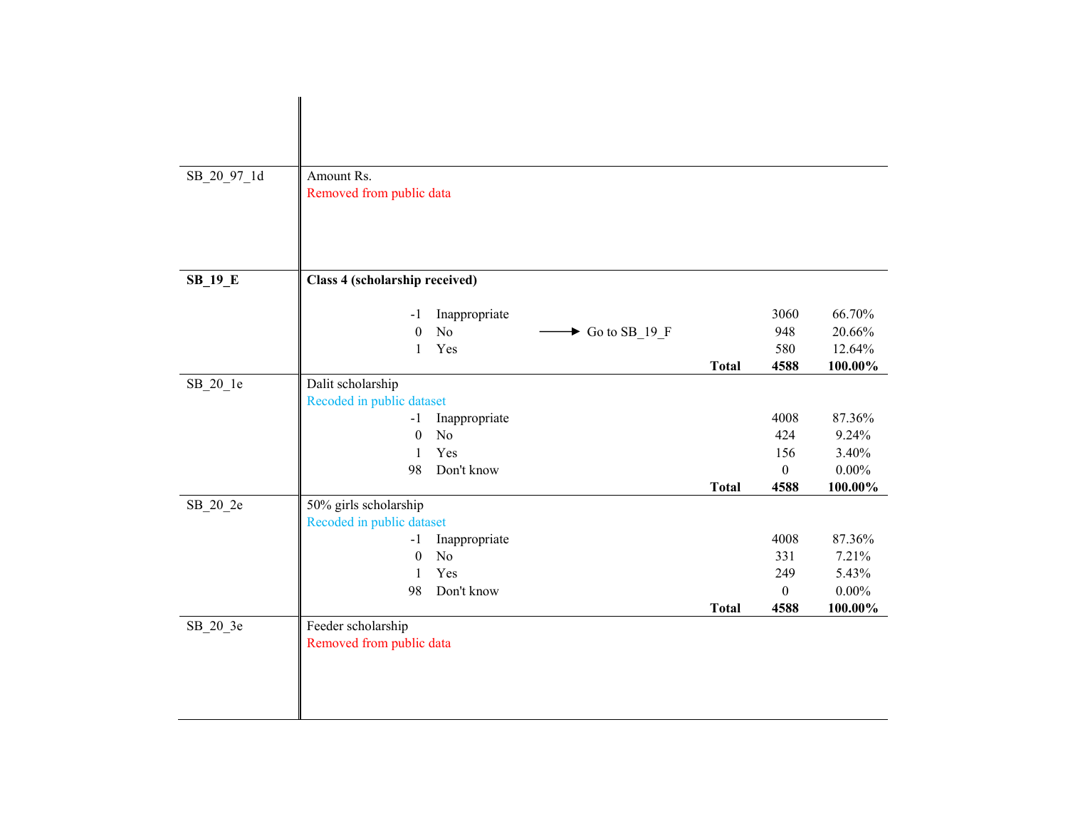| Variable | Description | | | | |
|---|---|---|---|---|---|
| SB_20_97_1d | Amount Rs.<br>Removed from public data | | | | |
| **SB_19_E** | **Class 4 (scholarship received)** | | | | |
| | -1 Inappropriate | | | 3060 | 66.70% |
| | 0 No | → Go to SB_19_F | | 948 | 20.66% |
| | 1 Yes | | | 580 | 12.64% |
| | | | **Total** | **4588** | **100.00%** |
| SB_20_1e | Dalit scholarship<br>Recoded in public dataset | | | | |
| | -1 Inappropriate | | | 4008 | 87.36% |
| | 0 No | | | 424 | 9.24% |
| | 1 Yes | | | 156 | 3.40% |
| | 98 Don't know | | | 0 | 0.00% |
| | | | **Total** | **4588** | **100.00%** |
| SB_20_2e | 50% girls scholarship<br>Recoded in public dataset | | | | |
| | -1 Inappropriate | | | 4008 | 87.36% |
| | 0 No | | | 331 | 7.21% |
| | 1 Yes | | | 249 | 5.43% |
| | 98 Don't know | | | 0 | 0.00% |
| | | | **Total** | **4588** | **100.00%** |
| SB_20_3e | Feeder scholarship<br>Removed from public data | | | | |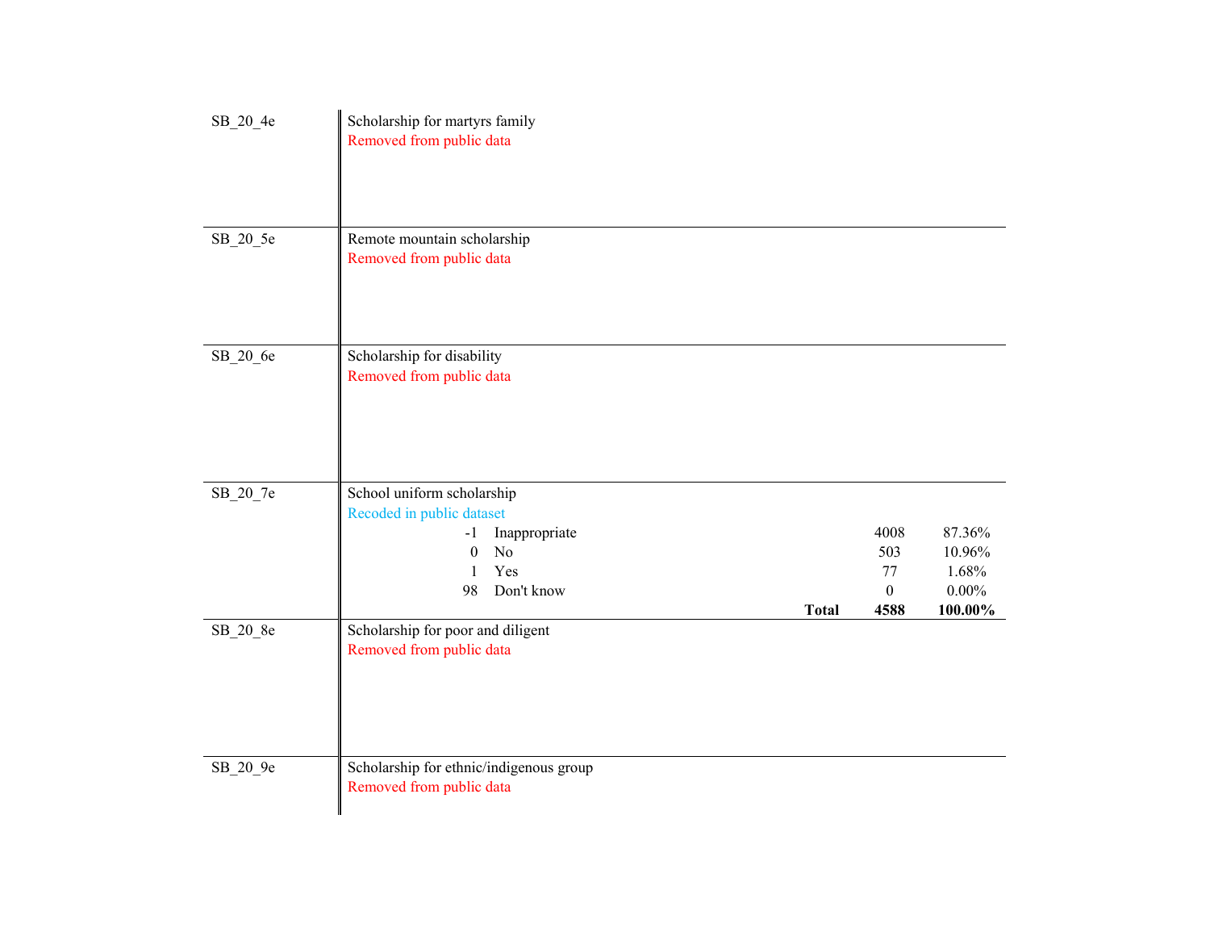| Variable | Description | | | |
|---|---|---|---|---|
| SB_20_4e | Scholarship for martyrs family | | | |
| | Removed from public data | | | |
| SB_20_5e | Remote mountain scholarship | | | |
| | Removed from public data | | | |
| SB_20_6e | Scholarship for disability | | | |
| | Removed from public data | | | |
| SB_20_7e | School uniform scholarship | | | |
| | Recoded in public dataset | | | |
| | -1 | Inappropriate | 4008 | 87.36% |
| | 0 | No | 503 | 10.96% |
| | 1 | Yes | 77 | 1.68% |
| | 98 | Don't know | 0 | 0.00% |
| | | **Total** | **4588** | **100.00%** |
| SB_20_8e | Scholarship for poor and diligent | | | |
| | Removed from public data | | | |
| SB_20_9e | Scholarship for ethnic/indigenous group | | | |
| | Removed from public data | | | |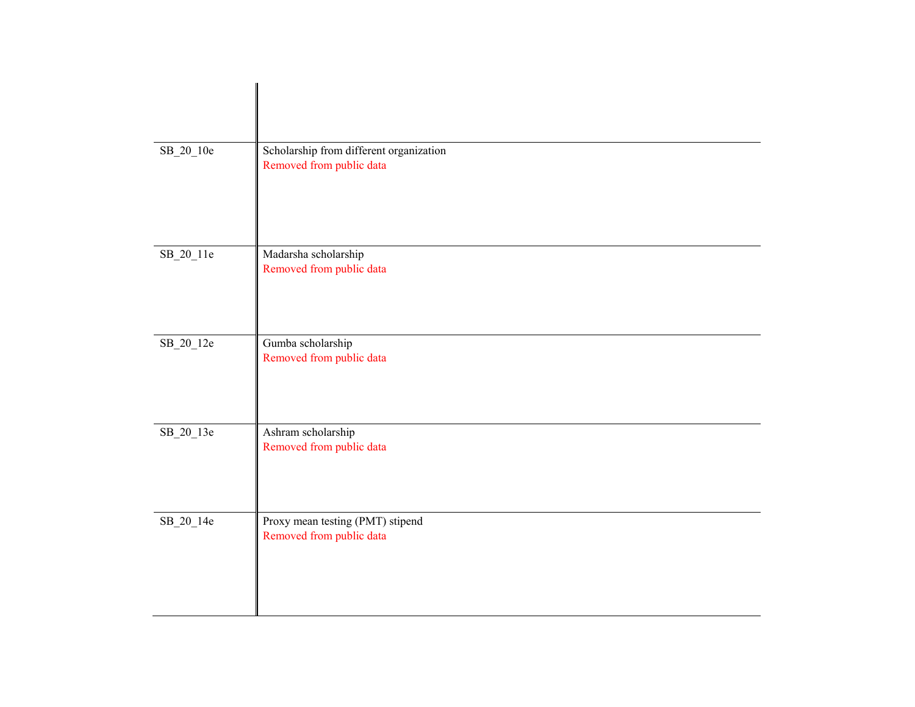| | |
|---|---|
| SB_20_10e | Scholarship from different organization<br>Removed from public data |
| SB_20_11e | Madarsha scholarship<br>Removed from public data |
| SB_20_12e | Gumba scholarship<br>Removed from public data |
| SB_20_13e | Ashram scholarship<br>Removed from public data |
| SB_20_14e | Proxy mean testing (PMT) stipend<br>Removed from public data |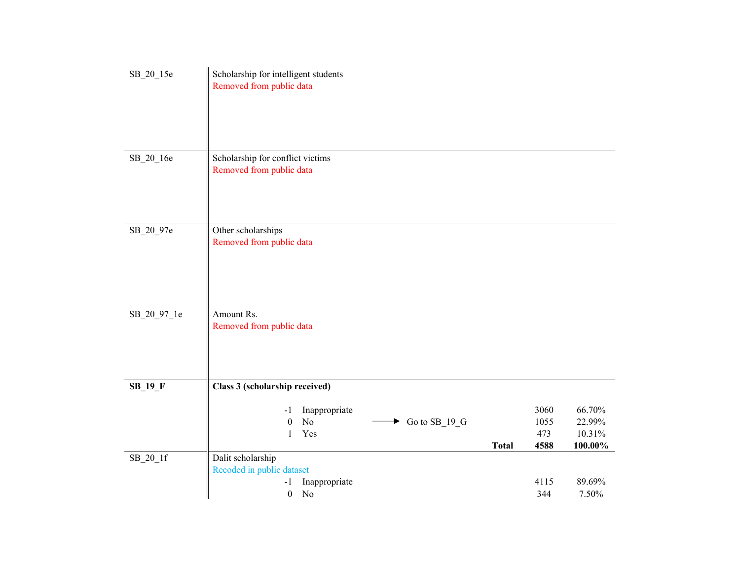| Variable | Description | | | | |
|---|---|---|---|---|---|
| SB_20_15e | Scholarship for intelligent students | | | | |
| | Removed from public data | | | | |
| SB_20_16e | Scholarship for conflict victims | | | | |
| | Removed from public data | | | | |
| SB_20_97e | Other scholarships | | | | |
| | Removed from public data | | | | |
| SB_20_97_1e | Amount Rs. | | | | |
| | Removed from public data | | | | |
| **SB_19_F** | **Class 3 (scholarship received)** | | | | |
| | -1 Inappropriate | | | 3060 | 66.70% |
| | 0 No | → Go to SB_19_G | | 1055 | 22.99% |
| | 1 Yes | | | 473 | 10.31% |
| | | | **Total** | **4588** | **100.00%** |
| SB_20_1f | Dalit scholarship | | | | |
| | Recoded in public dataset | | | | |
| | -1 Inappropriate | | | 4115 | 89.69% |
| | 0 No | | | 344 | 7.50% |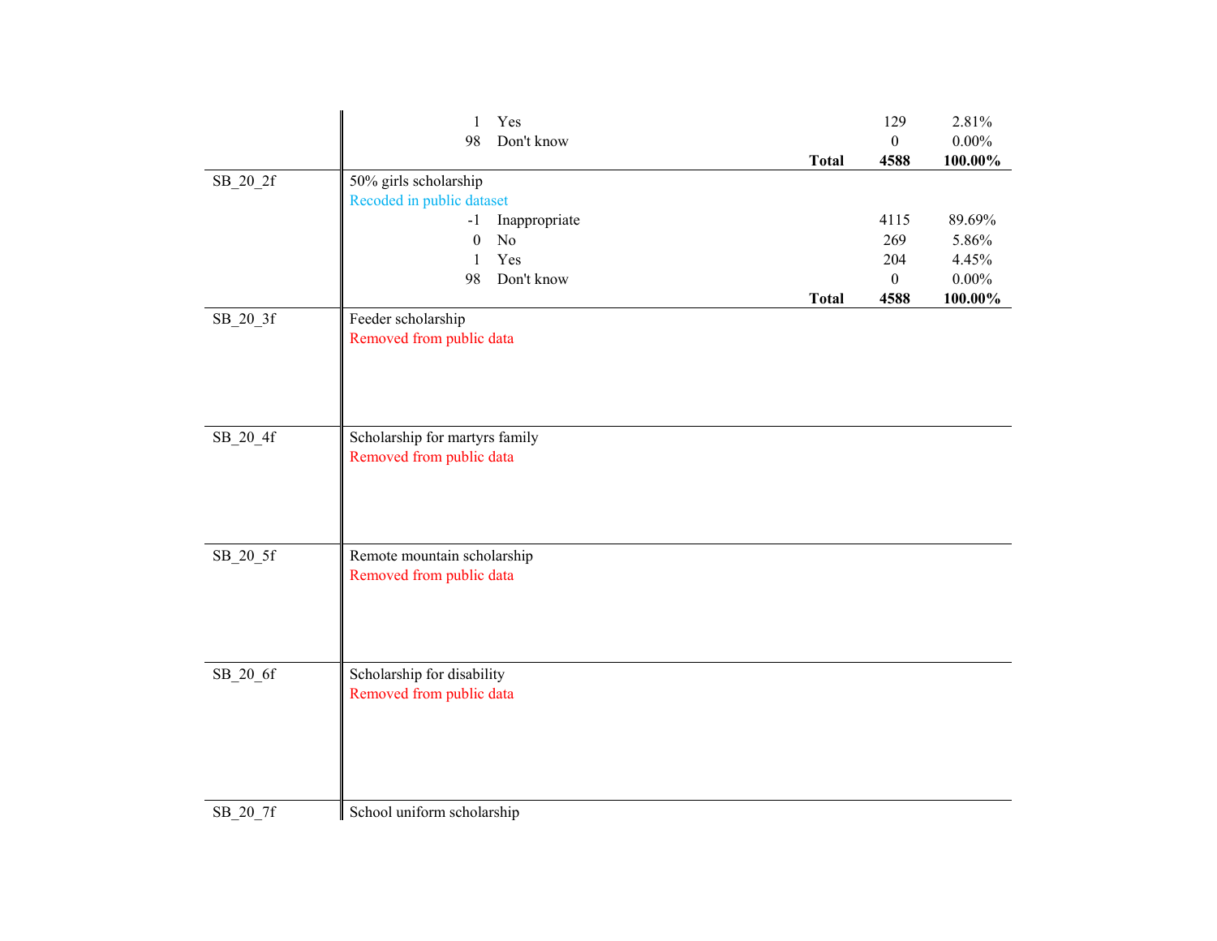| Variable | Description | | Count | Percent |
|---|---|---|---|---|
| | 1 Yes | | 129 | 2.81% |
| | 98 Don't know | | 0 | 0.00% |
| | | **Total** | **4588** | **100.00%** |
| SB_20_2f | 50% girls scholarship | | | |
| | Recoded in public dataset | | | |
| | -1 Inappropriate | | 4115 | 89.69% |
| | 0 No | | 269 | 5.86% |
| | 1 Yes | | 204 | 4.45% |
| | 98 Don't know | | 0 | 0.00% |
| | | **Total** | **4588** | **100.00%** |
| SB_20_3f | Feeder scholarship | | | |
| | Removed from public data | | | |
| SB_20_4f | Scholarship for martyrs family | | | |
| | Removed from public data | | | |
| SB_20_5f | Remote mountain scholarship | | | |
| | Removed from public data | | | |
| SB_20_6f | Scholarship for disability | | | |
| | Removed from public data | | | |
| SB_20_7f | School uniform scholarship | | | |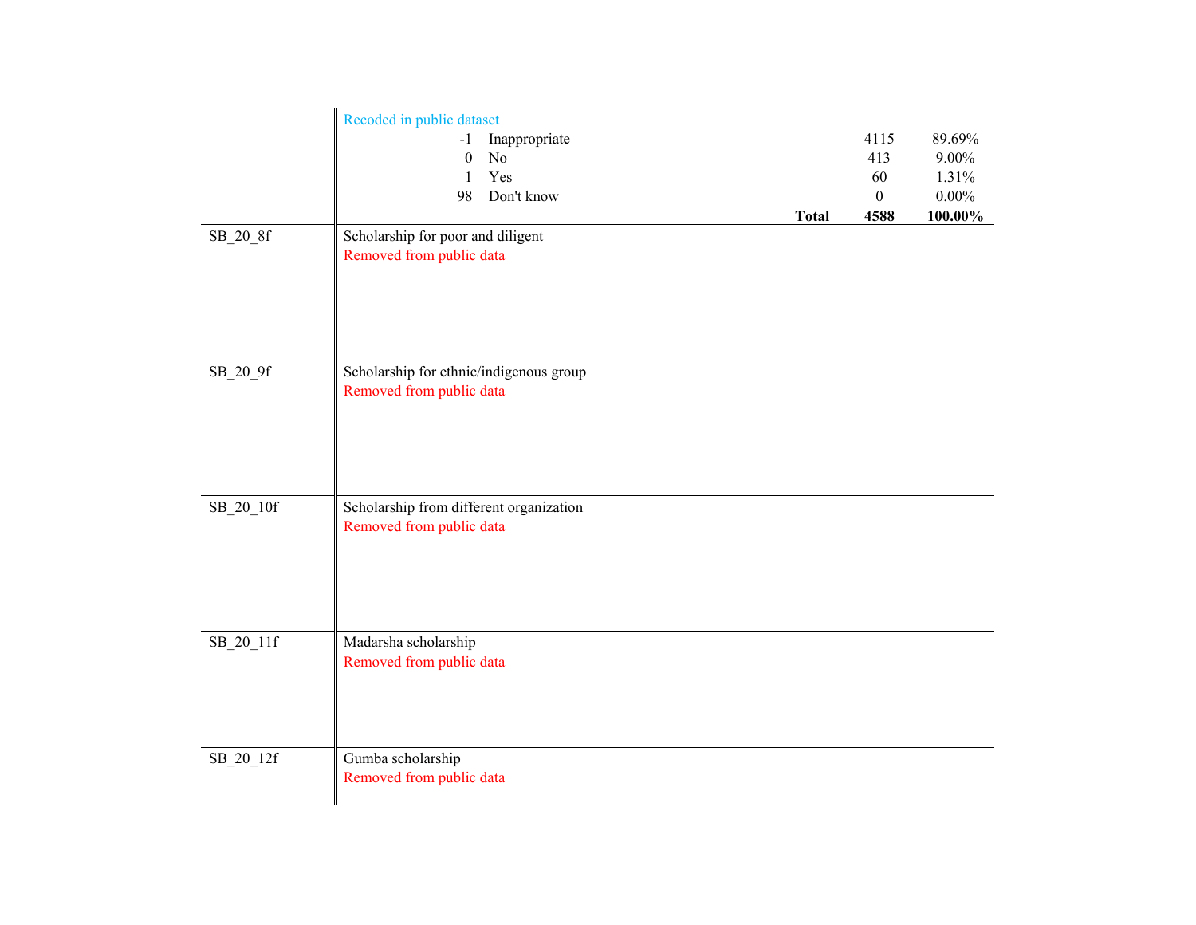| Variable | Description | | | |
|---|---|---|---|---|
| | Recoded in public dataset | | | |
| | -1 | Inappropriate | 4115 | 89.69% |
| | 0 | No | 413 | 9.00% |
| | 1 | Yes | 60 | 1.31% |
| | 98 | Don't know | 0 | 0.00% |
| | | **Total** | **4588** | **100.00%** |
| SB_20_8f | Scholarship for poor and diligent<br>Removed from public data | | | |
| SB_20_9f | Scholarship for ethnic/indigenous group<br>Removed from public data | | | |
| SB_20_10f | Scholarship from different organization<br>Removed from public data | | | |
| SB_20_11f | Madarsha scholarship<br>Removed from public data | | | |
| SB_20_12f | Gumba scholarship<br>Removed from public data | | | |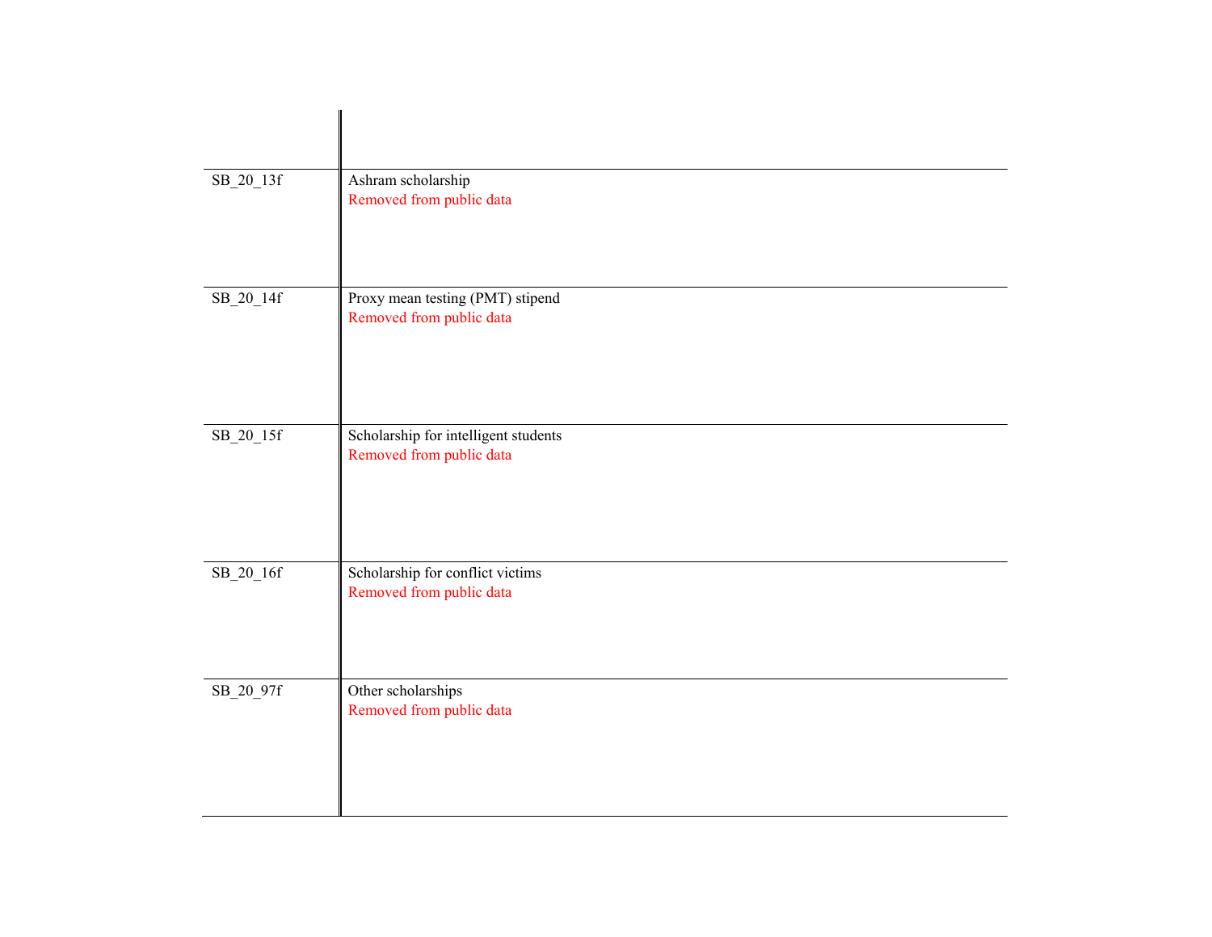| | |
|---|---|
| SB_20_13f | Ashram scholarship<br>Removed from public data |
| SB_20_14f | Proxy mean testing (PMT) stipend<br>Removed from public data |
| SB_20_15f | Scholarship for intelligent students<br>Removed from public data |
| SB_20_16f | Scholarship for conflict victims<br>Removed from public data |
| SB_20_97f | Other scholarships<br>Removed from public data |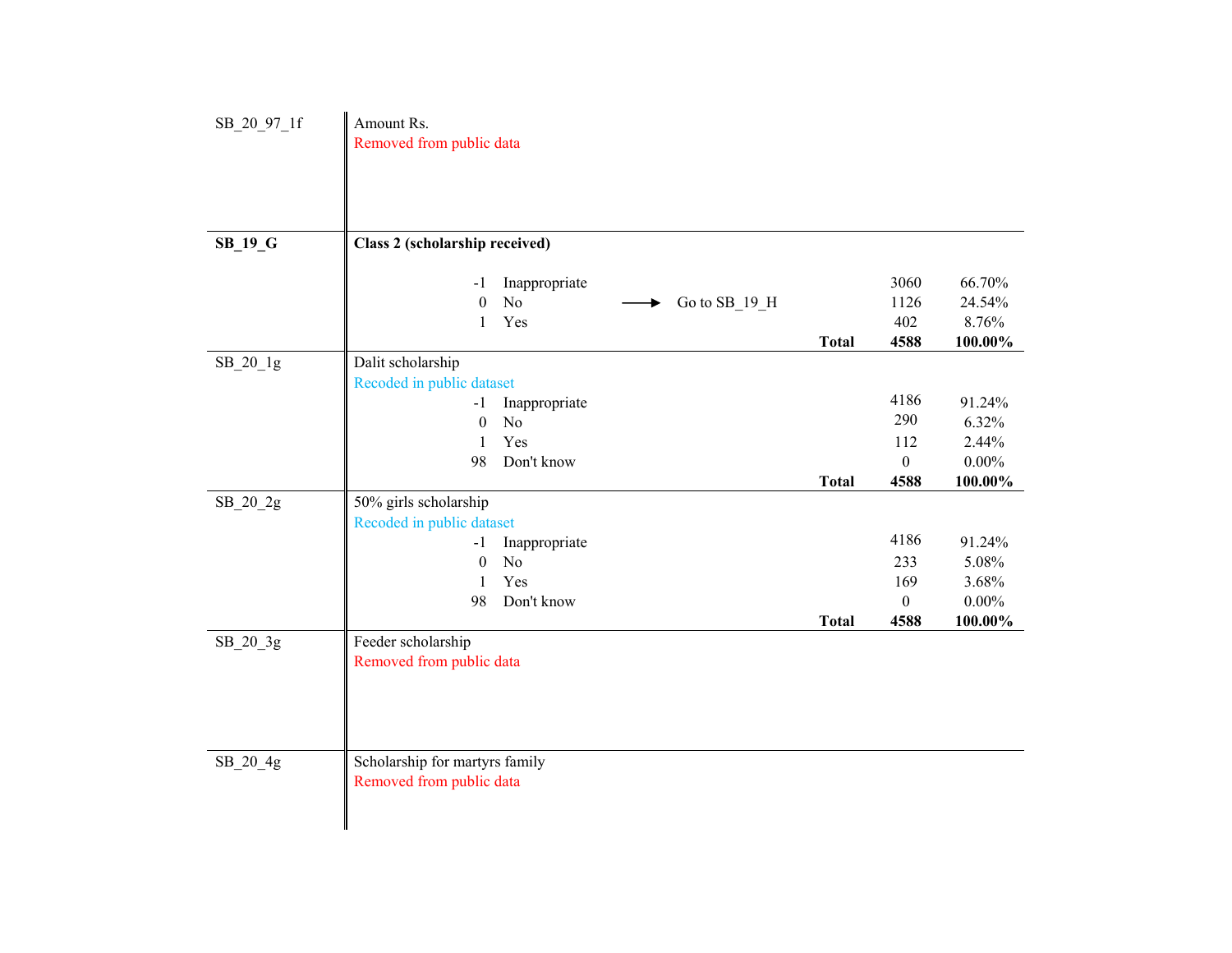| Variable | Description | | | | Count | Percent |
|---|---|---|---|---|---|---|
| SB_20_97_1f | Amount Rs. | | | | | |
| | Removed from public data | | | | | |
| **SB_19_G** | **Class 2 (scholarship received)** | | | | | |
| | -1 | Inappropriate | | | 3060 | 66.70% |
| | 0 | No | → Go to SB_19_H | | 1126 | 24.54% |
| | 1 | Yes | | | 402 | 8.76% |
| | | | | **Total** | **4588** | **100.00%** |
| SB_20_1g | Dalit scholarship | | | | | |
| | Recoded in public dataset | | | | | |
| | -1 | Inappropriate | | | 4186 | 91.24% |
| | 0 | No | | | 290 | 6.32% |
| | 1 | Yes | | | 112 | 2.44% |
| | 98 | Don't know | | | 0 | 0.00% |
| | | | | **Total** | **4588** | **100.00%** |
| SB_20_2g | 50% girls scholarship | | | | | |
| | Recoded in public dataset | | | | | |
| | -1 | Inappropriate | | | 4186 | 91.24% |
| | 0 | No | | | 233 | 5.08% |
| | 1 | Yes | | | 169 | 3.68% |
| | 98 | Don't know | | | 0 | 0.00% |
| | | | | **Total** | **4588** | **100.00%** |
| SB_20_3g | Feeder scholarship | | | | | |
| | Removed from public data | | | | | |
| SB_20_4g | Scholarship for martyrs family | | | | | |
| | Removed from public data | | | | | |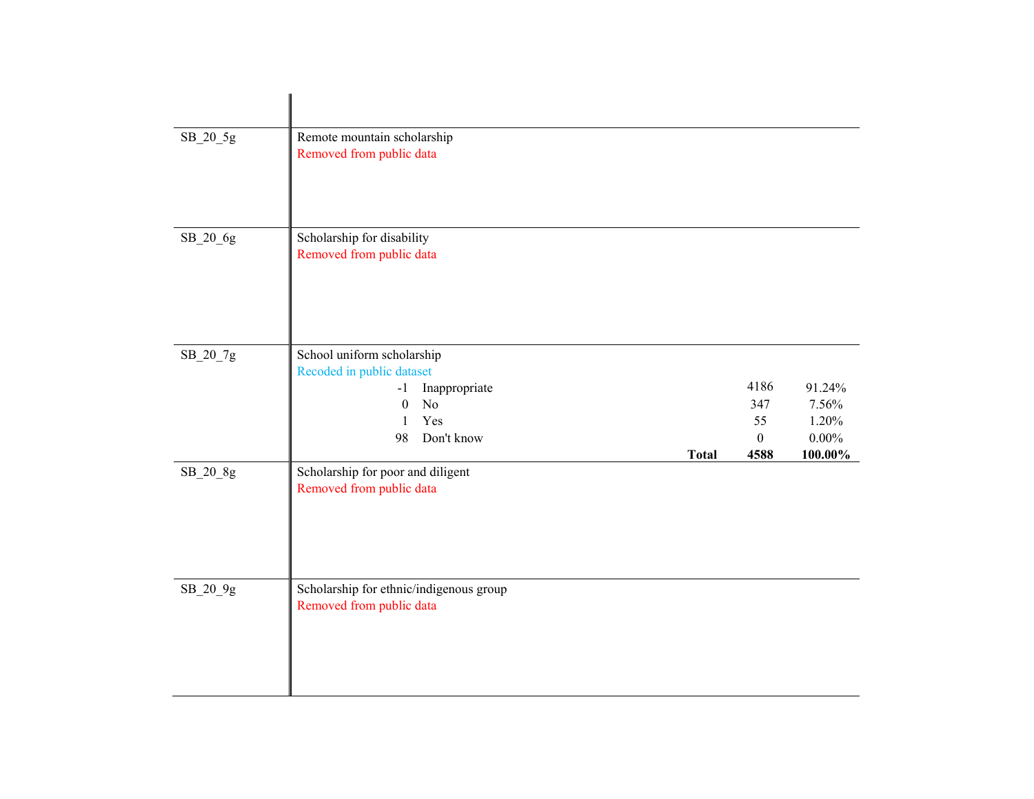| Variable | Description | | | |
|---|---|---|---|---|
| SB_20_5g | Remote mountain scholarship | | | |
| | Removed from public data | | | |
| SB_20_6g | Scholarship for disability | | | |
| | Removed from public data | | | |
| SB_20_7g | School uniform scholarship | | | |
| | Recoded in public dataset | | | |
| | -1 | Inappropriate | 4186 | 91.24% |
| | 0 | No | 347 | 7.56% |
| | 1 | Yes | 55 | 1.20% |
| | 98 | Don't know | 0 | 0.00% |
| | | **Total** | **4588** | **100.00%** |
| SB_20_8g | Scholarship for poor and diligent | | | |
| | Removed from public data | | | |
| SB_20_9g | Scholarship for ethnic/indigenous group | | | |
| | Removed from public data | | | |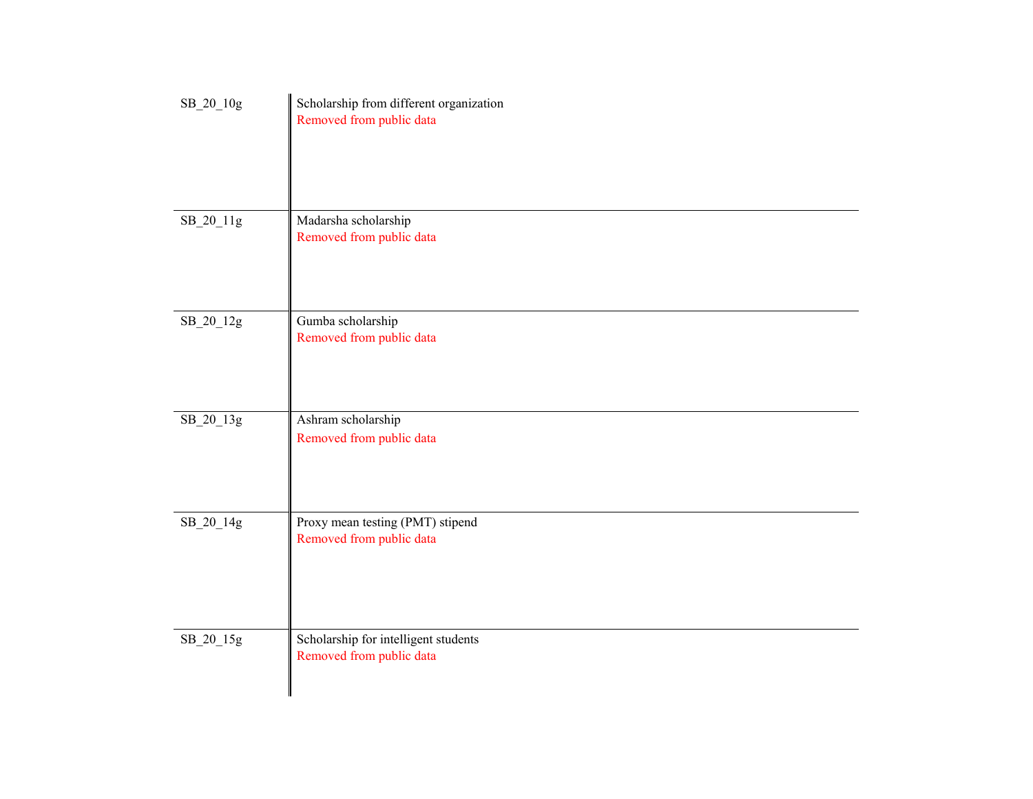| | |
|---|---|
| SB_20_10g | Scholarship from different organization<br>Removed from public data |
| SB_20_11g | Madarsha scholarship<br>Removed from public data |
| SB_20_12g | Gumba scholarship<br>Removed from public data |
| SB_20_13g | Ashram scholarship<br>Removed from public data |
| SB_20_14g | Proxy mean testing (PMT) stipend<br>Removed from public data |
| SB_20_15g | Scholarship for intelligent students<br>Removed from public data |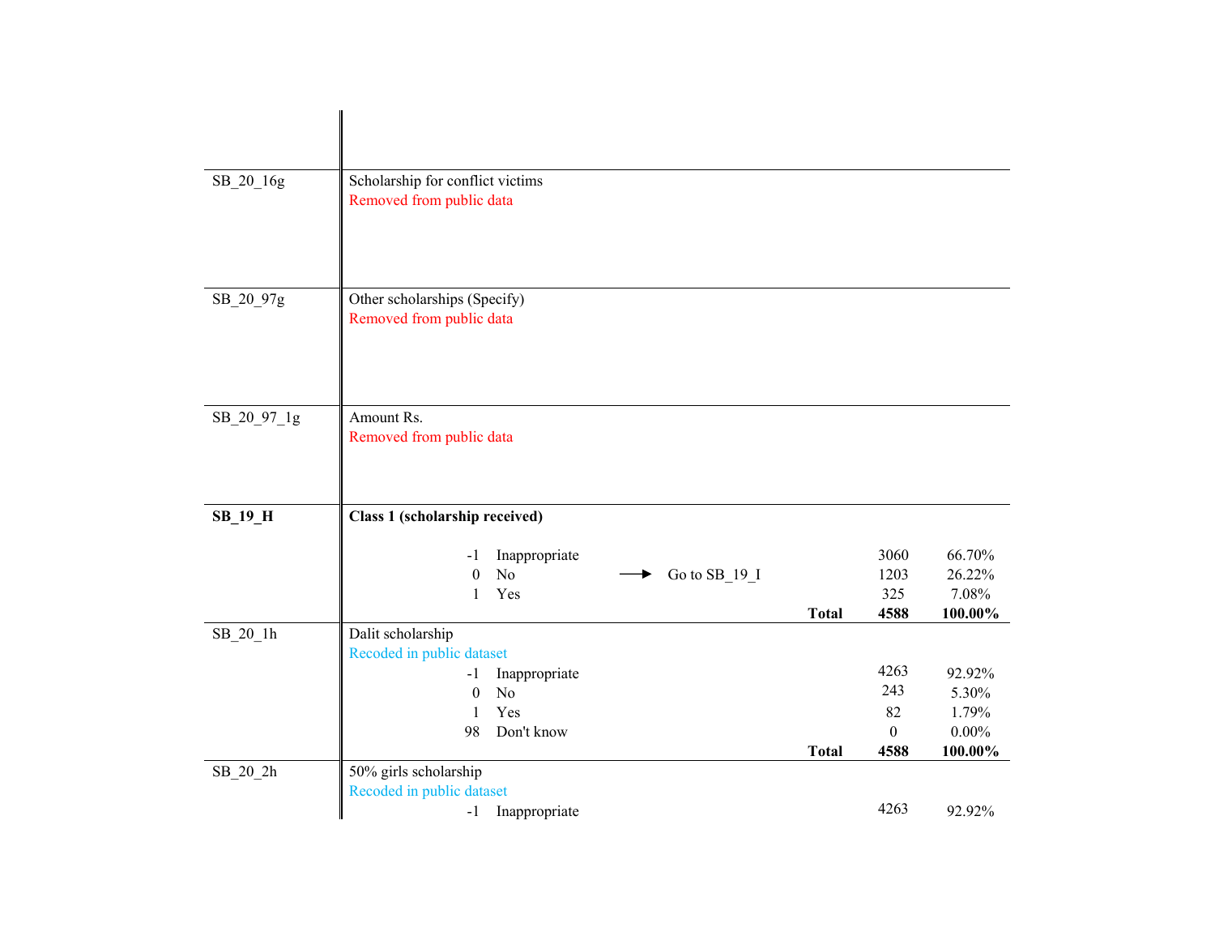| Variable | Description | | | | | |
|---|---|---|---|---|---|---|
| SB_20_16g | Scholarship for conflict victims | | | | | |
| | Removed from public data | | | | | |
| SB_20_97g | Other scholarships (Specify) | | | | | |
| | Removed from public data | | | | | |
| SB_20_97_1g | Amount Rs. | | | | | |
| | Removed from public data | | | | | |
| **SB_19_H** | **Class 1 (scholarship received)** | | | | | |
| | -1 | Inappropriate | | | 3060 | 66.70% |
| | 0 | No | → Go to SB_19_I | | 1203 | 26.22% |
| | 1 | Yes | | | 325 | 7.08% |
| | | | | **Total** | **4588** | **100.00%** |
| SB_20_1h | Dalit scholarship | | | | | |
| | Recoded in public dataset | | | | | |
| | -1 | Inappropriate | | | 4263 | 92.92% |
| | 0 | No | | | 243 | 5.30% |
| | 1 | Yes | | | 82 | 1.79% |
| | 98 | Don't know | | | 0 | 0.00% |
| | | | | **Total** | **4588** | **100.00%** |
| SB_20_2h | 50% girls scholarship | | | | | |
| | Recoded in public dataset | | | | | |
| | -1 | Inappropriate | | | 4263 | 92.92% |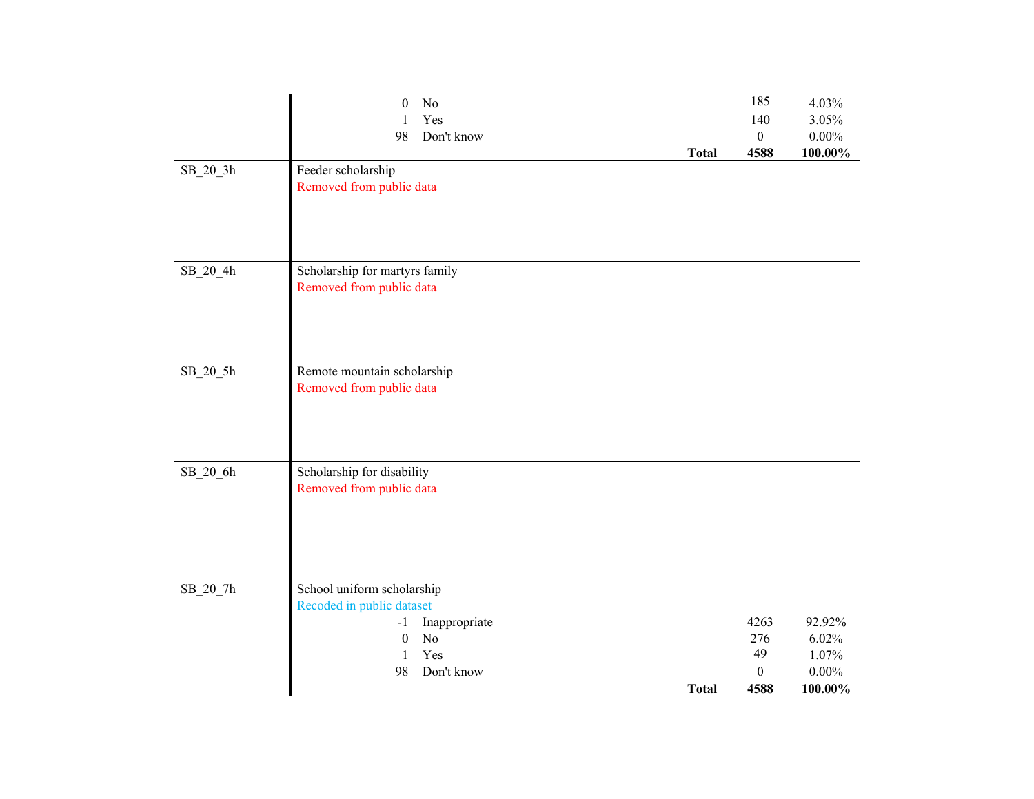| Variable | Description | Code | Label | Frequency | Percent |
|---|---|---|---|---|---|
| | | 0 | No | 185 | 4.03% |
| | | 1 | Yes | 140 | 3.05% |
| | | 98 | Don't know | 0 | 0.00% |
| | | | **Total** | **4588** | **100.00%** |
| SB_20_3h | Feeder scholarship<br>Removed from public data | | | | |
| SB_20_4h | Scholarship for martyrs family<br>Removed from public data | | | | |
| SB_20_5h | Remote mountain scholarship<br>Removed from public data | | | | |
| SB_20_6h | Scholarship for disability<br>Removed from public data | | | | |
| SB_20_7h | School uniform scholarship<br>Recoded in public dataset | | | | |
| | | -1 | Inappropriate | 4263 | 92.92% |
| | | 0 | No | 276 | 6.02% |
| | | 1 | Yes | 49 | 1.07% |
| | | 98 | Don't know | 0 | 0.00% |
| | | | **Total** | **4588** | **100.00%** |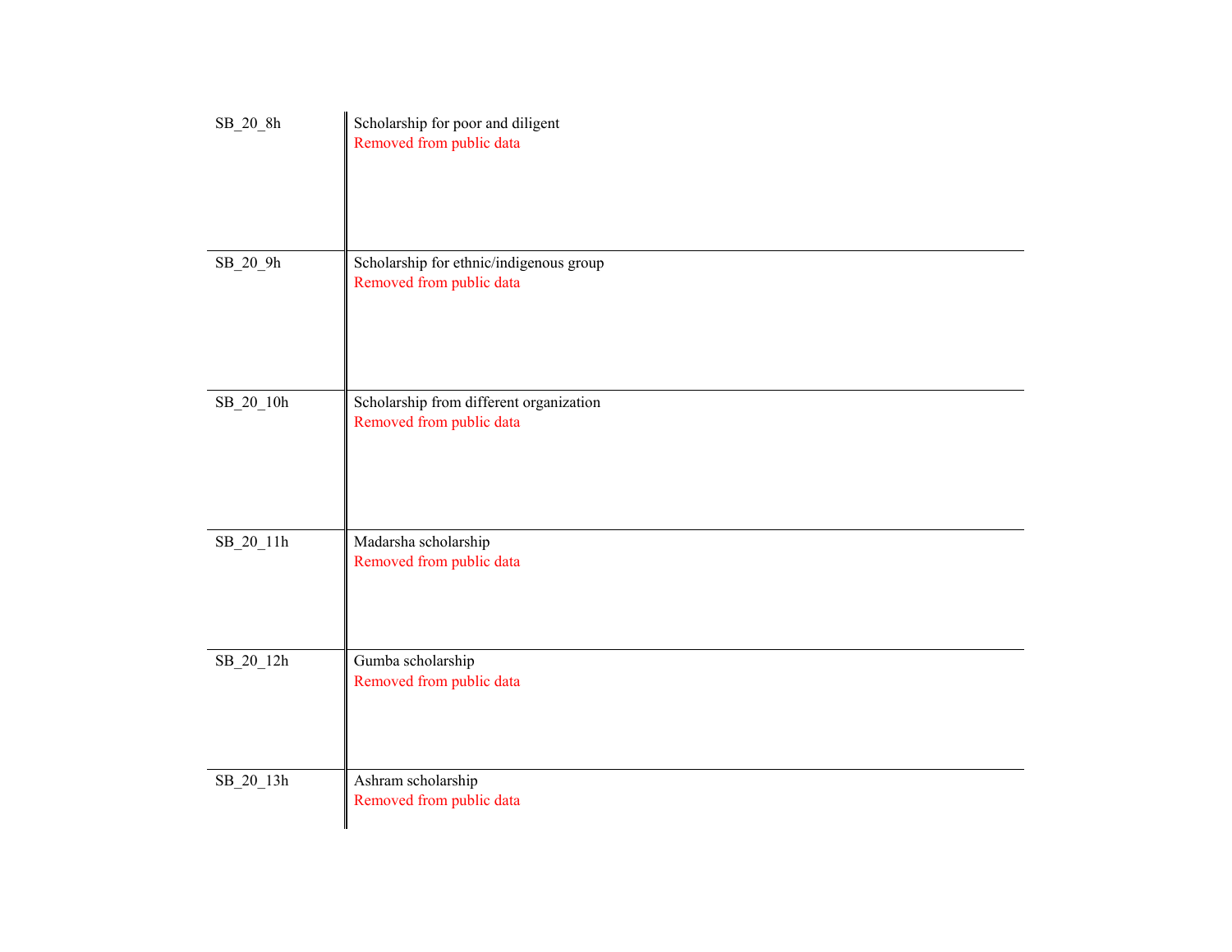| | |
|---|---|
| SB_20_8h | Scholarship for poor and diligent<br>Removed from public data |
| SB_20_9h | Scholarship for ethnic/indigenous group<br>Removed from public data |
| SB_20_10h | Scholarship from different organization<br>Removed from public data |
| SB_20_11h | Madarsha scholarship<br>Removed from public data |
| SB_20_12h | Gumba scholarship<br>Removed from public data |
| SB_20_13h | Ashram scholarship<br>Removed from public data |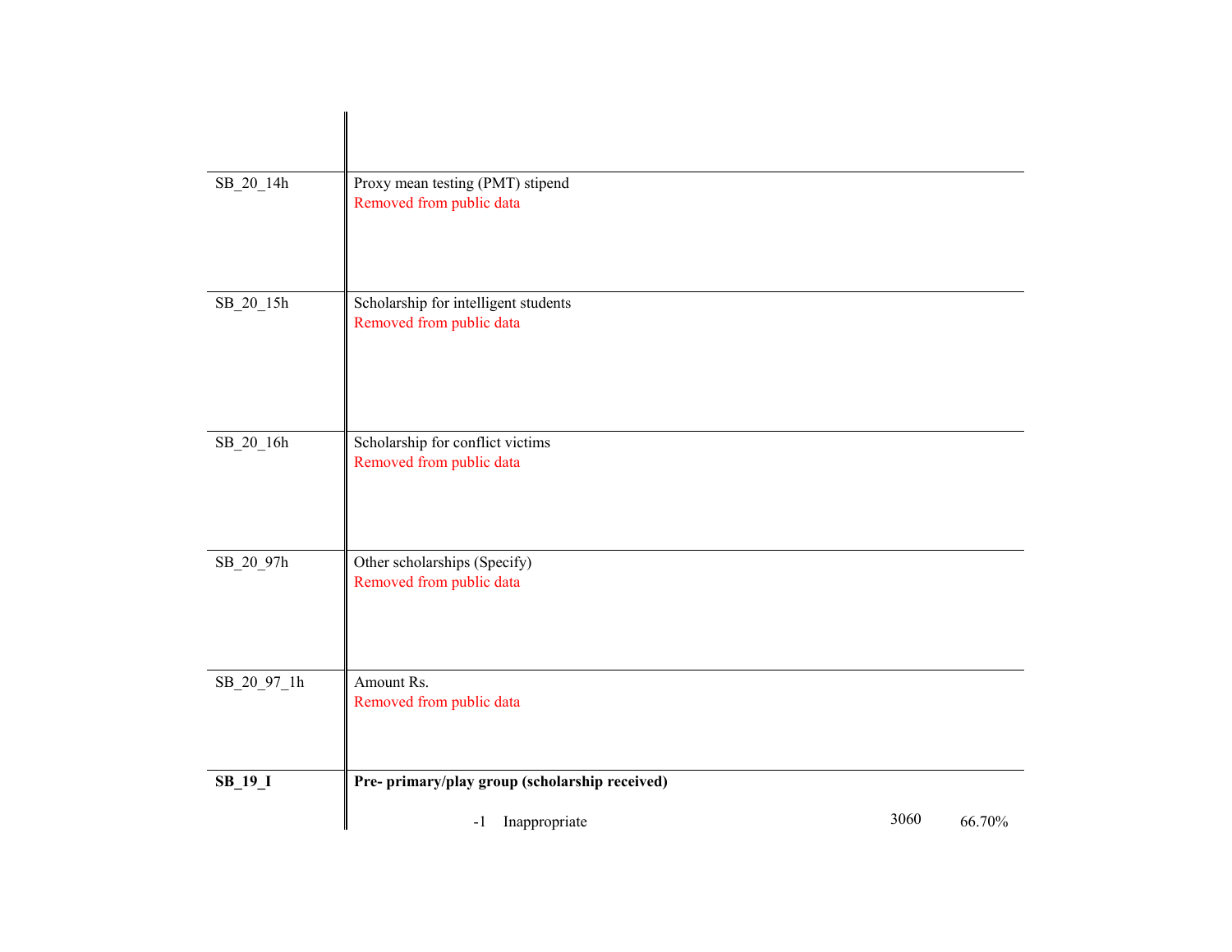| | |
|---|---|
| SB_20_14h | Proxy mean testing (PMT) stipend<br>Removed from public data |
| SB_20_15h | Scholarship for intelligent students<br>Removed from public data |
| SB_20_16h | Scholarship for conflict victims<br>Removed from public data |
| SB_20_97h | Other scholarships (Specify)<br>Removed from public data |
| SB_20_97_1h | Amount Rs.<br>Removed from public data |
| **SB_19_I** | **Pre- primary/play group (scholarship received)** |

| Code | Label | Frequency | Percent |
|---|---|---|---|
| -1 | Inappropriate | 3060 | 66.70% |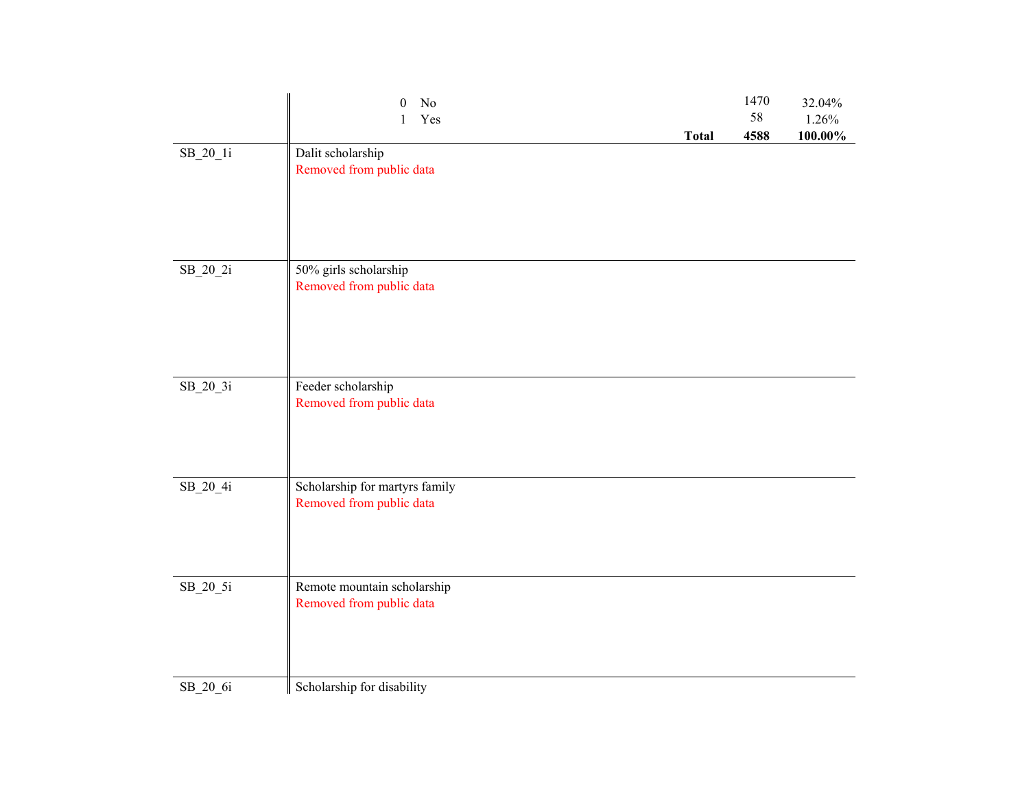| Variable | Description | | | Frequency | Percent |
|---|---|---|---|---|---|
| | 0 | No | | 1470 | 32.04% |
| | 1 | Yes | | 58 | 1.26% |
| | | | **Total** | **4588** | **100.00%** |
| SB_20_1i | Dalit scholarship<br>Removed from public data | | | | |
| SB_20_2i | 50% girls scholarship<br>Removed from public data | | | | |
| SB_20_3i | Feeder scholarship<br>Removed from public data | | | | |
| SB_20_4i | Scholarship for martyrs family<br>Removed from public data | | | | |
| SB_20_5i | Remote mountain scholarship<br>Removed from public data | | | | |
| SB_20_6i | Scholarship for disability | | | | |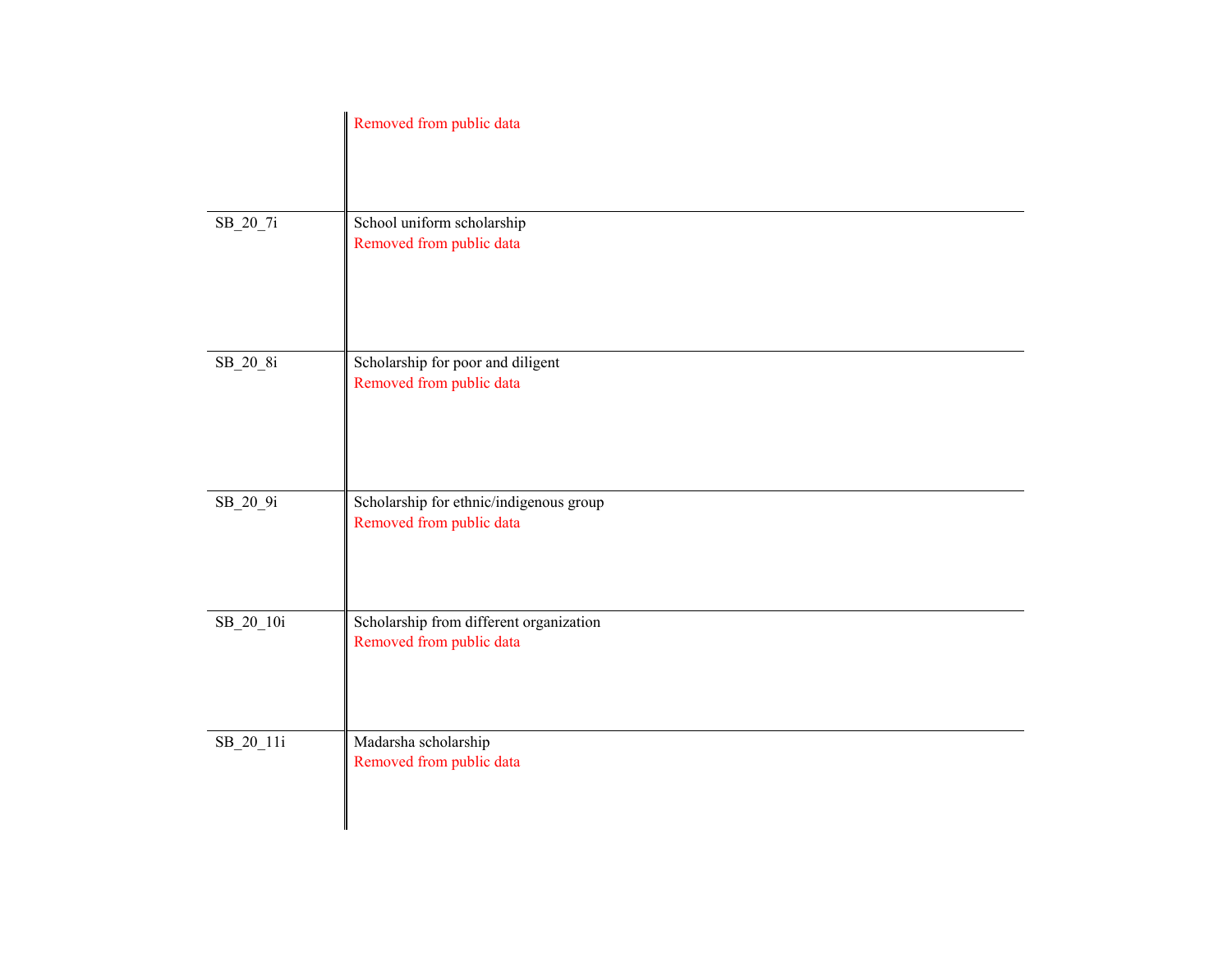| | |
|---|---|
| | Removed from public data |
| SB_20_7i | School uniform scholarship<br>Removed from public data |
| SB_20_8i | Scholarship for poor and diligent<br>Removed from public data |
| SB_20_9i | Scholarship for ethnic/indigenous group<br>Removed from public data |
| SB_20_10i | Scholarship from different organization<br>Removed from public data |
| SB_20_11i | Madarsha scholarship<br>Removed from public data |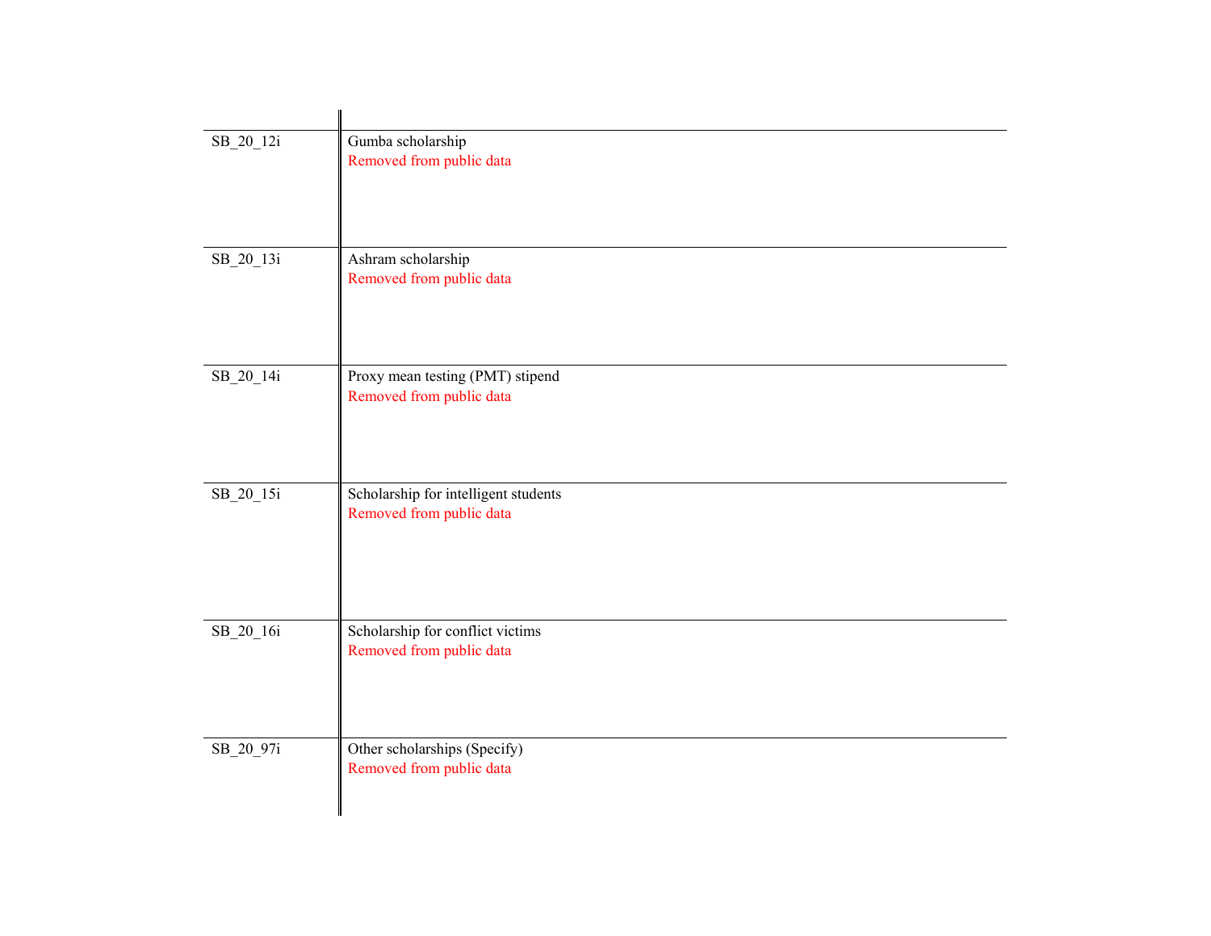| | |
|---|---|
| SB_20_12i | Gumba scholarship<br>Removed from public data |
| SB_20_13i | Ashram scholarship<br>Removed from public data |
| SB_20_14i | Proxy mean testing (PMT) stipend<br>Removed from public data |
| SB_20_15i | Scholarship for intelligent students<br>Removed from public data |
| SB_20_16i | Scholarship for conflict victims<br>Removed from public data |
| SB_20_97i | Other scholarships (Specify)<br>Removed from public data |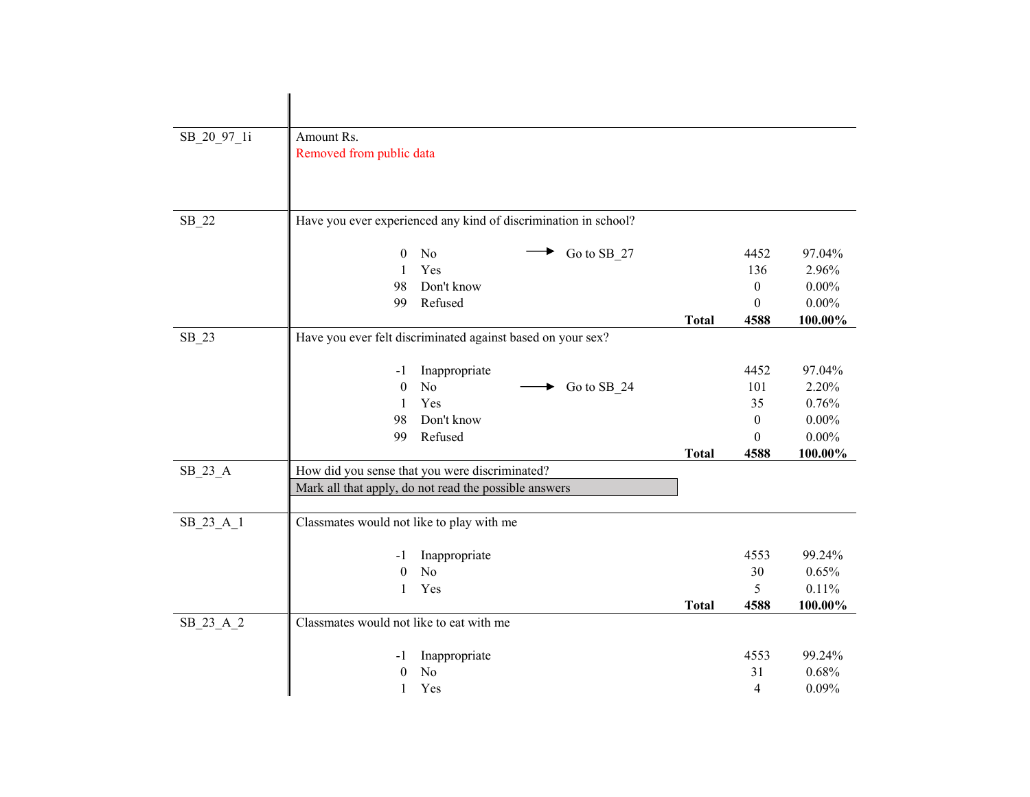| Variable | Question / Values | | | Frequency | Percent |
|---|---|---|---|---|---|
| SB_20_97_1i | Amount Rs. | | | | |
| | Removed from public data | | | | |
| SB_22 | Have you ever experienced any kind of discrimination in school? | | | | |
| | 0 | No | → Go to SB_27 | 4452 | 97.04% |
| | 1 | Yes | | 136 | 2.96% |
| | 98 | Don't know | | 0 | 0.00% |
| | 99 | Refused | | 0 | 0.00% |
| | | | **Total** | **4588** | **100.00%** |
| SB_23 | Have you ever felt discriminated against based on your sex? | | | | |
| | -1 | Inappropriate | | 4452 | 97.04% |
| | 0 | No | → Go to SB_24 | 101 | 2.20% |
| | 1 | Yes | | 35 | 0.76% |
| | 98 | Don't know | | 0 | 0.00% |
| | 99 | Refused | | 0 | 0.00% |
| | | | **Total** | **4588** | **100.00%** |
| SB_23_A | How did you sense that you were discriminated? | | | | |
| | Mark all that apply, do not read the possible answers | | | | |
| SB_23_A_1 | Classmates would not like to play with me | | | | |
| | -1 | Inappropriate | | 4553 | 99.24% |
| | 0 | No | | 30 | 0.65% |
| | 1 | Yes | | 5 | 0.11% |
| | | | **Total** | **4588** | **100.00%** |
| SB_23_A_2 | Classmates would not like to eat with me | | | | |
| | -1 | Inappropriate | | 4553 | 99.24% |
| | 0 | No | | 31 | 0.68% |
| | 1 | Yes | | 4 | 0.09% |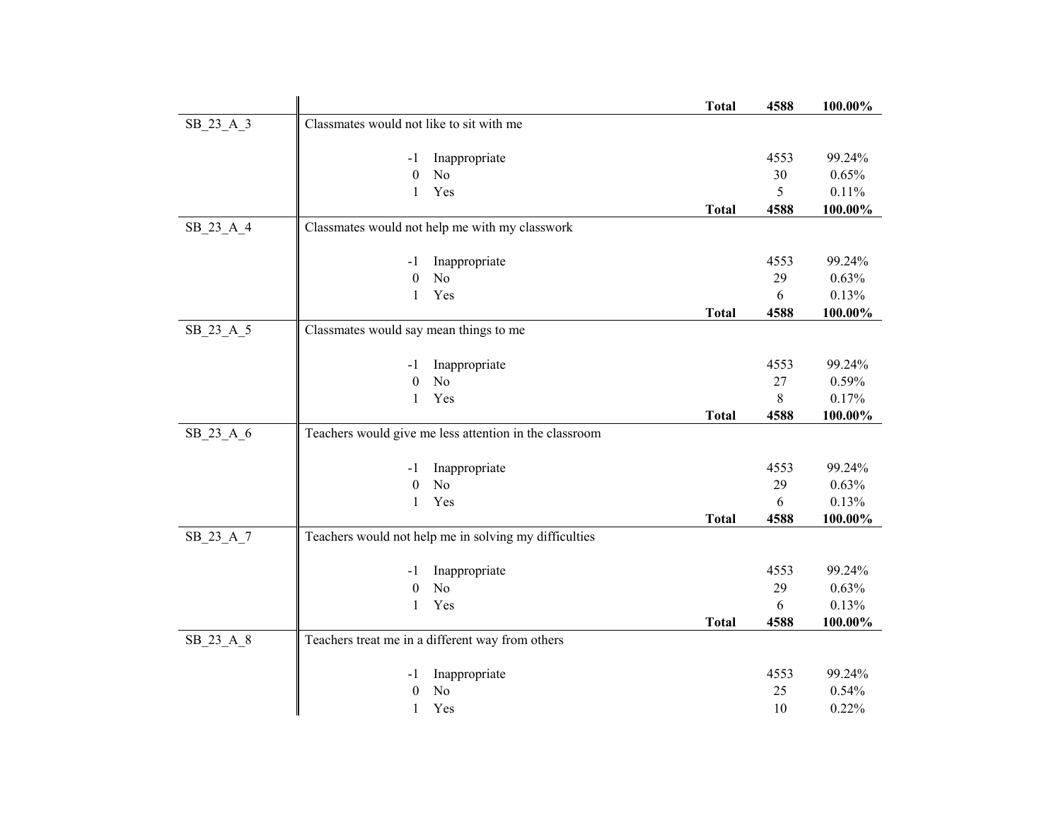| | | | | |
|---|---|---|---|---|
| | | **Total** | **4588** | **100.00%** |
| SB_23_A_3 | Classmates would not like to sit with me | | | |
| | -1 Inappropriate | | 4553 | 99.24% |
| | 0 No | | 30 | 0.65% |
| | 1 Yes | | 5 | 0.11% |
| | | **Total** | **4588** | **100.00%** |
| SB_23_A_4 | Classmates would not help me with my classwork | | | |
| | -1 Inappropriate | | 4553 | 99.24% |
| | 0 No | | 29 | 0.63% |
| | 1 Yes | | 6 | 0.13% |
| | | **Total** | **4588** | **100.00%** |
| SB_23_A_5 | Classmates would say mean things to me | | | |
| | -1 Inappropriate | | 4553 | 99.24% |
| | 0 No | | 27 | 0.59% |
| | 1 Yes | | 8 | 0.17% |
| | | **Total** | **4588** | **100.00%** |
| SB_23_A_6 | Teachers would give me less attention in the classroom | | | |
| | -1 Inappropriate | | 4553 | 99.24% |
| | 0 No | | 29 | 0.63% |
| | 1 Yes | | 6 | 0.13% |
| | | **Total** | **4588** | **100.00%** |
| SB_23_A_7 | Teachers would not help me in solving my difficulties | | | |
| | -1 Inappropriate | | 4553 | 99.24% |
| | 0 No | | 29 | 0.63% |
| | 1 Yes | | 6 | 0.13% |
| | | **Total** | **4588** | **100.00%** |
| SB_23_A_8 | Teachers treat me in a different way from others | | | |
| | -1 Inappropriate | | 4553 | 99.24% |
| | 0 No | | 25 | 0.54% |
| | 1 Yes | | 10 | 0.22% |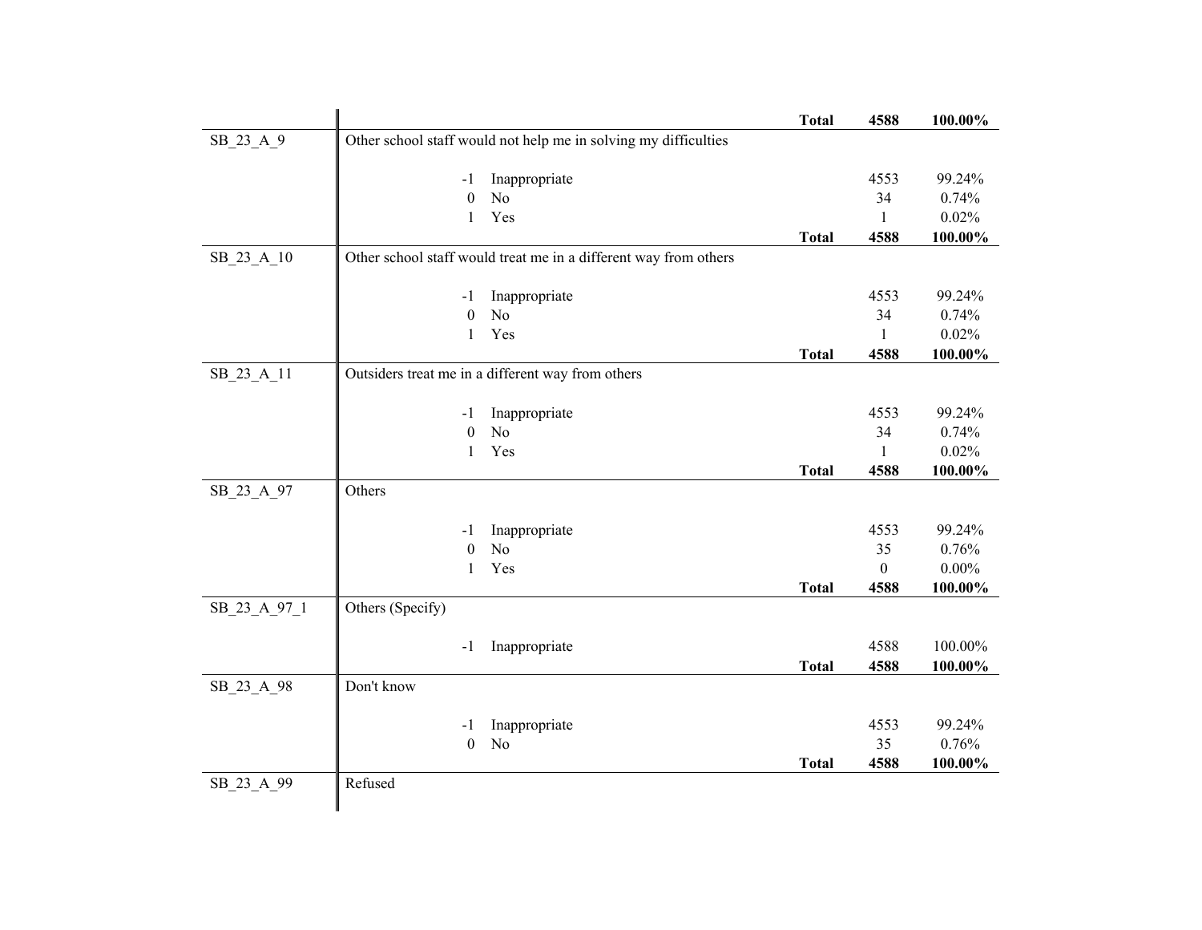| Variable | Description | | | Count | Percent |
|---|---|---|---|---|---|
| | | | **Total** | **4588** | **100.00%** |
| SB_23_A_9 | Other school staff would not help me in solving my difficulties | | | | |
| | -1 | Inappropriate | | 4553 | 99.24% |
| | 0 | No | | 34 | 0.74% |
| | 1 | Yes | | 1 | 0.02% |
| | | | **Total** | **4588** | **100.00%** |
| SB_23_A_10 | Other school staff would treat me in a different way from others | | | | |
| | -1 | Inappropriate | | 4553 | 99.24% |
| | 0 | No | | 34 | 0.74% |
| | 1 | Yes | | 1 | 0.02% |
| | | | **Total** | **4588** | **100.00%** |
| SB_23_A_11 | Outsiders treat me in a different way from others | | | | |
| | -1 | Inappropriate | | 4553 | 99.24% |
| | 0 | No | | 34 | 0.74% |
| | 1 | Yes | | 1 | 0.02% |
| | | | **Total** | **4588** | **100.00%** |
| SB_23_A_97 | Others | | | | |
| | -1 | Inappropriate | | 4553 | 99.24% |
| | 0 | No | | 35 | 0.76% |
| | 1 | Yes | | 0 | 0.00% |
| | | | **Total** | **4588** | **100.00%** |
| SB_23_A_97_1 | Others (Specify) | | | | |
| | -1 | Inappropriate | | 4588 | 100.00% |
| | | | **Total** | **4588** | **100.00%** |
| SB_23_A_98 | Don't know | | | | |
| | -1 | Inappropriate | | 4553 | 99.24% |
| | 0 | No | | 35 | 0.76% |
| | | | **Total** | **4588** | **100.00%** |
| SB_23_A_99 | Refused | | | | |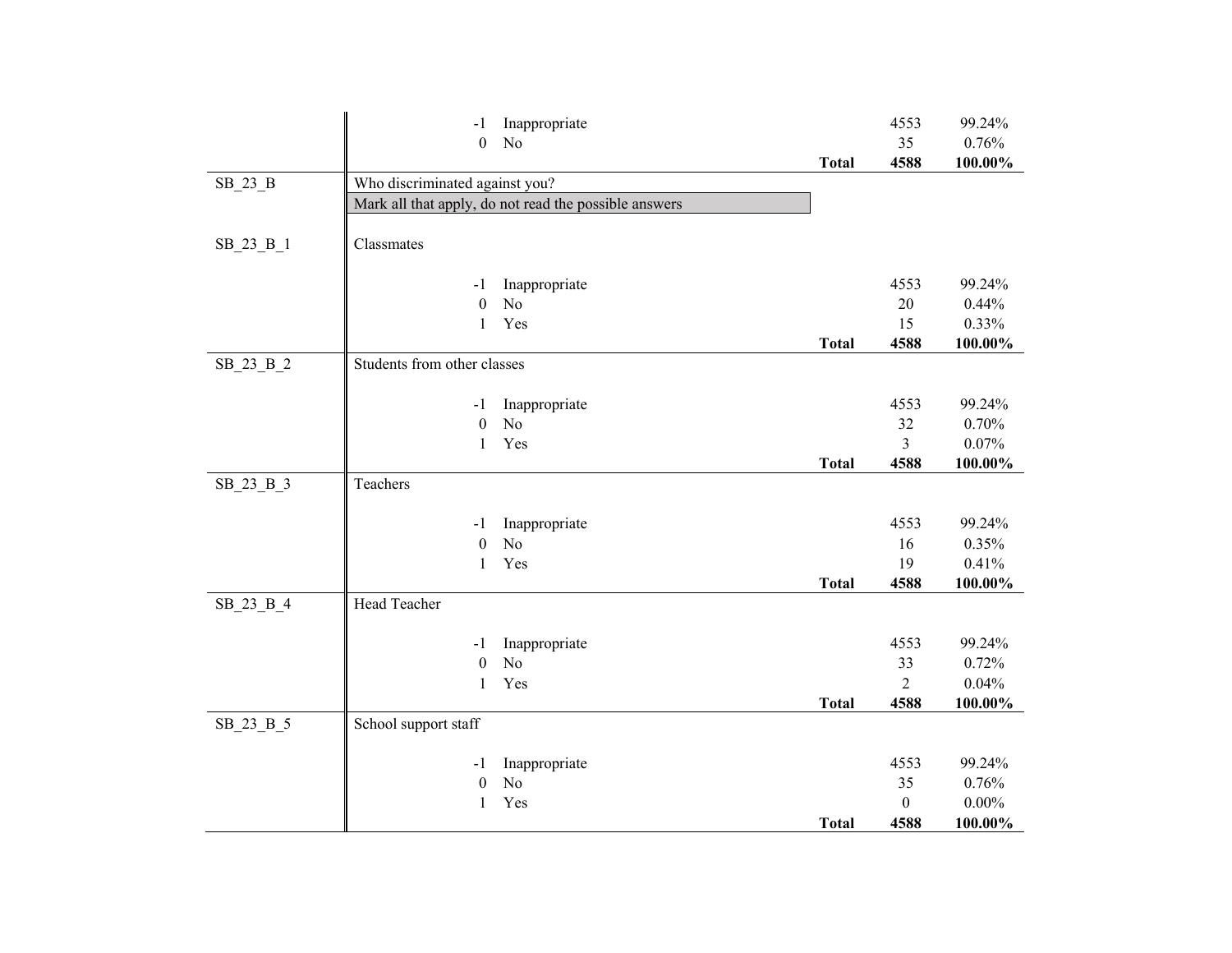| Variable | Description | Code | Label | | Count | Percent |
|---|---|---|---|---|---|---|
| | | -1 | Inappropriate | | 4553 | 99.24% |
| | | 0 | No | | 35 | 0.76% |
| | | | | **Total** | **4588** | **100.00%** |
| SB_23_B | Who discriminated against you? | | | | | |
| | Mark all that apply, do not read the possible answers | | | | | |
| SB_23_B_1 | Classmates | | | | | |
| | | -1 | Inappropriate | | 4553 | 99.24% |
| | | 0 | No | | 20 | 0.44% |
| | | 1 | Yes | | 15 | 0.33% |
| | | | | **Total** | **4588** | **100.00%** |
| SB_23_B_2 | Students from other classes | | | | | |
| | | -1 | Inappropriate | | 4553 | 99.24% |
| | | 0 | No | | 32 | 0.70% |
| | | 1 | Yes | | 3 | 0.07% |
| | | | | **Total** | **4588** | **100.00%** |
| SB_23_B_3 | Teachers | | | | | |
| | | -1 | Inappropriate | | 4553 | 99.24% |
| | | 0 | No | | 16 | 0.35% |
| | | 1 | Yes | | 19 | 0.41% |
| | | | | **Total** | **4588** | **100.00%** |
| SB_23_B_4 | Head Teacher | | | | | |
| | | -1 | Inappropriate | | 4553 | 99.24% |
| | | 0 | No | | 33 | 0.72% |
| | | 1 | Yes | | 2 | 0.04% |
| | | | | **Total** | **4588** | **100.00%** |
| SB_23_B_5 | School support staff | | | | | |
| | | -1 | Inappropriate | | 4553 | 99.24% |
| | | 0 | No | | 35 | 0.76% |
| | | 1 | Yes | | 0 | 0.00% |
| | | | | **Total** | **4588** | **100.00%** |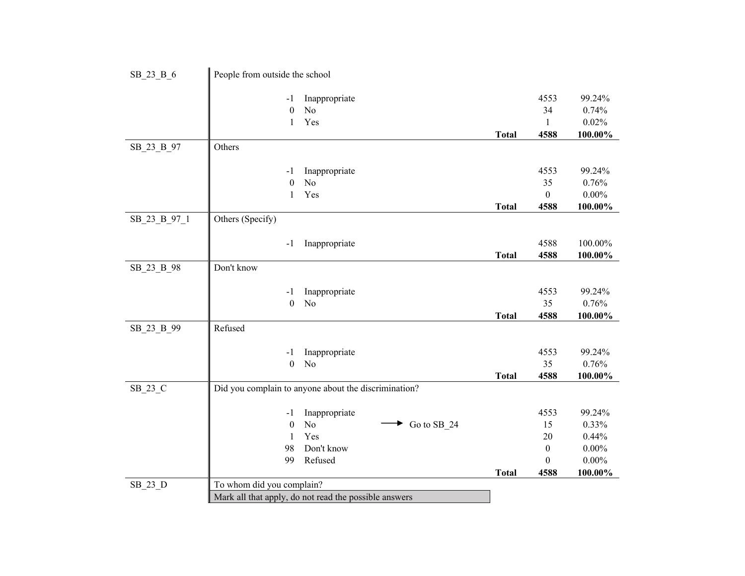| Variable | Question / Code | Label | | | Frequency | Percent |
|---|---|---|---|---|---|---|
| SB_23_B_6 | People from outside the school | | | | | |
| | -1 | Inappropriate | | | 4553 | 99.24% |
| | 0 | No | | | 34 | 0.74% |
| | 1 | Yes | | | 1 | 0.02% |
| | | | | **Total** | **4588** | **100.00%** |
| SB_23_B_97 | Others | | | | | |
| | -1 | Inappropriate | | | 4553 | 99.24% |
| | 0 | No | | | 35 | 0.76% |
| | 1 | Yes | | | 0 | 0.00% |
| | | | | **Total** | **4588** | **100.00%** |
| SB_23_B_97_1 | Others (Specify) | | | | | |
| | -1 | Inappropriate | | | 4588 | 100.00% |
| | | | | **Total** | **4588** | **100.00%** |
| SB_23_B_98 | Don't know | | | | | |
| | -1 | Inappropriate | | | 4553 | 99.24% |
| | 0 | No | | | 35 | 0.76% |
| | | | | **Total** | **4588** | **100.00%** |
| SB_23_B_99 | Refused | | | | | |
| | -1 | Inappropriate | | | 4553 | 99.24% |
| | 0 | No | | | 35 | 0.76% |
| | | | | **Total** | **4588** | **100.00%** |
| SB_23_C | Did you complain to anyone about the discrimination? | | | | | |
| | -1 | Inappropriate | | | 4553 | 99.24% |
| | 0 | No | → Go to SB_24 | | 15 | 0.33% |
| | 1 | Yes | | | 20 | 0.44% |
| | 98 | Don't know | | | 0 | 0.00% |
| | 99 | Refused | | | 0 | 0.00% |
| | | | | **Total** | **4588** | **100.00%** |
| SB_23_D | To whom did you complain? | | | | | |
| | Mark all that apply, do not read the possible answers | | | | | |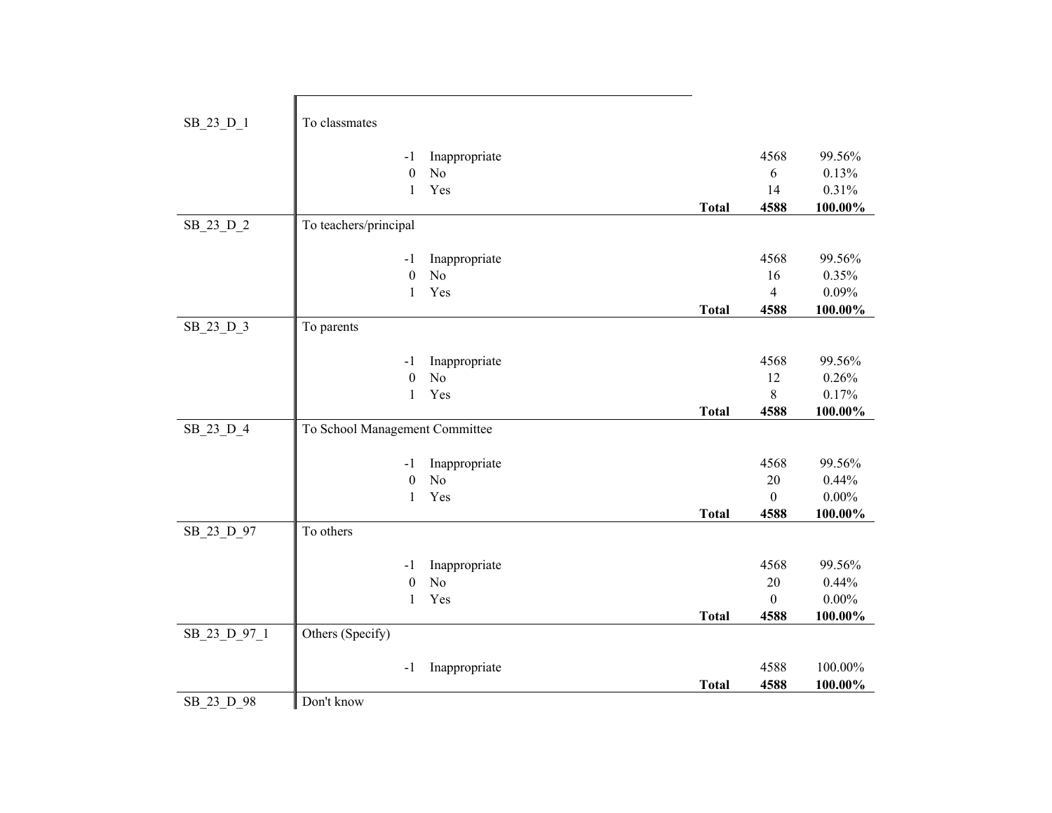| Variable | Label / Code | Value | | Count | Percent |
|---|---|---|---|---|---|
| SB_23_D_1 | To classmates | | | | |
| | -1 | Inappropriate | | 4568 | 99.56% |
| | 0 | No | | 6 | 0.13% |
| | 1 | Yes | | 14 | 0.31% |
| | | | **Total** | **4588** | **100.00%** |
| SB_23_D_2 | To teachers/principal | | | | |
| | -1 | Inappropriate | | 4568 | 99.56% |
| | 0 | No | | 16 | 0.35% |
| | 1 | Yes | | 4 | 0.09% |
| | | | **Total** | **4588** | **100.00%** |
| SB_23_D_3 | To parents | | | | |
| | -1 | Inappropriate | | 4568 | 99.56% |
| | 0 | No | | 12 | 0.26% |
| | 1 | Yes | | 8 | 0.17% |
| | | | **Total** | **4588** | **100.00%** |
| SB_23_D_4 | To School Management Committee | | | | |
| | -1 | Inappropriate | | 4568 | 99.56% |
| | 0 | No | | 20 | 0.44% |
| | 1 | Yes | | 0 | 0.00% |
| | | | **Total** | **4588** | **100.00%** |
| SB_23_D_97 | To others | | | | |
| | -1 | Inappropriate | | 4568 | 99.56% |
| | 0 | No | | 20 | 0.44% |
| | 1 | Yes | | 0 | 0.00% |
| | | | **Total** | **4588** | **100.00%** |
| SB_23_D_97_1 | Others (Specify) | | | | |
| | -1 | Inappropriate | | 4588 | 100.00% |
| | | | **Total** | **4588** | **100.00%** |
| SB_23_D_98 | Don't know | | | | |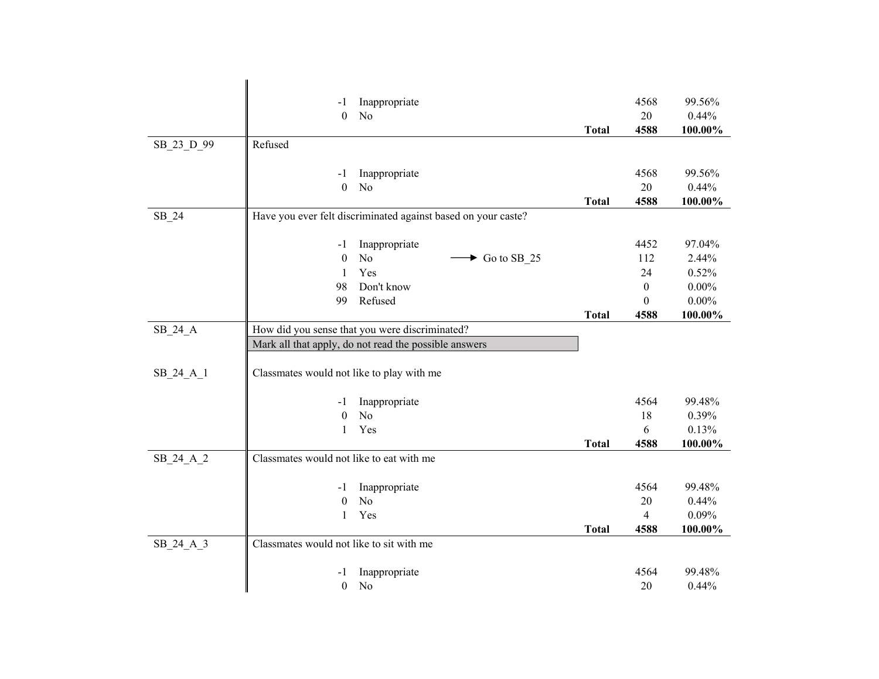| Variable | Description | Code | Label | | Frequency | Percent |
|---|---|---|---|---|---|---|
| | | -1 | Inappropriate | | 4568 | 99.56% |
| | | 0 | No | | 20 | 0.44% |
| | | | | **Total** | **4588** | **100.00%** |
| SB_23_D_99 | Refused | | | | | |
| | | -1 | Inappropriate | | 4568 | 99.56% |
| | | 0 | No | | 20 | 0.44% |
| | | | | **Total** | **4588** | **100.00%** |
| SB_24 | Have you ever felt discriminated against based on your caste? | | | | | |
| | | -1 | Inappropriate | | 4452 | 97.04% |
| | | 0 | No → Go to SB_25 | | 112 | 2.44% |
| | | 1 | Yes | | 24 | 0.52% |
| | | 98 | Don't know | | 0 | 0.00% |
| | | 99 | Refused | | 0 | 0.00% |
| | | | | **Total** | **4588** | **100.00%** |
| SB_24_A | How did you sense that you were discriminated? | | | | | |
| | Mark all that apply, do not read the possible answers | | | | | |
| SB_24_A_1 | Classmates would not like to play with me | | | | | |
| | | -1 | Inappropriate | | 4564 | 99.48% |
| | | 0 | No | | 18 | 0.39% |
| | | 1 | Yes | | 6 | 0.13% |
| | | | | **Total** | **4588** | **100.00%** |
| SB_24_A_2 | Classmates would not like to eat with me | | | | | |
| | | -1 | Inappropriate | | 4564 | 99.48% |
| | | 0 | No | | 20 | 0.44% |
| | | 1 | Yes | | 4 | 0.09% |
| | | | | **Total** | **4588** | **100.00%** |
| SB_24_A_3 | Classmates would not like to sit with me | | | | | |
| | | -1 | Inappropriate | | 4564 | 99.48% |
| | | 0 | No | | 20 | 0.44% |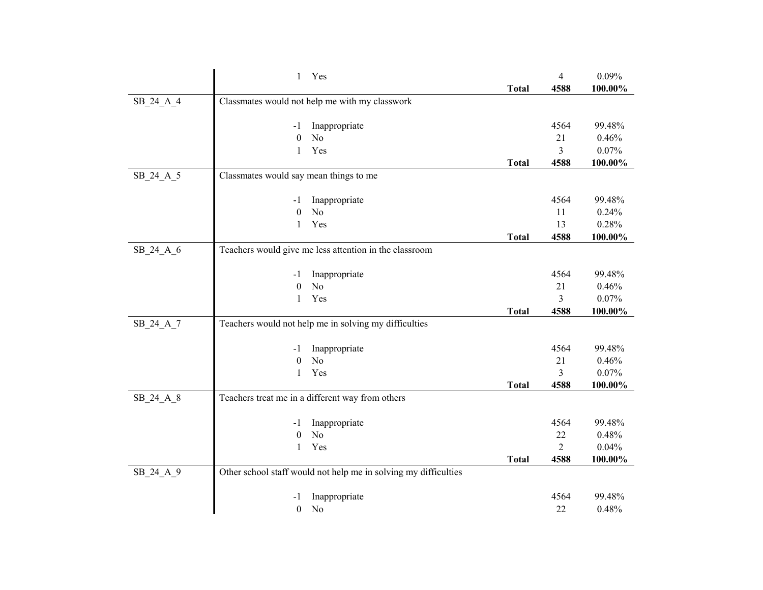| Variable | Label / Code | Value | Total | Count | Percent |
|---|---|---|---|---|---|
| | 1 | Yes | | 4 | 0.09% |
| | | | **Total** | **4588** | **100.00%** |
| SB_24_A_4 | Classmates would not help me with my classwork | | | | |
| | -1 | Inappropriate | | 4564 | 99.48% |
| | 0 | No | | 21 | 0.46% |
| | 1 | Yes | | 3 | 0.07% |
| | | | **Total** | **4588** | **100.00%** |
| SB_24_A_5 | Classmates would say mean things to me | | | | |
| | -1 | Inappropriate | | 4564 | 99.48% |
| | 0 | No | | 11 | 0.24% |
| | 1 | Yes | | 13 | 0.28% |
| | | | **Total** | **4588** | **100.00%** |
| SB_24_A_6 | Teachers would give me less attention in the classroom | | | | |
| | -1 | Inappropriate | | 4564 | 99.48% |
| | 0 | No | | 21 | 0.46% |
| | 1 | Yes | | 3 | 0.07% |
| | | | **Total** | **4588** | **100.00%** |
| SB_24_A_7 | Teachers would not help me in solving my difficulties | | | | |
| | -1 | Inappropriate | | 4564 | 99.48% |
| | 0 | No | | 21 | 0.46% |
| | 1 | Yes | | 3 | 0.07% |
| | | | **Total** | **4588** | **100.00%** |
| SB_24_A_8 | Teachers treat me in a different way from others | | | | |
| | -1 | Inappropriate | | 4564 | 99.48% |
| | 0 | No | | 22 | 0.48% |
| | 1 | Yes | | 2 | 0.04% |
| | | | **Total** | **4588** | **100.00%** |
| SB_24_A_9 | Other school staff would not help me in solving my difficulties | | | | |
| | -1 | Inappropriate | | 4564 | 99.48% |
| | 0 | No | | 22 | 0.48% |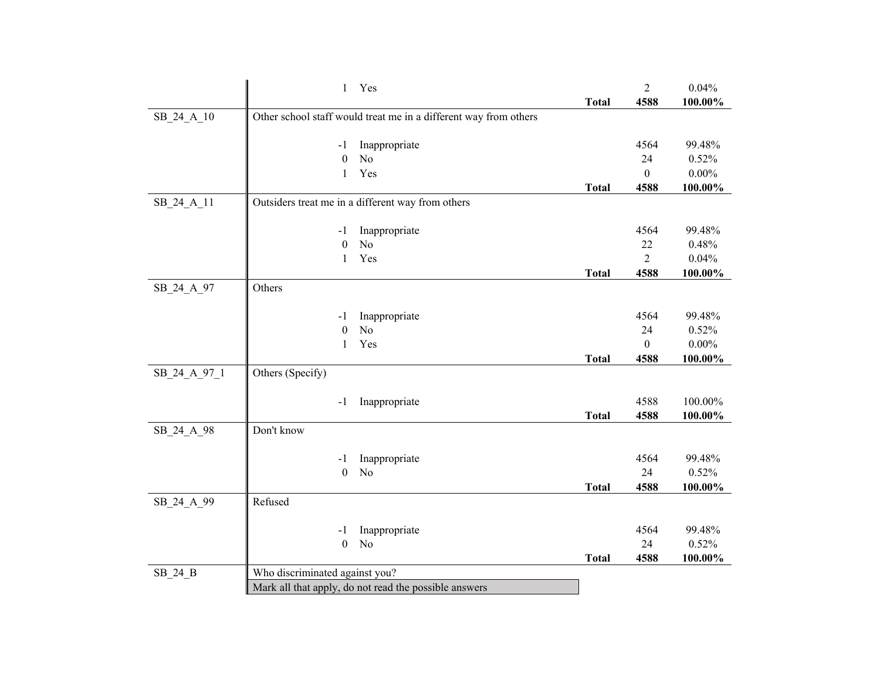| Variable | Label | Code | Category | | Frequency | Percent |
|---|---|---|---|---|---|---|
| | | 1 | Yes | | 2 | 0.04% |
| | | | | **Total** | **4588** | **100.00%** |
| SB_24_A_10 | Other school staff would treat me in a different way from others | | | | | |
| | | -1 | Inappropriate | | 4564 | 99.48% |
| | | 0 | No | | 24 | 0.52% |
| | | 1 | Yes | | 0 | 0.00% |
| | | | | **Total** | **4588** | **100.00%** |
| SB_24_A_11 | Outsiders treat me in a different way from others | | | | | |
| | | -1 | Inappropriate | | 4564 | 99.48% |
| | | 0 | No | | 22 | 0.48% |
| | | 1 | Yes | | 2 | 0.04% |
| | | | | **Total** | **4588** | **100.00%** |
| SB_24_A_97 | Others | | | | | |
| | | -1 | Inappropriate | | 4564 | 99.48% |
| | | 0 | No | | 24 | 0.52% |
| | | 1 | Yes | | 0 | 0.00% |
| | | | | **Total** | **4588** | **100.00%** |
| SB_24_A_97_1 | Others (Specify) | | | | | |
| | | -1 | Inappropriate | | 4588 | 100.00% |
| | | | | **Total** | **4588** | **100.00%** |
| SB_24_A_98 | Don't know | | | | | |
| | | -1 | Inappropriate | | 4564 | 99.48% |
| | | 0 | No | | 24 | 0.52% |
| | | | | **Total** | **4588** | **100.00%** |
| SB_24_A_99 | Refused | | | | | |
| | | -1 | Inappropriate | | 4564 | 99.48% |
| | | 0 | No | | 24 | 0.52% |
| | | | | **Total** | **4588** | **100.00%** |
| SB_24_B | Who discriminated against you? | | | | | |
| | Mark all that apply, do not read the possible answers | | | | | |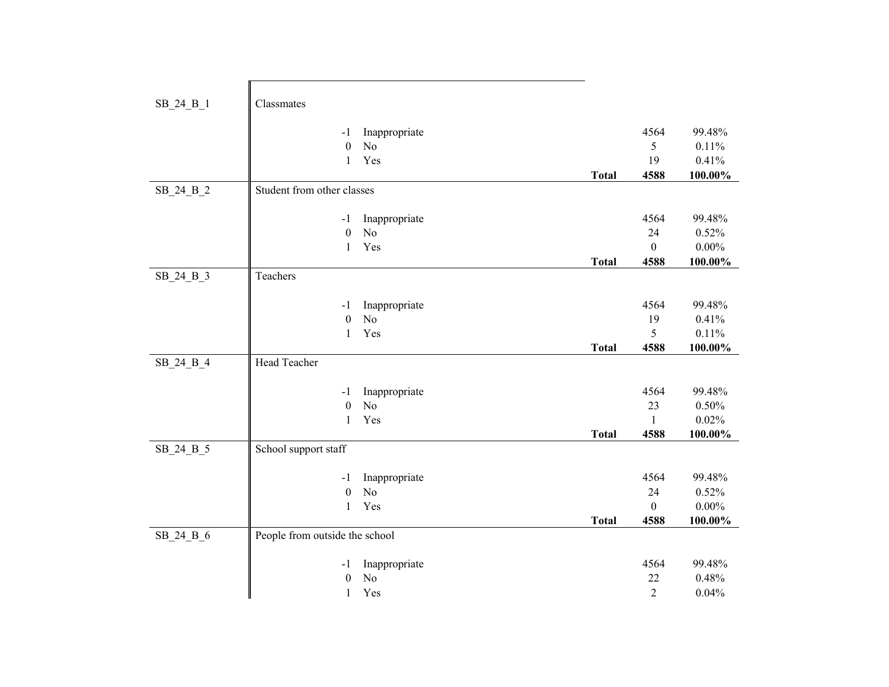| Variable | Label | | | Count | Percent |
|---|---|---|---|---|---|
| SB_24_B_1 | Classmates | | | | |
| | -1 | Inappropriate | | 4564 | 99.48% |
| | 0 | No | | 5 | 0.11% |
| | 1 | Yes | | 19 | 0.41% |
| | | | **Total** | **4588** | **100.00%** |
| SB_24_B_2 | Student from other classes | | | | |
| | -1 | Inappropriate | | 4564 | 99.48% |
| | 0 | No | | 24 | 0.52% |
| | 1 | Yes | | 0 | 0.00% |
| | | | **Total** | **4588** | **100.00%** |
| SB_24_B_3 | Teachers | | | | |
| | -1 | Inappropriate | | 4564 | 99.48% |
| | 0 | No | | 19 | 0.41% |
| | 1 | Yes | | 5 | 0.11% |
| | | | **Total** | **4588** | **100.00%** |
| SB_24_B_4 | Head Teacher | | | | |
| | -1 | Inappropriate | | 4564 | 99.48% |
| | 0 | No | | 23 | 0.50% |
| | 1 | Yes | | 1 | 0.02% |
| | | | **Total** | **4588** | **100.00%** |
| SB_24_B_5 | School support staff | | | | |
| | -1 | Inappropriate | | 4564 | 99.48% |
| | 0 | No | | 24 | 0.52% |
| | 1 | Yes | | 0 | 0.00% |
| | | | **Total** | **4588** | **100.00%** |
| SB_24_B_6 | People from outside the school | | | | |
| | -1 | Inappropriate | | 4564 | 99.48% |
| | 0 | No | | 22 | 0.48% |
| | 1 | Yes | | 2 | 0.04% |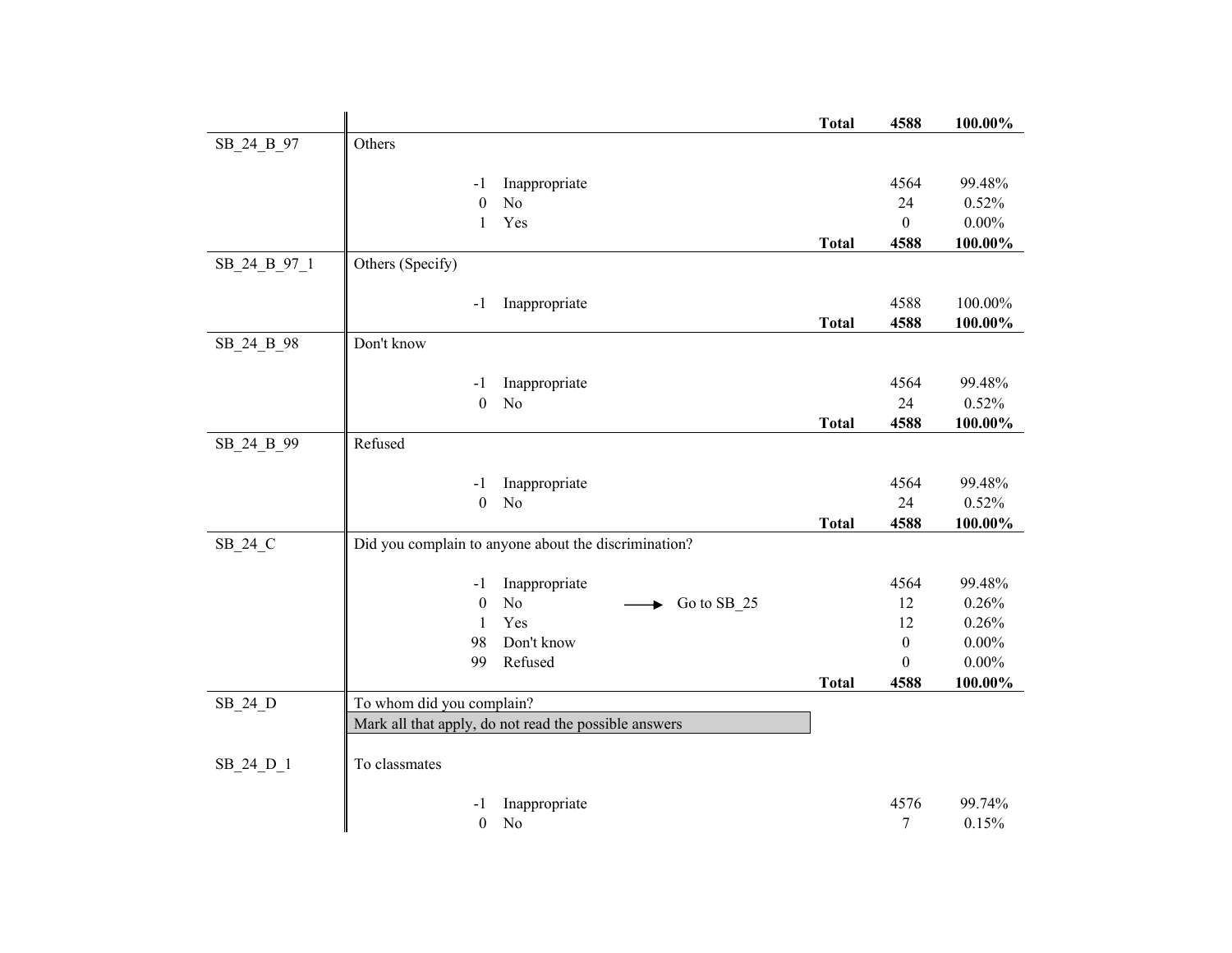| Variable | Description | | Code | Label | | Frequency | Percent |
|---|---|---|---|---|---|---|---|
| | | | | | **Total** | **4588** | **100.00%** |
| SB_24_B_97 | Others | | | | | | |
| | | -1 | Inappropriate | | | 4564 | 99.48% |
| | | 0 | No | | | 24 | 0.52% |
| | | 1 | Yes | | | 0 | 0.00% |
| | | | | | **Total** | **4588** | **100.00%** |
| SB_24_B_97_1 | Others (Specify) | | | | | | |
| | | -1 | Inappropriate | | | 4588 | 100.00% |
| | | | | | **Total** | **4588** | **100.00%** |
| SB_24_B_98 | Don't know | | | | | | |
| | | -1 | Inappropriate | | | 4564 | 99.48% |
| | | 0 | No | | | 24 | 0.52% |
| | | | | | **Total** | **4588** | **100.00%** |
| SB_24_B_99 | Refused | | | | | | |
| | | -1 | Inappropriate | | | 4564 | 99.48% |
| | | 0 | No | | | 24 | 0.52% |
| | | | | | **Total** | **4588** | **100.00%** |
| SB_24_C | Did you complain to anyone about the discrimination? | | | | | | |
| | | -1 | Inappropriate | | | 4564 | 99.48% |
| | | 0 | No | → Go to SB_25 | | 12 | 0.26% |
| | | 1 | Yes | | | 12 | 0.26% |
| | | 98 | Don't know | | | 0 | 0.00% |
| | | 99 | Refused | | | 0 | 0.00% |
| | | | | | **Total** | **4588** | **100.00%** |
| SB_24_D | To whom did you complain? Mark all that apply, do not read the possible answers | | | | | | |
| SB_24_D_1 | To classmates | | | | | | |
| | | -1 | Inappropriate | | | 4576 | 99.74% |
| | | 0 | No | | | 7 | 0.15% |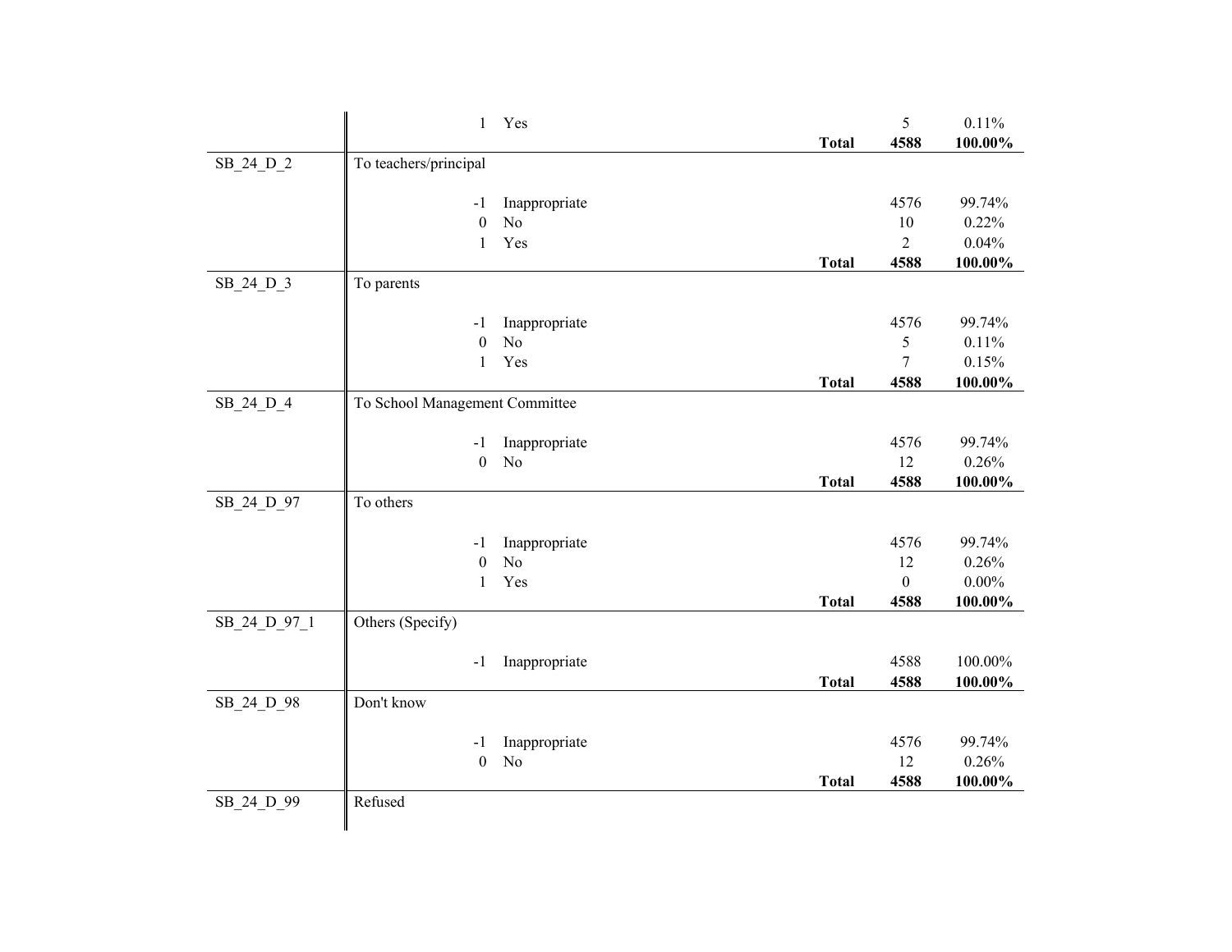| Variable | Description | Code | Label | | Frequency | Percent |
|---|---|---|---|---|---|---|
| | | 1 | Yes | | 5 | 0.11% |
| | | | | **Total** | **4588** | **100.00%** |
| SB_24_D_2 | To teachers/principal | | | | | |
| | | -1 | Inappropriate | | 4576 | 99.74% |
| | | 0 | No | | 10 | 0.22% |
| | | 1 | Yes | | 2 | 0.04% |
| | | | | **Total** | **4588** | **100.00%** |
| SB_24_D_3 | To parents | | | | | |
| | | -1 | Inappropriate | | 4576 | 99.74% |
| | | 0 | No | | 5 | 0.11% |
| | | 1 | Yes | | 7 | 0.15% |
| | | | | **Total** | **4588** | **100.00%** |
| SB_24_D_4 | To School Management Committee | | | | | |
| | | -1 | Inappropriate | | 4576 | 99.74% |
| | | 0 | No | | 12 | 0.26% |
| | | | | **Total** | **4588** | **100.00%** |
| SB_24_D_97 | To others | | | | | |
| | | -1 | Inappropriate | | 4576 | 99.74% |
| | | 0 | No | | 12 | 0.26% |
| | | 1 | Yes | | 0 | 0.00% |
| | | | | **Total** | **4588** | **100.00%** |
| SB_24_D_97_1 | Others (Specify) | | | | | |
| | | -1 | Inappropriate | | 4588 | 100.00% |
| | | | | **Total** | **4588** | **100.00%** |
| SB_24_D_98 | Don't know | | | | | |
| | | -1 | Inappropriate | | 4576 | 99.74% |
| | | 0 | No | | 12 | 0.26% |
| | | | | **Total** | **4588** | **100.00%** |
| SB_24_D_99 | Refused | | | | | |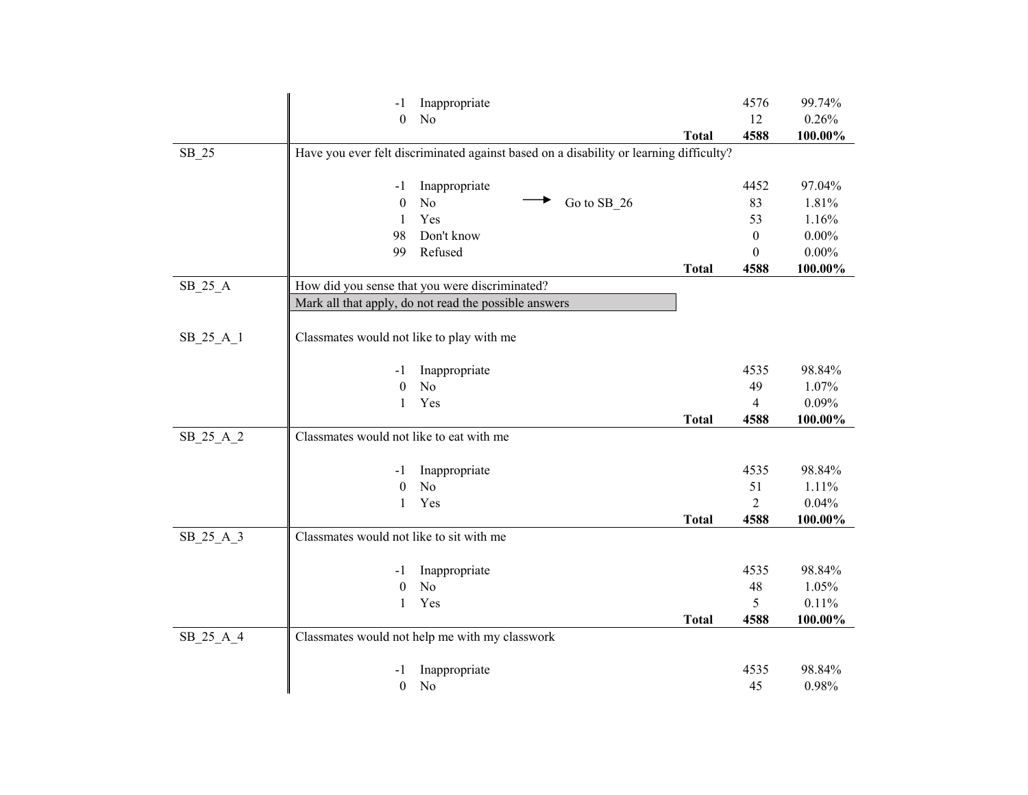| Variable | Question / Response | | | | Count | Percent |
|---|---|---|---|---|---|---|
| | -1 | Inappropriate | | | 4576 | 99.74% |
| | 0 | No | | | 12 | 0.26% |
| | | | | **Total** | **4588** | **100.00%** |
| SB_25 | Have you ever felt discriminated against based on a disability or learning difficulty? | | | | | |
| | -1 | Inappropriate | | | 4452 | 97.04% |
| | 0 | No | → Go to SB_26 | | 83 | 1.81% |
| | 1 | Yes | | | 53 | 1.16% |
| | 98 | Don't know | | | 0 | 0.00% |
| | 99 | Refused | | | 0 | 0.00% |
| | | | | **Total** | **4588** | **100.00%** |
| SB_25_A | How did you sense that you were discriminated? | | | | | |
| | Mark all that apply, do not read the possible answers | | | | | |
| SB_25_A_1 | Classmates would not like to play with me | | | | | |
| | -1 | Inappropriate | | | 4535 | 98.84% |
| | 0 | No | | | 49 | 1.07% |
| | 1 | Yes | | | 4 | 0.09% |
| | | | | **Total** | **4588** | **100.00%** |
| SB_25_A_2 | Classmates would not like to eat with me | | | | | |
| | -1 | Inappropriate | | | 4535 | 98.84% |
| | 0 | No | | | 51 | 1.11% |
| | 1 | Yes | | | 2 | 0.04% |
| | | | | **Total** | **4588** | **100.00%** |
| SB_25_A_3 | Classmates would not like to sit with me | | | | | |
| | -1 | Inappropriate | | | 4535 | 98.84% |
| | 0 | No | | | 48 | 1.05% |
| | 1 | Yes | | | 5 | 0.11% |
| | | | | **Total** | **4588** | **100.00%** |
| SB_25_A_4 | Classmates would not help me with my classwork | | | | | |
| | -1 | Inappropriate | | | 4535 | 98.84% |
| | 0 | No | | | 45 | 0.98% |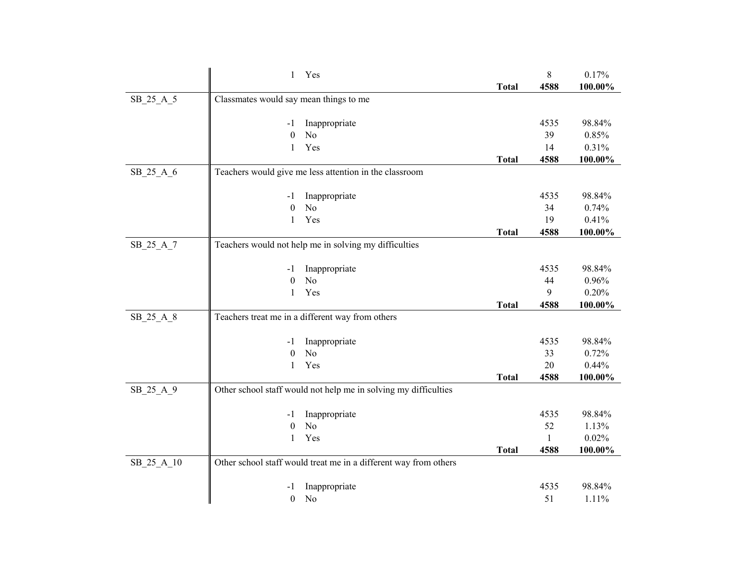| Variable | Description | | | Count | Percent |
|---|---|---|---|---|---|
| | 1 | Yes | | 8 | 0.17% |
| | | | **Total** | **4588** | **100.00%** |
| SB_25_A_5 | Classmates would say mean things to me | | | | |
| | -1 | Inappropriate | | 4535 | 98.84% |
| | 0 | No | | 39 | 0.85% |
| | 1 | Yes | | 14 | 0.31% |
| | | | **Total** | **4588** | **100.00%** |
| SB_25_A_6 | Teachers would give me less attention in the classroom | | | | |
| | -1 | Inappropriate | | 4535 | 98.84% |
| | 0 | No | | 34 | 0.74% |
| | 1 | Yes | | 19 | 0.41% |
| | | | **Total** | **4588** | **100.00%** |
| SB_25_A_7 | Teachers would not help me in solving my difficulties | | | | |
| | -1 | Inappropriate | | 4535 | 98.84% |
| | 0 | No | | 44 | 0.96% |
| | 1 | Yes | | 9 | 0.20% |
| | | | **Total** | **4588** | **100.00%** |
| SB_25_A_8 | Teachers treat me in a different way from others | | | | |
| | -1 | Inappropriate | | 4535 | 98.84% |
| | 0 | No | | 33 | 0.72% |
| | 1 | Yes | | 20 | 0.44% |
| | | | **Total** | **4588** | **100.00%** |
| SB_25_A_9 | Other school staff would not help me in solving my difficulties | | | | |
| | -1 | Inappropriate | | 4535 | 98.84% |
| | 0 | No | | 52 | 1.13% |
| | 1 | Yes | | 1 | 0.02% |
| | | | **Total** | **4588** | **100.00%** |
| SB_25_A_10 | Other school staff would treat me in a different way from others | | | | |
| | -1 | Inappropriate | | 4535 | 98.84% |
| | 0 | No | | 51 | 1.11% |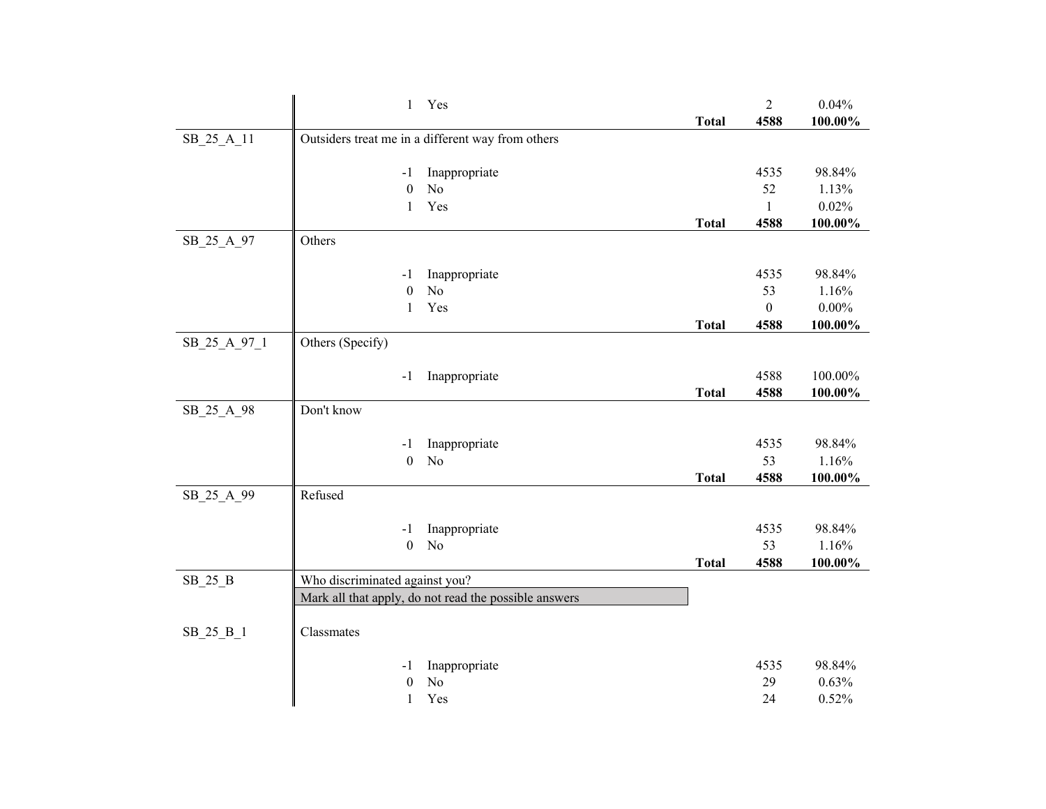| Variable | Label / Code | Value | | Count | Percent |
|---|---|---|---|---|---|
| | 1 | Yes | | 2 | 0.04% |
| | | | **Total** | **4588** | **100.00%** |
| SB_25_A_11 | Outsiders treat me in a different way from others | | | | |
| | -1 | Inappropriate | | 4535 | 98.84% |
| | 0 | No | | 52 | 1.13% |
| | 1 | Yes | | 1 | 0.02% |
| | | | **Total** | **4588** | **100.00%** |
| SB_25_A_97 | Others | | | | |
| | -1 | Inappropriate | | 4535 | 98.84% |
| | 0 | No | | 53 | 1.16% |
| | 1 | Yes | | 0 | 0.00% |
| | | | **Total** | **4588** | **100.00%** |
| SB_25_A_97_1 | Others (Specify) | | | | |
| | -1 | Inappropriate | | 4588 | 100.00% |
| | | | **Total** | **4588** | **100.00%** |
| SB_25_A_98 | Don't know | | | | |
| | -1 | Inappropriate | | 4535 | 98.84% |
| | 0 | No | | 53 | 1.16% |
| | | | **Total** | **4588** | **100.00%** |
| SB_25_A_99 | Refused | | | | |
| | -1 | Inappropriate | | 4535 | 98.84% |
| | 0 | No | | 53 | 1.16% |
| | | | **Total** | **4588** | **100.00%** |
| SB_25_B | Who discriminated against you? | | | | |
| | Mark all that apply, do not read the possible answers | | | | |
| SB_25_B_1 | Classmates | | | | |
| | -1 | Inappropriate | | 4535 | 98.84% |
| | 0 | No | | 29 | 0.63% |
| | 1 | Yes | | 24 | 0.52% |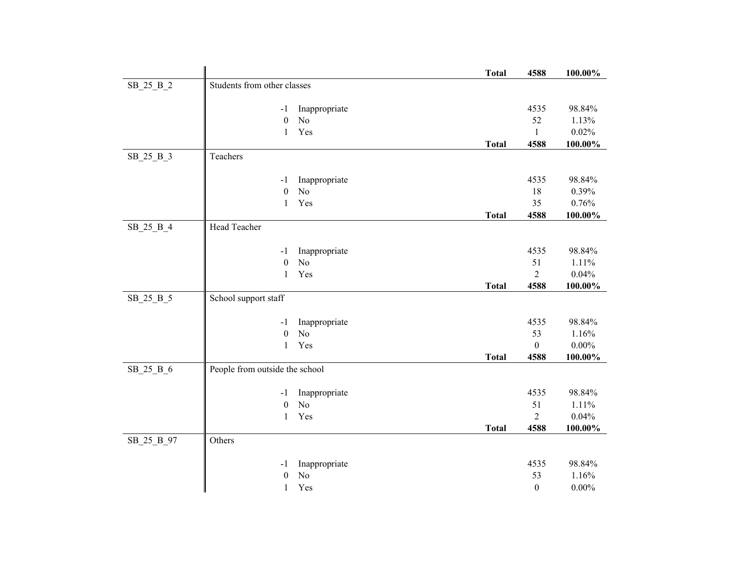| Variable | Label / Value | | | Frequency | Percent |
|---|---|---|---|---|---|
| | | | **Total** | **4588** | **100.00%** |
| SB_25_B_2 | Students from other classes | | | | |
| | -1 | Inappropriate | | 4535 | 98.84% |
| | 0 | No | | 52 | 1.13% |
| | 1 | Yes | | 1 | 0.02% |
| | | | **Total** | **4588** | **100.00%** |
| SB_25_B_3 | Teachers | | | | |
| | -1 | Inappropriate | | 4535 | 98.84% |
| | 0 | No | | 18 | 0.39% |
| | 1 | Yes | | 35 | 0.76% |
| | | | **Total** | **4588** | **100.00%** |
| SB_25_B_4 | Head Teacher | | | | |
| | -1 | Inappropriate | | 4535 | 98.84% |
| | 0 | No | | 51 | 1.11% |
| | 1 | Yes | | 2 | 0.04% |
| | | | **Total** | **4588** | **100.00%** |
| SB_25_B_5 | School support staff | | | | |
| | -1 | Inappropriate | | 4535 | 98.84% |
| | 0 | No | | 53 | 1.16% |
| | 1 | Yes | | 0 | 0.00% |
| | | | **Total** | **4588** | **100.00%** |
| SB_25_B_6 | People from outside the school | | | | |
| | -1 | Inappropriate | | 4535 | 98.84% |
| | 0 | No | | 51 | 1.11% |
| | 1 | Yes | | 2 | 0.04% |
| | | | **Total** | **4588** | **100.00%** |
| SB_25_B_97 | Others | | | | |
| | -1 | Inappropriate | | 4535 | 98.84% |
| | 0 | No | | 53 | 1.16% |
| | 1 | Yes | | 0 | 0.00% |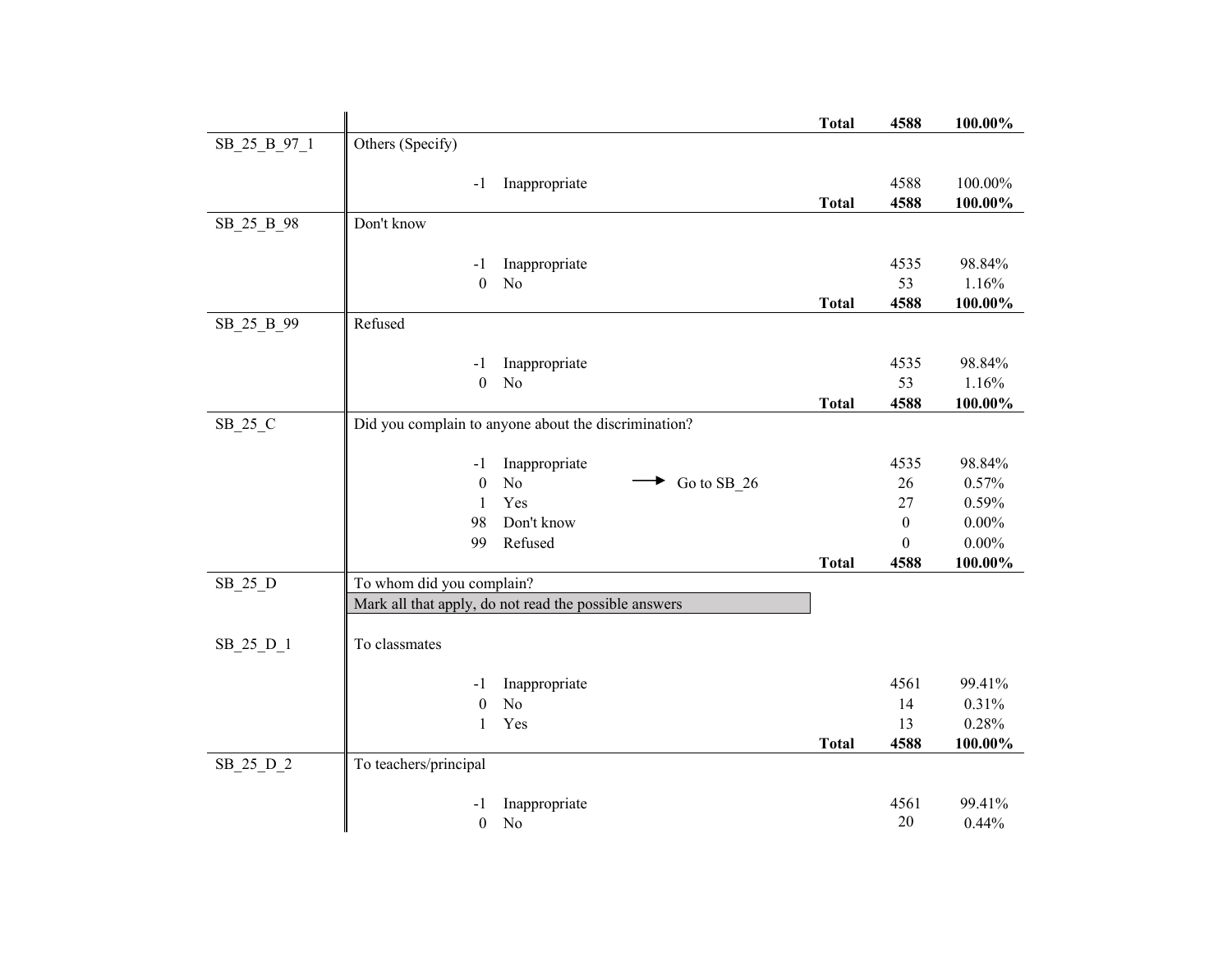| Variable | Description | Code | Label | | Frequency | Percent |
|---|---|---|---|---|---|---|
| | | | | **Total** | **4588** | **100.00%** |
| SB_25_B_97_1 | Others (Specify) | | | | | |
| | | -1 | Inappropriate | | 4588 | 100.00% |
| | | | | **Total** | **4588** | **100.00%** |
| SB_25_B_98 | Don't know | | | | | |
| | | -1 | Inappropriate | | 4535 | 98.84% |
| | | 0 | No | | 53 | 1.16% |
| | | | | **Total** | **4588** | **100.00%** |
| SB_25_B_99 | Refused | | | | | |
| | | -1 | Inappropriate | | 4535 | 98.84% |
| | | 0 | No | | 53 | 1.16% |
| | | | | **Total** | **4588** | **100.00%** |
| SB_25_C | Did you complain to anyone about the discrimination? | | | | | |
| | | -1 | Inappropriate | | 4535 | 98.84% |
| | | 0 | No | → Go to SB_26 | 26 | 0.57% |
| | | 1 | Yes | | 27 | 0.59% |
| | | 98 | Don't know | | 0 | 0.00% |
| | | 99 | Refused | | 0 | 0.00% |
| | | | | **Total** | **4588** | **100.00%** |
| SB_25_D | To whom did you complain? | | | | | |
| | Mark all that apply, do not read the possible answers | | | | | |
| SB_25_D_1 | To classmates | | | | | |
| | | -1 | Inappropriate | | 4561 | 99.41% |
| | | 0 | No | | 14 | 0.31% |
| | | 1 | Yes | | 13 | 0.28% |
| | | | | **Total** | **4588** | **100.00%** |
| SB_25_D_2 | To teachers/principal | | | | | |
| | | -1 | Inappropriate | | 4561 | 99.41% |
| | | 0 | No | | 20 | 0.44% |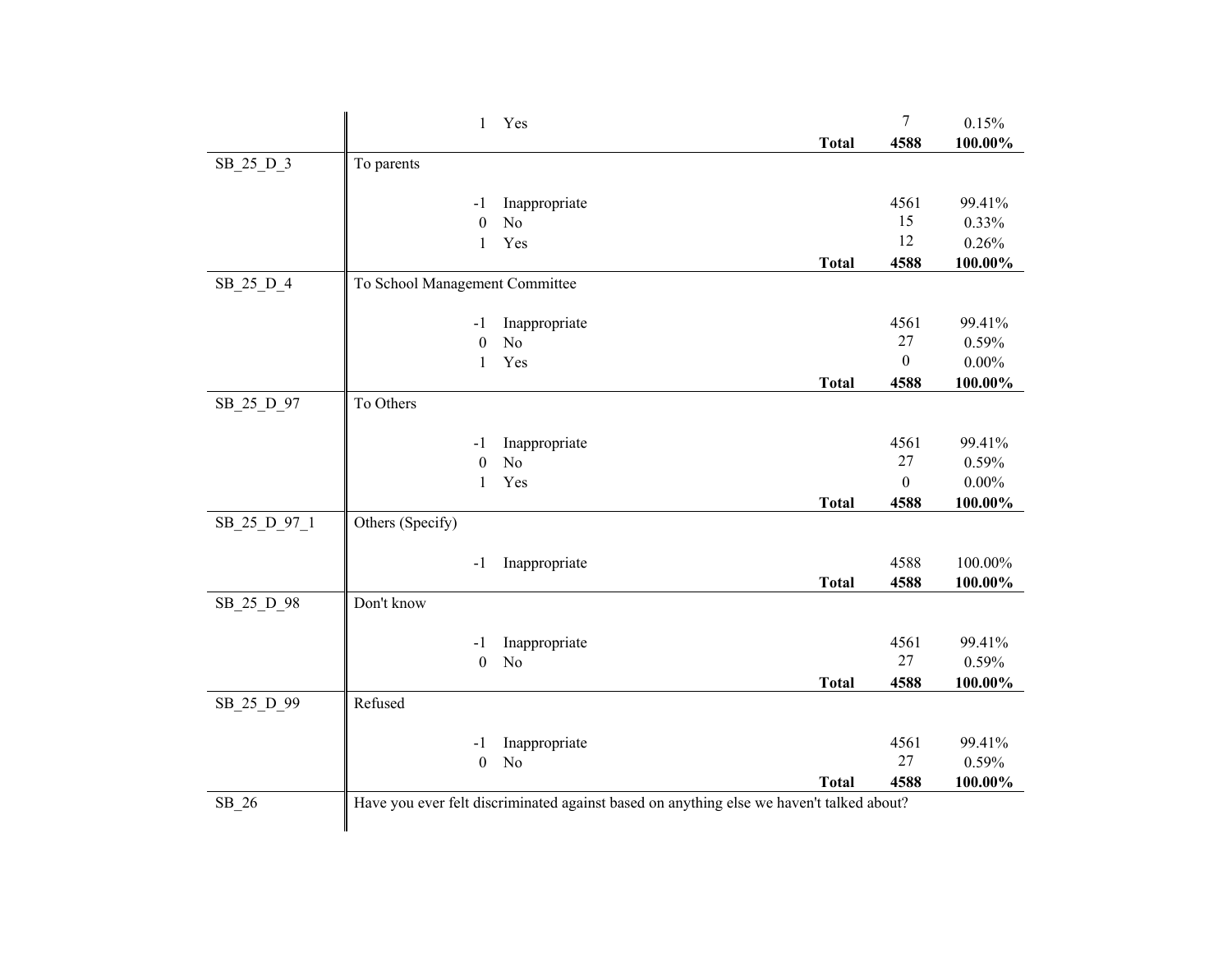| Variable | Label / Value | | | Frequency | Percent |
|---|---|---|---|---|---|
| | 1 | Yes | | 7 | 0.15% |
| | | | **Total** | **4588** | **100.00%** |
| SB_25_D_3 | To parents | | | | |
| | -1 | Inappropriate | | 4561 | 99.41% |
| | 0 | No | | 15 | 0.33% |
| | 1 | Yes | | 12 | 0.26% |
| | | | **Total** | **4588** | **100.00%** |
| SB_25_D_4 | To School Management Committee | | | | |
| | -1 | Inappropriate | | 4561 | 99.41% |
| | 0 | No | | 27 | 0.59% |
| | 1 | Yes | | 0 | 0.00% |
| | | | **Total** | **4588** | **100.00%** |
| SB_25_D_97 | To Others | | | | |
| | -1 | Inappropriate | | 4561 | 99.41% |
| | 0 | No | | 27 | 0.59% |
| | 1 | Yes | | 0 | 0.00% |
| | | | **Total** | **4588** | **100.00%** |
| SB_25_D_97_1 | Others (Specify) | | | | |
| | -1 | Inappropriate | | 4588 | 100.00% |
| | | | **Total** | **4588** | **100.00%** |
| SB_25_D_98 | Don't know | | | | |
| | -1 | Inappropriate | | 4561 | 99.41% |
| | 0 | No | | 27 | 0.59% |
| | | | **Total** | **4588** | **100.00%** |
| SB_25_D_99 | Refused | | | | |
| | -1 | Inappropriate | | 4561 | 99.41% |
| | 0 | No | | 27 | 0.59% |
| | | | **Total** | **4588** | **100.00%** |
| SB_26 | Have you ever felt discriminated against based on anything else we haven't talked about? | | | | |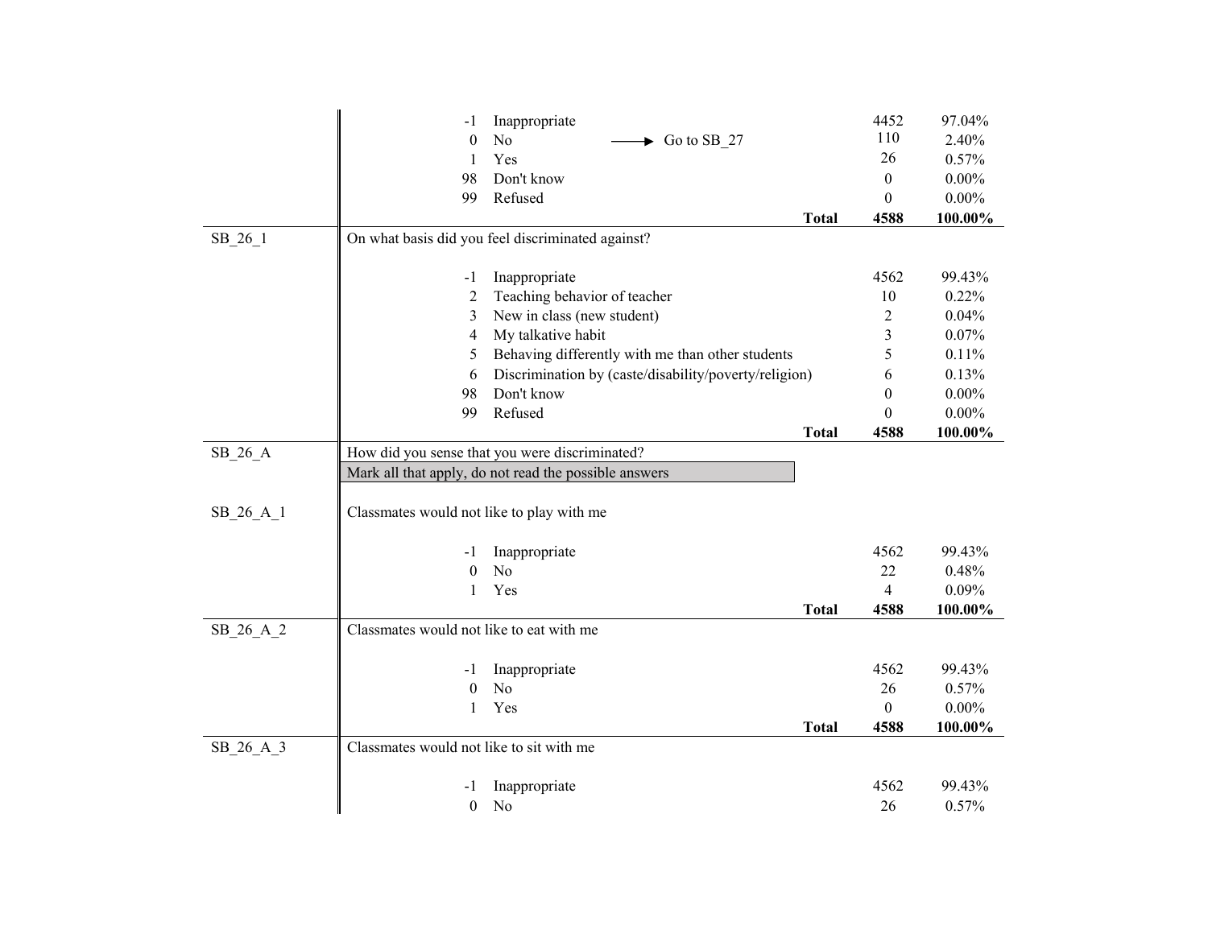| Variable | Question / Response | | | Frequency | Percent |
|---|---|---|---|---|---|
| | -1 | Inappropriate | | 4452 | 97.04% |
| | 0 | No | → Go to SB_27 | 110 | 2.40% |
| | 1 | Yes | | 26 | 0.57% |
| | 98 | Don't know | | 0 | 0.00% |
| | 99 | Refused | | 0 | 0.00% |
| | | | **Total** | **4588** | **100.00%** |
| SB_26_1 | On what basis did you feel discriminated against? | | | | |
| | -1 | Inappropriate | | 4562 | 99.43% |
| | 2 | Teaching behavior of teacher | | 10 | 0.22% |
| | 3 | New in class (new student) | | 2 | 0.04% |
| | 4 | My talkative habit | | 3 | 0.07% |
| | 5 | Behaving differently with me than other students | | 5 | 0.11% |
| | 6 | Discrimination by (caste/disability/poverty/religion) | | 6 | 0.13% |
| | 98 | Don't know | | 0 | 0.00% |
| | 99 | Refused | | 0 | 0.00% |
| | | | **Total** | **4588** | **100.00%** |
| SB_26_A | How did you sense that you were discriminated? | | | | |
| | Mark all that apply, do not read the possible answers | | | | |
| SB_26_A_1 | Classmates would not like to play with me | | | | |
| | -1 | Inappropriate | | 4562 | 99.43% |
| | 0 | No | | 22 | 0.48% |
| | 1 | Yes | | 4 | 0.09% |
| | | | **Total** | **4588** | **100.00%** |
| SB_26_A_2 | Classmates would not like to eat with me | | | | |
| | -1 | Inappropriate | | 4562 | 99.43% |
| | 0 | No | | 26 | 0.57% |
| | 1 | Yes | | 0 | 0.00% |
| | | | **Total** | **4588** | **100.00%** |
| SB_26_A_3 | Classmates would not like to sit with me | | | | |
| | -1 | Inappropriate | | 4562 | 99.43% |
| | 0 | No | | 26 | 0.57% |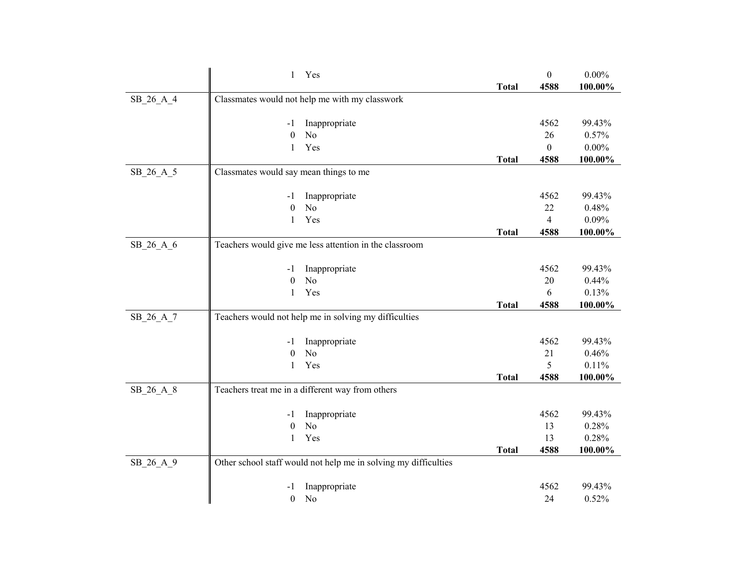| Variable | Description | | | Total | Count | Percent |
|---|---|---|---|---|---|---|
| | | 1 | Yes | | 0 | 0.00% |
| | | | | **Total** | **4588** | **100.00%** |
| SB_26_A_4 | Classmates would not help me with my classwork | | | | | |
| | | -1 | Inappropriate | | 4562 | 99.43% |
| | | 0 | No | | 26 | 0.57% |
| | | 1 | Yes | | 0 | 0.00% |
| | | | | **Total** | **4588** | **100.00%** |
| SB_26_A_5 | Classmates would say mean things to me | | | | | |
| | | -1 | Inappropriate | | 4562 | 99.43% |
| | | 0 | No | | 22 | 0.48% |
| | | 1 | Yes | | 4 | 0.09% |
| | | | | **Total** | **4588** | **100.00%** |
| SB_26_A_6 | Teachers would give me less attention in the classroom | | | | | |
| | | -1 | Inappropriate | | 4562 | 99.43% |
| | | 0 | No | | 20 | 0.44% |
| | | 1 | Yes | | 6 | 0.13% |
| | | | | **Total** | **4588** | **100.00%** |
| SB_26_A_7 | Teachers would not help me in solving my difficulties | | | | | |
| | | -1 | Inappropriate | | 4562 | 99.43% |
| | | 0 | No | | 21 | 0.46% |
| | | 1 | Yes | | 5 | 0.11% |
| | | | | **Total** | **4588** | **100.00%** |
| SB_26_A_8 | Teachers treat me in a different way from others | | | | | |
| | | -1 | Inappropriate | | 4562 | 99.43% |
| | | 0 | No | | 13 | 0.28% |
| | | 1 | Yes | | 13 | 0.28% |
| | | | | **Total** | **4588** | **100.00%** |
| SB_26_A_9 | Other school staff would not help me in solving my difficulties | | | | | |
| | | -1 | Inappropriate | | 4562 | 99.43% |
| | | 0 | No | | 24 | 0.52% |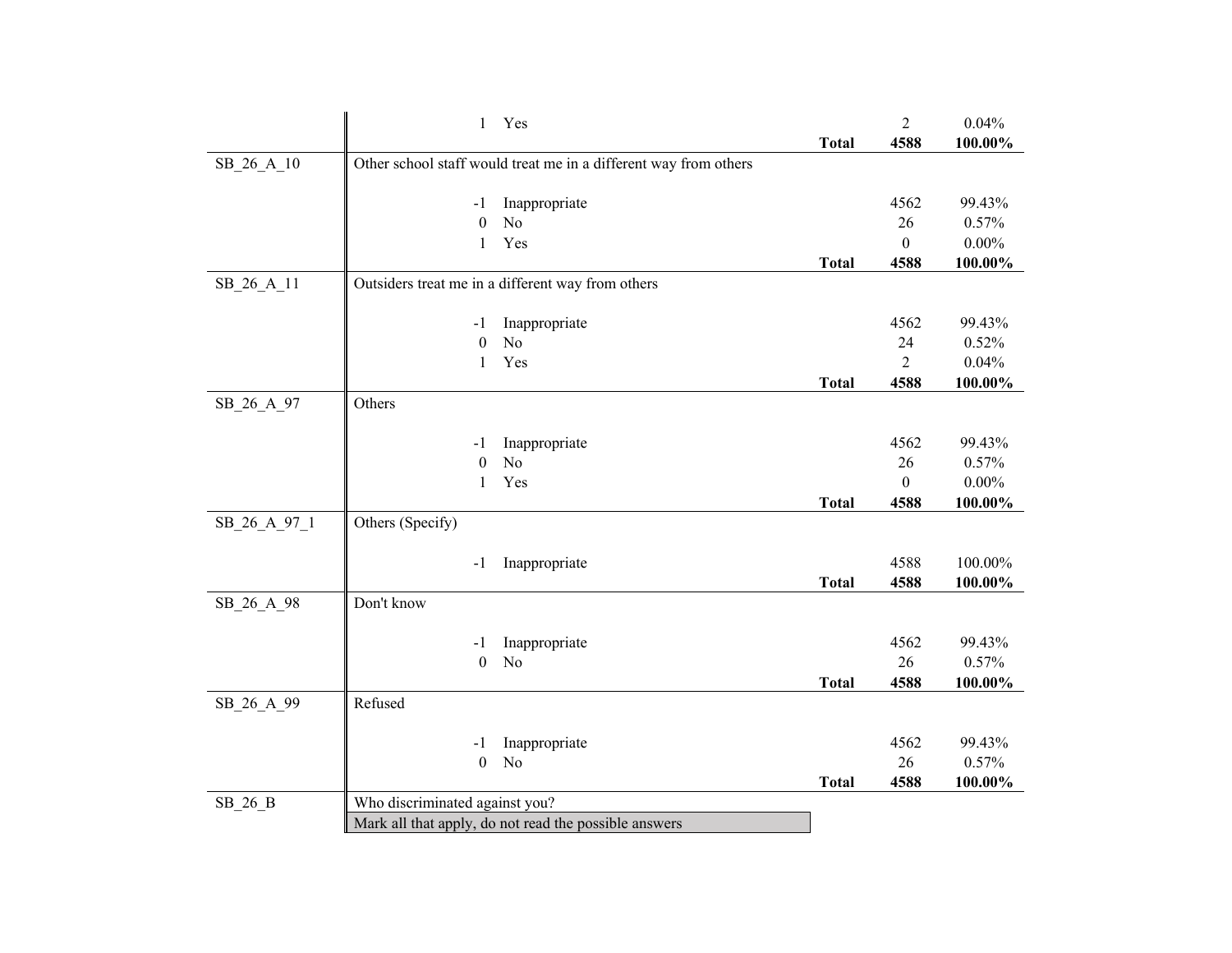| Variable | Description | Code | Label | | Frequency | Percent |
|---|---|---|---|---|---|---|
| | | 1 | Yes | | 2 | 0.04% |
| | | | | **Total** | **4588** | **100.00%** |
| SB_26_A_10 | Other school staff would treat me in a different way from others | | | | | |
| | | -1 | Inappropriate | | 4562 | 99.43% |
| | | 0 | No | | 26 | 0.57% |
| | | 1 | Yes | | 0 | 0.00% |
| | | | | **Total** | **4588** | **100.00%** |
| SB_26_A_11 | Outsiders treat me in a different way from others | | | | | |
| | | -1 | Inappropriate | | 4562 | 99.43% |
| | | 0 | No | | 24 | 0.52% |
| | | 1 | Yes | | 2 | 0.04% |
| | | | | **Total** | **4588** | **100.00%** |
| SB_26_A_97 | Others | | | | | |
| | | -1 | Inappropriate | | 4562 | 99.43% |
| | | 0 | No | | 26 | 0.57% |
| | | 1 | Yes | | 0 | 0.00% |
| | | | | **Total** | **4588** | **100.00%** |
| SB_26_A_97_1 | Others (Specify) | | | | | |
| | | -1 | Inappropriate | | 4588 | 100.00% |
| | | | | **Total** | **4588** | **100.00%** |
| SB_26_A_98 | Don't know | | | | | |
| | | -1 | Inappropriate | | 4562 | 99.43% |
| | | 0 | No | | 26 | 0.57% |
| | | | | **Total** | **4588** | **100.00%** |
| SB_26_A_99 | Refused | | | | | |
| | | -1 | Inappropriate | | 4562 | 99.43% |
| | | 0 | No | | 26 | 0.57% |
| | | | | **Total** | **4588** | **100.00%** |
| SB_26_B | Who discriminated against you? | | | | | |
| | Mark all that apply, do not read the possible answers | | | | | |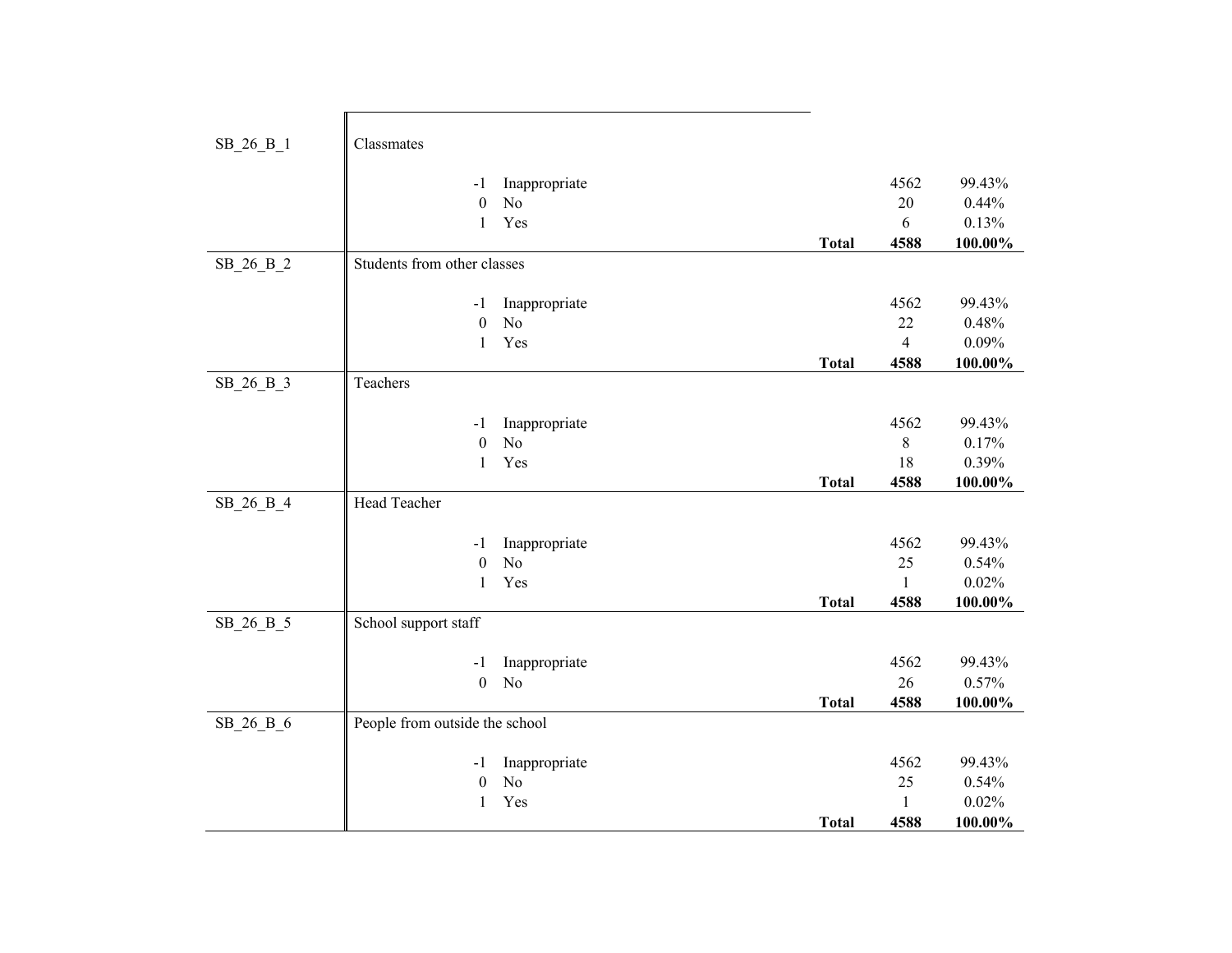| Variable | Label | Value | Category | | Count | Percent |
|---|---|---|---|---|---|---|
| SB_26_B_1 | Classmates | | | | | |
| | | -1 | Inappropriate | | 4562 | 99.43% |
| | | 0 | No | | 20 | 0.44% |
| | | 1 | Yes | | 6 | 0.13% |
| | | | | **Total** | **4588** | **100.00%** |
| SB_26_B_2 | Students from other classes | | | | | |
| | | -1 | Inappropriate | | 4562 | 99.43% |
| | | 0 | No | | 22 | 0.48% |
| | | 1 | Yes | | 4 | 0.09% |
| | | | | **Total** | **4588** | **100.00%** |
| SB_26_B_3 | Teachers | | | | | |
| | | -1 | Inappropriate | | 4562 | 99.43% |
| | | 0 | No | | 8 | 0.17% |
| | | 1 | Yes | | 18 | 0.39% |
| | | | | **Total** | **4588** | **100.00%** |
| SB_26_B_4 | Head Teacher | | | | | |
| | | -1 | Inappropriate | | 4562 | 99.43% |
| | | 0 | No | | 25 | 0.54% |
| | | 1 | Yes | | 1 | 0.02% |
| | | | | **Total** | **4588** | **100.00%** |
| SB_26_B_5 | School support staff | | | | | |
| | | -1 | Inappropriate | | 4562 | 99.43% |
| | | 0 | No | | 26 | 0.57% |
| | | | | **Total** | **4588** | **100.00%** |
| SB_26_B_6 | People from outside the school | | | | | |
| | | -1 | Inappropriate | | 4562 | 99.43% |
| | | 0 | No | | 25 | 0.54% |
| | | 1 | Yes | | 1 | 0.02% |
| | | | | **Total** | **4588** | **100.00%** |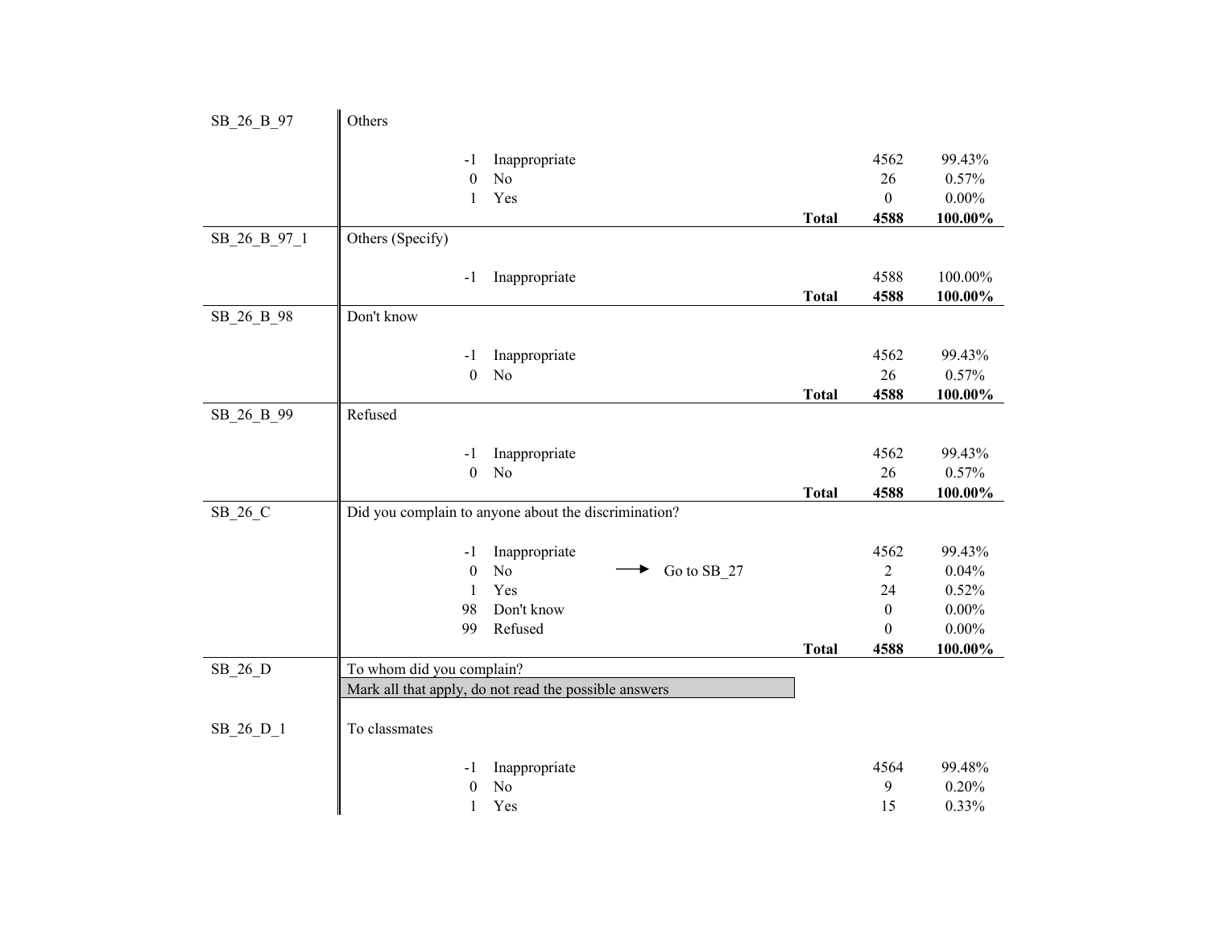| Variable | Description | Code | Label | | Frequency | Percent |
|---|---|---|---|---|---|---|
| SB_26_B_97 | Others | | | | | |
| | | -1 | Inappropriate | | 4562 | 99.43% |
| | | 0 | No | | 26 | 0.57% |
| | | 1 | Yes | | 0 | 0.00% |
| | | | | **Total** | **4588** | **100.00%** |
| SB_26_B_97_1 | Others (Specify) | | | | | |
| | | -1 | Inappropriate | | 4588 | 100.00% |
| | | | | **Total** | **4588** | **100.00%** |
| SB_26_B_98 | Don't know | | | | | |
| | | -1 | Inappropriate | | 4562 | 99.43% |
| | | 0 | No | | 26 | 0.57% |
| | | | | **Total** | **4588** | **100.00%** |
| SB_26_B_99 | Refused | | | | | |
| | | -1 | Inappropriate | | 4562 | 99.43% |
| | | 0 | No | | 26 | 0.57% |
| | | | | **Total** | **4588** | **100.00%** |
| SB_26_C | Did you complain to anyone about the discrimination? | | | | | |
| | | -1 | Inappropriate | | 4562 | 99.43% |
| | | 0 | No → Go to SB_27 | | 2 | 0.04% |
| | | 1 | Yes | | 24 | 0.52% |
| | | 98 | Don't know | | 0 | 0.00% |
| | | 99 | Refused | | 0 | 0.00% |
| | | | | **Total** | **4588** | **100.00%** |
| SB_26_D | To whom did you complain? | | | | | |
| | Mark all that apply, do not read the possible answers | | | | | |
| SB_26_D_1 | To classmates | | | | | |
| | | -1 | Inappropriate | | 4564 | 99.48% |
| | | 0 | No | | 9 | 0.20% |
| | | 1 | Yes | | 15 | 0.33% |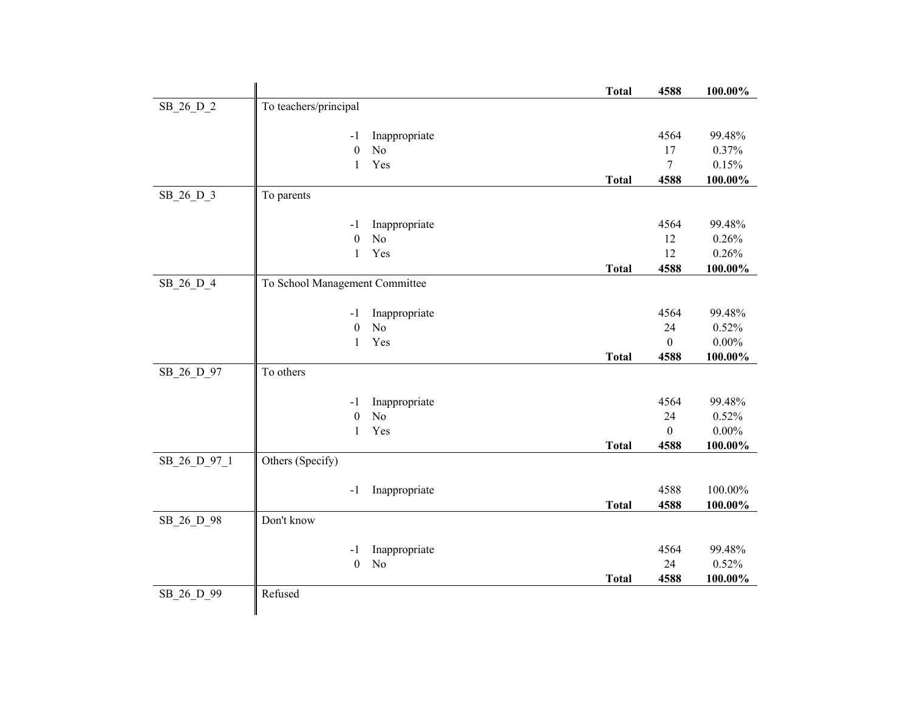| Variable | Label | | | Count | Percent |
|---|---|---|---|---|---|
| | | | **Total** | **4588** | **100.00%** |
| SB_26_D_2 | To teachers/principal | | | | |
| | -1 | Inappropriate | | 4564 | 99.48% |
| | 0 | No | | 17 | 0.37% |
| | 1 | Yes | | 7 | 0.15% |
| | | | **Total** | **4588** | **100.00%** |
| SB_26_D_3 | To parents | | | | |
| | -1 | Inappropriate | | 4564 | 99.48% |
| | 0 | No | | 12 | 0.26% |
| | 1 | Yes | | 12 | 0.26% |
| | | | **Total** | **4588** | **100.00%** |
| SB_26_D_4 | To School Management Committee | | | | |
| | -1 | Inappropriate | | 4564 | 99.48% |
| | 0 | No | | 24 | 0.52% |
| | 1 | Yes | | 0 | 0.00% |
| | | | **Total** | **4588** | **100.00%** |
| SB_26_D_97 | To others | | | | |
| | -1 | Inappropriate | | 4564 | 99.48% |
| | 0 | No | | 24 | 0.52% |
| | 1 | Yes | | 0 | 0.00% |
| | | | **Total** | **4588** | **100.00%** |
| SB_26_D_97_1 | Others (Specify) | | | | |
| | -1 | Inappropriate | | 4588 | 100.00% |
| | | | **Total** | **4588** | **100.00%** |
| SB_26_D_98 | Don't know | | | | |
| | -1 | Inappropriate | | 4564 | 99.48% |
| | 0 | No | | 24 | 0.52% |
| | | | **Total** | **4588** | **100.00%** |
| SB_26_D_99 | Refused | | | | |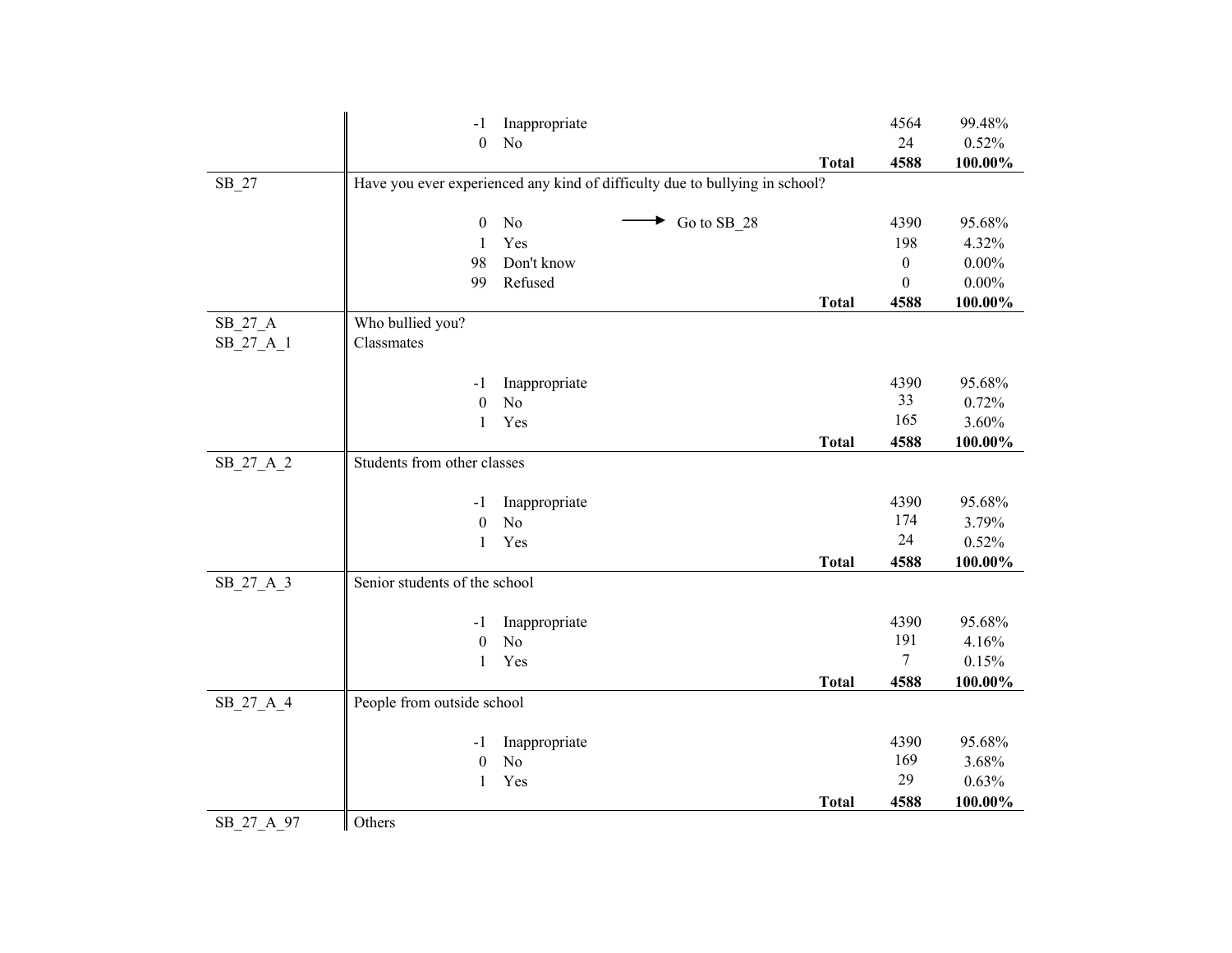| Variable | Question / Response | | Skip | Frequency | Percent |
|---|---|---|---|---|---|
| | -1 | Inappropriate | | 4564 | 99.48% |
| | 0 | No | | 24 | 0.52% |
| | | | **Total** | **4588** | **100.00%** |
| SB_27 | Have you ever experienced any kind of difficulty due to bullying in school? | | | | |
| | 0 | No | → Go to SB_28 | 4390 | 95.68% |
| | 1 | Yes | | 198 | 4.32% |
| | 98 | Don't know | | 0 | 0.00% |
| | 99 | Refused | | 0 | 0.00% |
| | | | **Total** | **4588** | **100.00%** |
| SB_27_A<br>SB_27_A_1 | Who bullied you?<br>Classmates | | | | |
| | -1 | Inappropriate | | 4390 | 95.68% |
| | 0 | No | | 33 | 0.72% |
| | 1 | Yes | | 165 | 3.60% |
| | | | **Total** | **4588** | **100.00%** |
| SB_27_A_2 | Students from other classes | | | | |
| | -1 | Inappropriate | | 4390 | 95.68% |
| | 0 | No | | 174 | 3.79% |
| | 1 | Yes | | 24 | 0.52% |
| | | | **Total** | **4588** | **100.00%** |
| SB_27_A_3 | Senior students of the school | | | | |
| | -1 | Inappropriate | | 4390 | 95.68% |
| | 0 | No | | 191 | 4.16% |
| | 1 | Yes | | 7 | 0.15% |
| | | | **Total** | **4588** | **100.00%** |
| SB_27_A_4 | People from outside school | | | | |
| | -1 | Inappropriate | | 4390 | 95.68% |
| | 0 | No | | 169 | 3.68% |
| | 1 | Yes | | 29 | 0.63% |
| | | | **Total** | **4588** | **100.00%** |
| SB_27_A_97 | Others | | | | |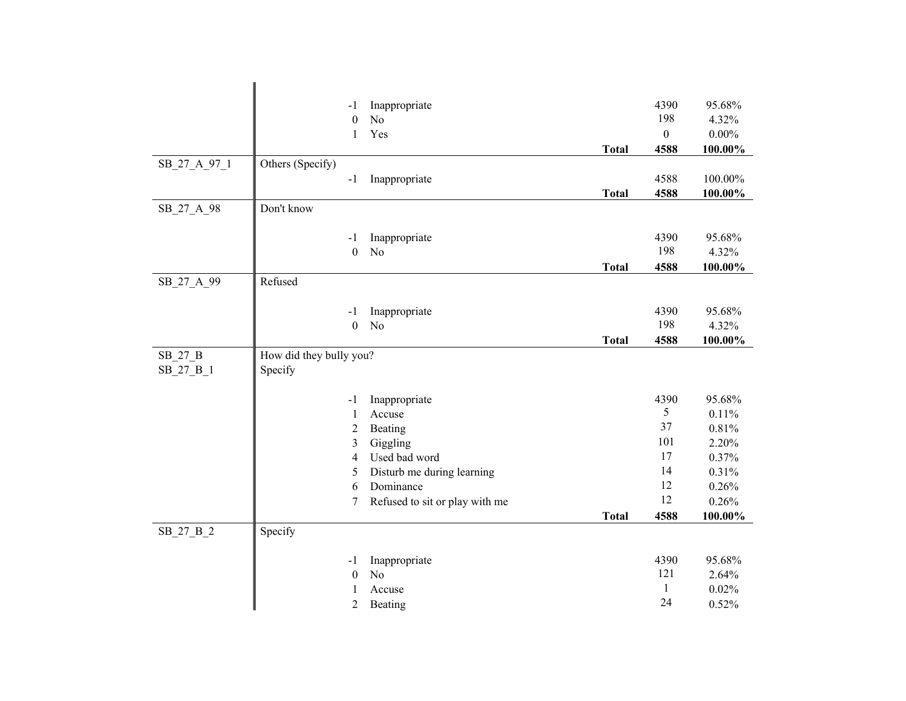| Variable | Label | Code | Category | | Frequency | Percent |
|---|---|---|---|---|---|---|
| | | -1 | Inappropriate | | 4390 | 95.68% |
| | | 0 | No | | 198 | 4.32% |
| | | 1 | Yes | | 0 | 0.00% |
| | | | | **Total** | **4588** | **100.00%** |
| SB_27_A_97_1 | Others (Specify) | | | | | |
| | | -1 | Inappropriate | | 4588 | 100.00% |
| | | | | **Total** | **4588** | **100.00%** |
| SB_27_A_98 | Don't know | | | | | |
| | | -1 | Inappropriate | | 4390 | 95.68% |
| | | 0 | No | | 198 | 4.32% |
| | | | | **Total** | **4588** | **100.00%** |
| SB_27_A_99 | Refused | | | | | |
| | | -1 | Inappropriate | | 4390 | 95.68% |
| | | 0 | No | | 198 | 4.32% |
| | | | | **Total** | **4588** | **100.00%** |
| SB_27_B | How did they bully you? | | | | | |
| SB_27_B_1 | Specify | | | | | |
| | | -1 | Inappropriate | | 4390 | 95.68% |
| | | 1 | Accuse | | 5 | 0.11% |
| | | 2 | Beating | | 37 | 0.81% |
| | | 3 | Giggling | | 101 | 2.20% |
| | | 4 | Used bad word | | 17 | 0.37% |
| | | 5 | Disturb me during learning | | 14 | 0.31% |
| | | 6 | Dominance | | 12 | 0.26% |
| | | 7 | Refused to sit or play with me | | 12 | 0.26% |
| | | | | **Total** | **4588** | **100.00%** |
| SB_27_B_2 | Specify | | | | | |
| | | -1 | Inappropriate | | 4390 | 95.68% |
| | | 0 | No | | 121 | 2.64% |
| | | 1 | Accuse | | 1 | 0.02% |
| | | 2 | Beating | | 24 | 0.52% |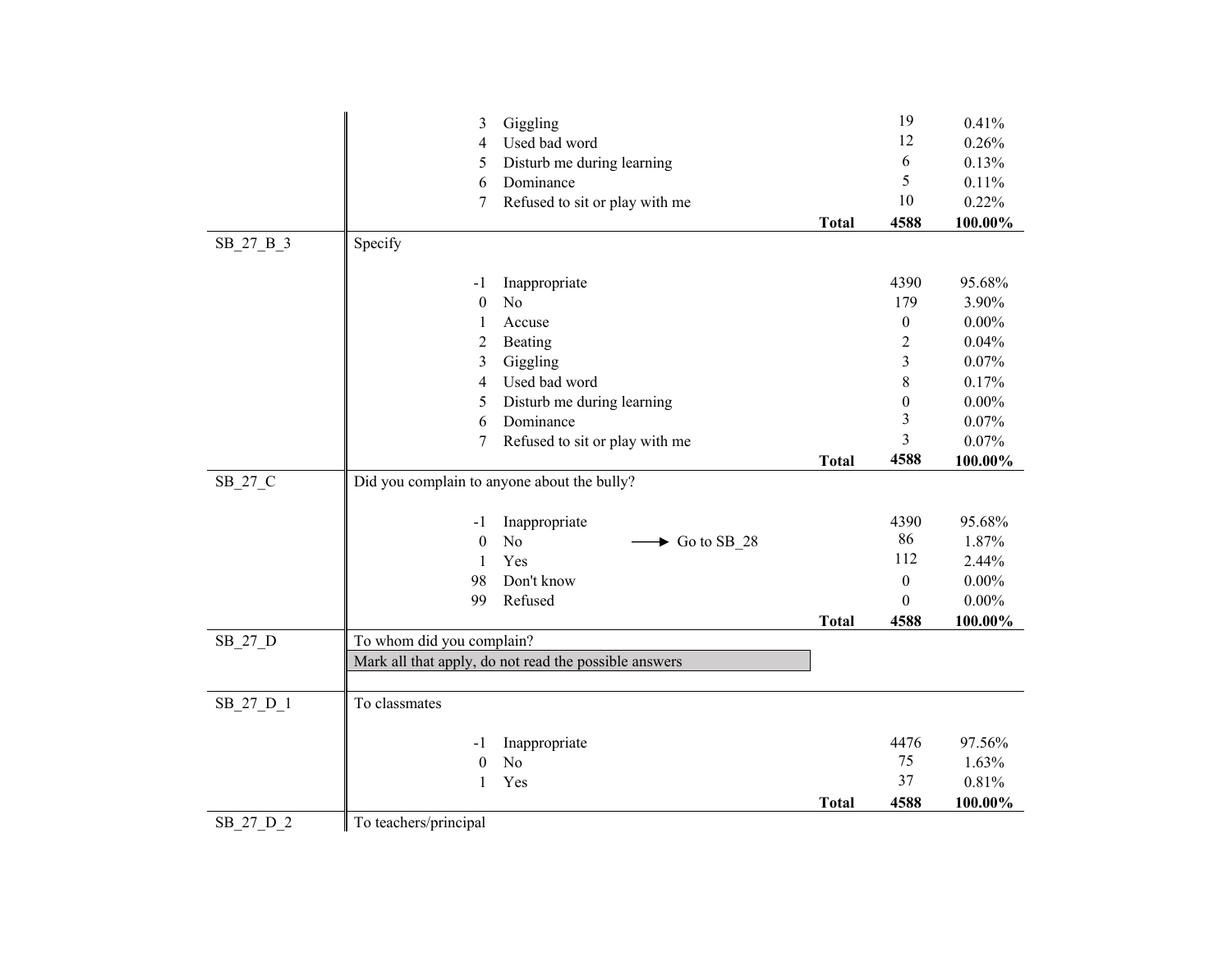| Variable | Question / Value | Label | | Frequency | Percent |
|---|---|---|---|---|---|
| | 3 | Giggling | | 19 | 0.41% |
| | 4 | Used bad word | | 12 | 0.26% |
| | 5 | Disturb me during learning | | 6 | 0.13% |
| | 6 | Dominance | | 5 | 0.11% |
| | 7 | Refused to sit or play with me | | 10 | 0.22% |
| | | | **Total** | **4588** | **100.00%** |
| SB_27_B_3 | Specify | | | | |
| | -1 | Inappropriate | | 4390 | 95.68% |
| | 0 | No | | 179 | 3.90% |
| | 1 | Accuse | | 0 | 0.00% |
| | 2 | Beating | | 2 | 0.04% |
| | 3 | Giggling | | 3 | 0.07% |
| | 4 | Used bad word | | 8 | 0.17% |
| | 5 | Disturb me during learning | | 0 | 0.00% |
| | 6 | Dominance | | 3 | 0.07% |
| | 7 | Refused to sit or play with me | | 3 | 0.07% |
| | | | **Total** | **4588** | **100.00%** |
| SB_27_C | Did you complain to anyone about the bully? | | | | |
| | -1 | Inappropriate | | 4390 | 95.68% |
| | 0 | No | → Go to SB_28 | 86 | 1.87% |
| | 1 | Yes | | 112 | 2.44% |
| | 98 | Don't know | | 0 | 0.00% |
| | 99 | Refused | | 0 | 0.00% |
| | | | **Total** | **4588** | **100.00%** |
| SB_27_D | To whom did you complain? | | | | |
| | Mark all that apply, do not read the possible answers | | | | |
| SB_27_D_1 | To classmates | | | | |
| | -1 | Inappropriate | | 4476 | 97.56% |
| | 0 | No | | 75 | 1.63% |
| | 1 | Yes | | 37 | 0.81% |
| | | | **Total** | **4588** | **100.00%** |
| SB_27_D_2 | To teachers/principal | | | | |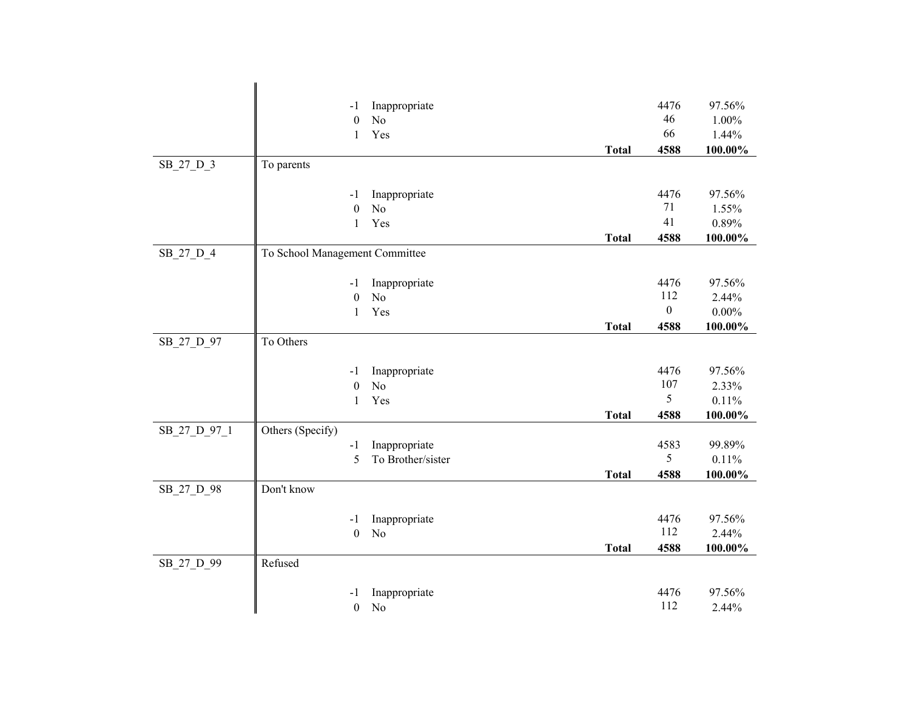| Variable | Label | | | Count | Percent |
|---|---|---|---|---|---|
| | -1 | Inappropriate | | 4476 | 97.56% |
| | 0 | No | | 46 | 1.00% |
| | 1 | Yes | | 66 | 1.44% |
| | | | **Total** | **4588** | **100.00%** |
| SB_27_D_3 | To parents | | | | |
| | -1 | Inappropriate | | 4476 | 97.56% |
| | 0 | No | | 71 | 1.55% |
| | 1 | Yes | | 41 | 0.89% |
| | | | **Total** | **4588** | **100.00%** |
| SB_27_D_4 | To School Management Committee | | | | |
| | -1 | Inappropriate | | 4476 | 97.56% |
| | 0 | No | | 112 | 2.44% |
| | 1 | Yes | | 0 | 0.00% |
| | | | **Total** | **4588** | **100.00%** |
| SB_27_D_97 | To Others | | | | |
| | -1 | Inappropriate | | 4476 | 97.56% |
| | 0 | No | | 107 | 2.33% |
| | 1 | Yes | | 5 | 0.11% |
| | | | **Total** | **4588** | **100.00%** |
| SB_27_D_97_1 | Others (Specify) | | | | |
| | -1 | Inappropriate | | 4583 | 99.89% |
| | 5 | To Brother/sister | | 5 | 0.11% |
| | | | **Total** | **4588** | **100.00%** |
| SB_27_D_98 | Don't know | | | | |
| | -1 | Inappropriate | | 4476 | 97.56% |
| | 0 | No | | 112 | 2.44% |
| | | | **Total** | **4588** | **100.00%** |
| SB_27_D_99 | Refused | | | | |
| | -1 | Inappropriate | | 4476 | 97.56% |
| | 0 | No | | 112 | 2.44% |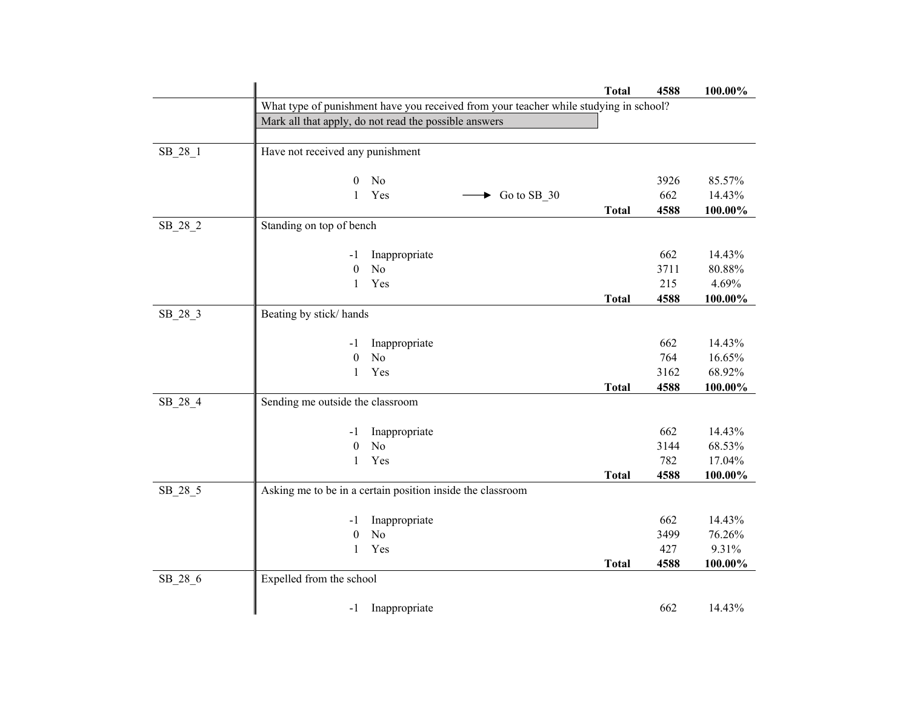| | | | Total | 4588 | 100.00% |
|---|---|---|---|---|---|
| | What type of punishment have you received from your teacher while studying in school? | | | | |
| | Mark all that apply, do not read the possible answers | | | | |
| SB_28_1 | Have not received any punishment | | | | |
| | 0 No | | | 3926 | 85.57% |
| | 1 Yes | → Go to SB_30 | | 662 | 14.43% |
| | | | Total | 4588 | 100.00% |
| SB_28_2 | Standing on top of bench | | | | |
| | -1 Inappropriate | | | 662 | 14.43% |
| | 0 No | | | 3711 | 80.88% |
| | 1 Yes | | | 215 | 4.69% |
| | | | Total | 4588 | 100.00% |
| SB_28_3 | Beating by stick/ hands | | | | |
| | -1 Inappropriate | | | 662 | 14.43% |
| | 0 No | | | 764 | 16.65% |
| | 1 Yes | | | 3162 | 68.92% |
| | | | Total | 4588 | 100.00% |
| SB_28_4 | Sending me outside the classroom | | | | |
| | -1 Inappropriate | | | 662 | 14.43% |
| | 0 No | | | 3144 | 68.53% |
| | 1 Yes | | | 782 | 17.04% |
| | | | Total | 4588 | 100.00% |
| SB_28_5 | Asking me to be in a certain position inside the classroom | | | | |
| | -1 Inappropriate | | | 662 | 14.43% |
| | 0 No | | | 3499 | 76.26% |
| | 1 Yes | | | 427 | 9.31% |
| | | | Total | 4588 | 100.00% |
| SB_28_6 | Expelled from the school | | | | |
| | -1 Inappropriate | | | 662 | 14.43% |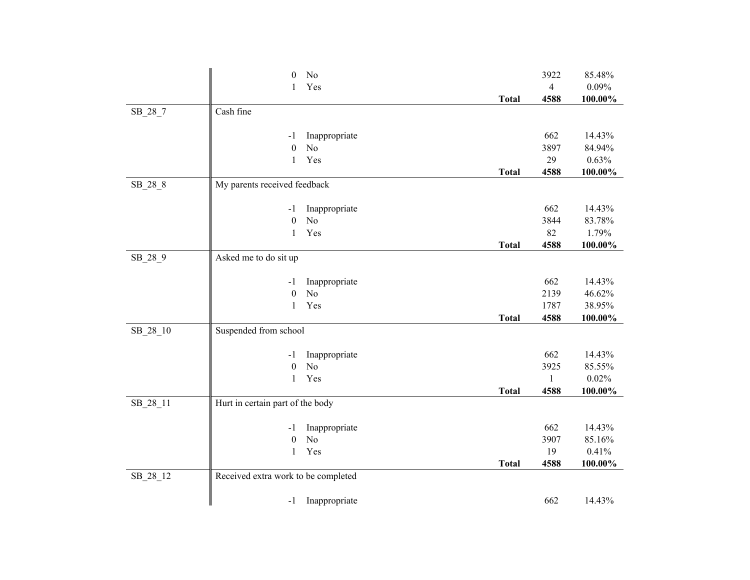| Variable | Description | Code | Label | | Frequency | Percent |
|---|---|---|---|---|---|---|
| | | 0 | No | | 3922 | 85.48% |
| | | 1 | Yes | | 4 | 0.09% |
| | | | | **Total** | **4588** | **100.00%** |
| SB_28_7 | Cash fine | | | | | |
| | | -1 | Inappropriate | | 662 | 14.43% |
| | | 0 | No | | 3897 | 84.94% |
| | | 1 | Yes | | 29 | 0.63% |
| | | | | **Total** | **4588** | **100.00%** |
| SB_28_8 | My parents received feedback | | | | | |
| | | -1 | Inappropriate | | 662 | 14.43% |
| | | 0 | No | | 3844 | 83.78% |
| | | 1 | Yes | | 82 | 1.79% |
| | | | | **Total** | **4588** | **100.00%** |
| SB_28_9 | Asked me to do sit up | | | | | |
| | | -1 | Inappropriate | | 662 | 14.43% |
| | | 0 | No | | 2139 | 46.62% |
| | | 1 | Yes | | 1787 | 38.95% |
| | | | | **Total** | **4588** | **100.00%** |
| SB_28_10 | Suspended from school | | | | | |
| | | -1 | Inappropriate | | 662 | 14.43% |
| | | 0 | No | | 3925 | 85.55% |
| | | 1 | Yes | | 1 | 0.02% |
| | | | | **Total** | **4588** | **100.00%** |
| SB_28_11 | Hurt in certain part of the body | | | | | |
| | | -1 | Inappropriate | | 662 | 14.43% |
| | | 0 | No | | 3907 | 85.16% |
| | | 1 | Yes | | 19 | 0.41% |
| | | | | **Total** | **4588** | **100.00%** |
| SB_28_12 | Received extra work to be completed | | | | | |
| | | -1 | Inappropriate | | 662 | 14.43% |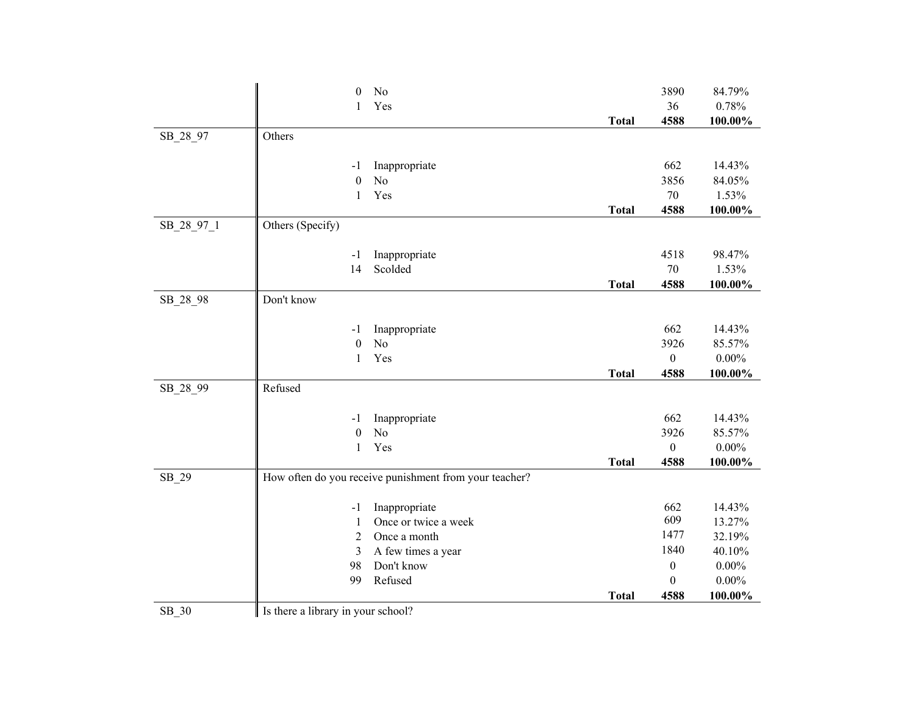| Variable | Label | Code | Value | | Frequency | Percent |
|---|---|---|---|---|---|---|
| | | 0 | No | | 3890 | 84.79% |
| | | 1 | Yes | | 36 | 0.78% |
| | | | | **Total** | **4588** | **100.00%** |
| SB_28_97 | Others | | | | | |
| | | -1 | Inappropriate | | 662 | 14.43% |
| | | 0 | No | | 3856 | 84.05% |
| | | 1 | Yes | | 70 | 1.53% |
| | | | | **Total** | **4588** | **100.00%** |
| SB_28_97_1 | Others (Specify) | | | | | |
| | | -1 | Inappropriate | | 4518 | 98.47% |
| | | 14 | Scolded | | 70 | 1.53% |
| | | | | **Total** | **4588** | **100.00%** |
| SB_28_98 | Don't know | | | | | |
| | | -1 | Inappropriate | | 662 | 14.43% |
| | | 0 | No | | 3926 | 85.57% |
| | | 1 | Yes | | 0 | 0.00% |
| | | | | **Total** | **4588** | **100.00%** |
| SB_28_99 | Refused | | | | | |
| | | -1 | Inappropriate | | 662 | 14.43% |
| | | 0 | No | | 3926 | 85.57% |
| | | 1 | Yes | | 0 | 0.00% |
| | | | | **Total** | **4588** | **100.00%** |
| SB_29 | How often do you receive punishment from your teacher? | | | | | |
| | | -1 | Inappropriate | | 662 | 14.43% |
| | | 1 | Once or twice a week | | 609 | 13.27% |
| | | 2 | Once a month | | 1477 | 32.19% |
| | | 3 | A few times a year | | 1840 | 40.10% |
| | | 98 | Don't know | | 0 | 0.00% |
| | | 99 | Refused | | 0 | 0.00% |
| | | | | **Total** | **4588** | **100.00%** |
| SB_30 | Is there a library in your school? | | | | | |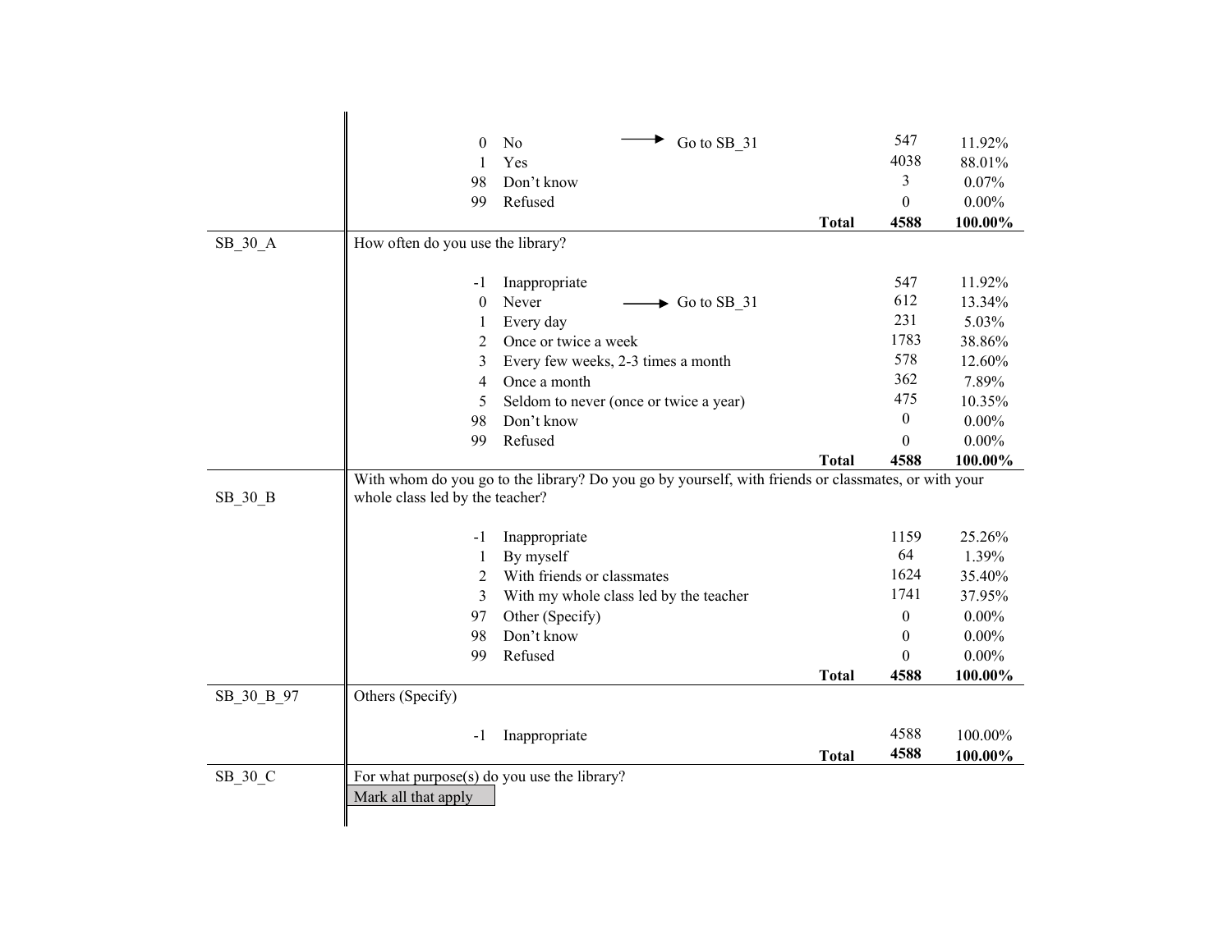| Variable | Question / Response | | Count | Percent |
|---|---|---|---|---|
| | 0 No → Go to SB_31 | | 547 | 11.92% |
| | 1 Yes | | 4038 | 88.01% |
| | 98 Don't know | | 3 | 0.07% |
| | 99 Refused | | 0 | 0.00% |
| | | **Total** | **4588** | **100.00%** |
| SB_30_A | How often do you use the library? | | | |
| | -1 Inappropriate | | 547 | 11.92% |
| | 0 Never → Go to SB_31 | | 612 | 13.34% |
| | 1 Every day | | 231 | 5.03% |
| | 2 Once or twice a week | | 1783 | 38.86% |
| | 3 Every few weeks, 2-3 times a month | | 578 | 12.60% |
| | 4 Once a month | | 362 | 7.89% |
| | 5 Seldom to never (once or twice a year) | | 475 | 10.35% |
| | 98 Don't know | | 0 | 0.00% |
| | 99 Refused | | 0 | 0.00% |
| | | **Total** | **4588** | **100.00%** |
| SB_30_B | With whom do you go to the library? Do you go by yourself, with friends or classmates, or with your whole class led by the teacher? | | | |
| | -1 Inappropriate | | 1159 | 25.26% |
| | 1 By myself | | 64 | 1.39% |
| | 2 With friends or classmates | | 1624 | 35.40% |
| | 3 With my whole class led by the teacher | | 1741 | 37.95% |
| | 97 Other (Specify) | | 0 | 0.00% |
| | 98 Don't know | | 0 | 0.00% |
| | 99 Refused | | 0 | 0.00% |
| | | **Total** | **4588** | **100.00%** |
| SB_30_B_97 | Others (Specify) | | | |
| | -1 Inappropriate | | 4588 | 100.00% |
| | | **Total** | **4588** | **100.00%** |
| SB_30_C | For what purpose(s) do you use the library? Mark all that apply | | | |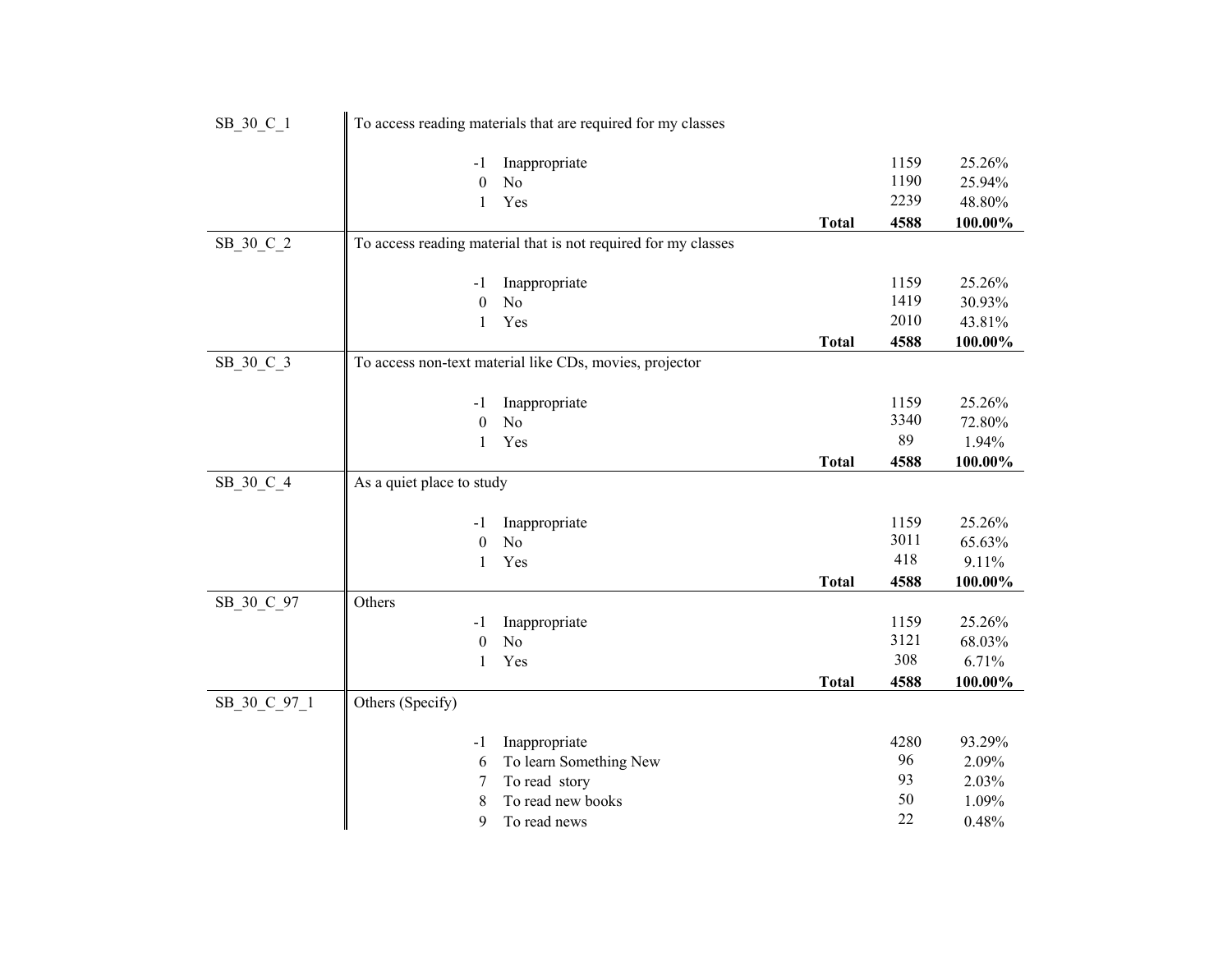| Variable | Description | Code | Label | | Frequency | Percent |
|---|---|---|---|---|---|---|
| SB_30_C_1 | To access reading materials that are required for my classes | | | | | |
| | | -1 | Inappropriate | | 1159 | 25.26% |
| | | 0 | No | | 1190 | 25.94% |
| | | 1 | Yes | | 2239 | 48.80% |
| | | | | **Total** | **4588** | **100.00%** |
| SB_30_C_2 | To access reading material that is not required for my classes | | | | | |
| | | -1 | Inappropriate | | 1159 | 25.26% |
| | | 0 | No | | 1419 | 30.93% |
| | | 1 | Yes | | 2010 | 43.81% |
| | | | | **Total** | **4588** | **100.00%** |
| SB_30_C_3 | To access non-text material like CDs, movies, projector | | | | | |
| | | -1 | Inappropriate | | 1159 | 25.26% |
| | | 0 | No | | 3340 | 72.80% |
| | | 1 | Yes | | 89 | 1.94% |
| | | | | **Total** | **4588** | **100.00%** |
| SB_30_C_4 | As a quiet place to study | | | | | |
| | | -1 | Inappropriate | | 1159 | 25.26% |
| | | 0 | No | | 3011 | 65.63% |
| | | 1 | Yes | | 418 | 9.11% |
| | | | | **Total** | **4588** | **100.00%** |
| SB_30_C_97 | Others | | | | | |
| | | -1 | Inappropriate | | 1159 | 25.26% |
| | | 0 | No | | 3121 | 68.03% |
| | | 1 | Yes | | 308 | 6.71% |
| | | | | **Total** | **4588** | **100.00%** |
| SB_30_C_97_1 | Others (Specify) | | | | | |
| | | -1 | Inappropriate | | 4280 | 93.29% |
| | | 6 | To learn Something New | | 96 | 2.09% |
| | | 7 | To read story | | 93 | 2.03% |
| | | 8 | To read new books | | 50 | 1.09% |
| | | 9 | To read news | | 22 | 0.48% |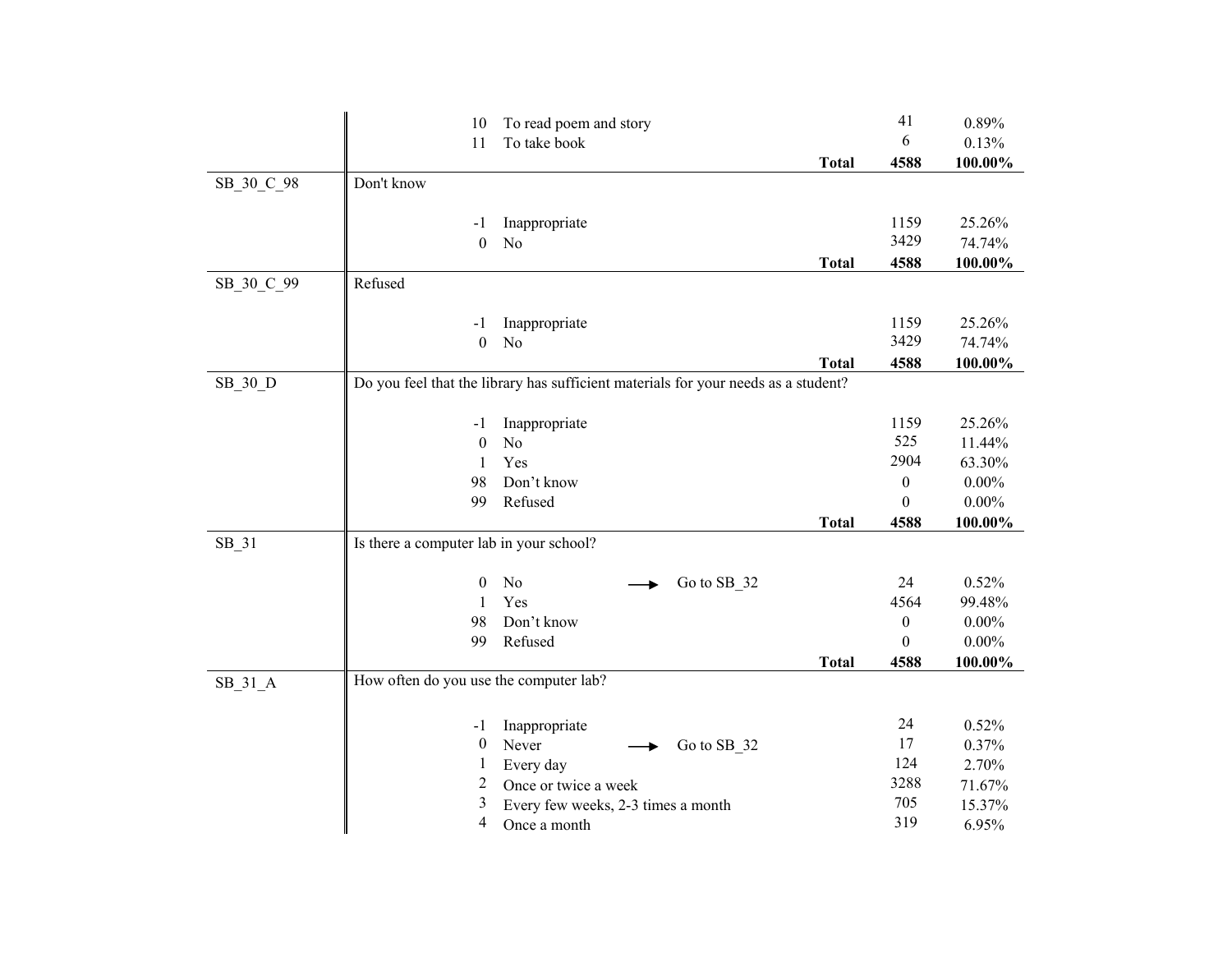| Variable | Description | Code | Label | Skip | Count | Percent |
|---|---|---|---|---|---|---|
| | | 10 | To read poem and story | | 41 | 0.89% |
| | | 11 | To take book | | 6 | 0.13% |
| | | | | **Total** | **4588** | **100.00%** |
| SB_30_C_98 | Don't know | | | | | |
| | | -1 | Inappropriate | | 1159 | 25.26% |
| | | 0 | No | | 3429 | 74.74% |
| | | | | **Total** | **4588** | **100.00%** |
| SB_30_C_99 | Refused | | | | | |
| | | -1 | Inappropriate | | 1159 | 25.26% |
| | | 0 | No | | 3429 | 74.74% |
| | | | | **Total** | **4588** | **100.00%** |
| SB_30_D | Do you feel that the library has sufficient materials for your needs as a student? | | | | | |
| | | -1 | Inappropriate | | 1159 | 25.26% |
| | | 0 | No | | 525 | 11.44% |
| | | 1 | Yes | | 2904 | 63.30% |
| | | 98 | Don't know | | 0 | 0.00% |
| | | 99 | Refused | | 0 | 0.00% |
| | | | | **Total** | **4588** | **100.00%** |
| SB_31 | Is there a computer lab in your school? | | | | | |
| | | 0 | No | → Go to SB_32 | 24 | 0.52% |
| | | 1 | Yes | | 4564 | 99.48% |
| | | 98 | Don't know | | 0 | 0.00% |
| | | 99 | Refused | | 0 | 0.00% |
| | | | | **Total** | **4588** | **100.00%** |
| SB_31_A | How often do you use the computer lab? | | | | | |
| | | -1 | Inappropriate | | 24 | 0.52% |
| | | 0 | Never | → Go to SB_32 | 17 | 0.37% |
| | | 1 | Every day | | 124 | 2.70% |
| | | 2 | Once or twice a week | | 3288 | 71.67% |
| | | 3 | Every few weeks, 2-3 times a month | | 705 | 15.37% |
| | | 4 | Once a month | | 319 | 6.95% |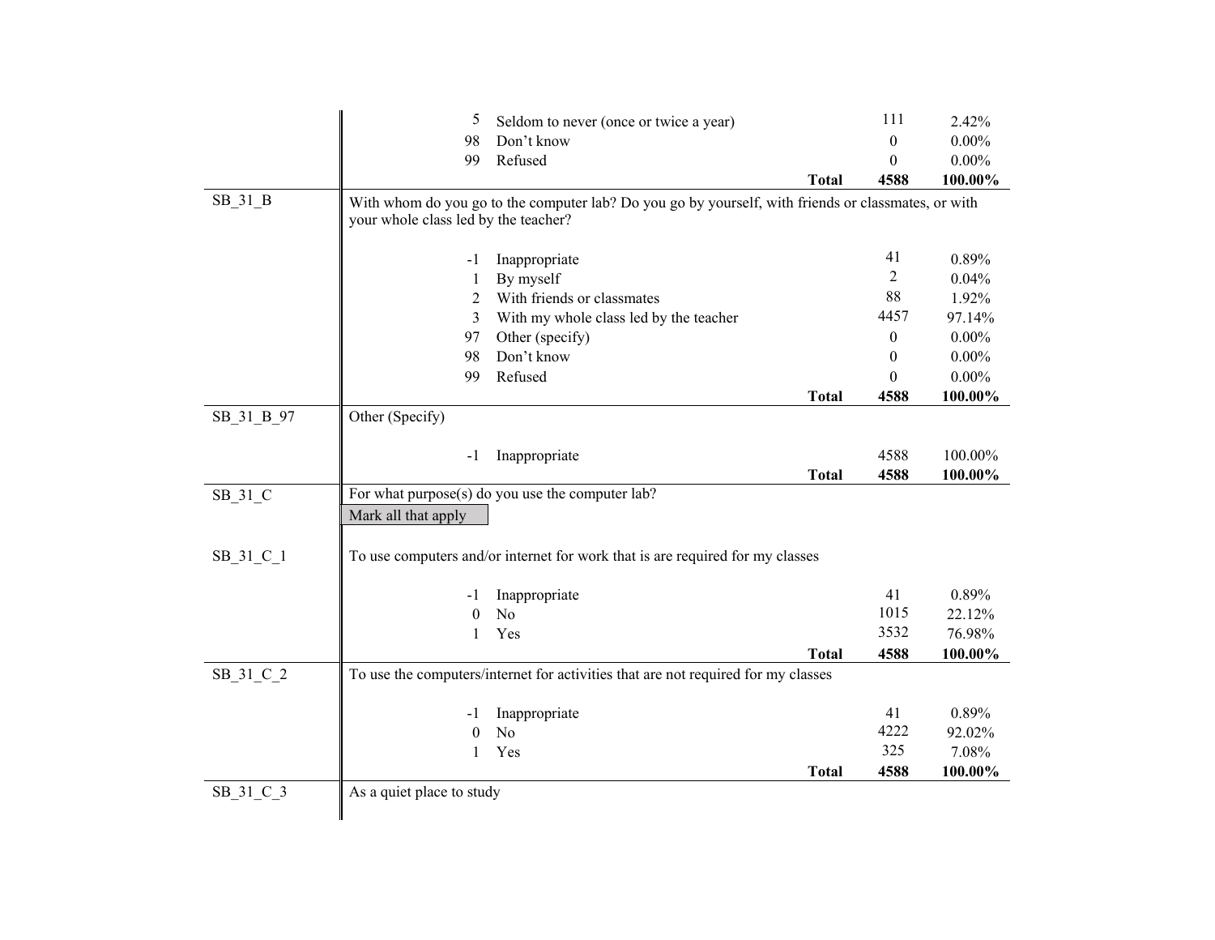| Variable | Question / Code | Label | N | Percent |
|---|---|---|---|---|
| | 5 | Seldom to never (once or twice a year) | 111 | 2.42% |
| | 98 | Don't know | 0 | 0.00% |
| | 99 | Refused | 0 | 0.00% |
| | | **Total** | **4588** | **100.00%** |
| SB_31_B | With whom do you go to the computer lab? Do you go by yourself, with friends or classmates, or with your whole class led by the teacher? | | | |
| | -1 | Inappropriate | 41 | 0.89% |
| | 1 | By myself | 2 | 0.04% |
| | 2 | With friends or classmates | 88 | 1.92% |
| | 3 | With my whole class led by the teacher | 4457 | 97.14% |
| | 97 | Other (specify) | 0 | 0.00% |
| | 98 | Don't know | 0 | 0.00% |
| | 99 | Refused | 0 | 0.00% |
| | | **Total** | **4588** | **100.00%** |
| SB_31_B_97 | Other (Specify) | | | |
| | -1 | Inappropriate | 4588 | 100.00% |
| | | **Total** | **4588** | **100.00%** |
| SB_31_C | For what purpose(s) do you use the computer lab? Mark all that apply | | | |
| SB_31_C_1 | To use computers and/or internet for work that is are required for my classes | | | |
| | -1 | Inappropriate | 41 | 0.89% |
| | 0 | No | 1015 | 22.12% |
| | 1 | Yes | 3532 | 76.98% |
| | | **Total** | **4588** | **100.00%** |
| SB_31_C_2 | To use the computers/internet for activities that are not required for my classes | | | |
| | -1 | Inappropriate | 41 | 0.89% |
| | 0 | No | 4222 | 92.02% |
| | 1 | Yes | 325 | 7.08% |
| | | **Total** | **4588** | **100.00%** |
| SB_31_C_3 | As a quiet place to study | | | |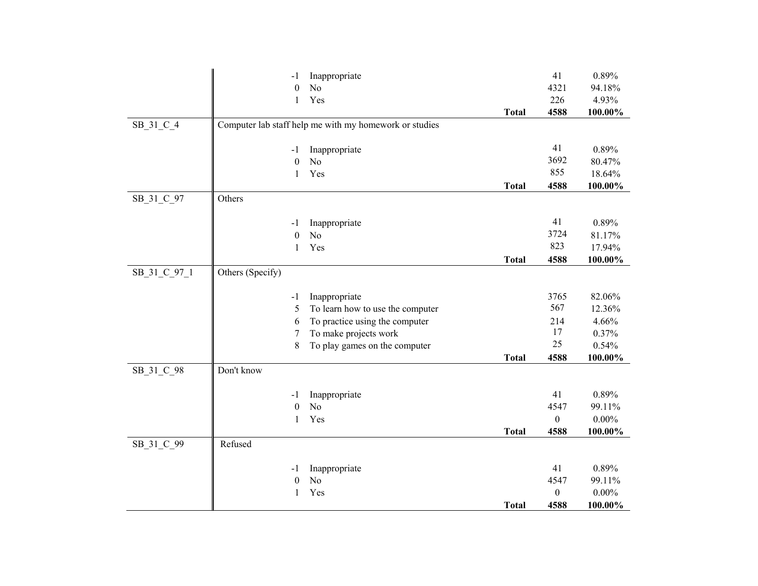| Variable | Label / Value | | Frequency | Percent |
|---|---|---|---|---|
| | -1 | Inappropriate | 41 | 0.89% |
| | 0 | No | 4321 | 94.18% |
| | 1 | Yes | 226 | 4.93% |
| | | **Total** | **4588** | **100.00%** |
| SB_31_C_4 | Computer lab staff help me with my homework or studies | | | |
| | -1 | Inappropriate | 41 | 0.89% |
| | 0 | No | 3692 | 80.47% |
| | 1 | Yes | 855 | 18.64% |
| | | **Total** | **4588** | **100.00%** |
| SB_31_C_97 | Others | | | |
| | -1 | Inappropriate | 41 | 0.89% |
| | 0 | No | 3724 | 81.17% |
| | 1 | Yes | 823 | 17.94% |
| | | **Total** | **4588** | **100.00%** |
| SB_31_C_97_1 | Others (Specify) | | | |
| | -1 | Inappropriate | 3765 | 82.06% |
| | 5 | To learn how to use the computer | 567 | 12.36% |
| | 6 | To practice using the computer | 214 | 4.66% |
| | 7 | To make projects work | 17 | 0.37% |
| | 8 | To play games on the computer | 25 | 0.54% |
| | | **Total** | **4588** | **100.00%** |
| SB_31_C_98 | Don't know | | | |
| | -1 | Inappropriate | 41 | 0.89% |
| | 0 | No | 4547 | 99.11% |
| | 1 | Yes | 0 | 0.00% |
| | | **Total** | **4588** | **100.00%** |
| SB_31_C_99 | Refused | | | |
| | -1 | Inappropriate | 41 | 0.89% |
| | 0 | No | 4547 | 99.11% |
| | 1 | Yes | 0 | 0.00% |
| | | **Total** | **4588** | **100.00%** |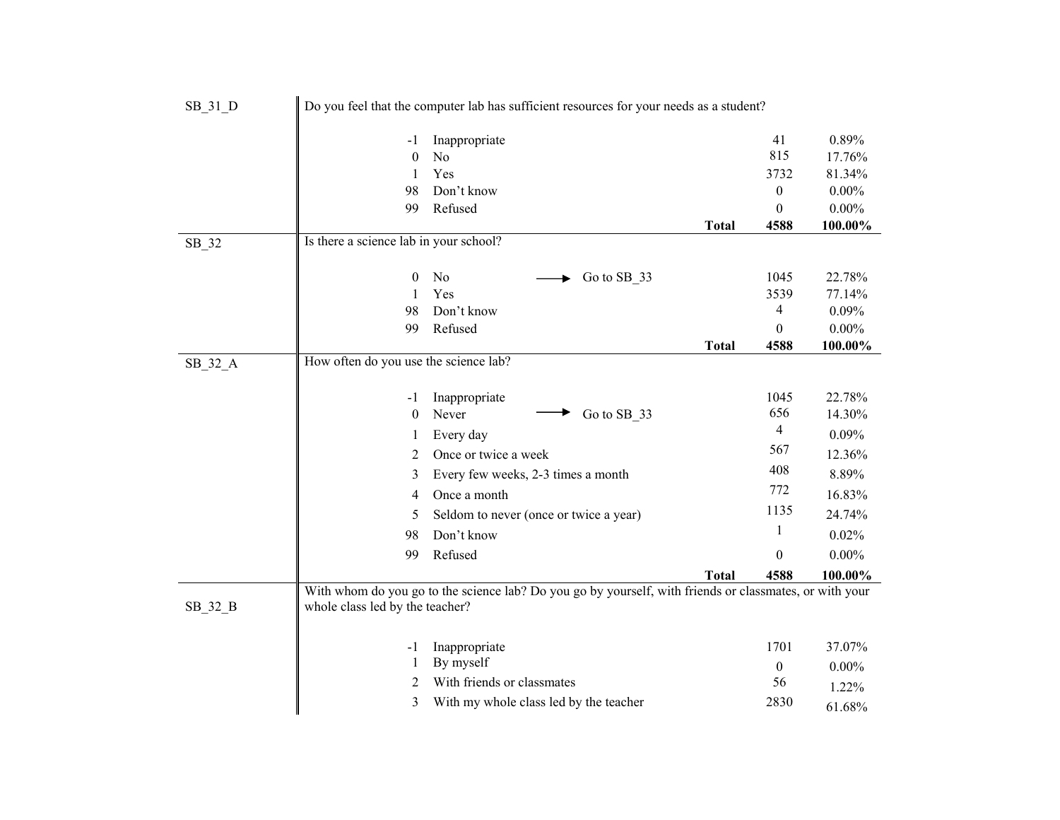| Variable | Question / Code | Response | Skip | N | % |
|---|---|---|---|---|---|
| SB_31_D | Do you feel that the computer lab has sufficient resources for your needs as a student? | | | | |
| | -1 | Inappropriate | | 41 | 0.89% |
| | 0 | No | | 815 | 17.76% |
| | 1 | Yes | | 3732 | 81.34% |
| | 98 | Don't know | | 0 | 0.00% |
| | 99 | Refused | | 0 | 0.00% |
| | | | **Total** | **4588** | **100.00%** |
| SB_32 | Is there a science lab in your school? | | | | |
| | 0 | No | → Go to SB_33 | 1045 | 22.78% |
| | 1 | Yes | | 3539 | 77.14% |
| | 98 | Don't know | | 4 | 0.09% |
| | 99 | Refused | | 0 | 0.00% |
| | | | **Total** | **4588** | **100.00%** |
| SB_32_A | How often do you use the science lab? | | | | |
| | -1 | Inappropriate | | 1045 | 22.78% |
| | 0 | Never | → Go to SB_33 | 656 | 14.30% |
| | 1 | Every day | | 4 | 0.09% |
| | 2 | Once or twice a week | | 567 | 12.36% |
| | 3 | Every few weeks, 2-3 times a month | | 408 | 8.89% |
| | 4 | Once a month | | 772 | 16.83% |
| | 5 | Seldom to never (once or twice a year) | | 1135 | 24.74% |
| | 98 | Don't know | | 1 | 0.02% |
| | 99 | Refused | | 0 | 0.00% |
| | | | **Total** | **4588** | **100.00%** |
| SB_32_B | With whom do you go to the science lab? Do you go by yourself, with friends or classmates, or with your whole class led by the teacher? | | | | |
| | -1 | Inappropriate | | 1701 | 37.07% |
| | 1 | By myself | | 0 | 0.00% |
| | 2 | With friends or classmates | | 56 | 1.22% |
| | 3 | With my whole class led by the teacher | | 2830 | 61.68% |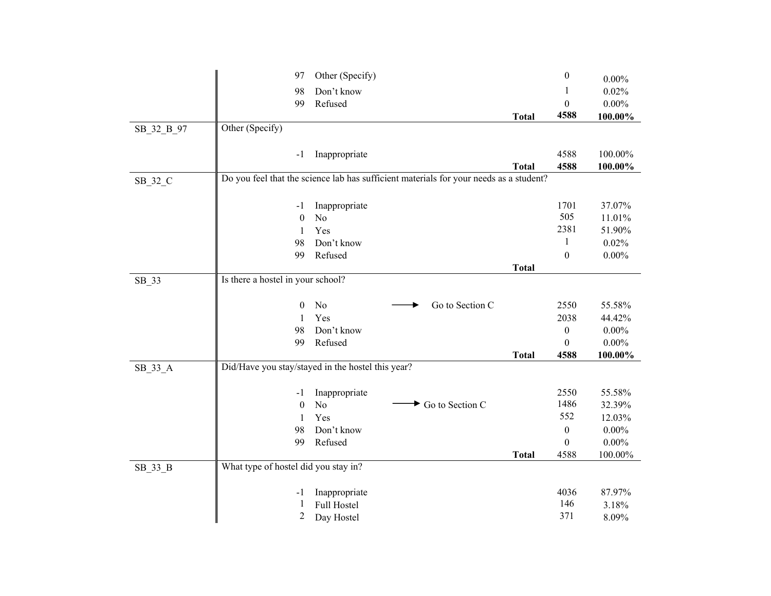| Variable | Question / Code | Label | Skip | Frequency | Percent |
|---|---|---|---|---|---|
| | 97 | Other (Specify) | | 0 | 0.00% |
| | 98 | Don't know | | 1 | 0.02% |
| | 99 | Refused | | 0 | 0.00% |
| | | | **Total** | **4588** | **100.00%** |
| SB_32_B_97 | Other (Specify) | | | | |
| | -1 | Inappropriate | | 4588 | 100.00% |
| | | | **Total** | **4588** | **100.00%** |
| SB_32_C | Do you feel that the science lab has sufficient materials for your needs as a student? | | | | |
| | -1 | Inappropriate | | 1701 | 37.07% |
| | 0 | No | | 505 | 11.01% |
| | 1 | Yes | | 2381 | 51.90% |
| | 98 | Don't know | | 1 | 0.02% |
| | 99 | Refused | | 0 | 0.00% |
| | | | **Total** | | |
| SB_33 | Is there a hostel in your school? | | | | |
| | 0 | No | → Go to Section C | 2550 | 55.58% |
| | 1 | Yes | | 2038 | 44.42% |
| | 98 | Don't know | | 0 | 0.00% |
| | 99 | Refused | | 0 | 0.00% |
| | | | **Total** | **4588** | **100.00%** |
| SB_33_A | Did/Have you stay/stayed in the hostel this year? | | | | |
| | -1 | Inappropriate | | 2550 | 55.58% |
| | 0 | No | → Go to Section C | 1486 | 32.39% |
| | 1 | Yes | | 552 | 12.03% |
| | 98 | Don't know | | 0 | 0.00% |
| | 99 | Refused | | 0 | 0.00% |
| | | | **Total** | 4588 | 100.00% |
| SB_33_B | What type of hostel did you stay in? | | | | |
| | -1 | Inappropriate | | 4036 | 87.97% |
| | 1 | Full Hostel | | 146 | 3.18% |
| | 2 | Day Hostel | | 371 | 8.09% |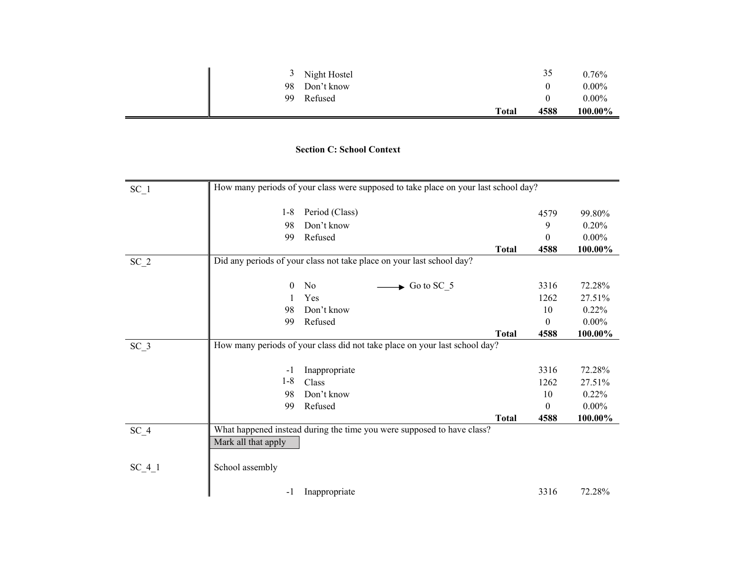| | | | | |
|---|---|---|---|---|
| | 3 Night Hostel | | 35 | 0.76% |
| | 98 Don't know | | 0 | 0.00% |
| | 99 Refused | | 0 | 0.00% |
| | | **Total** | **4588** | **100.00%** |

**Section C: School Context**

| | | | | |
|---|---|---|---|---|
| SC_1 | How many periods of your class were supposed to take place on your last school day? | | | |
| | 1-8 Period (Class) | | 4579 | 99.80% |
| | 98 Don't know | | 9 | 0.20% |
| | 99 Refused | | 0 | 0.00% |
| | | **Total** | **4588** | **100.00%** |
| SC_2 | Did any periods of your class not take place on your last school day? | | | |
| | 0 No | → Go to SC_5 | 3316 | 72.28% |
| | 1 Yes | | 1262 | 27.51% |
| | 98 Don't know | | 10 | 0.22% |
| | 99 Refused | | 0 | 0.00% |
| | | **Total** | **4588** | **100.00%** |
| SC_3 | How many periods of your class did not take place on your last school day? | | | |
| | -1 Inappropriate | | 3316 | 72.28% |
| | 1-8 Class | | 1262 | 27.51% |
| | 98 Don't know | | 10 | 0.22% |
| | 99 Refused | | 0 | 0.00% |
| | | **Total** | **4588** | **100.00%** |
| SC_4 | What happened instead during the time you were supposed to have class? Mark all that apply | | | |
| SC_4_1 | School assembly | | | |
| | -1 Inappropriate | | 3316 | 72.28% |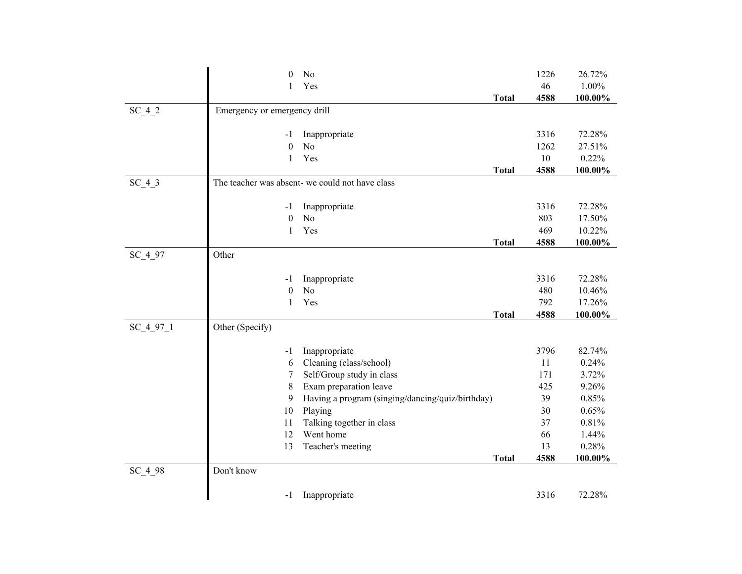| Variable | Code | Label | Frequency | Percent |
|---|---|---|---|---|
| | 0 | No | 1226 | 26.72% |
| | 1 | Yes | 46 | 1.00% |
| | | **Total** | **4588** | **100.00%** |
| SC_4_2 | Emergency or emergency drill | | | |
| | -1 | Inappropriate | 3316 | 72.28% |
| | 0 | No | 1262 | 27.51% |
| | 1 | Yes | 10 | 0.22% |
| | | **Total** | **4588** | **100.00%** |
| SC_4_3 | The teacher was absent- we could not have class | | | |
| | -1 | Inappropriate | 3316 | 72.28% |
| | 0 | No | 803 | 17.50% |
| | 1 | Yes | 469 | 10.22% |
| | | **Total** | **4588** | **100.00%** |
| SC_4_97 | Other | | | |
| | -1 | Inappropriate | 3316 | 72.28% |
| | 0 | No | 480 | 10.46% |
| | 1 | Yes | 792 | 17.26% |
| | | **Total** | **4588** | **100.00%** |
| SC_4_97_1 | Other (Specify) | | | |
| | -1 | Inappropriate | 3796 | 82.74% |
| | 6 | Cleaning (class/school) | 11 | 0.24% |
| | 7 | Self/Group study in class | 171 | 3.72% |
| | 8 | Exam preparation leave | 425 | 9.26% |
| | 9 | Having a program (singing/dancing/quiz/birthday) | 39 | 0.85% |
| | 10 | Playing | 30 | 0.65% |
| | 11 | Talking together in class | 37 | 0.81% |
| | 12 | Went home | 66 | 1.44% |
| | 13 | Teacher's meeting | 13 | 0.28% |
| | | **Total** | **4588** | **100.00%** |
| SC_4_98 | Don't know | | | |
| | -1 | Inappropriate | 3316 | 72.28% |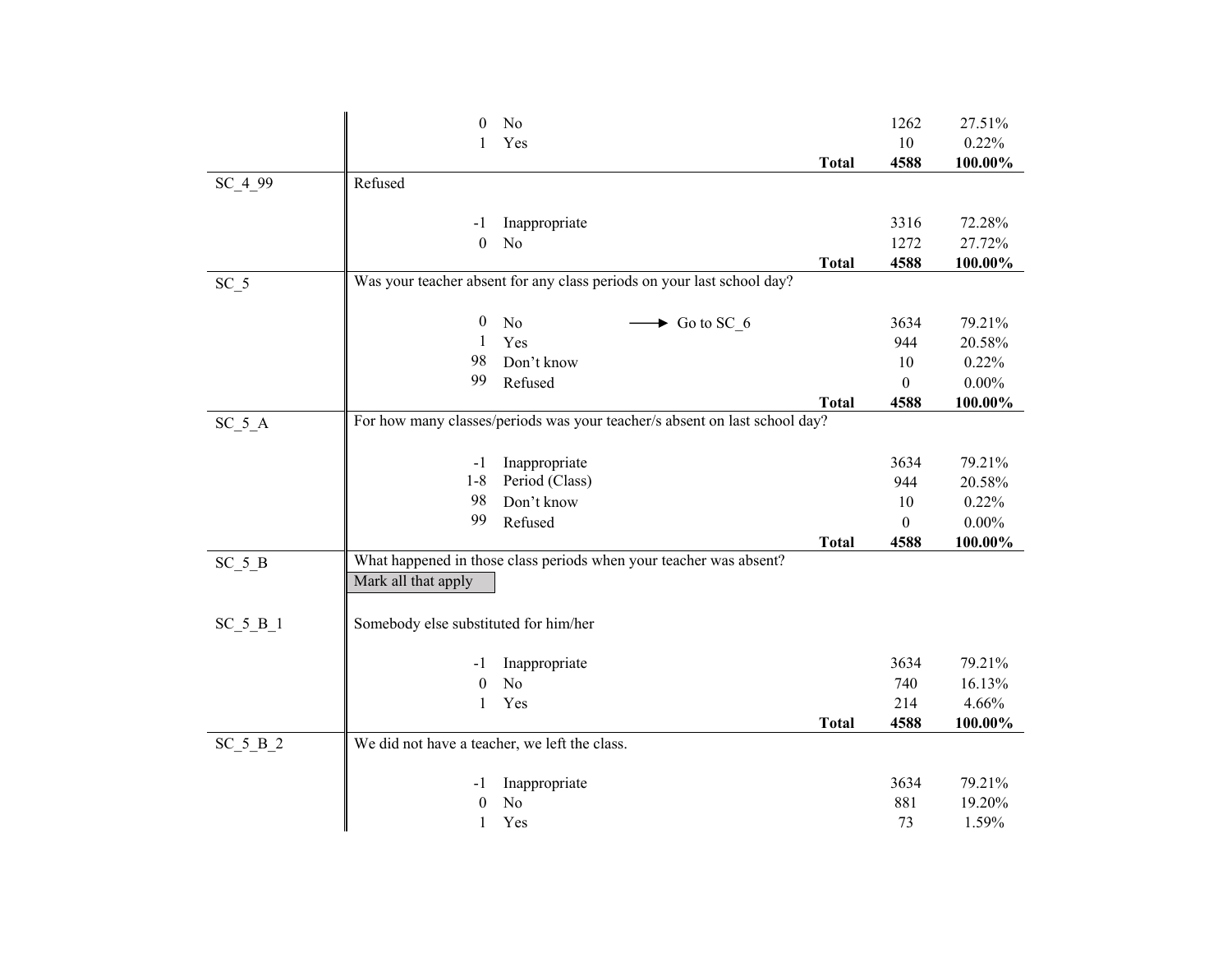| Variable | Question / Code | Label | | N | Percent |
|---|---|---|---|---|---|
| | 0 | No | | 1262 | 27.51% |
| | 1 | Yes | | 10 | 0.22% |
| | | | **Total** | **4588** | **100.00%** |
| SC_4_99 | Refused | | | | |
| | -1 | Inappropriate | | 3316 | 72.28% |
| | 0 | No | | 1272 | 27.72% |
| | | | **Total** | **4588** | **100.00%** |
| SC_5 | Was your teacher absent for any class periods on your last school day? | | | | |
| | 0 | No | → Go to SC_6 | 3634 | 79.21% |
| | 1 | Yes | | 944 | 20.58% |
| | 98 | Don't know | | 10 | 0.22% |
| | 99 | Refused | | 0 | 0.00% |
| | | | **Total** | **4588** | **100.00%** |
| SC_5_A | For how many classes/periods was your teacher/s absent on last school day? | | | | |
| | -1 | Inappropriate | | 3634 | 79.21% |
| | 1-8 | Period (Class) | | 944 | 20.58% |
| | 98 | Don't know | | 10 | 0.22% |
| | 99 | Refused | | 0 | 0.00% |
| | | | **Total** | **4588** | **100.00%** |
| SC_5_B | What happened in those class periods when your teacher was absent? Mark all that apply | | | | |
| SC_5_B_1 | Somebody else substituted for him/her | | | | |
| | -1 | Inappropriate | | 3634 | 79.21% |
| | 0 | No | | 740 | 16.13% |
| | 1 | Yes | | 214 | 4.66% |
| | | | **Total** | **4588** | **100.00%** |
| SC_5_B_2 | We did not have a teacher, we left the class. | | | | |
| | -1 | Inappropriate | | 3634 | 79.21% |
| | 0 | No | | 881 | 19.20% |
| | 1 | Yes | | 73 | 1.59% |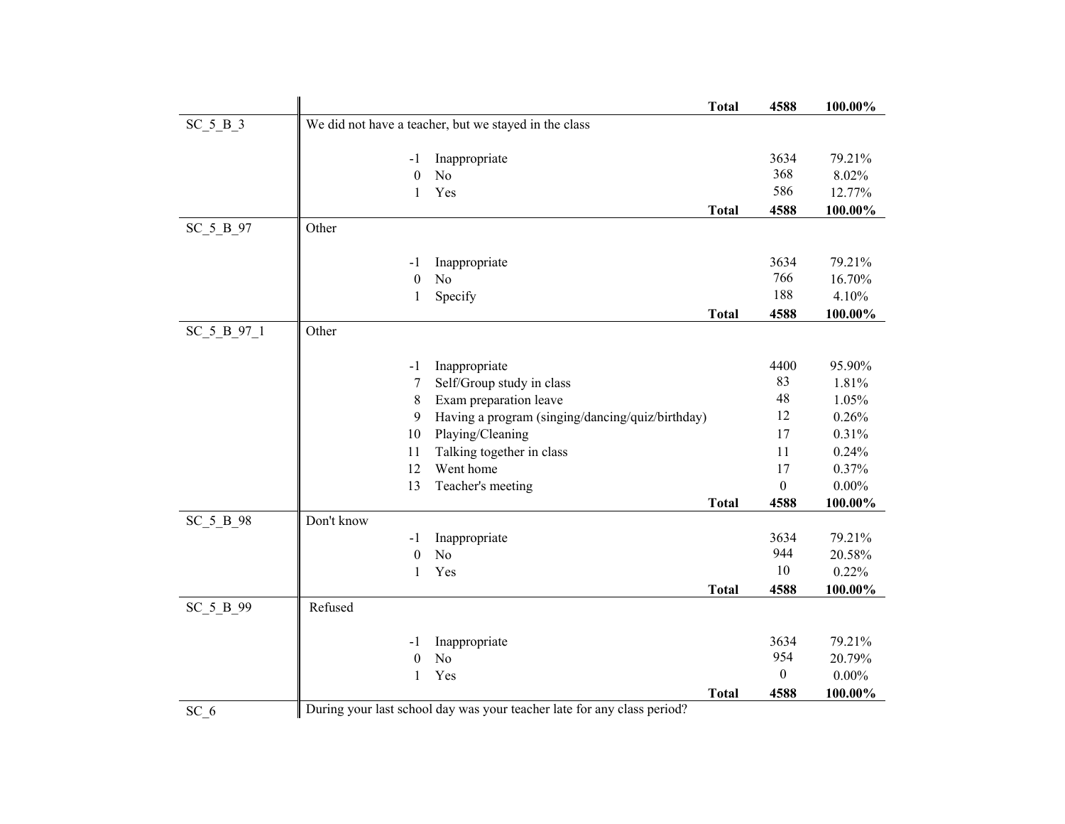| Variable | Description | Code | Label | Frequency | Percent |
|---|---|---|---|---|---|
| | | | **Total** | **4588** | **100.00%** |
| SC_5_B_3 | We did not have a teacher, but we stayed in the class | | | | |
| | | -1 | Inappropriate | 3634 | 79.21% |
| | | 0 | No | 368 | 8.02% |
| | | 1 | Yes | 586 | 12.77% |
| | | | **Total** | **4588** | **100.00%** |
| SC_5_B_97 | Other | | | | |
| | | -1 | Inappropriate | 3634 | 79.21% |
| | | 0 | No | 766 | 16.70% |
| | | 1 | Specify | 188 | 4.10% |
| | | | **Total** | **4588** | **100.00%** |
| SC_5_B_97_1 | Other | | | | |
| | | -1 | Inappropriate | 4400 | 95.90% |
| | | 7 | Self/Group study in class | 83 | 1.81% |
| | | 8 | Exam preparation leave | 48 | 1.05% |
| | | 9 | Having a program (singing/dancing/quiz/birthday) | 12 | 0.26% |
| | | 10 | Playing/Cleaning | 17 | 0.31% |
| | | 11 | Talking together in class | 11 | 0.24% |
| | | 12 | Went home | 17 | 0.37% |
| | | 13 | Teacher's meeting | 0 | 0.00% |
| | | | **Total** | **4588** | **100.00%** |
| SC_5_B_98 | Don't know | | | | |
| | | -1 | Inappropriate | 3634 | 79.21% |
| | | 0 | No | 944 | 20.58% |
| | | 1 | Yes | 10 | 0.22% |
| | | | **Total** | **4588** | **100.00%** |
| SC_5_B_99 | Refused | | | | |
| | | -1 | Inappropriate | 3634 | 79.21% |
| | | 0 | No | 954 | 20.79% |
| | | 1 | Yes | 0 | 0.00% |
| | | | **Total** | **4588** | **100.00%** |
| SC_6 | During your last school day was your teacher late for any class period? | | | | |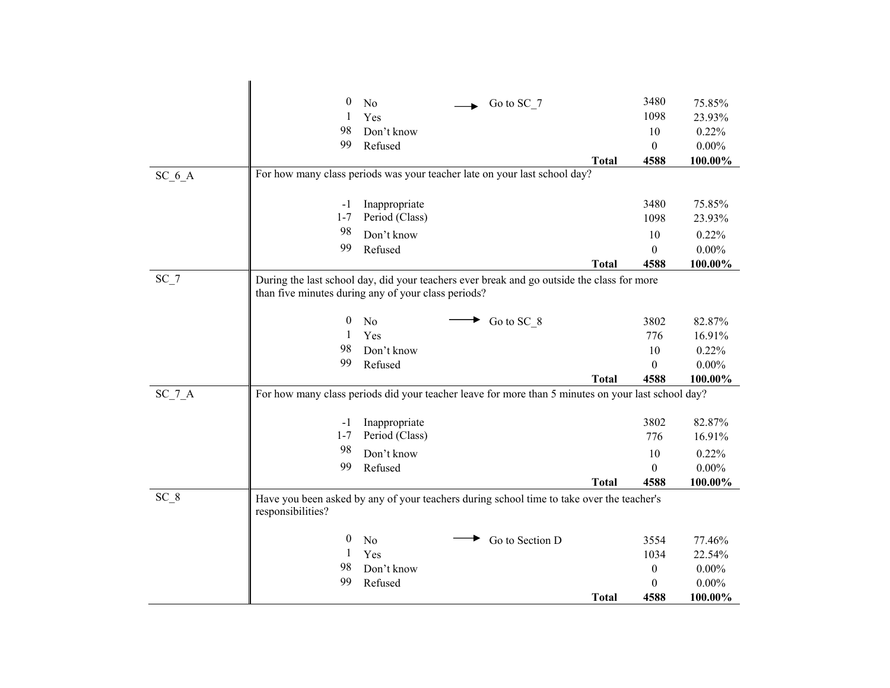| Variable | Question / Response | Code | Label | Skip | Frequency | Percent |
|---|---|---|---|---|---|---|
| | | 0 | No | → Go to SC_7 | 3480 | 75.85% |
| | | 1 | Yes | | 1098 | 23.93% |
| | | 98 | Don't know | | 10 | 0.22% |
| | | 99 | Refused | | 0 | 0.00% |
| | | | | **Total** | **4588** | **100.00%** |
| SC_6_A | For how many class periods was your teacher late on your last school day? | | | | | |
| | | -1 | Inappropriate | | 3480 | 75.85% |
| | | 1-7 | Period (Class) | | 1098 | 23.93% |
| | | 98 | Don't know | | 10 | 0.22% |
| | | 99 | Refused | | 0 | 0.00% |
| | | | | **Total** | **4588** | **100.00%** |
| SC_7 | During the last school day, did your teachers ever break and go outside the class for more than five minutes during any of your class periods? | | | | | |
| | | 0 | No | → Go to SC_8 | 3802 | 82.87% |
| | | 1 | Yes | | 776 | 16.91% |
| | | 98 | Don't know | | 10 | 0.22% |
| | | 99 | Refused | | 0 | 0.00% |
| | | | | **Total** | **4588** | **100.00%** |
| SC_7_A | For how many class periods did your teacher leave for more than 5 minutes on your last school day? | | | | | |
| | | -1 | Inappropriate | | 3802 | 82.87% |
| | | 1-7 | Period (Class) | | 776 | 16.91% |
| | | 98 | Don't know | | 10 | 0.22% |
| | | 99 | Refused | | 0 | 0.00% |
| | | | | **Total** | **4588** | **100.00%** |
| SC_8 | Have you been asked by any of your teachers during school time to take over the teacher's responsibilities? | | | | | |
| | | 0 | No | → Go to Section D | 3554 | 77.46% |
| | | 1 | Yes | | 1034 | 22.54% |
| | | 98 | Don't know | | 0 | 0.00% |
| | | 99 | Refused | | 0 | 0.00% |
| | | | | **Total** | **4588** | **100.00%** |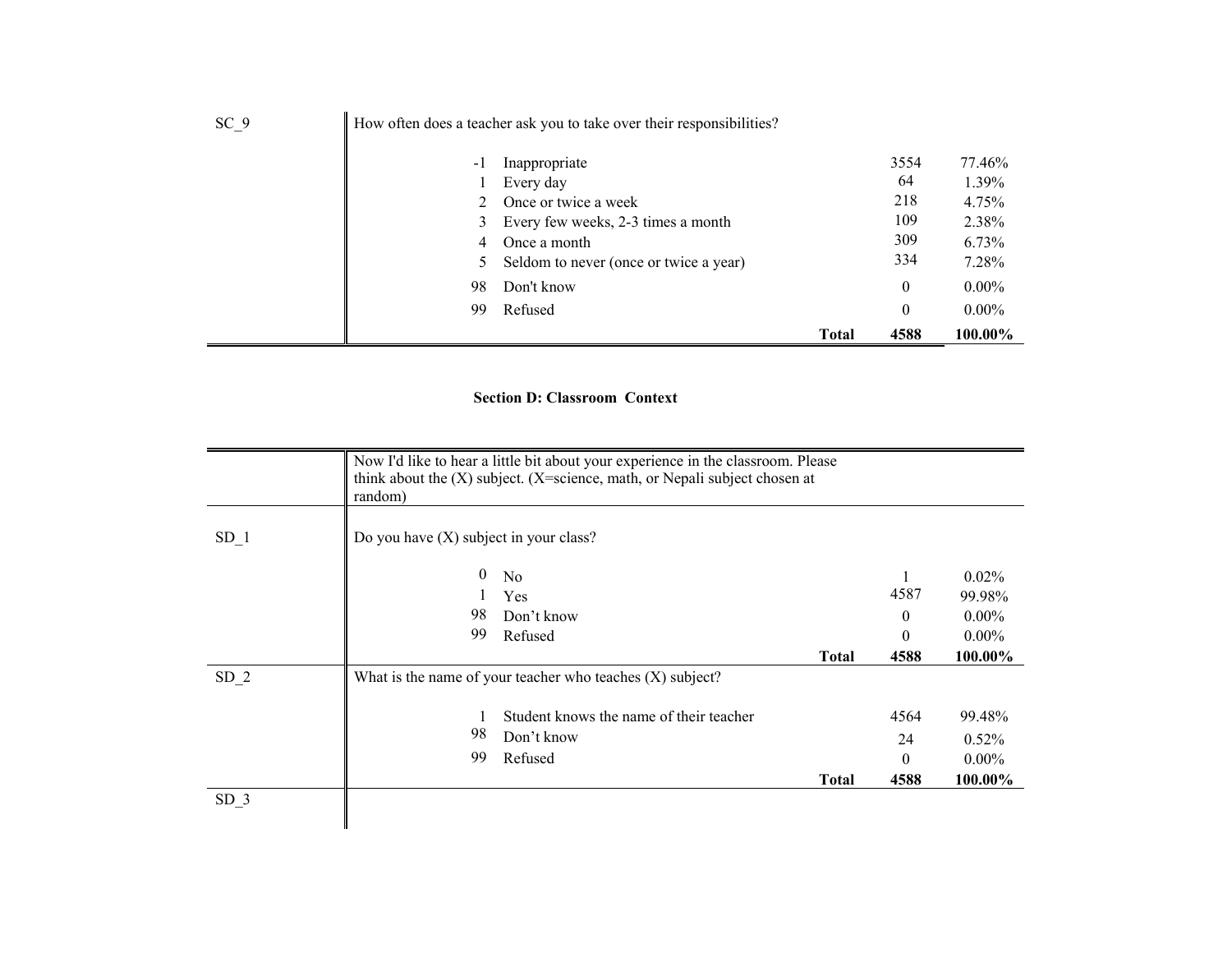| | | | | |
|---|---|---|---|---|
| SC_9 | How often does a teacher ask you to take over their responsibilities? | | | |
| | -1 | Inappropriate | 3554 | 77.46% |
| | 1 | Every day | 64 | 1.39% |
| | 2 | Once or twice a week | 218 | 4.75% |
| | 3 | Every few weeks, 2-3 times a month | 109 | 2.38% |
| | 4 | Once a month | 309 | 6.73% |
| | 5 | Seldom to never (once or twice a year) | 334 | 7.28% |
| | 98 | Don't know | 0 | 0.00% |
| | 99 | Refused | 0 | 0.00% |
| | | **Total** | **4588** | **100.00%** |

### Section D: Classroom Context

| | | | | |
|---|---|---|---|---|
| | Now I'd like to hear a little bit about your experience in the classroom. Please think about the (X) subject. (X=science, math, or Nepali subject chosen at random) | | | |
| SD_1 | Do you have (X) subject in your class? | | | |
| | 0 | No | 1 | 0.02% |
| | 1 | Yes | 4587 | 99.98% |
| | 98 | Don't know | 0 | 0.00% |
| | 99 | Refused | 0 | 0.00% |
| | | **Total** | **4588** | **100.00%** |
| SD_2 | What is the name of your teacher who teaches (X) subject? | | | |
| | 1 | Student knows the name of their teacher | 4564 | 99.48% |
| | 98 | Don't know | 24 | 0.52% |
| | 99 | Refused | 0 | 0.00% |
| | | **Total** | **4588** | **100.00%** |
| SD_3 | | | | |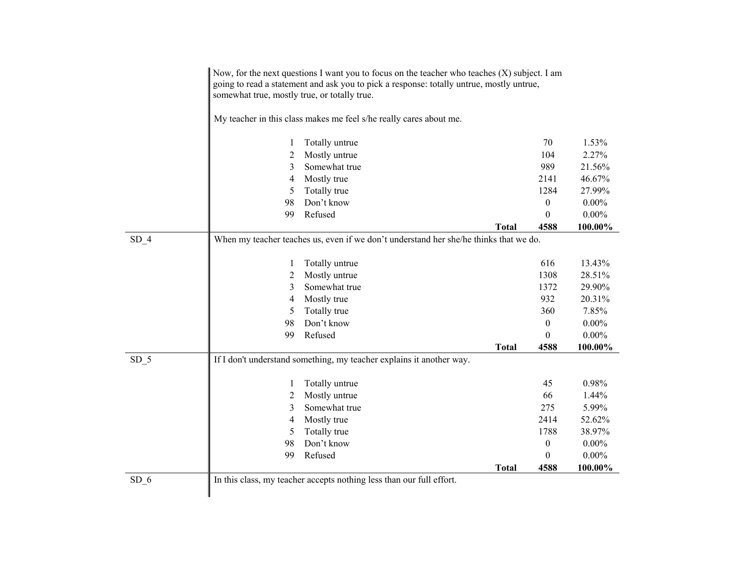Now, for the next questions I want you to focus on the teacher who teaches (X) subject. I am going to read a statement and ask you to pick a response: totally untrue, mostly untrue, somewhat true, mostly true, or totally true.

My teacher in this class makes me feel s/he really cares about me.

| | | | |
|---|---|---|---|
| 1 | Totally untrue | 70 | 1.53% |
| 2 | Mostly untrue | 104 | 2.27% |
| 3 | Somewhat true | 989 | 21.56% |
| 4 | Mostly true | 2141 | 46.67% |
| 5 | Totally true | 1284 | 27.99% |
| 98 | Don't know | 0 | 0.00% |
| 99 | Refused | 0 | 0.00% |
| | **Total** | **4588** | **100.00%** |

SD_4

When my teacher teaches us, even if we don't understand her she/he thinks that we do.

| | | | |
|---|---|---|---|
| 1 | Totally untrue | 616 | 13.43% |
| 2 | Mostly untrue | 1308 | 28.51% |
| 3 | Somewhat true | 1372 | 29.90% |
| 4 | Mostly true | 932 | 20.31% |
| 5 | Totally true | 360 | 7.85% |
| 98 | Don't know | 0 | 0.00% |
| 99 | Refused | 0 | 0.00% |
| | **Total** | **4588** | **100.00%** |

SD_5

If I don't understand something, my teacher explains it another way.

| | | | |
|---|---|---|---|
| 1 | Totally untrue | 45 | 0.98% |
| 2 | Mostly untrue | 66 | 1.44% |
| 3 | Somewhat true | 275 | 5.99% |
| 4 | Mostly true | 2414 | 52.62% |
| 5 | Totally true | 1788 | 38.97% |
| 98 | Don't know | 0 | 0.00% |
| 99 | Refused | 0 | 0.00% |
| | **Total** | **4588** | **100.00%** |

SD_6

In this class, my teacher accepts nothing less than our full effort.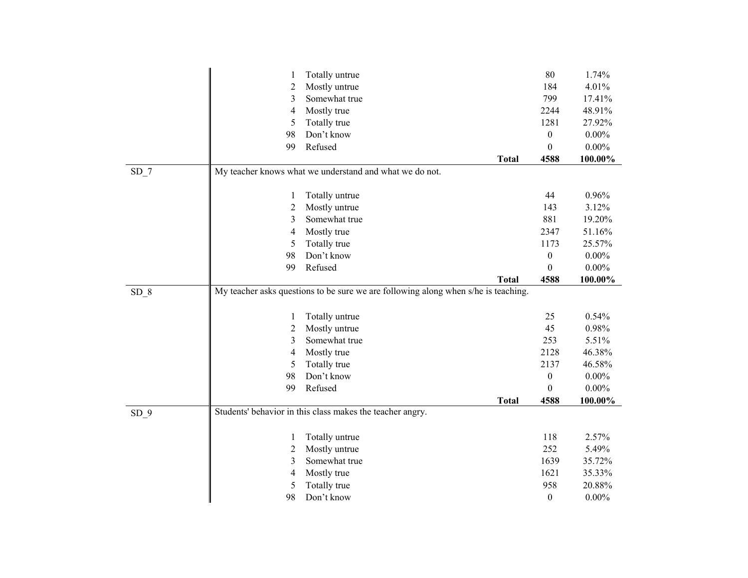| Variable | Code | Response | | Frequency | Percent |
|---|---|---|---|---|---|
| | 1 | Totally untrue | | 80 | 1.74% |
| | 2 | Mostly untrue | | 184 | 4.01% |
| | 3 | Somewhat true | | 799 | 17.41% |
| | 4 | Mostly true | | 2244 | 48.91% |
| | 5 | Totally true | | 1281 | 27.92% |
| | 98 | Don't know | | 0 | 0.00% |
| | 99 | Refused | | 0 | 0.00% |
| | | | **Total** | **4588** | **100.00%** |
| SD_7 | My teacher knows what we understand and what we do not. | | | | |
| | 1 | Totally untrue | | 44 | 0.96% |
| | 2 | Mostly untrue | | 143 | 3.12% |
| | 3 | Somewhat true | | 881 | 19.20% |
| | 4 | Mostly true | | 2347 | 51.16% |
| | 5 | Totally true | | 1173 | 25.57% |
| | 98 | Don't know | | 0 | 0.00% |
| | 99 | Refused | | 0 | 0.00% |
| | | | **Total** | **4588** | **100.00%** |
| SD_8 | My teacher asks questions to be sure we are following along when s/he is teaching. | | | | |
| | 1 | Totally untrue | | 25 | 0.54% |
| | 2 | Mostly untrue | | 45 | 0.98% |
| | 3 | Somewhat true | | 253 | 5.51% |
| | 4 | Mostly true | | 2128 | 46.38% |
| | 5 | Totally true | | 2137 | 46.58% |
| | 98 | Don't know | | 0 | 0.00% |
| | 99 | Refused | | 0 | 0.00% |
| | | | **Total** | **4588** | **100.00%** |
| SD_9 | Students' behavior in this class makes the teacher angry. | | | | |
| | 1 | Totally untrue | | 118 | 2.57% |
| | 2 | Mostly untrue | | 252 | 5.49% |
| | 3 | Somewhat true | | 1639 | 35.72% |
| | 4 | Mostly true | | 1621 | 35.33% |
| | 5 | Totally true | | 958 | 20.88% |
| | 98 | Don't know | | 0 | 0.00% |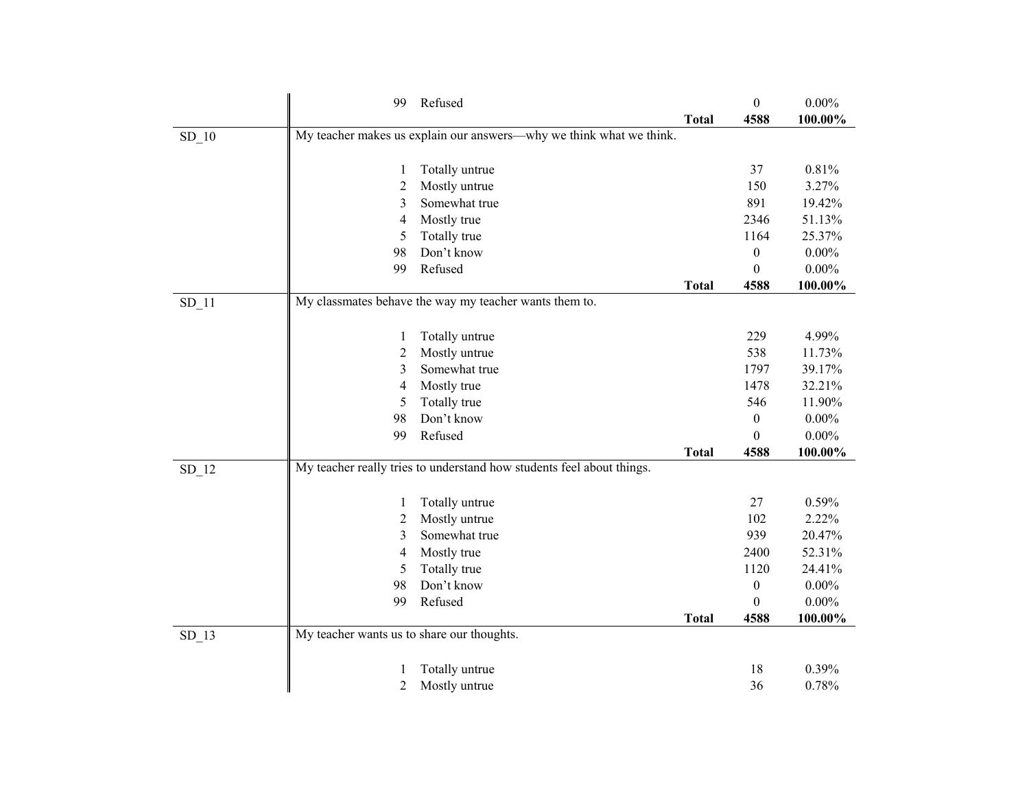| Variable | Question / Response | | | Frequency | Percent |
|---|---|---|---|---|---|
| | 99 | Refused | | 0 | 0.00% |
| | | | **Total** | **4588** | **100.00%** |
| SD_10 | My teacher makes us explain our answers—why we think what we think. | | | | |
| | 1 | Totally untrue | | 37 | 0.81% |
| | 2 | Mostly untrue | | 150 | 3.27% |
| | 3 | Somewhat true | | 891 | 19.42% |
| | 4 | Mostly true | | 2346 | 51.13% |
| | 5 | Totally true | | 1164 | 25.37% |
| | 98 | Don't know | | 0 | 0.00% |
| | 99 | Refused | | 0 | 0.00% |
| | | | **Total** | **4588** | **100.00%** |
| SD_11 | My classmates behave the way my teacher wants them to. | | | | |
| | 1 | Totally untrue | | 229 | 4.99% |
| | 2 | Mostly untrue | | 538 | 11.73% |
| | 3 | Somewhat true | | 1797 | 39.17% |
| | 4 | Mostly true | | 1478 | 32.21% |
| | 5 | Totally true | | 546 | 11.90% |
| | 98 | Don't know | | 0 | 0.00% |
| | 99 | Refused | | 0 | 0.00% |
| | | | **Total** | **4588** | **100.00%** |
| SD_12 | My teacher really tries to understand how students feel about things. | | | | |
| | 1 | Totally untrue | | 27 | 0.59% |
| | 2 | Mostly untrue | | 102 | 2.22% |
| | 3 | Somewhat true | | 939 | 20.47% |
| | 4 | Mostly true | | 2400 | 52.31% |
| | 5 | Totally true | | 1120 | 24.41% |
| | 98 | Don't know | | 0 | 0.00% |
| | 99 | Refused | | 0 | 0.00% |
| | | | **Total** | **4588** | **100.00%** |
| SD_13 | My teacher wants us to share our thoughts. | | | | |
| | 1 | Totally untrue | | 18 | 0.39% |
| | 2 | Mostly untrue | | 36 | 0.78% |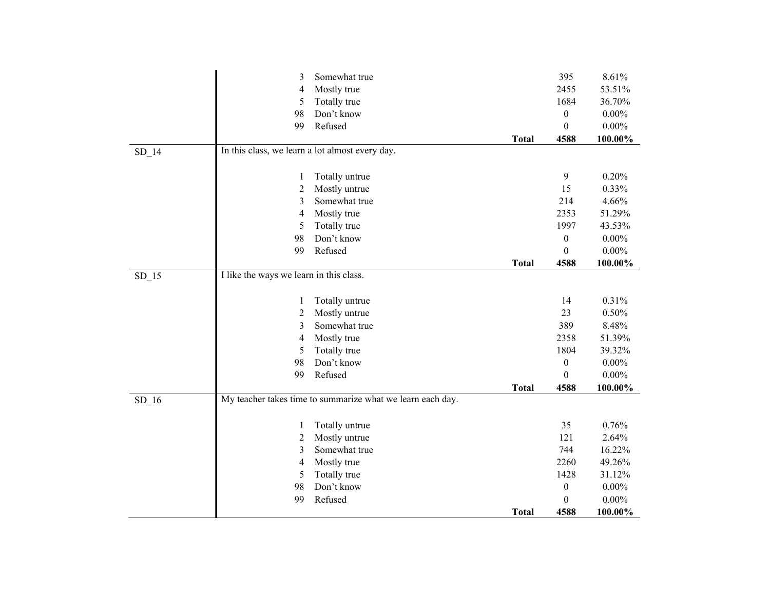| Variable | Question / Response | | Total | N | % |
|---|---|---|---|---|---|
| | 3 | Somewhat true | | 395 | 8.61% |
| | 4 | Mostly true | | 2455 | 53.51% |
| | 5 | Totally true | | 1684 | 36.70% |
| | 98 | Don't know | | 0 | 0.00% |
| | 99 | Refused | | 0 | 0.00% |
| | | | **Total** | **4588** | **100.00%** |
| SD_14 | In this class, we learn a lot almost every day. | | | | |
| | 1 | Totally untrue | | 9 | 0.20% |
| | 2 | Mostly untrue | | 15 | 0.33% |
| | 3 | Somewhat true | | 214 | 4.66% |
| | 4 | Mostly true | | 2353 | 51.29% |
| | 5 | Totally true | | 1997 | 43.53% |
| | 98 | Don't know | | 0 | 0.00% |
| | 99 | Refused | | 0 | 0.00% |
| | | | **Total** | **4588** | **100.00%** |
| SD_15 | I like the ways we learn in this class. | | | | |
| | 1 | Totally untrue | | 14 | 0.31% |
| | 2 | Mostly untrue | | 23 | 0.50% |
| | 3 | Somewhat true | | 389 | 8.48% |
| | 4 | Mostly true | | 2358 | 51.39% |
| | 5 | Totally true | | 1804 | 39.32% |
| | 98 | Don't know | | 0 | 0.00% |
| | 99 | Refused | | 0 | 0.00% |
| | | | **Total** | **4588** | **100.00%** |
| SD_16 | My teacher takes time to summarize what we learn each day. | | | | |
| | 1 | Totally untrue | | 35 | 0.76% |
| | 2 | Mostly untrue | | 121 | 2.64% |
| | 3 | Somewhat true | | 744 | 16.22% |
| | 4 | Mostly true | | 2260 | 49.26% |
| | 5 | Totally true | | 1428 | 31.12% |
| | 98 | Don't know | | 0 | 0.00% |
| | 99 | Refused | | 0 | 0.00% |
| | | | **Total** | **4588** | **100.00%** |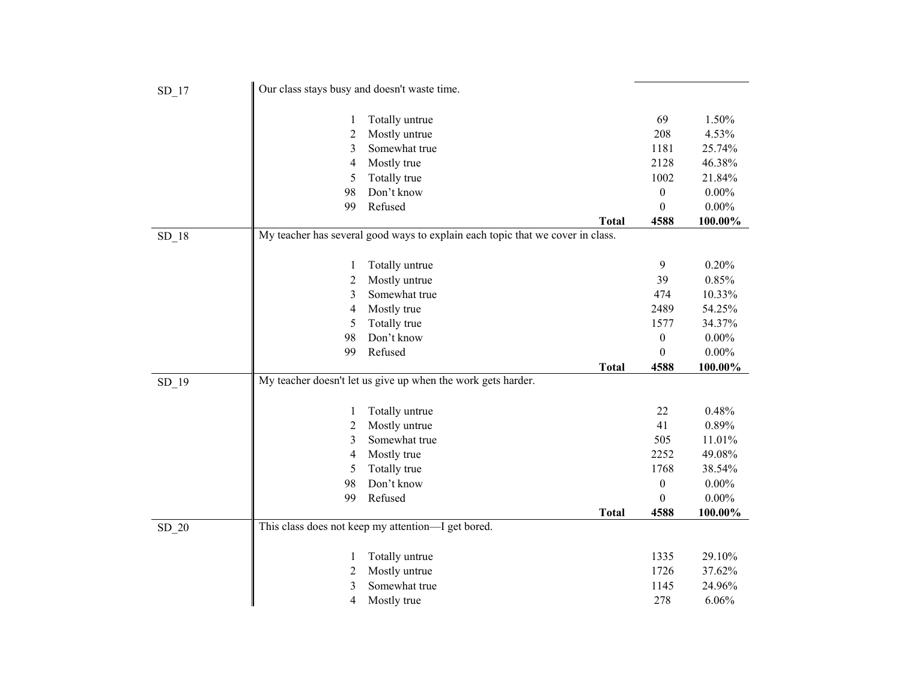| Variable | Question / Response | | Count | Percent |
|---|---|---|---|---|
| SD_17 | Our class stays busy and doesn't waste time. | | | |
| | 1 | Totally untrue | 69 | 1.50% |
| | 2 | Mostly untrue | 208 | 4.53% |
| | 3 | Somewhat true | 1181 | 25.74% |
| | 4 | Mostly true | 2128 | 46.38% |
| | 5 | Totally true | 1002 | 21.84% |
| | 98 | Don't know | 0 | 0.00% |
| | 99 | Refused | 0 | 0.00% |
| | | **Total** | **4588** | **100.00%** |
| SD_18 | My teacher has several good ways to explain each topic that we cover in class. | | | |
| | 1 | Totally untrue | 9 | 0.20% |
| | 2 | Mostly untrue | 39 | 0.85% |
| | 3 | Somewhat true | 474 | 10.33% |
| | 4 | Mostly true | 2489 | 54.25% |
| | 5 | Totally true | 1577 | 34.37% |
| | 98 | Don't know | 0 | 0.00% |
| | 99 | Refused | 0 | 0.00% |
| | | **Total** | **4588** | **100.00%** |
| SD_19 | My teacher doesn't let us give up when the work gets harder. | | | |
| | 1 | Totally untrue | 22 | 0.48% |
| | 2 | Mostly untrue | 41 | 0.89% |
| | 3 | Somewhat true | 505 | 11.01% |
| | 4 | Mostly true | 2252 | 49.08% |
| | 5 | Totally true | 1768 | 38.54% |
| | 98 | Don't know | 0 | 0.00% |
| | 99 | Refused | 0 | 0.00% |
| | | **Total** | **4588** | **100.00%** |
| SD_20 | This class does not keep my attention—I get bored. | | | |
| | 1 | Totally untrue | 1335 | 29.10% |
| | 2 | Mostly untrue | 1726 | 37.62% |
| | 3 | Somewhat true | 1145 | 24.96% |
| | 4 | Mostly true | 278 | 6.06% |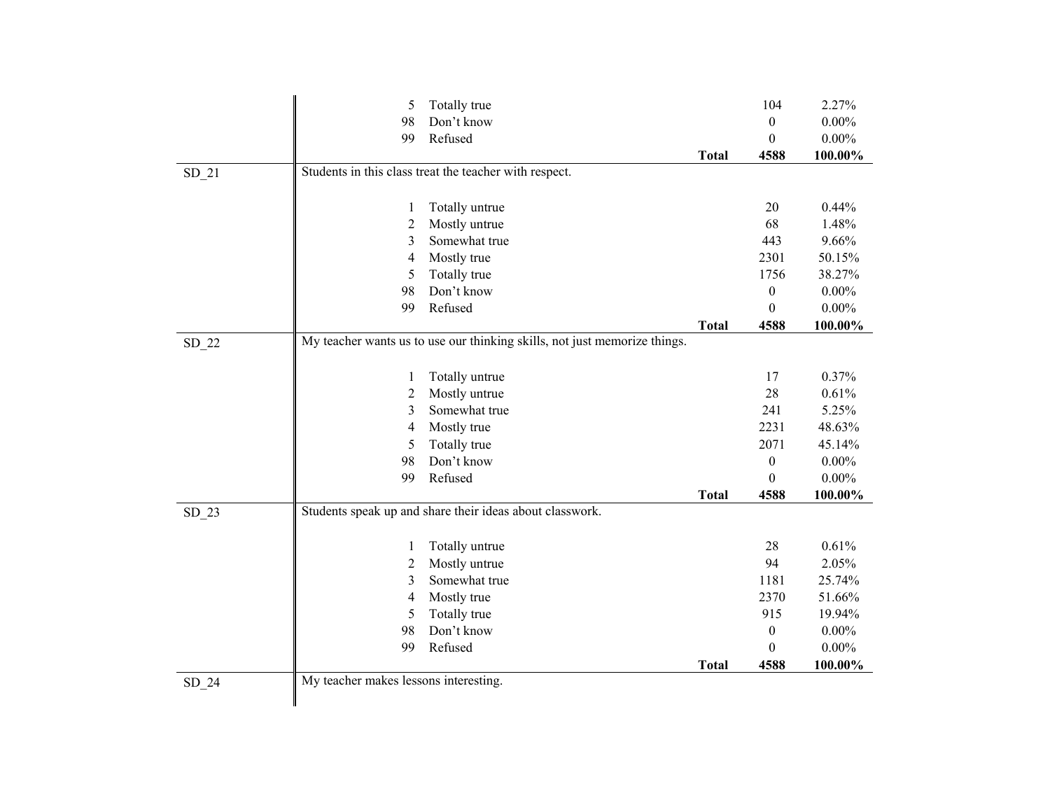| Variable | Value | Label | | Frequency | Percent |
|---|---|---|---|---|---|
| | 5 | Totally true | | 104 | 2.27% |
| | 98 | Don't know | | 0 | 0.00% |
| | 99 | Refused | | 0 | 0.00% |
| | | | **Total** | **4588** | **100.00%** |
| SD_21 | Students in this class treat the teacher with respect. | | | | |
| | 1 | Totally untrue | | 20 | 0.44% |
| | 2 | Mostly untrue | | 68 | 1.48% |
| | 3 | Somewhat true | | 443 | 9.66% |
| | 4 | Mostly true | | 2301 | 50.15% |
| | 5 | Totally true | | 1756 | 38.27% |
| | 98 | Don't know | | 0 | 0.00% |
| | 99 | Refused | | 0 | 0.00% |
| | | | **Total** | **4588** | **100.00%** |
| SD_22 | My teacher wants us to use our thinking skills, not just memorize things. | | | | |
| | 1 | Totally untrue | | 17 | 0.37% |
| | 2 | Mostly untrue | | 28 | 0.61% |
| | 3 | Somewhat true | | 241 | 5.25% |
| | 4 | Mostly true | | 2231 | 48.63% |
| | 5 | Totally true | | 2071 | 45.14% |
| | 98 | Don't know | | 0 | 0.00% |
| | 99 | Refused | | 0 | 0.00% |
| | | | **Total** | **4588** | **100.00%** |
| SD_23 | Students speak up and share their ideas about classwork. | | | | |
| | 1 | Totally untrue | | 28 | 0.61% |
| | 2 | Mostly untrue | | 94 | 2.05% |
| | 3 | Somewhat true | | 1181 | 25.74% |
| | 4 | Mostly true | | 2370 | 51.66% |
| | 5 | Totally true | | 915 | 19.94% |
| | 98 | Don't know | | 0 | 0.00% |
| | 99 | Refused | | 0 | 0.00% |
| | | | **Total** | **4588** | **100.00%** |
| SD_24 | My teacher makes lessons interesting. | | | | |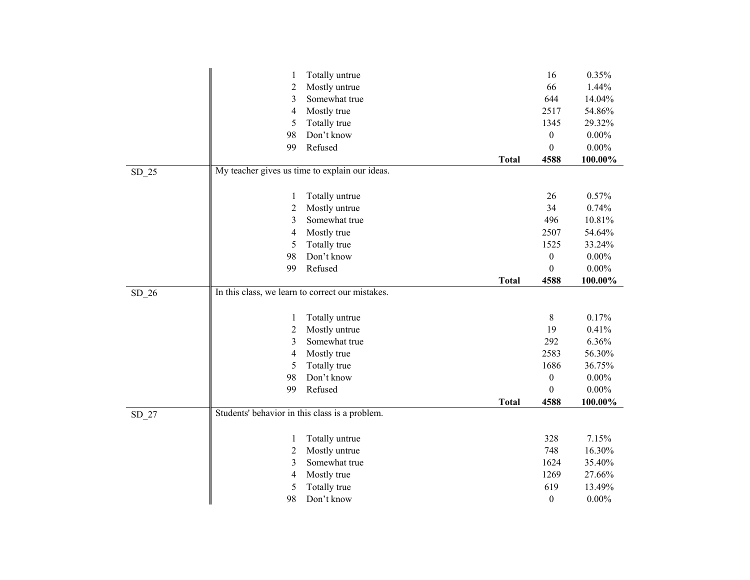| Variable | Question / Value | Label | | Count | Percent |
|---|---|---|---|---|---|
| | 1 | Totally untrue | | 16 | 0.35% |
| | 2 | Mostly untrue | | 66 | 1.44% |
| | 3 | Somewhat true | | 644 | 14.04% |
| | 4 | Mostly true | | 2517 | 54.86% |
| | 5 | Totally true | | 1345 | 29.32% |
| | 98 | Don't know | | 0 | 0.00% |
| | 99 | Refused | | 0 | 0.00% |
| | | | **Total** | **4588** | **100.00%** |
| SD_25 | My teacher gives us time to explain our ideas. | | | | |
| | 1 | Totally untrue | | 26 | 0.57% |
| | 2 | Mostly untrue | | 34 | 0.74% |
| | 3 | Somewhat true | | 496 | 10.81% |
| | 4 | Mostly true | | 2507 | 54.64% |
| | 5 | Totally true | | 1525 | 33.24% |
| | 98 | Don't know | | 0 | 0.00% |
| | 99 | Refused | | 0 | 0.00% |
| | | | **Total** | **4588** | **100.00%** |
| SD_26 | In this class, we learn to correct our mistakes. | | | | |
| | 1 | Totally untrue | | 8 | 0.17% |
| | 2 | Mostly untrue | | 19 | 0.41% |
| | 3 | Somewhat true | | 292 | 6.36% |
| | 4 | Mostly true | | 2583 | 56.30% |
| | 5 | Totally true | | 1686 | 36.75% |
| | 98 | Don't know | | 0 | 0.00% |
| | 99 | Refused | | 0 | 0.00% |
| | | | **Total** | **4588** | **100.00%** |
| SD_27 | Students' behavior in this class is a problem. | | | | |
| | 1 | Totally untrue | | 328 | 7.15% |
| | 2 | Mostly untrue | | 748 | 16.30% |
| | 3 | Somewhat true | | 1624 | 35.40% |
| | 4 | Mostly true | | 1269 | 27.66% |
| | 5 | Totally true | | 619 | 13.49% |
| | 98 | Don't know | | 0 | 0.00% |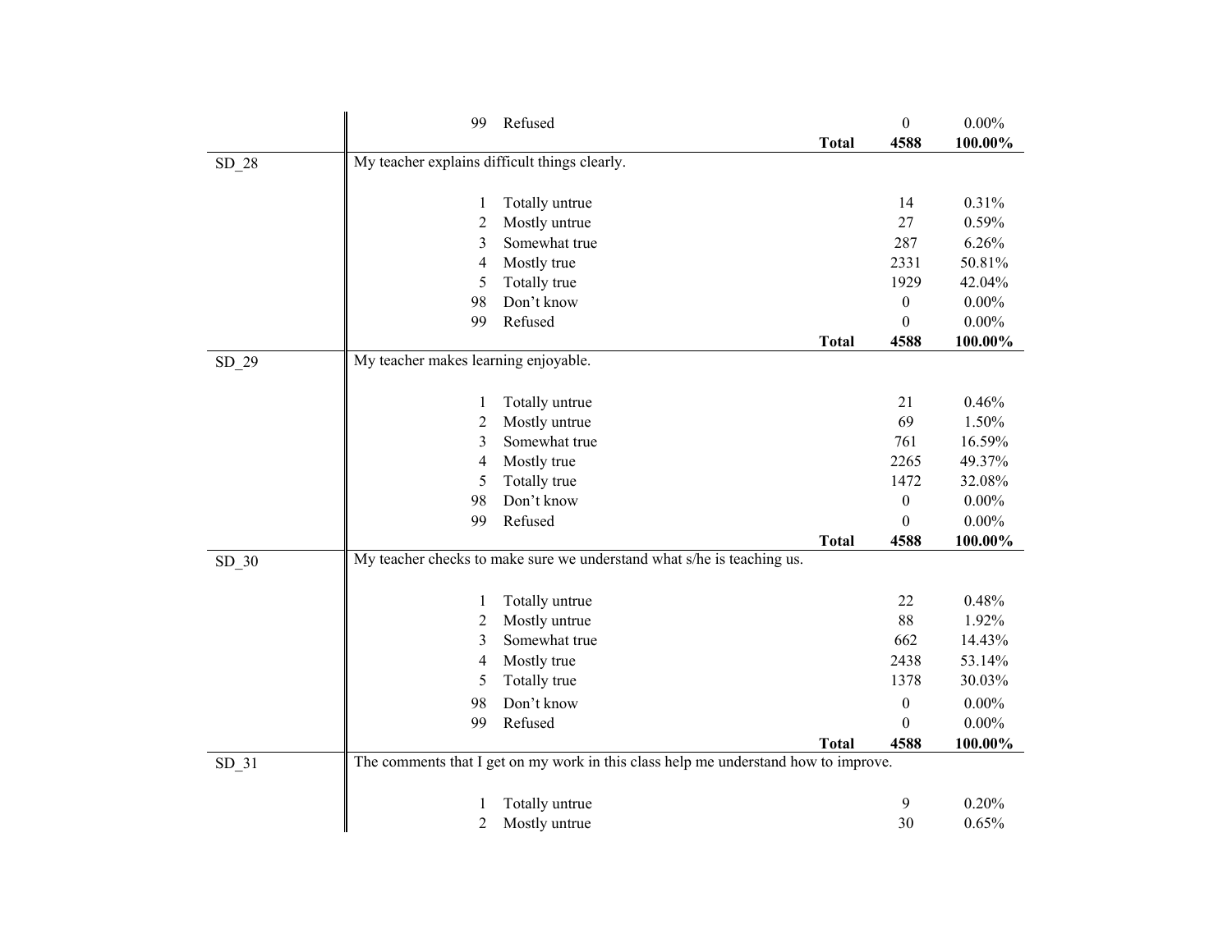| Variable | Question / Code | Response | | N | Percent |
|---|---|---|---|---|---|
| | 99 | Refused | | 0 | 0.00% |
| | | | **Total** | **4588** | **100.00%** |
| SD_28 | My teacher explains difficult things clearly. | | | | |
| | 1 | Totally untrue | | 14 | 0.31% |
| | 2 | Mostly untrue | | 27 | 0.59% |
| | 3 | Somewhat true | | 287 | 6.26% |
| | 4 | Mostly true | | 2331 | 50.81% |
| | 5 | Totally true | | 1929 | 42.04% |
| | 98 | Don't know | | 0 | 0.00% |
| | 99 | Refused | | 0 | 0.00% |
| | | | **Total** | **4588** | **100.00%** |
| SD_29 | My teacher makes learning enjoyable. | | | | |
| | 1 | Totally untrue | | 21 | 0.46% |
| | 2 | Mostly untrue | | 69 | 1.50% |
| | 3 | Somewhat true | | 761 | 16.59% |
| | 4 | Mostly true | | 2265 | 49.37% |
| | 5 | Totally true | | 1472 | 32.08% |
| | 98 | Don't know | | 0 | 0.00% |
| | 99 | Refused | | 0 | 0.00% |
| | | | **Total** | **4588** | **100.00%** |
| SD_30 | My teacher checks to make sure we understand what s/he is teaching us. | | | | |
| | 1 | Totally untrue | | 22 | 0.48% |
| | 2 | Mostly untrue | | 88 | 1.92% |
| | 3 | Somewhat true | | 662 | 14.43% |
| | 4 | Mostly true | | 2438 | 53.14% |
| | 5 | Totally true | | 1378 | 30.03% |
| | 98 | Don't know | | 0 | 0.00% |
| | 99 | Refused | | 0 | 0.00% |
| | | | **Total** | **4588** | **100.00%** |
| SD_31 | The comments that I get on my work in this class help me understand how to improve. | | | | |
| | 1 | Totally untrue | | 9 | 0.20% |
| | 2 | Mostly untrue | | 30 | 0.65% |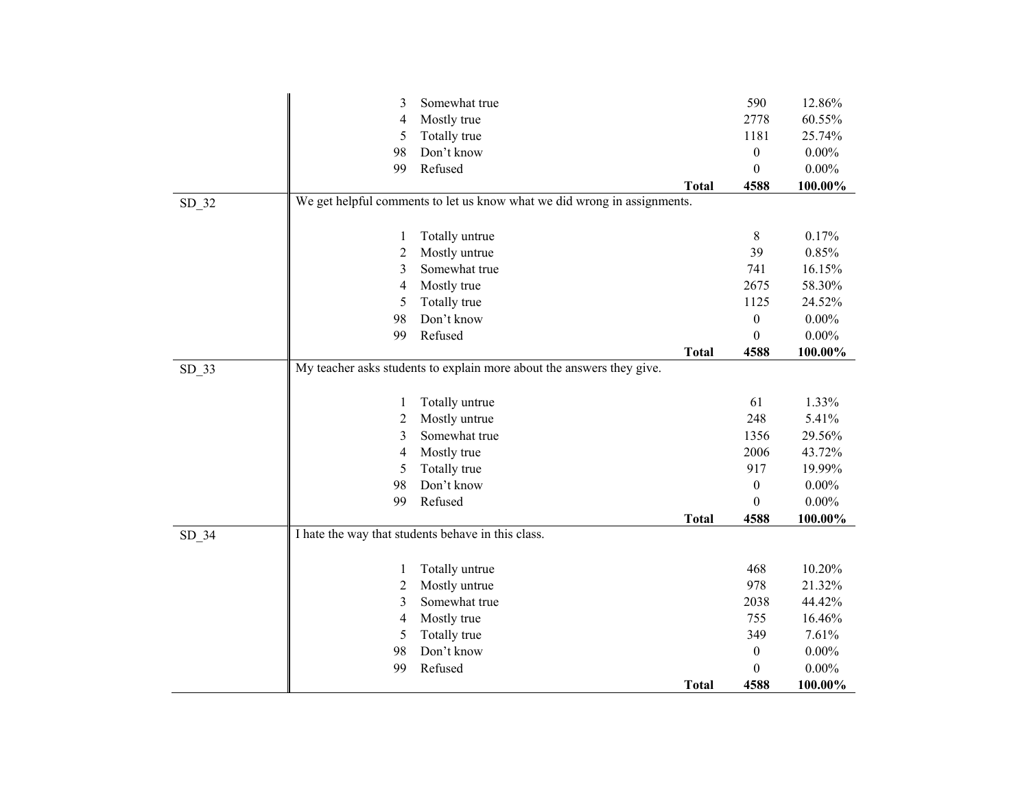| Variable | Question / Code | Response | Frequency | Percent |
|---|---|---|---|---|
| | 3 | Somewhat true | 590 | 12.86% |
| | 4 | Mostly true | 2778 | 60.55% |
| | 5 | Totally true | 1181 | 25.74% |
| | 98 | Don't know | 0 | 0.00% |
| | 99 | Refused | 0 | 0.00% |
| | | **Total** | **4588** | **100.00%** |
| SD_32 | We get helpful comments to let us know what we did wrong in assignments. | | | |
| | 1 | Totally untrue | 8 | 0.17% |
| | 2 | Mostly untrue | 39 | 0.85% |
| | 3 | Somewhat true | 741 | 16.15% |
| | 4 | Mostly true | 2675 | 58.30% |
| | 5 | Totally true | 1125 | 24.52% |
| | 98 | Don't know | 0 | 0.00% |
| | 99 | Refused | 0 | 0.00% |
| | | **Total** | **4588** | **100.00%** |
| SD_33 | My teacher asks students to explain more about the answers they give. | | | |
| | 1 | Totally untrue | 61 | 1.33% |
| | 2 | Mostly untrue | 248 | 5.41% |
| | 3 | Somewhat true | 1356 | 29.56% |
| | 4 | Mostly true | 2006 | 43.72% |
| | 5 | Totally true | 917 | 19.99% |
| | 98 | Don't know | 0 | 0.00% |
| | 99 | Refused | 0 | 0.00% |
| | | **Total** | **4588** | **100.00%** |
| SD_34 | I hate the way that students behave in this class. | | | |
| | 1 | Totally untrue | 468 | 10.20% |
| | 2 | Mostly untrue | 978 | 21.32% |
| | 3 | Somewhat true | 2038 | 44.42% |
| | 4 | Mostly true | 755 | 16.46% |
| | 5 | Totally true | 349 | 7.61% |
| | 98 | Don't know | 0 | 0.00% |
| | 99 | Refused | 0 | 0.00% |
| | | **Total** | **4588** | **100.00%** |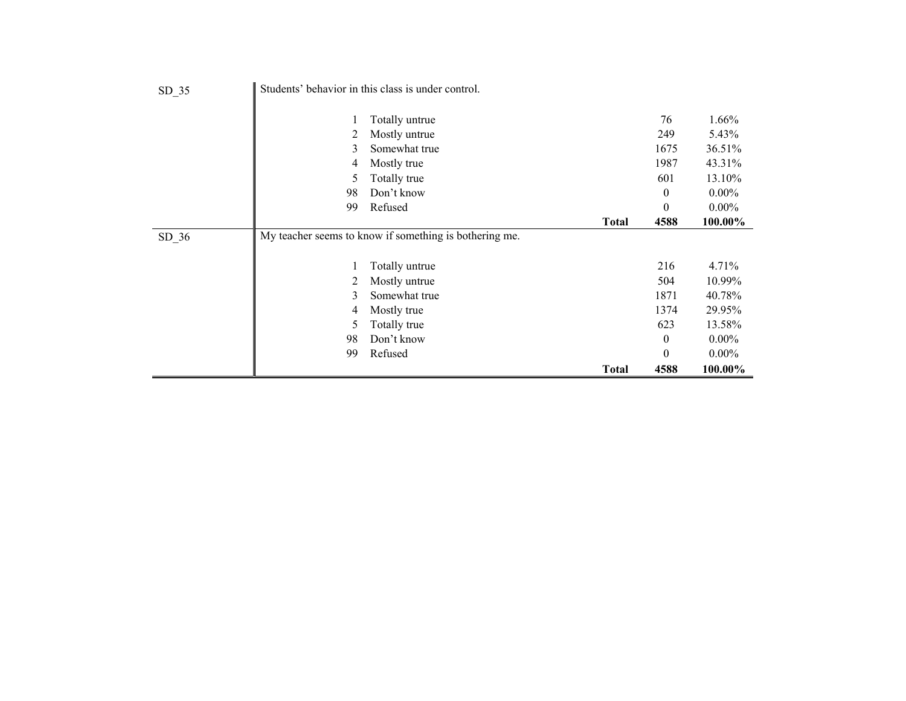| | | | | | |
|---|---|---|---|---|---|
| SD_35 | Students' behavior in this class is under control. | | | | |
| | 1 | Totally untrue | | 76 | 1.66% |
| | 2 | Mostly untrue | | 249 | 5.43% |
| | 3 | Somewhat true | | 1675 | 36.51% |
| | 4 | Mostly true | | 1987 | 43.31% |
| | 5 | Totally true | | 601 | 13.10% |
| | 98 | Don't know | | 0 | 0.00% |
| | 99 | Refused | | 0 | 0.00% |
| | | | **Total** | **4588** | **100.00%** |
| SD_36 | My teacher seems to know if something is bothering me. | | | | |
| | 1 | Totally untrue | | 216 | 4.71% |
| | 2 | Mostly untrue | | 504 | 10.99% |
| | 3 | Somewhat true | | 1871 | 40.78% |
| | 4 | Mostly true | | 1374 | 29.95% |
| | 5 | Totally true | | 623 | 13.58% |
| | 98 | Don't know | | 0 | 0.00% |
| | 99 | Refused | | 0 | 0.00% |
| | | | **Total** | **4588** | **100.00%** |